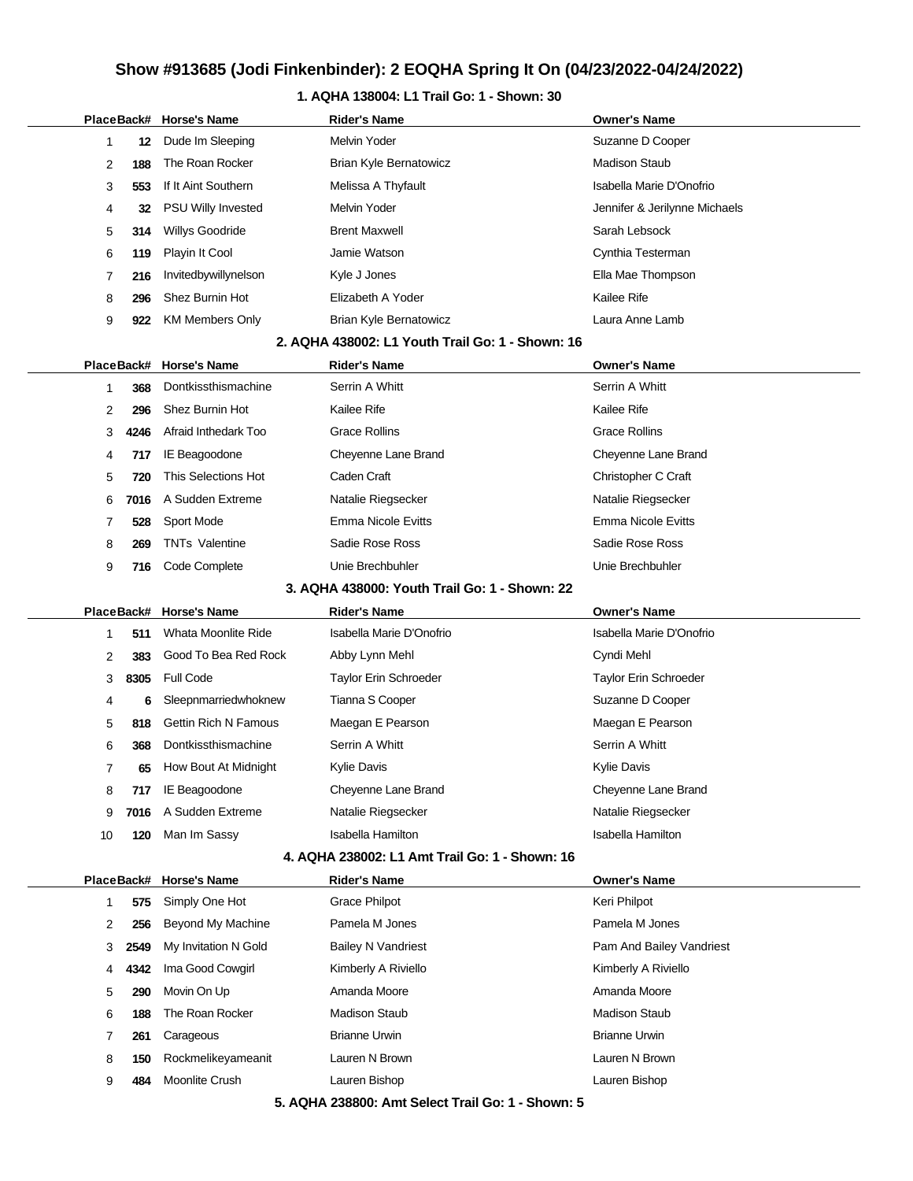# Show #913685 (Jodi Finkenbinder): 2 EOQHA Spring It On (04/23/2022-04/24/2022)

## 1. AQHA 138004: L1 Trail Go: 1 - Shown: 30

| Place | Back# | Horse's Name | Rider's Name | Owner's Name |
|---|---|---|---|---|
| 1 | 12 | Dude Im Sleeping | Melvin Yoder | Suzanne D Cooper |
| 2 | 188 | The Roan Rocker | Brian Kyle Bernatowicz | Madison Staub |
| 3 | 553 | If It Aint Southern | Melissa A Thyfault | Isabella Marie D'Onofrio |
| 4 | 32 | PSU Willy Invested | Melvin Yoder | Jennifer & Jerilynne Michaels |
| 5 | 314 | Willys Goodride | Brent Maxwell | Sarah Lebsock |
| 6 | 119 | Playin It Cool | Jamie Watson | Cynthia Testerman |
| 7 | 216 | Invitedbywillynelson | Kyle J Jones | Ella Mae Thompson |
| 8 | 296 | Shez Burnin Hot | Elizabeth A Yoder | Kailee Rife |
| 9 | 922 | KM Members Only | Brian Kyle Bernatowicz | Laura Anne Lamb |

## 2. AQHA 438002: L1 Youth Trail Go: 1 - Shown: 16

| Place | Back# | Horse's Name | Rider's Name | Owner's Name |
|---|---|---|---|---|
| 1 | 368 | Dontkissthismachine | Serrin A Whitt | Serrin A Whitt |
| 2 | 296 | Shez Burnin Hot | Kailee Rife | Kailee Rife |
| 3 | 4246 | Afraid Inthedark Too | Grace Rollins | Grace Rollins |
| 4 | 717 | IE Beagoodone | Cheyenne Lane Brand | Cheyenne Lane Brand |
| 5 | 720 | This Selections Hot | Caden Craft | Christopher C Craft |
| 6 | 7016 | A Sudden Extreme | Natalie Riegsecker | Natalie Riegsecker |
| 7 | 528 | Sport Mode | Emma Nicole Evitts | Emma Nicole Evitts |
| 8 | 269 | TNTs Valentine | Sadie Rose Ross | Sadie Rose Ross |
| 9 | 716 | Code Complete | Unie Brechbuhler | Unie Brechbuhler |

## 3. AQHA 438000: Youth Trail Go: 1 - Shown: 22

| Place | Back# | Horse's Name | Rider's Name | Owner's Name |
|---|---|---|---|---|
| 1 | 511 | Whata Moonlite Ride | Isabella Marie D'Onofrio | Isabella Marie D'Onofrio |
| 2 | 383 | Good To Bea Red Rock | Abby Lynn Mehl | Cyndi Mehl |
| 3 | 8305 | Full Code | Taylor Erin Schroeder | Taylor Erin Schroeder |
| 4 | 6 | Sleepnmarriedwhoknew | Tianna S Cooper | Suzanne D Cooper |
| 5 | 818 | Gettin Rich N Famous | Maegan E Pearson | Maegan E Pearson |
| 6 | 368 | Dontkissthismachine | Serrin A Whitt | Serrin A Whitt |
| 7 | 65 | How Bout At Midnight | Kylie Davis | Kylie Davis |
| 8 | 717 | IE Beagoodone | Cheyenne Lane Brand | Cheyenne Lane Brand |
| 9 | 7016 | A Sudden Extreme | Natalie Riegsecker | Natalie Riegsecker |
| 10 | 120 | Man Im Sassy | Isabella Hamilton | Isabella Hamilton |

## 4. AQHA 238002: L1 Amt Trail Go: 1 - Shown: 16

| Place | Back# | Horse's Name | Rider's Name | Owner's Name |
|---|---|---|---|---|
| 1 | 575 | Simply One Hot | Grace Philpot | Keri Philpot |
| 2 | 256 | Beyond My Machine | Pamela M Jones | Pamela M Jones |
| 3 | 2549 | My Invitation N Gold | Bailey N Vandriest | Pam And Bailey Vandriest |
| 4 | 4342 | Ima Good Cowgirl | Kimberly A Riviello | Kimberly A Riviello |
| 5 | 290 | Movin On Up | Amanda Moore | Amanda Moore |
| 6 | 188 | The Roan Rocker | Madison Staub | Madison Staub |
| 7 | 261 | Carageous | Brianne Urwin | Brianne Urwin |
| 8 | 150 | Rockmelikeyameanit | Lauren N Brown | Lauren N Brown |
| 9 | 484 | Moonlite Crush | Lauren Bishop | Lauren Bishop |

## 5. AQHA 238800: Amt Select Trail Go: 1 - Shown: 5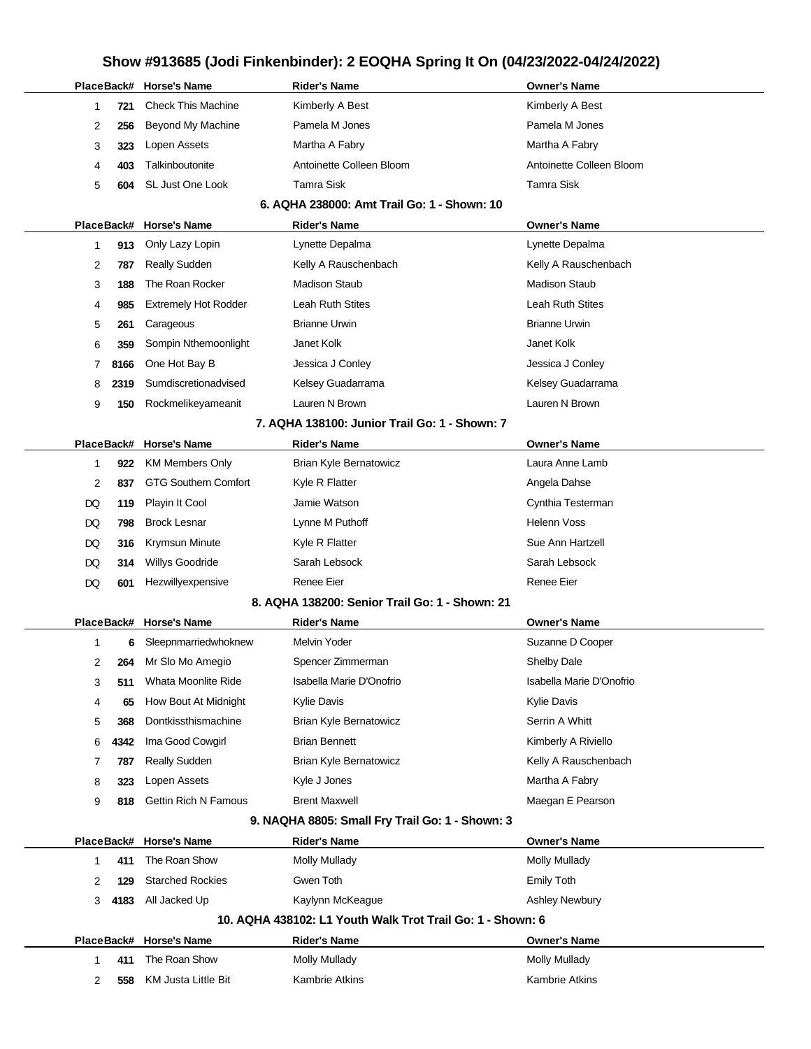# Show #913685 (Jodi Finkenbinder): 2 EOQHA Spring It On (04/23/2022-04/24/2022)

| Place | Back# | Horse's Name | Rider's Name | Owner's Name |
|---|---|---|---|---|
| 1 | 721 | Check This Machine | Kimberly A Best | Kimberly A Best |
| 2 | 256 | Beyond My Machine | Pamela M Jones | Pamela M Jones |
| 3 | 323 | Lopen Assets | Martha A Fabry | Martha A Fabry |
| 4 | 403 | Talkinboutonite | Antoinette Colleen Bloom | Antoinette Colleen Bloom |
| 5 | 604 | SL Just One Look | Tamra Sisk | Tamra Sisk |

### 6. AQHA 238000: Amt Trail Go: 1 - Shown: 10

| Place | Back# | Horse's Name | Rider's Name | Owner's Name |
|---|---|---|---|---|
| 1 | 913 | Only Lazy Lopin | Lynette Depalma | Lynette Depalma |
| 2 | 787 | Really Sudden | Kelly A Rauschenbach | Kelly A Rauschenbach |
| 3 | 188 | The Roan Rocker | Madison Staub | Madison Staub |
| 4 | 985 | Extremely Hot Rodder | Leah Ruth Stites | Leah Ruth Stites |
| 5 | 261 | Carageous | Brianne Urwin | Brianne Urwin |
| 6 | 359 | Sompin Nthemoonlight | Janet Kolk | Janet Kolk |
| 7 | 8166 | One Hot Bay B | Jessica J Conley | Jessica J Conley |
| 8 | 2319 | Sumdiscretionadvised | Kelsey Guadarrama | Kelsey Guadarrama |
| 9 | 150 | Rockmelikeyameanit | Lauren N Brown | Lauren N Brown |

### 7. AQHA 138100: Junior Trail Go: 1 - Shown: 7

| Place | Back# | Horse's Name | Rider's Name | Owner's Name |
|---|---|---|---|---|
| 1 | 922 | KM Members Only | Brian Kyle Bernatowicz | Laura Anne Lamb |
| 2 | 837 | GTG Southern Comfort | Kyle R Flatter | Angela Dahse |
| DQ | 119 | Playin It Cool | Jamie Watson | Cynthia Testerman |
| DQ | 798 | Brock Lesnar | Lynne M Puthoff | Helenn Voss |
| DQ | 316 | Krymsun Minute | Kyle R Flatter | Sue Ann Hartzell |
| DQ | 314 | Willys Goodride | Sarah Lebsock | Sarah Lebsock |
| DQ | 601 | Hezwillyexpensive | Renee Eier | Renee Eier |

### 8. AQHA 138200: Senior Trail Go: 1 - Shown: 21

| Place | Back# | Horse's Name | Rider's Name | Owner's Name |
|---|---|---|---|---|
| 1 | 6 | Sleepnmarriedwhoknew | Melvin Yoder | Suzanne D Cooper |
| 2 | 264 | Mr Slo Mo Amegio | Spencer Zimmerman | Shelby Dale |
| 3 | 511 | Whata Moonlite Ride | Isabella Marie D'Onofrio | Isabella Marie D'Onofrio |
| 4 | 65 | How Bout At Midnight | Kylie Davis | Kylie Davis |
| 5 | 368 | Dontkissthismachine | Brian Kyle Bernatowicz | Serrin A Whitt |
| 6 | 4342 | Ima Good Cowgirl | Brian Bennett | Kimberly A Riviello |
| 7 | 787 | Really Sudden | Brian Kyle Bernatowicz | Kelly A Rauschenbach |
| 8 | 323 | Lopen Assets | Kyle J Jones | Martha A Fabry |
| 9 | 818 | Gettin Rich N Famous | Brent Maxwell | Maegan E Pearson |

### 9. NAQHA 8805: Small Fry Trail Go: 1 - Shown: 3

| Place | Back# | Horse's Name | Rider's Name | Owner's Name |
|---|---|---|---|---|
| 1 | 411 | The Roan Show | Molly Mullady | Molly Mullady |
| 2 | 129 | Starched Rockies | Gwen Toth | Emily Toth |
| 3 | 4183 | All Jacked Up | Kaylynn McKeague | Ashley Newbury |

### 10. AQHA 438102: L1 Youth Walk Trot Trail Go: 1 - Shown: 6

| Place | Back# | Horse's Name | Rider's Name | Owner's Name |
|---|---|---|---|---|
| 1 | 411 | The Roan Show | Molly Mullady | Molly Mullady |
| 2 | 558 | KM Justa Little Bit | Kambrie Atkins | Kambrie Atkins |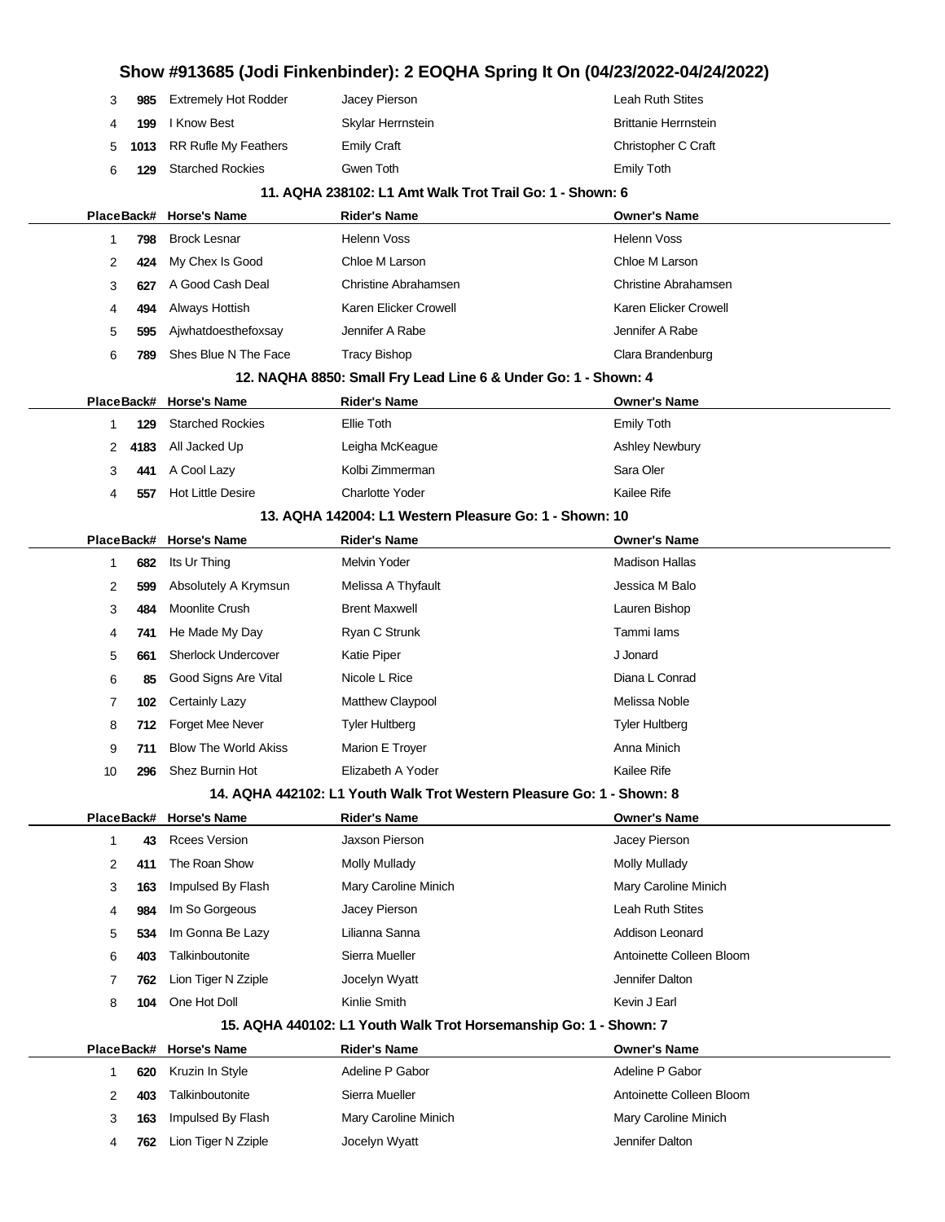| Place | Back# | Horse's Name | Rider's Name | Owner's Name |
|---|---|---|---|---|
| 3 | 985 | Extremely Hot Rodder | Jacey Pierson | Leah Ruth Stites |
| 4 | 199 | I Know Best | Skylar Herrnstein | Brittanie Herrnstein |
| 5 | 1013 | RR Rufle My Feathers | Emily Craft | Christopher C Craft |
| 6 | 129 | Starched Rockies | Gwen Toth | Emily Toth |

### 11. AQHA 238102: L1 Amt Walk Trot Trail Go: 1 - Shown: 6

| Place | Back# | Horse's Name | Rider's Name | Owner's Name |
|---|---|---|---|---|
| 1 | 798 | Brock Lesnar | Helenn Voss | Helenn Voss |
| 2 | 424 | My Chex Is Good | Chloe M Larson | Chloe M Larson |
| 3 | 627 | A Good Cash Deal | Christine Abrahamsen | Christine Abrahamsen |
| 4 | 494 | Always Hottish | Karen Elicker Crowell | Karen Elicker Crowell |
| 5 | 595 | Ajwhatdoesthefoxsay | Jennifer A Rabe | Jennifer A Rabe |
| 6 | 789 | Shes Blue N The Face | Tracy Bishop | Clara Brandenburg |

### 12. NAQHA 8850: Small Fry Lead Line 6 & Under Go: 1 - Shown: 4

| Place | Back# | Horse's Name | Rider's Name | Owner's Name |
|---|---|---|---|---|
| 1 | 129 | Starched Rockies | Ellie Toth | Emily Toth |
| 2 | 4183 | All Jacked Up | Leigha McKeague | Ashley Newbury |
| 3 | 441 | A Cool Lazy | Kolbi Zimmerman | Sara Oler |
| 4 | 557 | Hot Little Desire | Charlotte Yoder | Kailee Rife |

### 13. AQHA 142004: L1 Western Pleasure Go: 1 - Shown: 10

| Place | Back# | Horse's Name | Rider's Name | Owner's Name |
|---|---|---|---|---|
| 1 | 682 | Its Ur Thing | Melvin Yoder | Madison Hallas |
| 2 | 599 | Absolutely A Krymsun | Melissa A Thyfault | Jessica M Balo |
| 3 | 484 | Moonlite Crush | Brent Maxwell | Lauren Bishop |
| 4 | 741 | He Made My Day | Ryan C Strunk | Tammi Iams |
| 5 | 661 | Sherlock Undercover | Katie Piper | J Jonard |
| 6 | 85 | Good Signs Are Vital | Nicole L Rice | Diana L Conrad |
| 7 | 102 | Certainly Lazy | Matthew Claypool | Melissa Noble |
| 8 | 712 | Forget Mee Never | Tyler Hultberg | Tyler Hultberg |
| 9 | 711 | Blow The World Akiss | Marion E Troyer | Anna Minich |
| 10 | 296 | Shez Burnin Hot | Elizabeth A Yoder | Kailee Rife |

### 14. AQHA 442102: L1 Youth Walk Trot Western Pleasure Go: 1 - Shown: 8

| Place | Back# | Horse's Name | Rider's Name | Owner's Name |
|---|---|---|---|---|
| 1 | 43 | Rcees Version | Jaxson Pierson | Jacey Pierson |
| 2 | 411 | The Roan Show | Molly Mullady | Molly Mullady |
| 3 | 163 | Impulsed By Flash | Mary Caroline Minich | Mary Caroline Minich |
| 4 | 984 | Im So Gorgeous | Jacey Pierson | Leah Ruth Stites |
| 5 | 534 | Im Gonna Be Lazy | Lilianna Sanna | Addison Leonard |
| 6 | 403 | Talkinboutonite | Sierra Mueller | Antoinette Colleen Bloom |
| 7 | 762 | Lion Tiger N Zziple | Jocelyn Wyatt | Jennifer Dalton |
| 8 | 104 | One Hot Doll | Kinlie Smith | Kevin J Earl |

### 15. AQHA 440102: L1 Youth Walk Trot Horsemanship Go: 1 - Shown: 7

| Place | Back# | Horse's Name | Rider's Name | Owner's Name |
|---|---|---|---|---|
| 1 | 620 | Kruzin In Style | Adeline P Gabor | Adeline P Gabor |
| 2 | 403 | Talkinboutonite | Sierra Mueller | Antoinette Colleen Bloom |
| 3 | 163 | Impulsed By Flash | Mary Caroline Minich | Mary Caroline Minich |
| 4 | 762 | Lion Tiger N Zziple | Jocelyn Wyatt | Jennifer Dalton |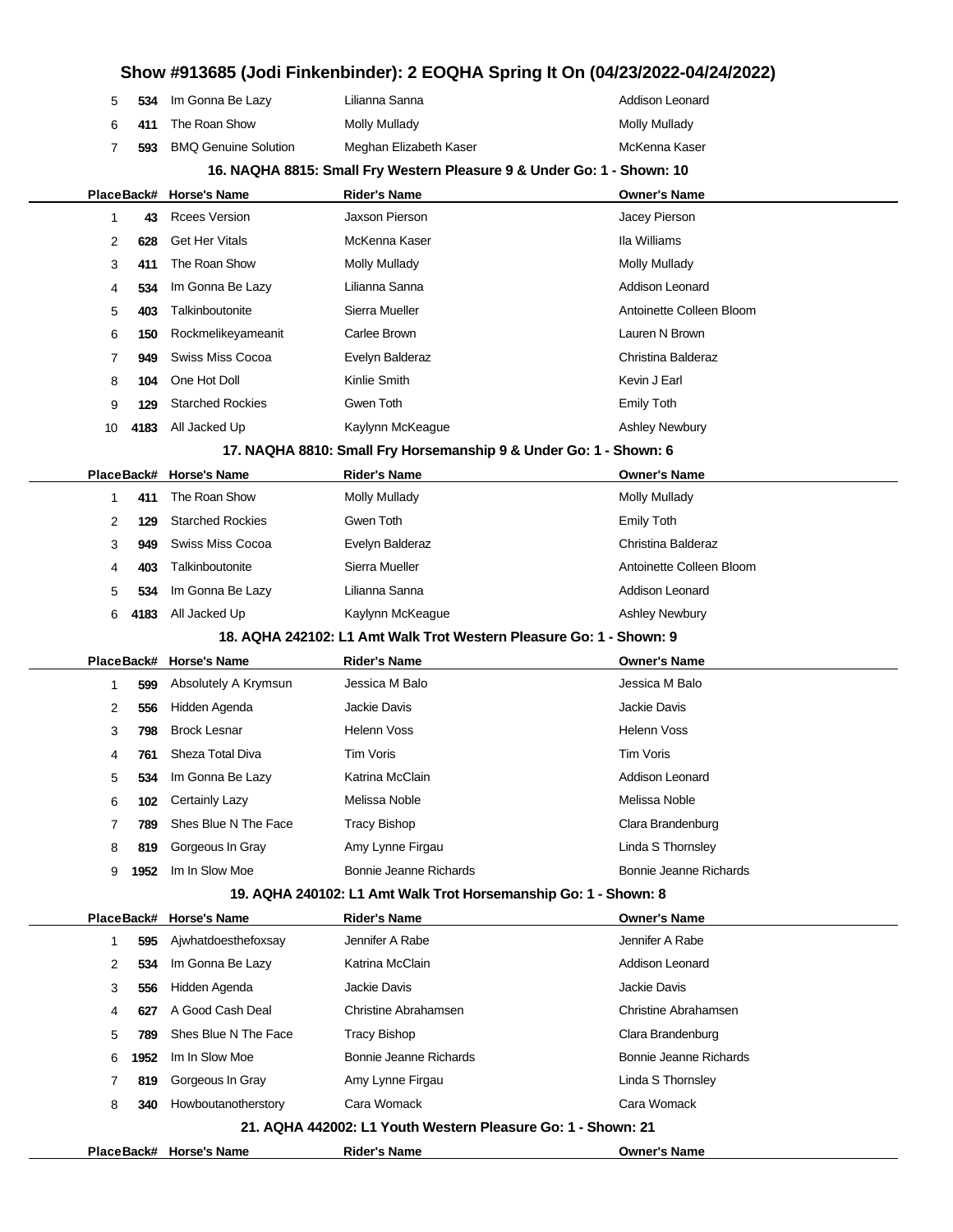| Place | Back# | Horse's Name | Rider's Name | Owner's Name |
|---|---|---|---|---|
| 5 | 534 | Im Gonna Be Lazy | Lilianna Sanna | Addison Leonard |
| 6 | 411 | The Roan Show | Molly Mullady | Molly Mullady |
| 7 | 593 | BMQ Genuine Solution | Meghan Elizabeth Kaser | McKenna Kaser |

### 16. NAQHA 8815: Small Fry Western Pleasure 9 & Under Go: 1 - Shown: 10

| Place | Back# | Horse's Name | Rider's Name | Owner's Name |
|---|---|---|---|---|
| 1 | 43 | Rcees Version | Jaxson Pierson | Jacey Pierson |
| 2 | 628 | Get Her Vitals | McKenna Kaser | Ila Williams |
| 3 | 411 | The Roan Show | Molly Mullady | Molly Mullady |
| 4 | 534 | Im Gonna Be Lazy | Lilianna Sanna | Addison Leonard |
| 5 | 403 | Talkinboutonite | Sierra Mueller | Antoinette Colleen Bloom |
| 6 | 150 | Rockmelikeyameanit | Carlee Brown | Lauren N Brown |
| 7 | 949 | Swiss Miss Cocoa | Evelyn Balderaz | Christina Balderaz |
| 8 | 104 | One Hot Doll | Kinlie Smith | Kevin J Earl |
| 9 | 129 | Starched Rockies | Gwen Toth | Emily Toth |
| 10 | 4183 | All Jacked Up | Kaylynn McKeague | Ashley Newbury |

### 17. NAQHA 8810: Small Fry Horsemanship 9 & Under Go: 1 - Shown: 6

| Place | Back# | Horse's Name | Rider's Name | Owner's Name |
|---|---|---|---|---|
| 1 | 411 | The Roan Show | Molly Mullady | Molly Mullady |
| 2 | 129 | Starched Rockies | Gwen Toth | Emily Toth |
| 3 | 949 | Swiss Miss Cocoa | Evelyn Balderaz | Christina Balderaz |
| 4 | 403 | Talkinboutonite | Sierra Mueller | Antoinette Colleen Bloom |
| 5 | 534 | Im Gonna Be Lazy | Lilianna Sanna | Addison Leonard |
| 6 | 4183 | All Jacked Up | Kaylynn McKeague | Ashley Newbury |

### 18. AQHA 242102: L1 Amt Walk Trot Western Pleasure Go: 1 - Shown: 9

| Place | Back# | Horse's Name | Rider's Name | Owner's Name |
|---|---|---|---|---|
| 1 | 599 | Absolutely A Krymsun | Jessica M Balo | Jessica M Balo |
| 2 | 556 | Hidden Agenda | Jackie Davis | Jackie Davis |
| 3 | 798 | Brock Lesnar | Helenn Voss | Helenn Voss |
| 4 | 761 | Sheza Total Diva | Tim Voris | Tim Voris |
| 5 | 534 | Im Gonna Be Lazy | Katrina McClain | Addison Leonard |
| 6 | 102 | Certainly Lazy | Melissa Noble | Melissa Noble |
| 7 | 789 | Shes Blue N The Face | Tracy Bishop | Clara Brandenburg |
| 8 | 819 | Gorgeous In Gray | Amy Lynne Firgau | Linda S Thornsley |
| 9 | 1952 | Im In Slow Moe | Bonnie Jeanne Richards | Bonnie Jeanne Richards |

### 19. AQHA 240102: L1 Amt Walk Trot Horsemanship Go: 1 - Shown: 8

| Place | Back# | Horse's Name | Rider's Name | Owner's Name |
|---|---|---|---|---|
| 1 | 595 | Ajwhatdoesthefoxsay | Jennifer A Rabe | Jennifer A Rabe |
| 2 | 534 | Im Gonna Be Lazy | Katrina McClain | Addison Leonard |
| 3 | 556 | Hidden Agenda | Jackie Davis | Jackie Davis |
| 4 | 627 | A Good Cash Deal | Christine Abrahamsen | Christine Abrahamsen |
| 5 | 789 | Shes Blue N The Face | Tracy Bishop | Clara Brandenburg |
| 6 | 1952 | Im In Slow Moe | Bonnie Jeanne Richards | Bonnie Jeanne Richards |
| 7 | 819 | Gorgeous In Gray | Amy Lynne Firgau | Linda S Thornsley |
| 8 | 340 | Howboutanotherstory | Cara Womack | Cara Womack |

### 21. AQHA 442002: L1 Youth Western Pleasure Go: 1 - Shown: 21

| Place | Back# | Horse's Name | Rider's Name | Owner's Name |
|---|---|---|---|---|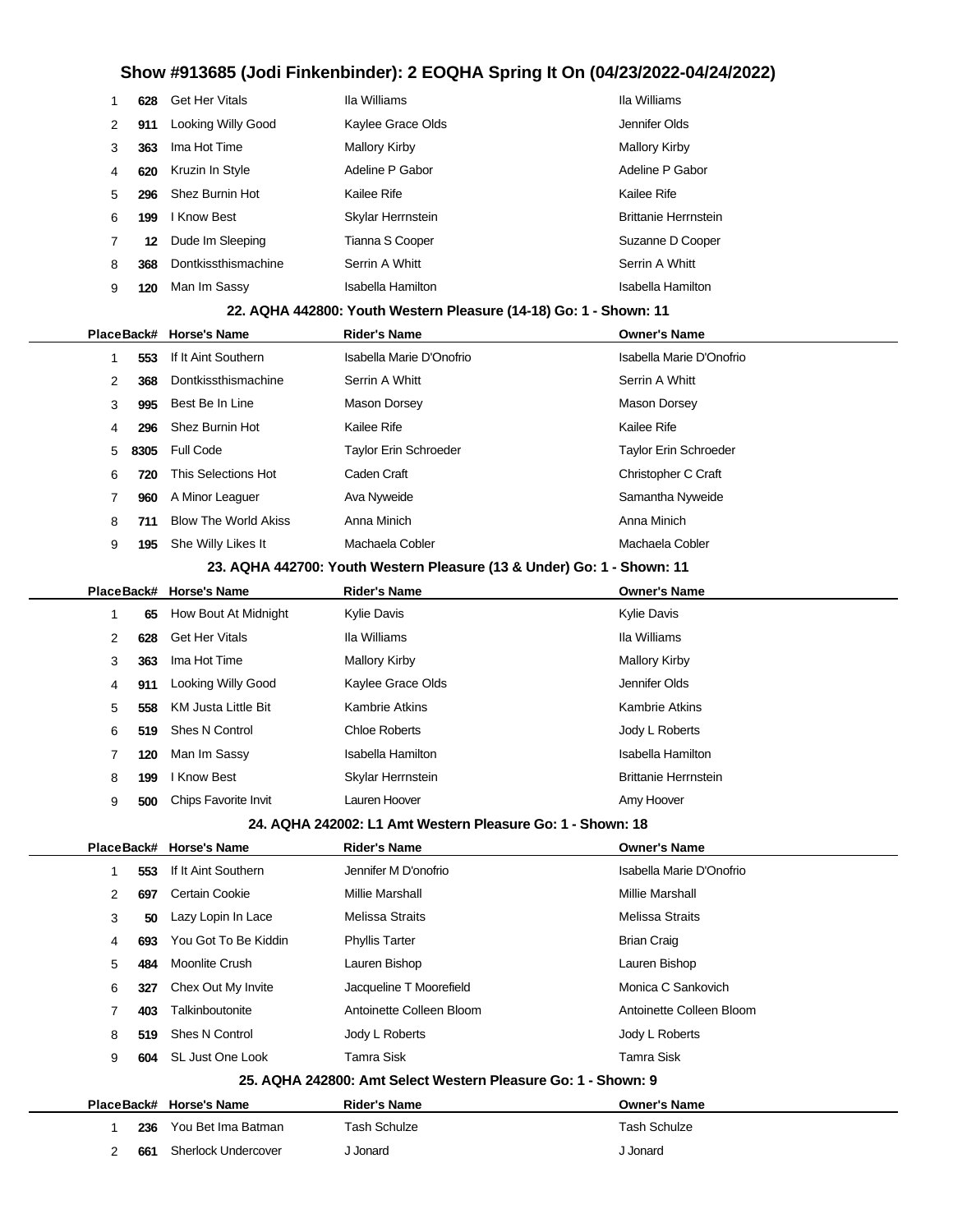## Show #913685 (Jodi Finkenbinder): 2 EOQHA Spring It On (04/23/2022-04/24/2022)

| Place | Back# | Horse's Name | Rider's Name | Owner's Name |
|---|---|---|---|---|
| 1 | 628 | Get Her Vitals | Ila Williams | Ila Williams |
| 2 | 911 | Looking Willy Good | Kaylee Grace Olds | Jennifer Olds |
| 3 | 363 | Ima Hot Time | Mallory Kirby | Mallory Kirby |
| 4 | 620 | Kruzin In Style | Adeline P Gabor | Adeline P Gabor |
| 5 | 296 | Shez Burnin Hot | Kailee Rife | Kailee Rife |
| 6 | 199 | I Know Best | Skylar Herrnstein | Brittanie Herrnstein |
| 7 | 12 | Dude Im Sleeping | Tianna S Cooper | Suzanne D Cooper |
| 8 | 368 | Dontkissthismachine | Serrin A Whitt | Serrin A Whitt |
| 9 | 120 | Man Im Sassy | Isabella Hamilton | Isabella Hamilton |

### 22. AQHA 442800: Youth Western Pleasure (14-18) Go: 1 - Shown: 11

| Place | Back# | Horse's Name | Rider's Name | Owner's Name |
|---|---|---|---|---|
| 1 | 553 | If It Aint Southern | Isabella Marie D'Onofrio | Isabella Marie D'Onofrio |
| 2 | 368 | Dontkissthismachine | Serrin A Whitt | Serrin A Whitt |
| 3 | 995 | Best Be In Line | Mason Dorsey | Mason Dorsey |
| 4 | 296 | Shez Burnin Hot | Kailee Rife | Kailee Rife |
| 5 | 8305 | Full Code | Taylor Erin Schroeder | Taylor Erin Schroeder |
| 6 | 720 | This Selections Hot | Caden Craft | Christopher C Craft |
| 7 | 960 | A Minor Leaguer | Ava Nyweide | Samantha Nyweide |
| 8 | 711 | Blow The World Akiss | Anna Minich | Anna Minich |
| 9 | 195 | She Willy Likes It | Machaela Cobler | Machaela Cobler |

### 23. AQHA 442700: Youth Western Pleasure (13 & Under) Go: 1 - Shown: 11

| Place | Back# | Horse's Name | Rider's Name | Owner's Name |
|---|---|---|---|---|
| 1 | 65 | How Bout At Midnight | Kylie Davis | Kylie Davis |
| 2 | 628 | Get Her Vitals | Ila Williams | Ila Williams |
| 3 | 363 | Ima Hot Time | Mallory Kirby | Mallory Kirby |
| 4 | 911 | Looking Willy Good | Kaylee Grace Olds | Jennifer Olds |
| 5 | 558 | KM Justa Little Bit | Kambrie Atkins | Kambrie Atkins |
| 6 | 519 | Shes N Control | Chloe Roberts | Jody L Roberts |
| 7 | 120 | Man Im Sassy | Isabella Hamilton | Isabella Hamilton |
| 8 | 199 | I Know Best | Skylar Herrnstein | Brittanie Herrnstein |
| 9 | 500 | Chips Favorite Invit | Lauren Hoover | Amy Hoover |

### 24. AQHA 242002: L1 Amt Western Pleasure Go: 1 - Shown: 18

| Place | Back# | Horse's Name | Rider's Name | Owner's Name |
|---|---|---|---|---|
| 1 | 553 | If It Aint Southern | Jennifer M D'onofrio | Isabella Marie D'Onofrio |
| 2 | 697 | Certain Cookie | Millie Marshall | Millie Marshall |
| 3 | 50 | Lazy Lopin In Lace | Melissa Straits | Melissa Straits |
| 4 | 693 | You Got To Be Kiddin | Phyllis Tarter | Brian Craig |
| 5 | 484 | Moonlite Crush | Lauren Bishop | Lauren Bishop |
| 6 | 327 | Chex Out My Invite | Jacqueline T Moorefield | Monica C Sankovich |
| 7 | 403 | Talkinboutonite | Antoinette Colleen Bloom | Antoinette Colleen Bloom |
| 8 | 519 | Shes N Control | Jody L Roberts | Jody L Roberts |
| 9 | 604 | SL Just One Look | Tamra Sisk | Tamra Sisk |

### 25. AQHA 242800: Amt Select Western Pleasure Go: 1 - Shown: 9

| Place | Back# | Horse's Name | Rider's Name | Owner's Name |
|---|---|---|---|---|
| 1 | 236 | You Bet Ima Batman | Tash Schulze | Tash Schulze |
| 2 | 661 | Sherlock Undercover | J Jonard | J Jonard |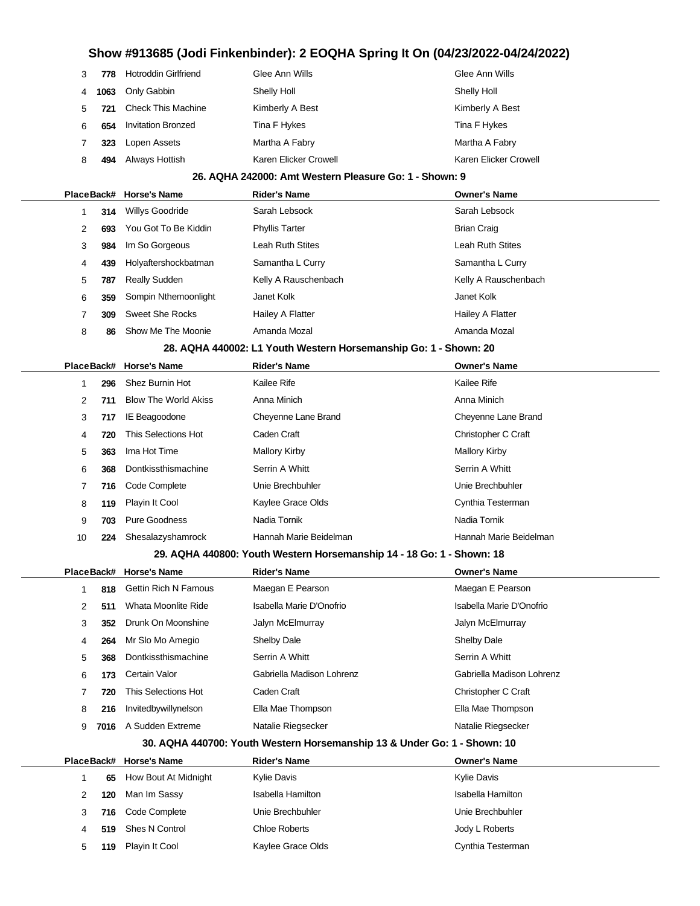| Place | Back# | Horse's Name | Rider's Name | Owner's Name |
|---|---|---|---|---|
| 3 | **778** | Hotroddin Girlfriend | Glee Ann Wills | Glee Ann Wills |
| 4 | **1063** | Only Gabbin | Shelly Holl | Shelly Holl |
| 5 | **721** | Check This Machine | Kimberly A Best | Kimberly A Best |
| 6 | **654** | Invitation Bronzed | Tina F Hykes | Tina F Hykes |
| 7 | **323** | Lopen Assets | Martha A Fabry | Martha A Fabry |
| 8 | **494** | Always Hottish | Karen Elicker Crowell | Karen Elicker Crowell |

### 26. AQHA 242000: Amt Western Pleasure Go: 1 - Shown: 9

| Place | Back# | Horse's Name | Rider's Name | Owner's Name |
|---|---|---|---|---|
| 1 | **314** | Willys Goodride | Sarah Lebsock | Sarah Lebsock |
| 2 | **693** | You Got To Be Kiddin | Phyllis Tarter | Brian Craig |
| 3 | **984** | Im So Gorgeous | Leah Ruth Stites | Leah Ruth Stites |
| 4 | **439** | Holyaftershockbatman | Samantha L Curry | Samantha L Curry |
| 5 | **787** | Really Sudden | Kelly A Rauschenbach | Kelly A Rauschenbach |
| 6 | **359** | Sompin Nthemoonlight | Janet Kolk | Janet Kolk |
| 7 | **309** | Sweet She Rocks | Hailey A Flatter | Hailey A Flatter |
| 8 | **86** | Show Me The Moonie | Amanda Mozal | Amanda Mozal |

### 28. AQHA 440002: L1 Youth Western Horsemanship Go: 1 - Shown: 20

| Place | Back# | Horse's Name | Rider's Name | Owner's Name |
|---|---|---|---|---|
| 1 | **296** | Shez Burnin Hot | Kailee Rife | Kailee Rife |
| 2 | **711** | Blow The World Akiss | Anna Minich | Anna Minich |
| 3 | **717** | IE Beagoodone | Cheyenne Lane Brand | Cheyenne Lane Brand |
| 4 | **720** | This Selections Hot | Caden Craft | Christopher C Craft |
| 5 | **363** | Ima Hot Time | Mallory Kirby | Mallory Kirby |
| 6 | **368** | Dontkissthismachine | Serrin A Whitt | Serrin A Whitt |
| 7 | **716** | Code Complete | Unie Brechbuhler | Unie Brechbuhler |
| 8 | **119** | Playin It Cool | Kaylee Grace Olds | Cynthia Testerman |
| 9 | **703** | Pure Goodness | Nadia Tornik | Nadia Tornik |
| 10 | **224** | Shesalazyshamrock | Hannah Marie Beidelman | Hannah Marie Beidelman |

### 29. AQHA 440800: Youth Western Horsemanship 14 - 18 Go: 1 - Shown: 18

| Place | Back# | Horse's Name | Rider's Name | Owner's Name |
|---|---|---|---|---|
| 1 | **818** | Gettin Rich N Famous | Maegan E Pearson | Maegan E Pearson |
| 2 | **511** | Whata Moonlite Ride | Isabella Marie D'Onofrio | Isabella Marie D'Onofrio |
| 3 | **352** | Drunk On Moonshine | Jalyn McElmurray | Jalyn McElmurray |
| 4 | **264** | Mr Slo Mo Amegio | Shelby Dale | Shelby Dale |
| 5 | **368** | Dontkissthismachine | Serrin A Whitt | Serrin A Whitt |
| 6 | **173** | Certain Valor | Gabriella Madison Lohrenz | Gabriella Madison Lohrenz |
| 7 | **720** | This Selections Hot | Caden Craft | Christopher C Craft |
| 8 | **216** | Invitedbywillynelson | Ella Mae Thompson | Ella Mae Thompson |
| 9 | **7016** | A Sudden Extreme | Natalie Riegsecker | Natalie Riegsecker |

### 30. AQHA 440700: Youth Western Horsemanship 13 & Under Go: 1 - Shown: 10

| Place | Back# | Horse's Name | Rider's Name | Owner's Name |
|---|---|---|---|---|
| 1 | **65** | How Bout At Midnight | Kylie Davis | Kylie Davis |
| 2 | **120** | Man Im Sassy | Isabella Hamilton | Isabella Hamilton |
| 3 | **716** | Code Complete | Unie Brechbuhler | Unie Brechbuhler |
| 4 | **519** | Shes N Control | Chloe Roberts | Jody L Roberts |
| 5 | **119** | Playin It Cool | Kaylee Grace Olds | Cynthia Testerman |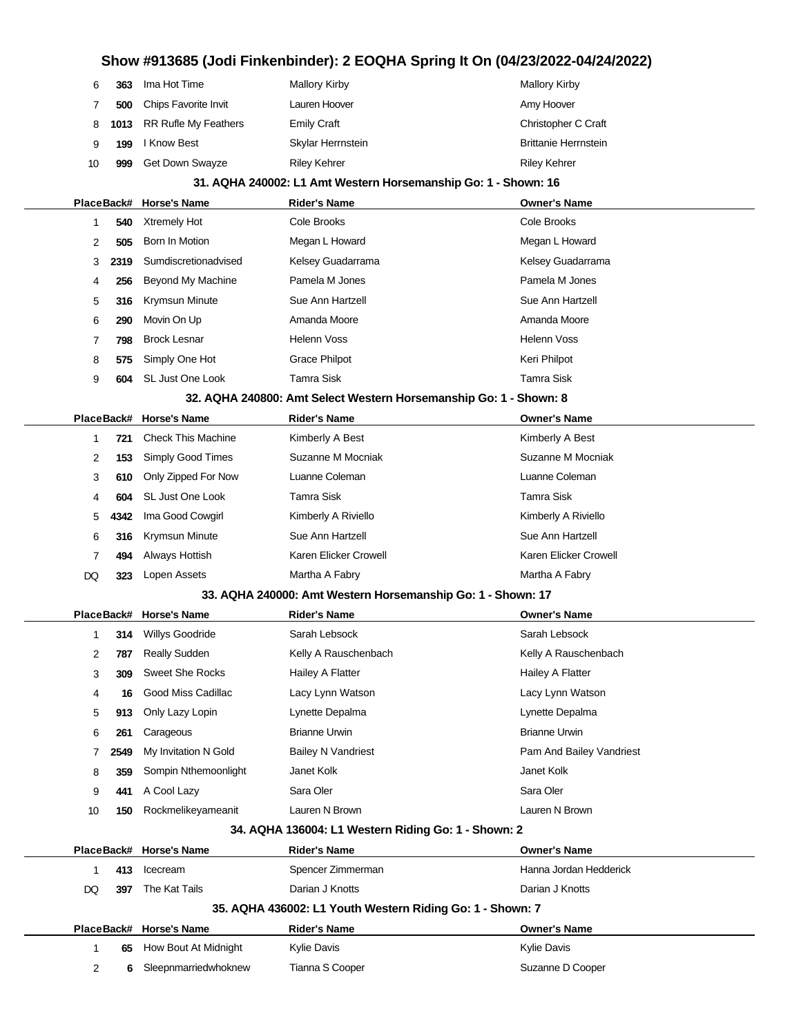# Show #913685 (Jodi Finkenbinder): 2 EOQHA Spring It On (04/23/2022-04/24/2022)

| Place | Back# | Horse's Name | Rider's Name | Owner's Name |
|---|---|---|---|---|
| 6 | 363 | Ima Hot Time | Mallory Kirby | Mallory Kirby |
| 7 | 500 | Chips Favorite Invit | Lauren Hoover | Amy Hoover |
| 8 | 1013 | RR Rufle My Feathers | Emily Craft | Christopher C Craft |
| 9 | 199 | I Know Best | Skylar Herrnstein | Brittanie Herrnstein |
| 10 | 999 | Get Down Swayze | Riley Kehrer | Riley Kehrer |

### 31. AQHA 240002: L1 Amt Western Horsemanship Go: 1 - Shown: 16

| Place | Back# | Horse's Name | Rider's Name | Owner's Name |
|---|---|---|---|---|
| 1 | 540 | Xtremely Hot | Cole Brooks | Cole Brooks |
| 2 | 505 | Born In Motion | Megan L Howard | Megan L Howard |
| 3 | 2319 | Sumdiscretionadvised | Kelsey Guadarrama | Kelsey Guadarrama |
| 4 | 256 | Beyond My Machine | Pamela M Jones | Pamela M Jones |
| 5 | 316 | Krymsun Minute | Sue Ann Hartzell | Sue Ann Hartzell |
| 6 | 290 | Movin On Up | Amanda Moore | Amanda Moore |
| 7 | 798 | Brock Lesnar | Helenn Voss | Helenn Voss |
| 8 | 575 | Simply One Hot | Grace Philpot | Keri Philpot |
| 9 | 604 | SL Just One Look | Tamra Sisk | Tamra Sisk |

### 32. AQHA 240800: Amt Select Western Horsemanship Go: 1 - Shown: 8

| Place | Back# | Horse's Name | Rider's Name | Owner's Name |
|---|---|---|---|---|
| 1 | 721 | Check This Machine | Kimberly A Best | Kimberly A Best |
| 2 | 153 | Simply Good Times | Suzanne M Mocniak | Suzanne M Mocniak |
| 3 | 610 | Only Zipped For Now | Luanne Coleman | Luanne Coleman |
| 4 | 604 | SL Just One Look | Tamra Sisk | Tamra Sisk |
| 5 | 4342 | Ima Good Cowgirl | Kimberly A Riviello | Kimberly A Riviello |
| 6 | 316 | Krymsun Minute | Sue Ann Hartzell | Sue Ann Hartzell |
| 7 | 494 | Always Hottish | Karen Elicker Crowell | Karen Elicker Crowell |
| DQ | 323 | Lopen Assets | Martha A Fabry | Martha A Fabry |

### 33. AQHA 240000: Amt Western Horsemanship Go: 1 - Shown: 17

| Place | Back# | Horse's Name | Rider's Name | Owner's Name |
|---|---|---|---|---|
| 1 | 314 | Willys Goodride | Sarah Lebsock | Sarah Lebsock |
| 2 | 787 | Really Sudden | Kelly A Rauschenbach | Kelly A Rauschenbach |
| 3 | 309 | Sweet She Rocks | Hailey A Flatter | Hailey A Flatter |
| 4 | 16 | Good Miss Cadillac | Lacy Lynn Watson | Lacy Lynn Watson |
| 5 | 913 | Only Lazy Lopin | Lynette Depalma | Lynette Depalma |
| 6 | 261 | Carageous | Brianne Urwin | Brianne Urwin |
| 7 | 2549 | My Invitation N Gold | Bailey N Vandriest | Pam And Bailey Vandriest |
| 8 | 359 | Sompin Nthemoonlight | Janet Kolk | Janet Kolk |
| 9 | 441 | A Cool Lazy | Sara Oler | Sara Oler |
| 10 | 150 | Rockmelikeyameanit | Lauren N Brown | Lauren N Brown |

### 34. AQHA 136004: L1 Western Riding Go: 1 - Shown: 2

| Place | Back# | Horse's Name | Rider's Name | Owner's Name |
|---|---|---|---|---|
| 1 | 413 | Icecream | Spencer Zimmerman | Hanna Jordan Hedderick |
| DQ | 397 | The Kat Tails | Darian J Knotts | Darian J Knotts |

### 35. AQHA 436002: L1 Youth Western Riding Go: 1 - Shown: 7

| Place | Back# | Horse's Name | Rider's Name | Owner's Name |
|---|---|---|---|---|
| 1 | 65 | How Bout At Midnight | Kylie Davis | Kylie Davis |
| 2 | 6 | Sleepnmarriedwhoknew | Tianna S Cooper | Suzanne D Cooper |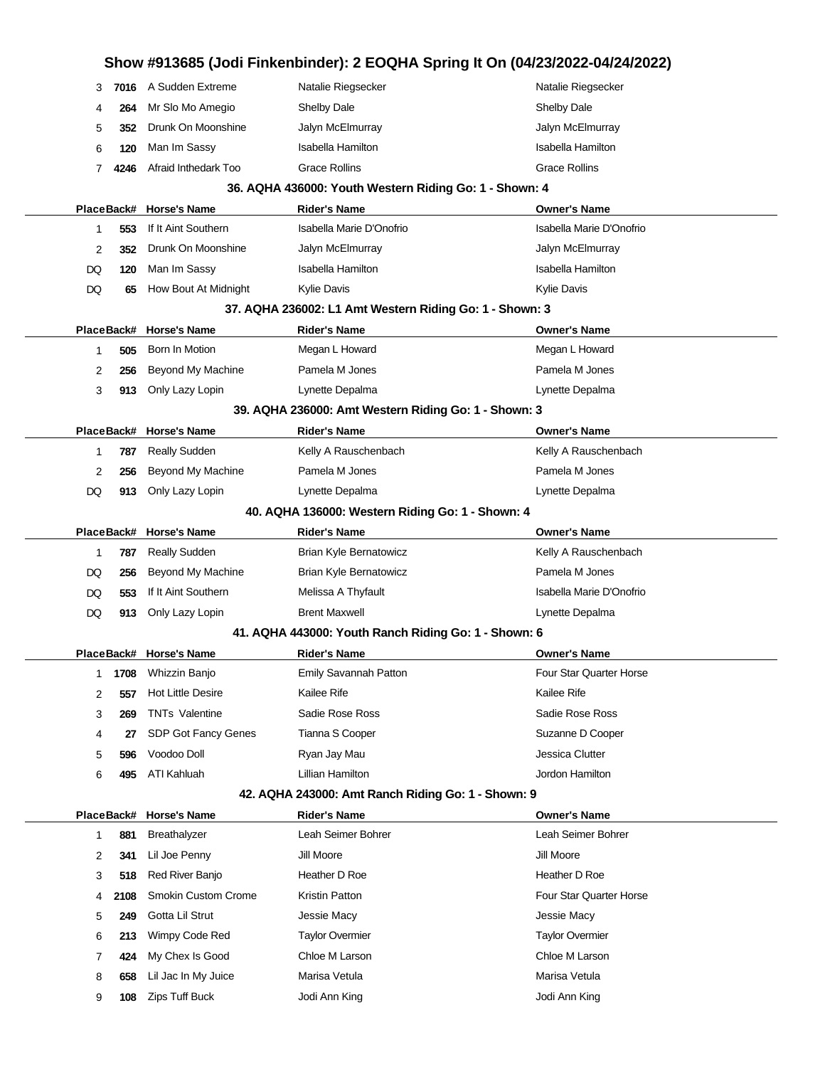| Place | Back# | Horse's Name | Rider's Name | Owner's Name |
|---|---|---|---|---|
| 3 | 7016 | A Sudden Extreme | Natalie Riegsecker | Natalie Riegsecker |
| 4 | 264 | Mr Slo Mo Amegio | Shelby Dale | Shelby Dale |
| 5 | 352 | Drunk On Moonshine | Jalyn McElmurray | Jalyn McElmurray |
| 6 | 120 | Man Im Sassy | Isabella Hamilton | Isabella Hamilton |
| 7 | 4246 | Afraid Inthedark Too | Grace Rollins | Grace Rollins |

### 36. AQHA 436000: Youth Western Riding Go: 1 - Shown: 4

| Place | Back# | Horse's Name | Rider's Name | Owner's Name |
|---|---|---|---|---|
| 1 | 553 | If It Aint Southern | Isabella Marie D'Onofrio | Isabella Marie D'Onofrio |
| 2 | 352 | Drunk On Moonshine | Jalyn McElmurray | Jalyn McElmurray |
| DQ | 120 | Man Im Sassy | Isabella Hamilton | Isabella Hamilton |
| DQ | 65 | How Bout At Midnight | Kylie Davis | Kylie Davis |

### 37. AQHA 236002: L1 Amt Western Riding Go: 1 - Shown: 3

| Place | Back# | Horse's Name | Rider's Name | Owner's Name |
|---|---|---|---|---|
| 1 | 505 | Born In Motion | Megan L Howard | Megan L Howard |
| 2 | 256 | Beyond My Machine | Pamela M Jones | Pamela M Jones |
| 3 | 913 | Only Lazy Lopin | Lynette Depalma | Lynette Depalma |

### 39. AQHA 236000: Amt Western Riding Go: 1 - Shown: 3

| Place | Back# | Horse's Name | Rider's Name | Owner's Name |
|---|---|---|---|---|
| 1 | 787 | Really Sudden | Kelly A Rauschenbach | Kelly A Rauschenbach |
| 2 | 256 | Beyond My Machine | Pamela M Jones | Pamela M Jones |
| DQ | 913 | Only Lazy Lopin | Lynette Depalma | Lynette Depalma |

### 40. AQHA 136000: Western Riding Go: 1 - Shown: 4

| Place | Back# | Horse's Name | Rider's Name | Owner's Name |
|---|---|---|---|---|
| 1 | 787 | Really Sudden | Brian Kyle Bernatowicz | Kelly A Rauschenbach |
| DQ | 256 | Beyond My Machine | Brian Kyle Bernatowicz | Pamela M Jones |
| DQ | 553 | If It Aint Southern | Melissa A Thyfault | Isabella Marie D'Onofrio |
| DQ | 913 | Only Lazy Lopin | Brent Maxwell | Lynette Depalma |

### 41. AQHA 443000: Youth Ranch Riding Go: 1 - Shown: 6

| Place | Back# | Horse's Name | Rider's Name | Owner's Name |
|---|---|---|---|---|
| 1 | 1708 | Whizzin Banjo | Emily Savannah Patton | Four Star Quarter Horse |
| 2 | 557 | Hot Little Desire | Kailee Rife | Kailee Rife |
| 3 | 269 | TNTs Valentine | Sadie Rose Ross | Sadie Rose Ross |
| 4 | 27 | SDP Got Fancy Genes | Tianna S Cooper | Suzanne D Cooper |
| 5 | 596 | Voodoo Doll | Ryan Jay Mau | Jessica Clutter |
| 6 | 495 | ATI Kahluah | Lillian Hamilton | Jordon Hamilton |

### 42. AQHA 243000: Amt Ranch Riding Go: 1 - Shown: 9

| Place | Back# | Horse's Name | Rider's Name | Owner's Name |
|---|---|---|---|---|
| 1 | 881 | Breathalyzer | Leah Seimer Bohrer | Leah Seimer Bohrer |
| 2 | 341 | Lil Joe Penny | Jill Moore | Jill Moore |
| 3 | 518 | Red River Banjo | Heather D Roe | Heather D Roe |
| 4 | 2108 | Smokin Custom Crome | Kristin Patton | Four Star Quarter Horse |
| 5 | 249 | Gotta Lil Strut | Jessie Macy | Jessie Macy |
| 6 | 213 | Wimpy Code Red | Taylor Overmier | Taylor Overmier |
| 7 | 424 | My Chex Is Good | Chloe M Larson | Chloe M Larson |
| 8 | 658 | Lil Jac In My Juice | Marisa Vetula | Marisa Vetula |
| 9 | 108 | Zips Tuff Buck | Jodi Ann King | Jodi Ann King |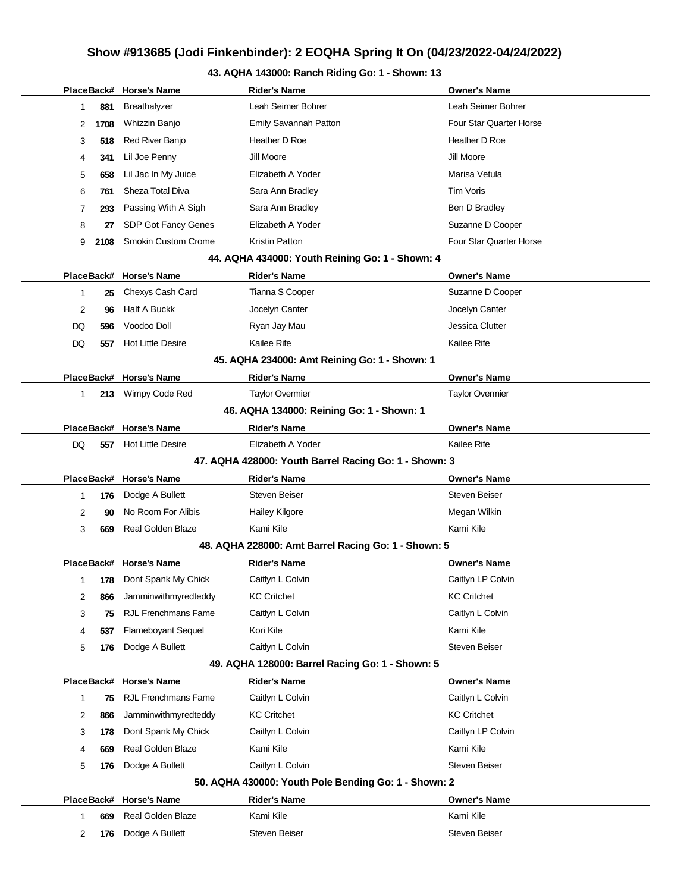## Show #913685 (Jodi Finkenbinder): 2 EOQHA Spring It On (04/23/2022-04/24/2022)

### 43. AQHA 143000: Ranch Riding Go: 1 - Shown: 13

| Place | Back# | Horse's Name | Rider's Name | Owner's Name |
|---|---|---|---|---|
| 1 | 881 | Breathalyzer | Leah Seimer Bohrer | Leah Seimer Bohrer |
| 2 | 1708 | Whizzin Banjo | Emily Savannah Patton | Four Star Quarter Horse |
| 3 | 518 | Red River Banjo | Heather D Roe | Heather D Roe |
| 4 | 341 | Lil Joe Penny | Jill Moore | Jill Moore |
| 5 | 658 | Lil Jac In My Juice | Elizabeth A Yoder | Marisa Vetula |
| 6 | 761 | Sheza Total Diva | Sara Ann Bradley | Tim Voris |
| 7 | 293 | Passing With A Sigh | Sara Ann Bradley | Ben D Bradley |
| 8 | 27 | SDP Got Fancy Genes | Elizabeth A Yoder | Suzanne D Cooper |
| 9 | 2108 | Smokin Custom Crome | Kristin Patton | Four Star Quarter Horse |

### 44. AQHA 434000: Youth Reining Go: 1 - Shown: 4

| Place | Back# | Horse's Name | Rider's Name | Owner's Name |
|---|---|---|---|---|
| 1 | 25 | Chexys Cash Card | Tianna S Cooper | Suzanne D Cooper |
| 2 | 96 | Half A Buckk | Jocelyn Canter | Jocelyn Canter |
| DQ | 596 | Voodoo Doll | Ryan Jay Mau | Jessica Clutter |
| DQ | 557 | Hot Little Desire | Kailee Rife | Kailee Rife |

### 45. AQHA 234000: Amt Reining Go: 1 - Shown: 1

| Place | Back# | Horse's Name | Rider's Name | Owner's Name |
|---|---|---|---|---|
| 1 | 213 | Wimpy Code Red | Taylor Overmier | Taylor Overmier |

### 46. AQHA 134000: Reining Go: 1 - Shown: 1

| Place | Back# | Horse's Name | Rider's Name | Owner's Name |
|---|---|---|---|---|
| DQ | 557 | Hot Little Desire | Elizabeth A Yoder | Kailee Rife |

### 47. AQHA 428000: Youth Barrel Racing Go: 1 - Shown: 3

| Place | Back# | Horse's Name | Rider's Name | Owner's Name |
|---|---|---|---|---|
| 1 | 176 | Dodge A Bullett | Steven Beiser | Steven Beiser |
| 2 | 90 | No Room For Alibis | Hailey Kilgore | Megan Wilkin |
| 3 | 669 | Real Golden Blaze | Kami Kile | Kami Kile |

### 48. AQHA 228000: Amt Barrel Racing Go: 1 - Shown: 5

| Place | Back# | Horse's Name | Rider's Name | Owner's Name |
|---|---|---|---|---|
| 1 | 178 | Dont Spank My Chick | Caitlyn L Colvin | Caitlyn LP Colvin |
| 2 | 866 | Jamminwithmyredteddy | KC Critchet | KC Critchet |
| 3 | 75 | RJL Frenchmans Fame | Caitlyn L Colvin | Caitlyn L Colvin |
| 4 | 537 | Flameboyant Sequel | Kori Kile | Kami Kile |
| 5 | 176 | Dodge A Bullett | Caitlyn L Colvin | Steven Beiser |

### 49. AQHA 128000: Barrel Racing Go: 1 - Shown: 5

| Place | Back# | Horse's Name | Rider's Name | Owner's Name |
|---|---|---|---|---|
| 1 | 75 | RJL Frenchmans Fame | Caitlyn L Colvin | Caitlyn L Colvin |
| 2 | 866 | Jamminwithmyredteddy | KC Critchet | KC Critchet |
| 3 | 178 | Dont Spank My Chick | Caitlyn L Colvin | Caitlyn LP Colvin |
| 4 | 669 | Real Golden Blaze | Kami Kile | Kami Kile |
| 5 | 176 | Dodge A Bullett | Caitlyn L Colvin | Steven Beiser |

### 50. AQHA 430000: Youth Pole Bending Go: 1 - Shown: 2

| Place | Back# | Horse's Name | Rider's Name | Owner's Name |
|---|---|---|---|---|
| 1 | 669 | Real Golden Blaze | Kami Kile | Kami Kile |
| 2 | 176 | Dodge A Bullett | Steven Beiser | Steven Beiser |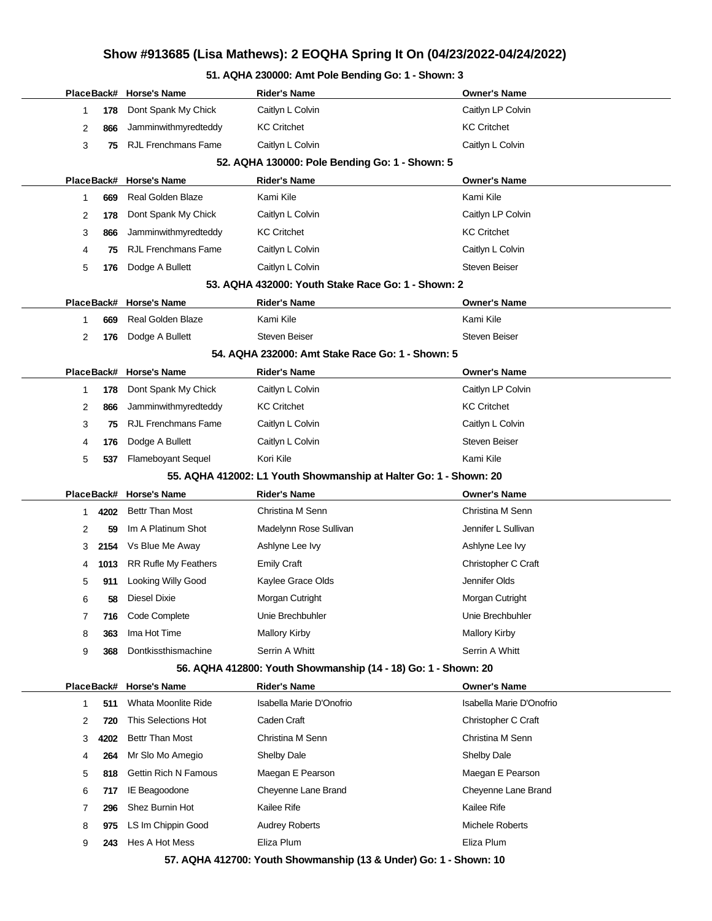# Show #913685 (Lisa Mathews): 2 EOQHA Spring It On (04/23/2022-04/24/2022)

### 51. AQHA 230000: Amt Pole Bending Go: 1 - Shown: 3

| Place | Back# | Horse's Name | Rider's Name | Owner's Name |
|---|---|---|---|---|
| 1 | 178 | Dont Spank My Chick | Caitlyn L Colvin | Caitlyn LP Colvin |
| 2 | 866 | Jamminwithmyredteddy | KC Critchet | KC Critchet |
| 3 | 75 | RJL Frenchmans Fame | Caitlyn L Colvin | Caitlyn L Colvin |

### 52. AQHA 130000: Pole Bending Go: 1 - Shown: 5

| Place | Back# | Horse's Name | Rider's Name | Owner's Name |
|---|---|---|---|---|
| 1 | 669 | Real Golden Blaze | Kami Kile | Kami Kile |
| 2 | 178 | Dont Spank My Chick | Caitlyn L Colvin | Caitlyn LP Colvin |
| 3 | 866 | Jamminwithmyredteddy | KC Critchet | KC Critchet |
| 4 | 75 | RJL Frenchmans Fame | Caitlyn L Colvin | Caitlyn L Colvin |
| 5 | 176 | Dodge A Bullett | Caitlyn L Colvin | Steven Beiser |

### 53. AQHA 432000: Youth Stake Race Go: 1 - Shown: 2

| Place | Back# | Horse's Name | Rider's Name | Owner's Name |
|---|---|---|---|---|
| 1 | 669 | Real Golden Blaze | Kami Kile | Kami Kile |
| 2 | 176 | Dodge A Bullett | Steven Beiser | Steven Beiser |

### 54. AQHA 232000: Amt Stake Race Go: 1 - Shown: 5

| Place | Back# | Horse's Name | Rider's Name | Owner's Name |
|---|---|---|---|---|
| 1 | 178 | Dont Spank My Chick | Caitlyn L Colvin | Caitlyn LP Colvin |
| 2 | 866 | Jamminwithmyredteddy | KC Critchet | KC Critchet |
| 3 | 75 | RJL Frenchmans Fame | Caitlyn L Colvin | Caitlyn L Colvin |
| 4 | 176 | Dodge A Bullett | Caitlyn L Colvin | Steven Beiser |
| 5 | 537 | Flameboyant Sequel | Kori Kile | Kami Kile |

### 55. AQHA 412002: L1 Youth Showmanship at Halter Go: 1 - Shown: 20

| Place | Back# | Horse's Name | Rider's Name | Owner's Name |
|---|---|---|---|---|
| 1 | 4202 | Bettr Than Most | Christina M Senn | Christina M Senn |
| 2 | 59 | Im A Platinum Shot | Madelynn Rose Sullivan | Jennifer L Sullivan |
| 3 | 2154 | Vs Blue Me Away | Ashlyne Lee Ivy | Ashlyne Lee Ivy |
| 4 | 1013 | RR Rufle My Feathers | Emily Craft | Christopher C Craft |
| 5 | 911 | Looking Willy Good | Kaylee Grace Olds | Jennifer Olds |
| 6 | 58 | Diesel Dixie | Morgan Cutright | Morgan Cutright |
| 7 | 716 | Code Complete | Unie Brechbuhler | Unie Brechbuhler |
| 8 | 363 | Ima Hot Time | Mallory Kirby | Mallory Kirby |
| 9 | 368 | Dontkissthismachine | Serrin A Whitt | Serrin A Whitt |

### 56. AQHA 412800: Youth Showmanship (14 - 18) Go: 1 - Shown: 20

| Place | Back# | Horse's Name | Rider's Name | Owner's Name |
|---|---|---|---|---|
| 1 | 511 | Whata Moonlite Ride | Isabella Marie D'Onofrio | Isabella Marie D'Onofrio |
| 2 | 720 | This Selections Hot | Caden Craft | Christopher C Craft |
| 3 | 4202 | Bettr Than Most | Christina M Senn | Christina M Senn |
| 4 | 264 | Mr Slo Mo Amegio | Shelby Dale | Shelby Dale |
| 5 | 818 | Gettin Rich N Famous | Maegan E Pearson | Maegan E Pearson |
| 6 | 717 | IE Beagoodone | Cheyenne Lane Brand | Cheyenne Lane Brand |
| 7 | 296 | Shez Burnin Hot | Kailee Rife | Kailee Rife |
| 8 | 975 | LS Im Chippin Good | Audrey Roberts | Michele Roberts |
| 9 | 243 | Hes A Hot Mess | Eliza Plum | Eliza Plum |

### 57. AQHA 412700: Youth Showmanship (13 & Under) Go: 1 - Shown: 10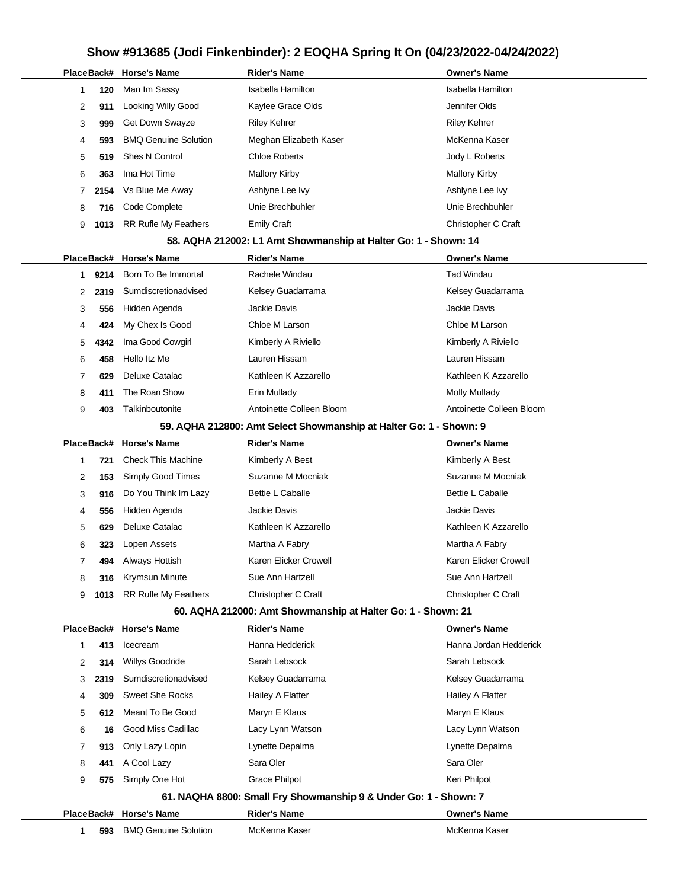# Show #913685 (Jodi Finkenbinder): 2 EOQHA Spring It On (04/23/2022-04/24/2022)

| Place | Back# | Horse's Name | Rider's Name | Owner's Name |
|---|---|---|---|---|
| 1 | 120 | Man Im Sassy | Isabella Hamilton | Isabella Hamilton |
| 2 | 911 | Looking Willy Good | Kaylee Grace Olds | Jennifer Olds |
| 3 | 999 | Get Down Swayze | Riley Kehrer | Riley Kehrer |
| 4 | 593 | BMQ Genuine Solution | Meghan Elizabeth Kaser | McKenna Kaser |
| 5 | 519 | Shes N Control | Chloe Roberts | Jody L Roberts |
| 6 | 363 | Ima Hot Time | Mallory Kirby | Mallory Kirby |
| 7 | 2154 | Vs Blue Me Away | Ashlyne Lee Ivy | Ashlyne Lee Ivy |
| 8 | 716 | Code Complete | Unie Brechbuhler | Unie Brechbuhler |
| 9 | 1013 | RR Rufle My Feathers | Emily Craft | Christopher C Craft |

### 58. AQHA 212002: L1 Amt Showmanship at Halter Go: 1 - Shown: 14

| Place | Back# | Horse's Name | Rider's Name | Owner's Name |
|---|---|---|---|---|
| 1 | 9214 | Born To Be Immortal | Rachele Windau | Tad Windau |
| 2 | 2319 | Sumdiscretionadvised | Kelsey Guadarrama | Kelsey Guadarrama |
| 3 | 556 | Hidden Agenda | Jackie Davis | Jackie Davis |
| 4 | 424 | My Chex Is Good | Chloe M Larson | Chloe M Larson |
| 5 | 4342 | Ima Good Cowgirl | Kimberly A Riviello | Kimberly A Riviello |
| 6 | 458 | Hello Itz Me | Lauren Hissam | Lauren Hissam |
| 7 | 629 | Deluxe Catalac | Kathleen K Azzarello | Kathleen K Azzarello |
| 8 | 411 | The Roan Show | Erin Mullady | Molly Mullady |
| 9 | 403 | Talkinboutonite | Antoinette Colleen Bloom | Antoinette Colleen Bloom |

### 59. AQHA 212800: Amt Select Showmanship at Halter Go: 1 - Shown: 9

| Place | Back# | Horse's Name | Rider's Name | Owner's Name |
|---|---|---|---|---|
| 1 | 721 | Check This Machine | Kimberly A Best | Kimberly A Best |
| 2 | 153 | Simply Good Times | Suzanne M Mocniak | Suzanne M Mocniak |
| 3 | 916 | Do You Think Im Lazy | Bettie L Caballe | Bettie L Caballe |
| 4 | 556 | Hidden Agenda | Jackie Davis | Jackie Davis |
| 5 | 629 | Deluxe Catalac | Kathleen K Azzarello | Kathleen K Azzarello |
| 6 | 323 | Lopen Assets | Martha A Fabry | Martha A Fabry |
| 7 | 494 | Always Hottish | Karen Elicker Crowell | Karen Elicker Crowell |
| 8 | 316 | Krymsun Minute | Sue Ann Hartzell | Sue Ann Hartzell |
| 9 | 1013 | RR Rufle My Feathers | Christopher C Craft | Christopher C Craft |

### 60. AQHA 212000: Amt Showmanship at Halter Go: 1 - Shown: 21

| Place | Back# | Horse's Name | Rider's Name | Owner's Name |
|---|---|---|---|---|
| 1 | 413 | Icecream | Hanna Hedderick | Hanna Jordan Hedderick |
| 2 | 314 | Willys Goodride | Sarah Lebsock | Sarah Lebsock |
| 3 | 2319 | Sumdiscretionadvised | Kelsey Guadarrama | Kelsey Guadarrama |
| 4 | 309 | Sweet She Rocks | Hailey A Flatter | Hailey A Flatter |
| 5 | 612 | Meant To Be Good | Maryn E Klaus | Maryn E Klaus |
| 6 | 16 | Good Miss Cadillac | Lacy Lynn Watson | Lacy Lynn Watson |
| 7 | 913 | Only Lazy Lopin | Lynette Depalma | Lynette Depalma |
| 8 | 441 | A Cool Lazy | Sara Oler | Sara Oler |
| 9 | 575 | Simply One Hot | Grace Philpot | Keri Philpot |

### 61. NAQHA 8800: Small Fry Showmanship 9 & Under Go: 1 - Shown: 7

| Place | Back# | Horse's Name | Rider's Name | Owner's Name |
|---|---|---|---|---|
| 1 | 593 | BMQ Genuine Solution | McKenna Kaser | McKenna Kaser |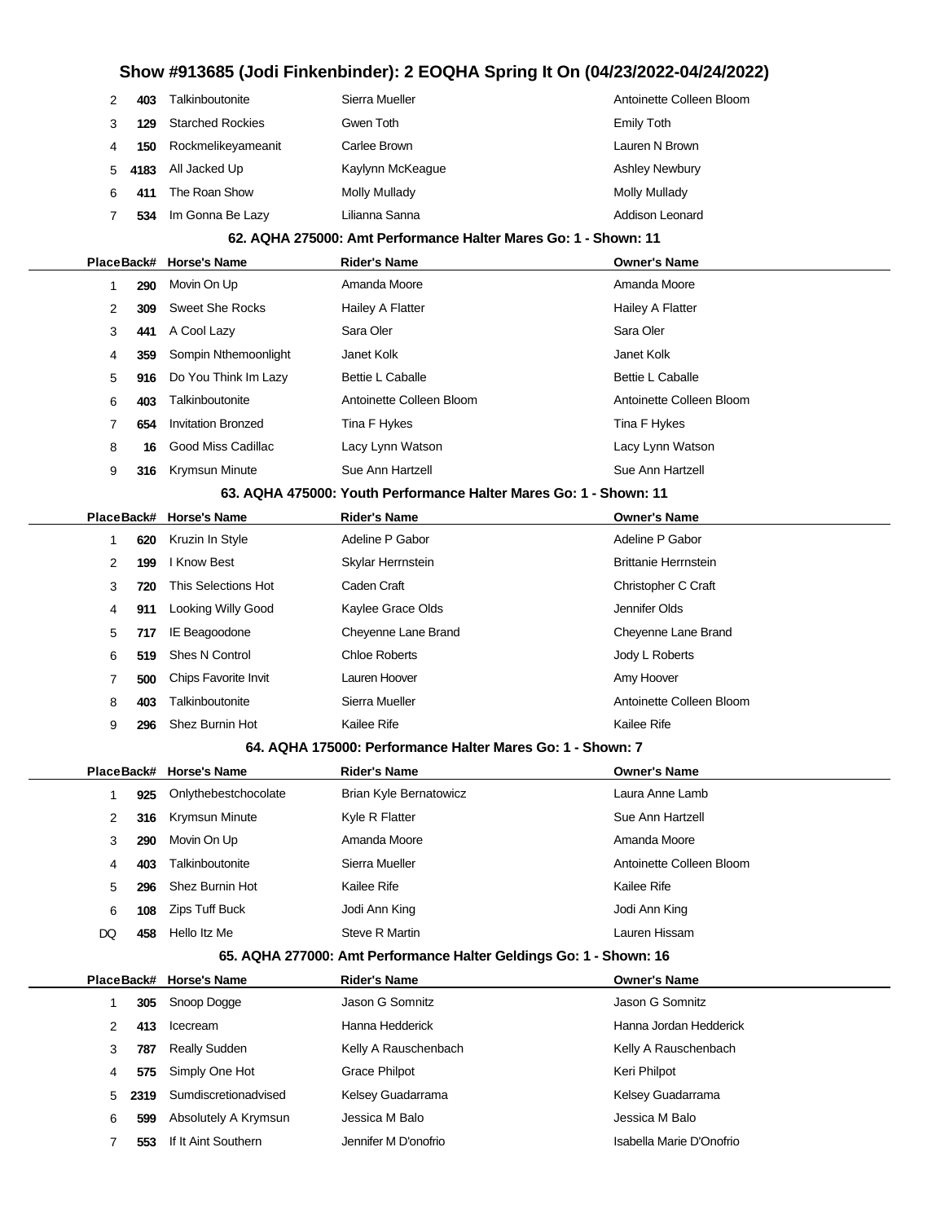| Place | Back# | Horse's Name | Rider's Name | Owner's Name |
|---|---|---|---|---|
| 2 | 403 | Talkinboutonite | Sierra Mueller | Antoinette Colleen Bloom |
| 3 | 129 | Starched Rockies | Gwen Toth | Emily Toth |
| 4 | 150 | Rockmelikeyameanit | Carlee Brown | Lauren N Brown |
| 5 | 4183 | All Jacked Up | Kaylynn McKeague | Ashley Newbury |
| 6 | 411 | The Roan Show | Molly Mullady | Molly Mullady |
| 7 | 534 | Im Gonna Be Lazy | Lilianna Sanna | Addison Leonard |

### 62. AQHA 275000: Amt Performance Halter Mares Go: 1 - Shown: 11

| Place | Back# | Horse's Name | Rider's Name | Owner's Name |
|---|---|---|---|---|
| 1 | 290 | Movin On Up | Amanda Moore | Amanda Moore |
| 2 | 309 | Sweet She Rocks | Hailey A Flatter | Hailey A Flatter |
| 3 | 441 | A Cool Lazy | Sara Oler | Sara Oler |
| 4 | 359 | Sompin Nthemoonlight | Janet Kolk | Janet Kolk |
| 5 | 916 | Do You Think Im Lazy | Bettie L Caballe | Bettie L Caballe |
| 6 | 403 | Talkinboutonite | Antoinette Colleen Bloom | Antoinette Colleen Bloom |
| 7 | 654 | Invitation Bronzed | Tina F Hykes | Tina F Hykes |
| 8 | 16 | Good Miss Cadillac | Lacy Lynn Watson | Lacy Lynn Watson |
| 9 | 316 | Krymsun Minute | Sue Ann Hartzell | Sue Ann Hartzell |

### 63. AQHA 475000: Youth Performance Halter Mares Go: 1 - Shown: 11

| Place | Back# | Horse's Name | Rider's Name | Owner's Name |
|---|---|---|---|---|
| 1 | 620 | Kruzin In Style | Adeline P Gabor | Adeline P Gabor |
| 2 | 199 | I Know Best | Skylar Herrnstein | Brittanie Herrnstein |
| 3 | 720 | This Selections Hot | Caden Craft | Christopher C Craft |
| 4 | 911 | Looking Willy Good | Kaylee Grace Olds | Jennifer Olds |
| 5 | 717 | IE Beagoodone | Cheyenne Lane Brand | Cheyenne Lane Brand |
| 6 | 519 | Shes N Control | Chloe Roberts | Jody L Roberts |
| 7 | 500 | Chips Favorite Invit | Lauren Hoover | Amy Hoover |
| 8 | 403 | Talkinboutonite | Sierra Mueller | Antoinette Colleen Bloom |
| 9 | 296 | Shez Burnin Hot | Kailee Rife | Kailee Rife |

### 64. AQHA 175000: Performance Halter Mares Go: 1 - Shown: 7

| Place | Back# | Horse's Name | Rider's Name | Owner's Name |
|---|---|---|---|---|
| 1 | 925 | Onlythebestchocolate | Brian Kyle Bernatowicz | Laura Anne Lamb |
| 2 | 316 | Krymsun Minute | Kyle R Flatter | Sue Ann Hartzell |
| 3 | 290 | Movin On Up | Amanda Moore | Amanda Moore |
| 4 | 403 | Talkinboutonite | Sierra Mueller | Antoinette Colleen Bloom |
| 5 | 296 | Shez Burnin Hot | Kailee Rife | Kailee Rife |
| 6 | 108 | Zips Tuff Buck | Jodi Ann King | Jodi Ann King |
| DQ | 458 | Hello Itz Me | Steve R Martin | Lauren Hissam |

### 65. AQHA 277000: Amt Performance Halter Geldings Go: 1 - Shown: 16

| Place | Back# | Horse's Name | Rider's Name | Owner's Name |
|---|---|---|---|---|
| 1 | 305 | Snoop Dogge | Jason G Somnitz | Jason G Somnitz |
| 2 | 413 | Icecream | Hanna Hedderick | Hanna Jordan Hedderick |
| 3 | 787 | Really Sudden | Kelly A Rauschenbach | Kelly A Rauschenbach |
| 4 | 575 | Simply One Hot | Grace Philpot | Keri Philpot |
| 5 | 2319 | Sumdiscretionadvised | Kelsey Guadarrama | Kelsey Guadarrama |
| 6 | 599 | Absolutely A Krymsun | Jessica M Balo | Jessica M Balo |
| 7 | 553 | If It Aint Southern | Jennifer M D'onofrio | Isabella Marie D'Onofrio |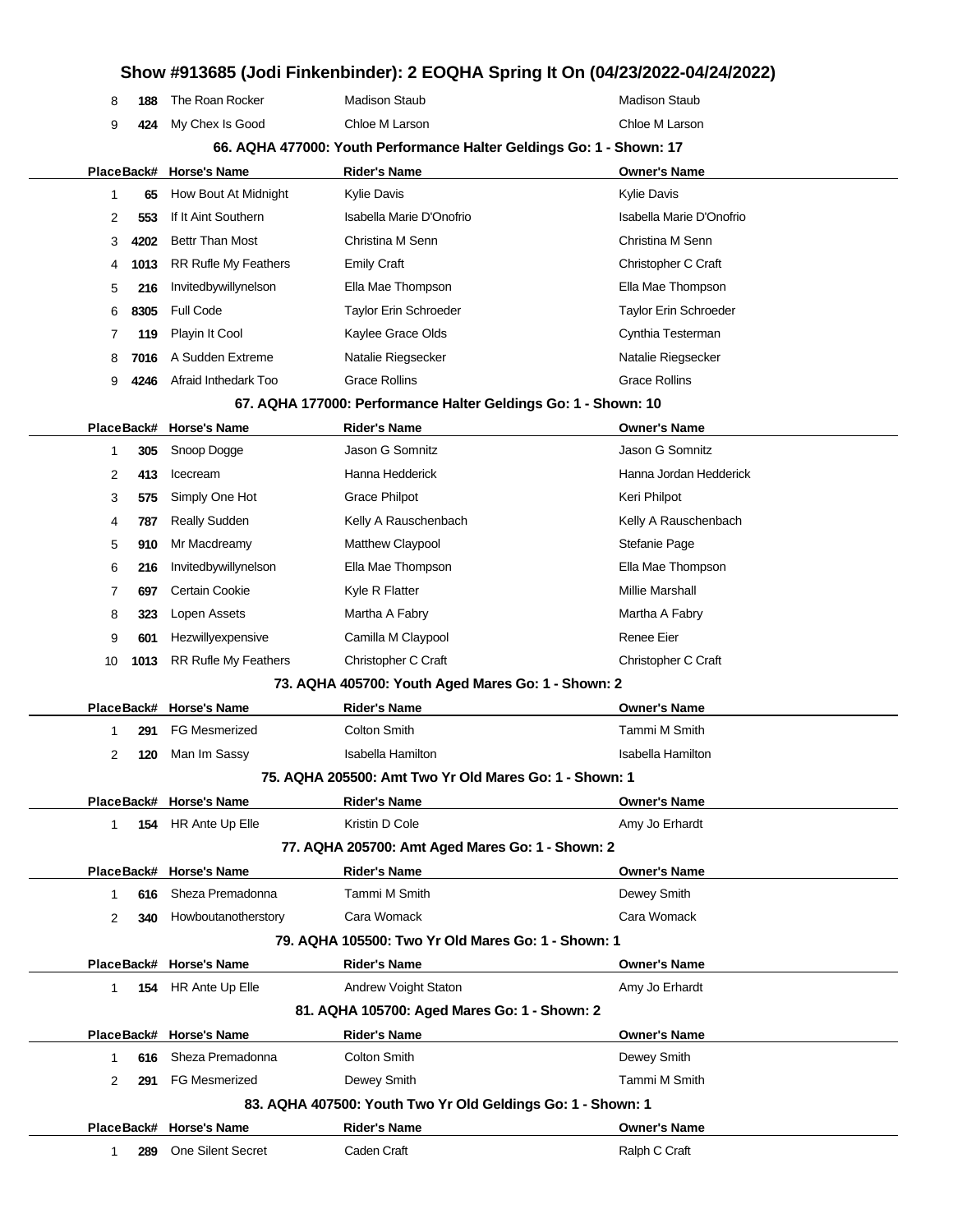# Show #913685 (Jodi Finkenbinder): 2 EOQHA Spring It On (04/23/2022-04/24/2022)

| Place | Back# | Horse's Name | Rider's Name | Owner's Name |
|---|---|---|---|---|
| 8 | 188 | The Roan Rocker | Madison Staub | Madison Staub |
| 9 | 424 | My Chex Is Good | Chloe M Larson | Chloe M Larson |

### 66. AQHA 477000: Youth Performance Halter Geldings Go: 1 - Shown: 17

| Place | Back# | Horse's Name | Rider's Name | Owner's Name |
|---|---|---|---|---|
| 1 | 65 | How Bout At Midnight | Kylie Davis | Kylie Davis |
| 2 | 553 | If It Aint Southern | Isabella Marie D'Onofrio | Isabella Marie D'Onofrio |
| 3 | 4202 | Bettr Than Most | Christina M Senn | Christina M Senn |
| 4 | 1013 | RR Rufle My Feathers | Emily Craft | Christopher C Craft |
| 5 | 216 | Invitedbywillynelson | Ella Mae Thompson | Ella Mae Thompson |
| 6 | 8305 | Full Code | Taylor Erin Schroeder | Taylor Erin Schroeder |
| 7 | 119 | Playin It Cool | Kaylee Grace Olds | Cynthia Testerman |
| 8 | 7016 | A Sudden Extreme | Natalie Riegsecker | Natalie Riegsecker |
| 9 | 4246 | Afraid Inthedark Too | Grace Rollins | Grace Rollins |

### 67. AQHA 177000: Performance Halter Geldings Go: 1 - Shown: 10

| Place | Back# | Horse's Name | Rider's Name | Owner's Name |
|---|---|---|---|---|
| 1 | 305 | Snoop Dogge | Jason G Somnitz | Jason G Somnitz |
| 2 | 413 | Icecream | Hanna Hedderick | Hanna Jordan Hedderick |
| 3 | 575 | Simply One Hot | Grace Philpot | Keri Philpot |
| 4 | 787 | Really Sudden | Kelly A Rauschenbach | Kelly A Rauschenbach |
| 5 | 910 | Mr Macdreamy | Matthew Claypool | Stefanie Page |
| 6 | 216 | Invitedbywillynelson | Ella Mae Thompson | Ella Mae Thompson |
| 7 | 697 | Certain Cookie | Kyle R Flatter | Millie Marshall |
| 8 | 323 | Lopen Assets | Martha A Fabry | Martha A Fabry |
| 9 | 601 | Hezwillyexpensive | Camilla M Claypool | Renee Eier |
| 10 | 1013 | RR Rufle My Feathers | Christopher C Craft | Christopher C Craft |

### 73. AQHA 405700: Youth Aged Mares Go: 1 - Shown: 2

| Place | Back# | Horse's Name | Rider's Name | Owner's Name |
|---|---|---|---|---|
| 1 | 291 | FG Mesmerized | Colton Smith | Tammi M Smith |
| 2 | 120 | Man Im Sassy | Isabella Hamilton | Isabella Hamilton |

### 75. AQHA 205500: Amt Two Yr Old Mares Go: 1 - Shown: 1

| Place | Back# | Horse's Name | Rider's Name | Owner's Name |
|---|---|---|---|---|
| 1 | 154 | HR Ante Up Elle | Kristin D Cole | Amy Jo Erhardt |

### 77. AQHA 205700: Amt Aged Mares Go: 1 - Shown: 2

| Place | Back# | Horse's Name | Rider's Name | Owner's Name |
|---|---|---|---|---|
| 1 | 616 | Sheza Premadonna | Tammi M Smith | Dewey Smith |
| 2 | 340 | Howboutanotherstory | Cara Womack | Cara Womack |

### 79. AQHA 105500: Two Yr Old Mares Go: 1 - Shown: 1

| Place | Back# | Horse's Name | Rider's Name | Owner's Name |
|---|---|---|---|---|
| 1 | 154 | HR Ante Up Elle | Andrew Voight Staton | Amy Jo Erhardt |

### 81. AQHA 105700: Aged Mares Go: 1 - Shown: 2

| Place | Back# | Horse's Name | Rider's Name | Owner's Name |
|---|---|---|---|---|
| 1 | 616 | Sheza Premadonna | Colton Smith | Dewey Smith |
| 2 | 291 | FG Mesmerized | Dewey Smith | Tammi M Smith |

### 83. AQHA 407500: Youth Two Yr Old Geldings Go: 1 - Shown: 1

| Place | Back# | Horse's Name | Rider's Name | Owner's Name |
|---|---|---|---|---|
| 1 | 289 | One Silent Secret | Caden Craft | Ralph C Craft |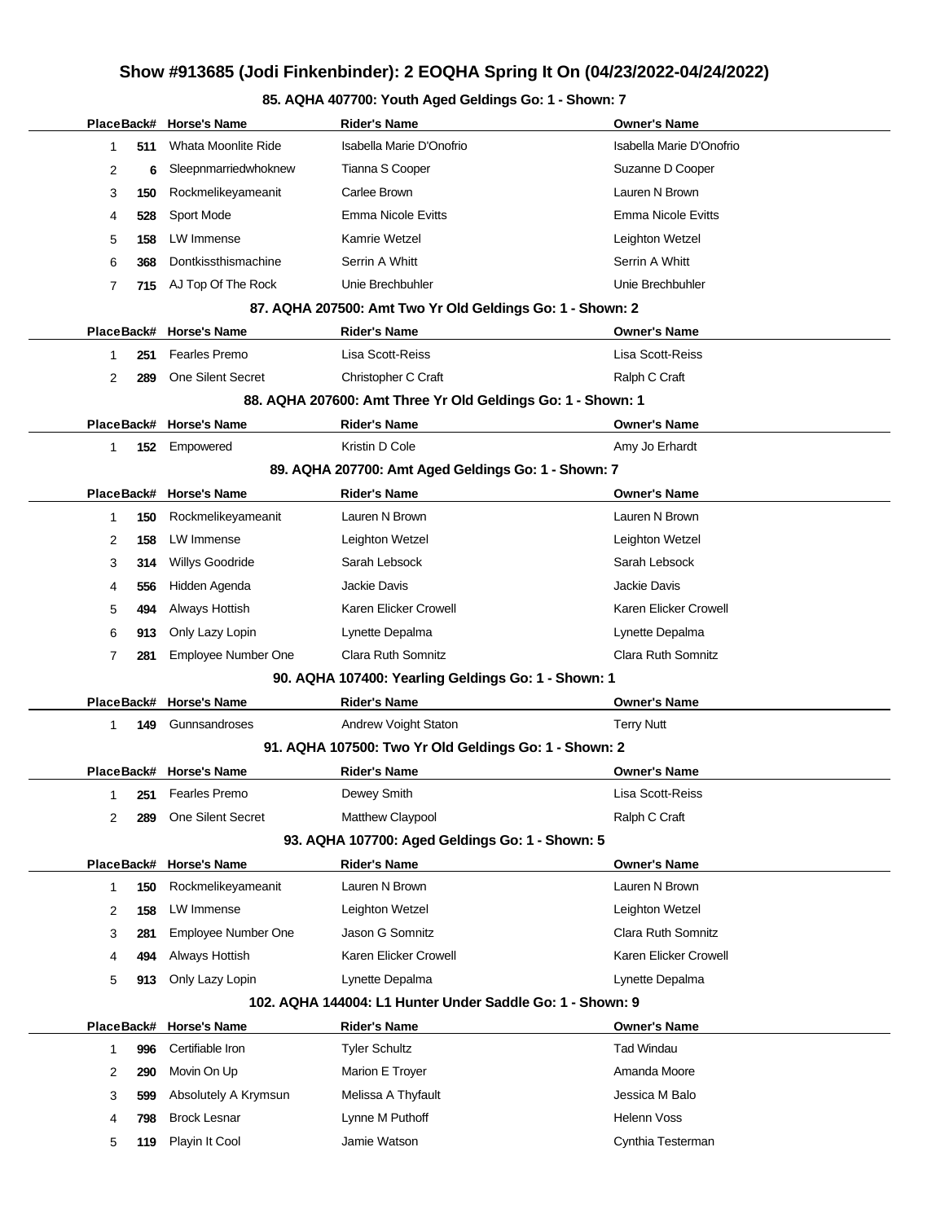## Show #913685 (Jodi Finkenbinder): 2 EOQHA Spring It On (04/23/2022-04/24/2022)

### 85. AQHA 407700: Youth Aged Geldings Go: 1 - Shown: 7

| Place | Back# | Horse's Name | Rider's Name | Owner's Name |
|---|---|---|---|---|
| 1 | 511 | Whata Moonlite Ride | Isabella Marie D'Onofrio | Isabella Marie D'Onofrio |
| 2 | 6 | Sleepnmarriedwhoknew | Tianna S Cooper | Suzanne D Cooper |
| 3 | 150 | Rockmelikeyameanit | Carlee Brown | Lauren N Brown |
| 4 | 528 | Sport Mode | Emma Nicole Evitts | Emma Nicole Evitts |
| 5 | 158 | LW Immense | Kamrie Wetzel | Leighton Wetzel |
| 6 | 368 | Dontkissthismachine | Serrin A Whitt | Serrin A Whitt |
| 7 | 715 | AJ Top Of The Rock | Unie Brechbuhler | Unie Brechbuhler |

### 87. AQHA 207500: Amt Two Yr Old Geldings Go: 1 - Shown: 2

| Place | Back# | Horse's Name | Rider's Name | Owner's Name |
|---|---|---|---|---|
| 1 | 251 | Fearles Premo | Lisa Scott-Reiss | Lisa Scott-Reiss |
| 2 | 289 | One Silent Secret | Christopher C Craft | Ralph C Craft |

### 88. AQHA 207600: Amt Three Yr Old Geldings Go: 1 - Shown: 1

| Place | Back# | Horse's Name | Rider's Name | Owner's Name |
|---|---|---|---|---|
| 1 | 152 | Empowered | Kristin D Cole | Amy Jo Erhardt |

### 89. AQHA 207700: Amt Aged Geldings Go: 1 - Shown: 7

| Place | Back# | Horse's Name | Rider's Name | Owner's Name |
|---|---|---|---|---|
| 1 | 150 | Rockmelikeyameanit | Lauren N Brown | Lauren N Brown |
| 2 | 158 | LW Immense | Leighton Wetzel | Leighton Wetzel |
| 3 | 314 | Willys Goodride | Sarah Lebsock | Sarah Lebsock |
| 4 | 556 | Hidden Agenda | Jackie Davis | Jackie Davis |
| 5 | 494 | Always Hottish | Karen Elicker Crowell | Karen Elicker Crowell |
| 6 | 913 | Only Lazy Lopin | Lynette Depalma | Lynette Depalma |
| 7 | 281 | Employee Number One | Clara Ruth Somnitz | Clara Ruth Somnitz |

### 90. AQHA 107400: Yearling Geldings Go: 1 - Shown: 1

| Place | Back# | Horse's Name | Rider's Name | Owner's Name |
|---|---|---|---|---|
| 1 | 149 | Gunnsandroses | Andrew Voight Staton | Terry Nutt |

### 91. AQHA 107500: Two Yr Old Geldings Go: 1 - Shown: 2

| Place | Back# | Horse's Name | Rider's Name | Owner's Name |
|---|---|---|---|---|
| 1 | 251 | Fearles Premo | Dewey Smith | Lisa Scott-Reiss |
| 2 | 289 | One Silent Secret | Matthew Claypool | Ralph C Craft |

### 93. AQHA 107700: Aged Geldings Go: 1 - Shown: 5

| Place | Back# | Horse's Name | Rider's Name | Owner's Name |
|---|---|---|---|---|
| 1 | 150 | Rockmelikeyameanit | Lauren N Brown | Lauren N Brown |
| 2 | 158 | LW Immense | Leighton Wetzel | Leighton Wetzel |
| 3 | 281 | Employee Number One | Jason G Somnitz | Clara Ruth Somnitz |
| 4 | 494 | Always Hottish | Karen Elicker Crowell | Karen Elicker Crowell |
| 5 | 913 | Only Lazy Lopin | Lynette Depalma | Lynette Depalma |

### 102. AQHA 144004: L1 Hunter Under Saddle Go: 1 - Shown: 9

| Place | Back# | Horse's Name | Rider's Name | Owner's Name |
|---|---|---|---|---|
| 1 | 996 | Certifiable Iron | Tyler Schultz | Tad Windau |
| 2 | 290 | Movin On Up | Marion E Troyer | Amanda Moore |
| 3 | 599 | Absolutely A Krymsun | Melissa A Thyfault | Jessica M Balo |
| 4 | 798 | Brock Lesnar | Lynne M Puthoff | Helenn Voss |
| 5 | 119 | Playin It Cool | Jamie Watson | Cynthia Testerman |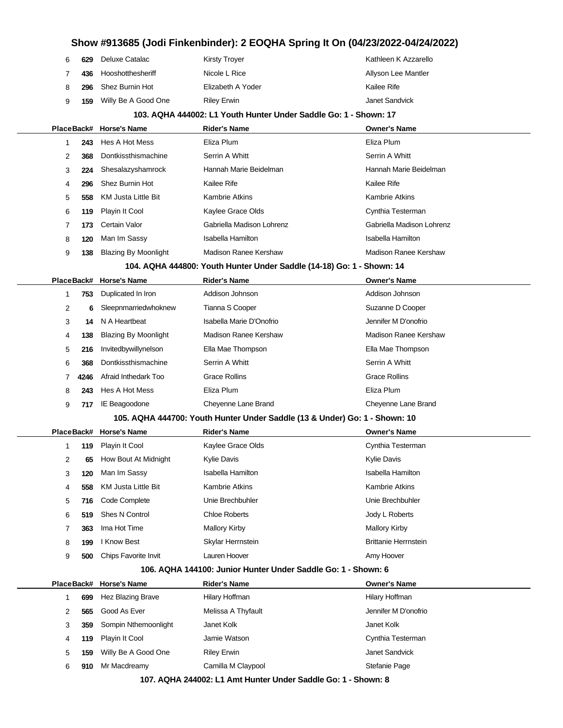| Place | Back# | Horse's Name | Rider's Name | Owner's Name |
|---|---|---|---|---|
| 6 | 629 | Deluxe Catalac | Kirsty Troyer | Kathleen K Azzarello |
| 7 | 436 | Hooshotthesheriff | Nicole L Rice | Allyson Lee Mantler |
| 8 | 296 | Shez Burnin Hot | Elizabeth A Yoder | Kailee Rife |
| 9 | 159 | Willy Be A Good One | Riley Erwin | Janet Sandvick |

### 103. AQHA 444002: L1 Youth Hunter Under Saddle Go: 1 - Shown: 17

| Place | Back# | Horse's Name | Rider's Name | Owner's Name |
|---|---|---|---|---|
| 1 | 243 | Hes A Hot Mess | Eliza Plum | Eliza Plum |
| 2 | 368 | Dontkissthismachine | Serrin A Whitt | Serrin A Whitt |
| 3 | 224 | Shesalazyshamrock | Hannah Marie Beidelman | Hannah Marie Beidelman |
| 4 | 296 | Shez Burnin Hot | Kailee Rife | Kailee Rife |
| 5 | 558 | KM Justa Little Bit | Kambrie Atkins | Kambrie Atkins |
| 6 | 119 | Playin It Cool | Kaylee Grace Olds | Cynthia Testerman |
| 7 | 173 | Certain Valor | Gabriella Madison Lohrenz | Gabriella Madison Lohrenz |
| 8 | 120 | Man Im Sassy | Isabella Hamilton | Isabella Hamilton |
| 9 | 138 | Blazing By Moonlight | Madison Ranee Kershaw | Madison Ranee Kershaw |

### 104. AQHA 444800: Youth Hunter Under Saddle (14-18) Go: 1 - Shown: 14

| Place | Back# | Horse's Name | Rider's Name | Owner's Name |
|---|---|---|---|---|
| 1 | 753 | Duplicated In Iron | Addison Johnson | Addison Johnson |
| 2 | 6 | Sleepnmarriedwhoknew | Tianna S Cooper | Suzanne D Cooper |
| 3 | 14 | N A Heartbeat | Isabella Marie D'Onofrio | Jennifer M D'onofrio |
| 4 | 138 | Blazing By Moonlight | Madison Ranee Kershaw | Madison Ranee Kershaw |
| 5 | 216 | Invitedbywillynelson | Ella Mae Thompson | Ella Mae Thompson |
| 6 | 368 | Dontkissthismachine | Serrin A Whitt | Serrin A Whitt |
| 7 | 4246 | Afraid Inthedark Too | Grace Rollins | Grace Rollins |
| 8 | 243 | Hes A Hot Mess | Eliza Plum | Eliza Plum |
| 9 | 717 | IE Beagoodone | Cheyenne Lane Brand | Cheyenne Lane Brand |

### 105. AQHA 444700: Youth Hunter Under Saddle (13 & Under) Go: 1 - Shown: 10

| Place | Back# | Horse's Name | Rider's Name | Owner's Name |
|---|---|---|---|---|
| 1 | 119 | Playin It Cool | Kaylee Grace Olds | Cynthia Testerman |
| 2 | 65 | How Bout At Midnight | Kylie Davis | Kylie Davis |
| 3 | 120 | Man Im Sassy | Isabella Hamilton | Isabella Hamilton |
| 4 | 558 | KM Justa Little Bit | Kambrie Atkins | Kambrie Atkins |
| 5 | 716 | Code Complete | Unie Brechbuhler | Unie Brechbuhler |
| 6 | 519 | Shes N Control | Chloe Roberts | Jody L Roberts |
| 7 | 363 | Ima Hot Time | Mallory Kirby | Mallory Kirby |
| 8 | 199 | I Know Best | Skylar Herrnstein | Brittanie Herrnstein |
| 9 | 500 | Chips Favorite Invit | Lauren Hoover | Amy Hoover |

### 106. AQHA 144100: Junior Hunter Under Saddle Go: 1 - Shown: 6

| Place | Back# | Horse's Name | Rider's Name | Owner's Name |
|---|---|---|---|---|
| 1 | 699 | Hez Blazing Brave | Hilary Hoffman | Hilary Hoffman |
| 2 | 565 | Good As Ever | Melissa A Thyfault | Jennifer M D'onofrio |
| 3 | 359 | Sompin Nthemoonlight | Janet Kolk | Janet Kolk |
| 4 | 119 | Playin It Cool | Jamie Watson | Cynthia Testerman |
| 5 | 159 | Willy Be A Good One | Riley Erwin | Janet Sandvick |
| 6 | 910 | Mr Macdreamy | Camilla M Claypool | Stefanie Page |

### 107. AQHA 244002: L1 Amt Hunter Under Saddle Go: 1 - Shown: 8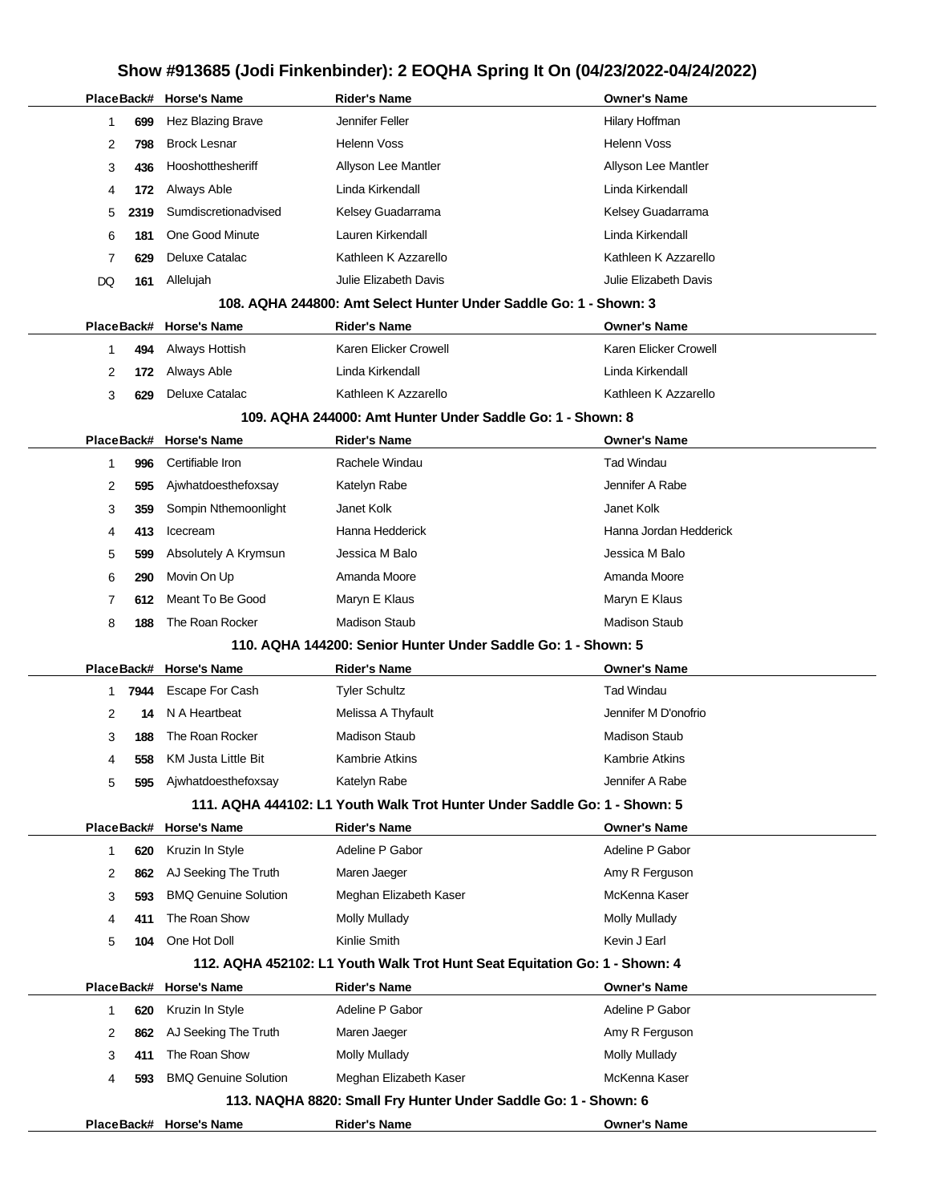# Show #913685 (Jodi Finkenbinder): 2 EOQHA Spring It On (04/23/2022-04/24/2022)

| Place | Back# | Horse's Name | Rider's Name | Owner's Name |
|---|---|---|---|---|
| 1 | 699 | Hez Blazing Brave | Jennifer Feller | Hilary Hoffman |
| 2 | 798 | Brock Lesnar | Helenn Voss | Helenn Voss |
| 3 | 436 | Hooshotthesheriff | Allyson Lee Mantler | Allyson Lee Mantler |
| 4 | 172 | Always Able | Linda Kirkendall | Linda Kirkendall |
| 5 | 2319 | Sumdiscretionadvised | Kelsey Guadarrama | Kelsey Guadarrama |
| 6 | 181 | One Good Minute | Lauren Kirkendall | Linda Kirkendall |
| 7 | 629 | Deluxe Catalac | Kathleen K Azzarello | Kathleen K Azzarello |
| DQ | 161 | Allelujah | Julie Elizabeth Davis | Julie Elizabeth Davis |

### 108. AQHA 244800: Amt Select Hunter Under Saddle Go: 1 - Shown: 3

| Place | Back# | Horse's Name | Rider's Name | Owner's Name |
|---|---|---|---|---|
| 1 | 494 | Always Hottish | Karen Elicker Crowell | Karen Elicker Crowell |
| 2 | 172 | Always Able | Linda Kirkendall | Linda Kirkendall |
| 3 | 629 | Deluxe Catalac | Kathleen K Azzarello | Kathleen K Azzarello |

### 109. AQHA 244000: Amt Hunter Under Saddle Go: 1 - Shown: 8

| Place | Back# | Horse's Name | Rider's Name | Owner's Name |
|---|---|---|---|---|
| 1 | 996 | Certifiable Iron | Rachele Windau | Tad Windau |
| 2 | 595 | Ajwhatdoesthefoxsay | Katelyn Rabe | Jennifer A Rabe |
| 3 | 359 | Sompin Nthemoonlight | Janet Kolk | Janet Kolk |
| 4 | 413 | Icecream | Hanna Hedderick | Hanna Jordan Hedderick |
| 5 | 599 | Absolutely A Krymsun | Jessica M Balo | Jessica M Balo |
| 6 | 290 | Movin On Up | Amanda Moore | Amanda Moore |
| 7 | 612 | Meant To Be Good | Maryn E Klaus | Maryn E Klaus |
| 8 | 188 | The Roan Rocker | Madison Staub | Madison Staub |

### 110. AQHA 144200: Senior Hunter Under Saddle Go: 1 - Shown: 5

| Place | Back# | Horse's Name | Rider's Name | Owner's Name |
|---|---|---|---|---|
| 1 | 7944 | Escape For Cash | Tyler Schultz | Tad Windau |
| 2 | 14 | N A Heartbeat | Melissa A Thyfault | Jennifer M D'onofrio |
| 3 | 188 | The Roan Rocker | Madison Staub | Madison Staub |
| 4 | 558 | KM Justa Little Bit | Kambrie Atkins | Kambrie Atkins |
| 5 | 595 | Ajwhatdoesthefoxsay | Katelyn Rabe | Jennifer A Rabe |

### 111. AQHA 444102: L1 Youth Walk Trot Hunter Under Saddle Go: 1 - Shown: 5

| Place | Back# | Horse's Name | Rider's Name | Owner's Name |
|---|---|---|---|---|
| 1 | 620 | Kruzin In Style | Adeline P Gabor | Adeline P Gabor |
| 2 | 862 | AJ Seeking The Truth | Maren Jaeger | Amy R Ferguson |
| 3 | 593 | BMQ Genuine Solution | Meghan Elizabeth Kaser | McKenna Kaser |
| 4 | 411 | The Roan Show | Molly Mullady | Molly Mullady |
| 5 | 104 | One Hot Doll | Kinlie Smith | Kevin J Earl |

### 112. AQHA 452102: L1 Youth Walk Trot Hunt Seat Equitation Go: 1 - Shown: 4

| Place | Back# | Horse's Name | Rider's Name | Owner's Name |
|---|---|---|---|---|
| 1 | 620 | Kruzin In Style | Adeline P Gabor | Adeline P Gabor |
| 2 | 862 | AJ Seeking The Truth | Maren Jaeger | Amy R Ferguson |
| 3 | 411 | The Roan Show | Molly Mullady | Molly Mullady |
| 4 | 593 | BMQ Genuine Solution | Meghan Elizabeth Kaser | McKenna Kaser |

### 113. NAQHA 8820: Small Fry Hunter Under Saddle Go: 1 - Shown: 6

| Place | Back# | Horse's Name | Rider's Name | Owner's Name |
|---|---|---|---|---|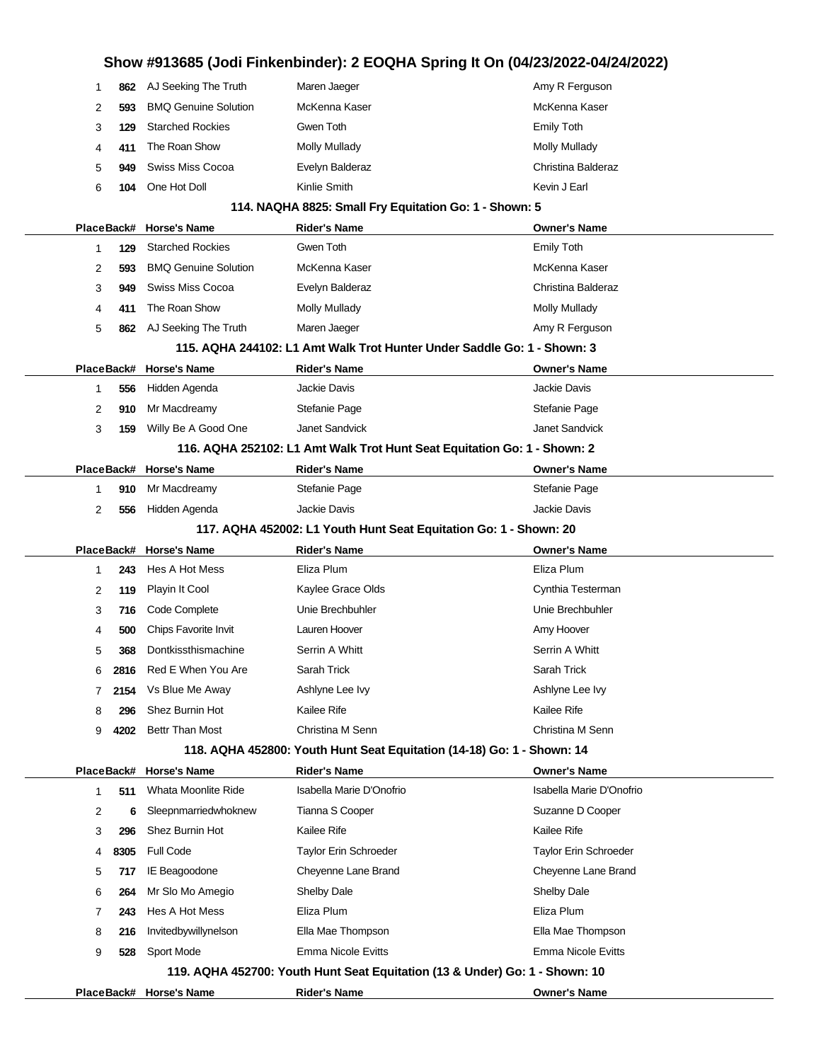| Place | Back# | Horse's Name | Rider's Name | Owner's Name |
|---|---|---|---|---|
| 1 | 862 | AJ Seeking The Truth | Maren Jaeger | Amy R Ferguson |
| 2 | 593 | BMQ Genuine Solution | McKenna Kaser | McKenna Kaser |
| 3 | 129 | Starched Rockies | Gwen Toth | Emily Toth |
| 4 | 411 | The Roan Show | Molly Mullady | Molly Mullady |
| 5 | 949 | Swiss Miss Cocoa | Evelyn Balderaz | Christina Balderaz |
| 6 | 104 | One Hot Doll | Kinlie Smith | Kevin J Earl |

### 114. NAQHA 8825: Small Fry Equitation Go: 1 - Shown: 5

| Place | Back# | Horse's Name | Rider's Name | Owner's Name |
|---|---|---|---|---|
| 1 | 129 | Starched Rockies | Gwen Toth | Emily Toth |
| 2 | 593 | BMQ Genuine Solution | McKenna Kaser | McKenna Kaser |
| 3 | 949 | Swiss Miss Cocoa | Evelyn Balderaz | Christina Balderaz |
| 4 | 411 | The Roan Show | Molly Mullady | Molly Mullady |
| 5 | 862 | AJ Seeking The Truth | Maren Jaeger | Amy R Ferguson |

### 115. AQHA 244102: L1 Amt Walk Trot Hunter Under Saddle Go: 1 - Shown: 3

| Place | Back# | Horse's Name | Rider's Name | Owner's Name |
|---|---|---|---|---|
| 1 | 556 | Hidden Agenda | Jackie Davis | Jackie Davis |
| 2 | 910 | Mr Macdreamy | Stefanie Page | Stefanie Page |
| 3 | 159 | Willy Be A Good One | Janet Sandvick | Janet Sandvick |

### 116. AQHA 252102: L1 Amt Walk Trot Hunt Seat Equitation Go: 1 - Shown: 2

| Place | Back# | Horse's Name | Rider's Name | Owner's Name |
|---|---|---|---|---|
| 1 | 910 | Mr Macdreamy | Stefanie Page | Stefanie Page |
| 2 | 556 | Hidden Agenda | Jackie Davis | Jackie Davis |

### 117. AQHA 452002: L1 Youth Hunt Seat Equitation Go: 1 - Shown: 20

| Place | Back# | Horse's Name | Rider's Name | Owner's Name |
|---|---|---|---|---|
| 1 | 243 | Hes A Hot Mess | Eliza Plum | Eliza Plum |
| 2 | 119 | Playin It Cool | Kaylee Grace Olds | Cynthia Testerman |
| 3 | 716 | Code Complete | Unie Brechbuhler | Unie Brechbuhler |
| 4 | 500 | Chips Favorite Invit | Lauren Hoover | Amy Hoover |
| 5 | 368 | Dontkissthismachine | Serrin A Whitt | Serrin A Whitt |
| 6 | 2816 | Red E When You Are | Sarah Trick | Sarah Trick |
| 7 | 2154 | Vs Blue Me Away | Ashlyne Lee Ivy | Ashlyne Lee Ivy |
| 8 | 296 | Shez Burnin Hot | Kailee Rife | Kailee Rife |
| 9 | 4202 | Bettr Than Most | Christina M Senn | Christina M Senn |

### 118. AQHA 452800: Youth Hunt Seat Equitation (14-18) Go: 1 - Shown: 14

| Place | Back# | Horse's Name | Rider's Name | Owner's Name |
|---|---|---|---|---|
| 1 | 511 | Whata Moonlite Ride | Isabella Marie D'Onofrio | Isabella Marie D'Onofrio |
| 2 | 6 | Sleepnmarriedwhoknew | Tianna S Cooper | Suzanne D Cooper |
| 3 | 296 | Shez Burnin Hot | Kailee Rife | Kailee Rife |
| 4 | 8305 | Full Code | Taylor Erin Schroeder | Taylor Erin Schroeder |
| 5 | 717 | IE Beagoodone | Cheyenne Lane Brand | Cheyenne Lane Brand |
| 6 | 264 | Mr Slo Mo Amegio | Shelby Dale | Shelby Dale |
| 7 | 243 | Hes A Hot Mess | Eliza Plum | Eliza Plum |
| 8 | 216 | Invitedbywillynelson | Ella Mae Thompson | Ella Mae Thompson |
| 9 | 528 | Sport Mode | Emma Nicole Evitts | Emma Nicole Evitts |

### 119. AQHA 452700: Youth Hunt Seat Equitation (13 & Under) Go: 1 - Shown: 10

| Place | Back# | Horse's Name | Rider's Name | Owner's Name |
|---|---|---|---|---|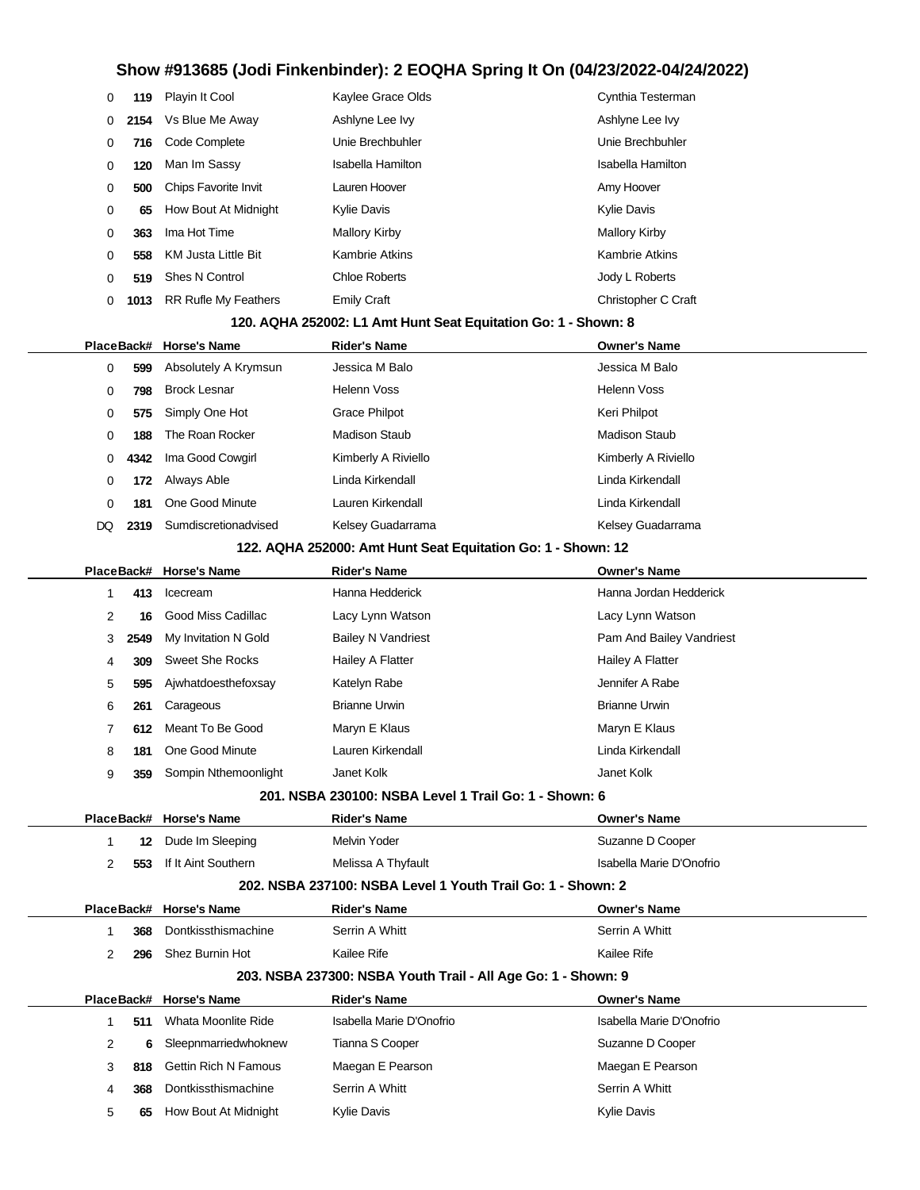## Show #913685 (Jodi Finkenbinder): 2 EOQHA Spring It On (04/23/2022-04/24/2022)

| Place | Back# | Horse's Name | Rider's Name | Owner's Name |
|---|---|---|---|---|
| 0 | 119 | Playin It Cool | Kaylee Grace Olds | Cynthia Testerman |
| 0 | 2154 | Vs Blue Me Away | Ashlyne Lee Ivy | Ashlyne Lee Ivy |
| 0 | 716 | Code Complete | Unie Brechbuhler | Unie Brechbuhler |
| 0 | 120 | Man Im Sassy | Isabella Hamilton | Isabella Hamilton |
| 0 | 500 | Chips Favorite Invit | Lauren Hoover | Amy Hoover |
| 0 | 65 | How Bout At Midnight | Kylie Davis | Kylie Davis |
| 0 | 363 | Ima Hot Time | Mallory Kirby | Mallory Kirby |
| 0 | 558 | KM Justa Little Bit | Kambrie Atkins | Kambrie Atkins |
| 0 | 519 | Shes N Control | Chloe Roberts | Jody L Roberts |
| 0 | 1013 | RR Rufle My Feathers | Emily Craft | Christopher C Craft |

### 120. AQHA 252002: L1 Amt Hunt Seat Equitation Go: 1 - Shown: 8

| Place | Back# | Horse's Name | Rider's Name | Owner's Name |
|---|---|---|---|---|
| 0 | 599 | Absolutely A Krymsun | Jessica M Balo | Jessica M Balo |
| 0 | 798 | Brock Lesnar | Helenn Voss | Helenn Voss |
| 0 | 575 | Simply One Hot | Grace Philpot | Keri Philpot |
| 0 | 188 | The Roan Rocker | Madison Staub | Madison Staub |
| 0 | 4342 | Ima Good Cowgirl | Kimberly A Riviello | Kimberly A Riviello |
| 0 | 172 | Always Able | Linda Kirkendall | Linda Kirkendall |
| 0 | 181 | One Good Minute | Lauren Kirkendall | Linda Kirkendall |
| DQ | 2319 | Sumdiscretionadvised | Kelsey Guadarrama | Kelsey Guadarrama |

### 122. AQHA 252000: Amt Hunt Seat Equitation Go: 1 - Shown: 12

| Place | Back# | Horse's Name | Rider's Name | Owner's Name |
|---|---|---|---|---|
| 1 | 413 | Icecream | Hanna Hedderick | Hanna Jordan Hedderick |
| 2 | 16 | Good Miss Cadillac | Lacy Lynn Watson | Lacy Lynn Watson |
| 3 | 2549 | My Invitation N Gold | Bailey N Vandriest | Pam And Bailey Vandriest |
| 4 | 309 | Sweet She Rocks | Hailey A Flatter | Hailey A Flatter |
| 5 | 595 | Ajwhatdoesthefoxsay | Katelyn Rabe | Jennifer A Rabe |
| 6 | 261 | Carageous | Brianne Urwin | Brianne Urwin |
| 7 | 612 | Meant To Be Good | Maryn E Klaus | Maryn E Klaus |
| 8 | 181 | One Good Minute | Lauren Kirkendall | Linda Kirkendall |
| 9 | 359 | Sompin Nthemoonlight | Janet Kolk | Janet Kolk |

### 201. NSBA 230100: NSBA Level 1 Trail Go: 1 - Shown: 6

| Place | Back# | Horse's Name | Rider's Name | Owner's Name |
|---|---|---|---|---|
| 1 | 12 | Dude Im Sleeping | Melvin Yoder | Suzanne D Cooper |
| 2 | 553 | If It Aint Southern | Melissa A Thyfault | Isabella Marie D'Onofrio |

### 202. NSBA 237100: NSBA Level 1 Youth Trail Go: 1 - Shown: 2

| Place | Back# | Horse's Name | Rider's Name | Owner's Name |
|---|---|---|---|---|
| 1 | 368 | Dontkissthismachine | Serrin A Whitt | Serrin A Whitt |
| 2 | 296 | Shez Burnin Hot | Kailee Rife | Kailee Rife |

### 203. NSBA 237300: NSBA Youth Trail - All Age Go: 1 - Shown: 9

| Place | Back# | Horse's Name | Rider's Name | Owner's Name |
|---|---|---|---|---|
| 1 | 511 | Whata Moonlite Ride | Isabella Marie D'Onofrio | Isabella Marie D'Onofrio |
| 2 | 6 | Sleepnmarriedwhoknew | Tianna S Cooper | Suzanne D Cooper |
| 3 | 818 | Gettin Rich N Famous | Maegan E Pearson | Maegan E Pearson |
| 4 | 368 | Dontkissthismachine | Serrin A Whitt | Serrin A Whitt |
| 5 | 65 | How Bout At Midnight | Kylie Davis | Kylie Davis |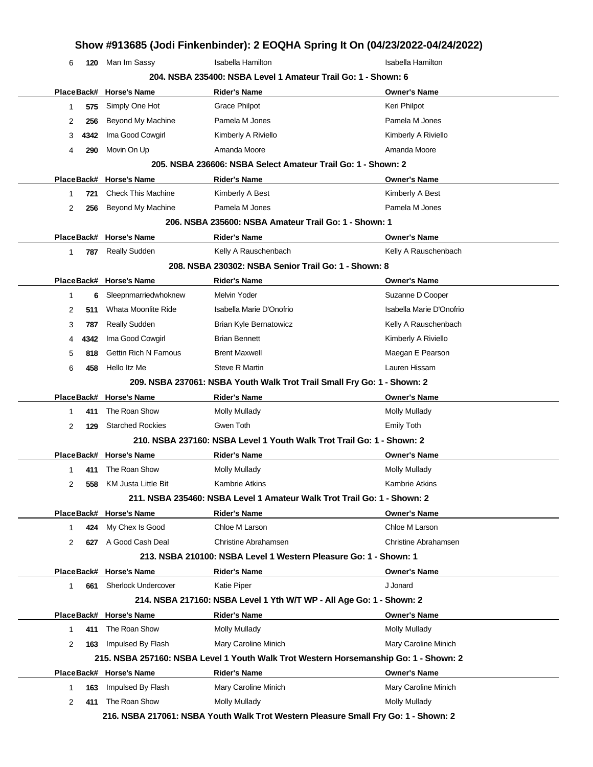| Place | Back# | Horse's Name | Rider's Name | Owner's Name |
|---|---|---|---|---|
| 6 | 120 | Man Im Sassy | Isabella Hamilton | Isabella Hamilton |

### 204. NSBA 235400: NSBA Level 1 Amateur Trail Go: 1 - Shown: 6

| Place | Back# | Horse's Name | Rider's Name | Owner's Name |
|---|---|---|---|---|
| 1 | 575 | Simply One Hot | Grace Philpot | Keri Philpot |
| 2 | 256 | Beyond My Machine | Pamela M Jones | Pamela M Jones |
| 3 | 4342 | Ima Good Cowgirl | Kimberly A Riviello | Kimberly A Riviello |
| 4 | 290 | Movin On Up | Amanda Moore | Amanda Moore |

### 205. NSBA 236606: NSBA Select Amateur Trail Go: 1 - Shown: 2

| Place | Back# | Horse's Name | Rider's Name | Owner's Name |
|---|---|---|---|---|
| 1 | 721 | Check This Machine | Kimberly A Best | Kimberly A Best |
| 2 | 256 | Beyond My Machine | Pamela M Jones | Pamela M Jones |

### 206. NSBA 235600: NSBA Amateur Trail Go: 1 - Shown: 1

| Place | Back# | Horse's Name | Rider's Name | Owner's Name |
|---|---|---|---|---|
| 1 | 787 | Really Sudden | Kelly A Rauschenbach | Kelly A Rauschenbach |

### 208. NSBA 230302: NSBA Senior Trail Go: 1 - Shown: 8

| Place | Back# | Horse's Name | Rider's Name | Owner's Name |
|---|---|---|---|---|
| 1 | 6 | Sleepnmarriedwhoknew | Melvin Yoder | Suzanne D Cooper |
| 2 | 511 | Whata Moonlite Ride | Isabella Marie D'Onofrio | Isabella Marie D'Onofrio |
| 3 | 787 | Really Sudden | Brian Kyle Bernatowicz | Kelly A Rauschenbach |
| 4 | 4342 | Ima Good Cowgirl | Brian Bennett | Kimberly A Riviello |
| 5 | 818 | Gettin Rich N Famous | Brent Maxwell | Maegan E Pearson |
| 6 | 458 | Hello Itz Me | Steve R Martin | Lauren Hissam |

### 209. NSBA 237061: NSBA Youth Walk Trot Trail Small Fry Go: 1 - Shown: 2

| Place | Back# | Horse's Name | Rider's Name | Owner's Name |
|---|---|---|---|---|
| 1 | 411 | The Roan Show | Molly Mullady | Molly Mullady |
| 2 | 129 | Starched Rockies | Gwen Toth | Emily Toth |

### 210. NSBA 237160: NSBA Level 1 Youth Walk Trot Trail Go: 1 - Shown: 2

| Place | Back# | Horse's Name | Rider's Name | Owner's Name |
|---|---|---|---|---|
| 1 | 411 | The Roan Show | Molly Mullady | Molly Mullady |
| 2 | 558 | KM Justa Little Bit | Kambrie Atkins | Kambrie Atkins |

### 211. NSBA 235460: NSBA Level 1 Amateur Walk Trot Trail Go: 1 - Shown: 2

| Place | Back# | Horse's Name | Rider's Name | Owner's Name |
|---|---|---|---|---|
| 1 | 424 | My Chex Is Good | Chloe M Larson | Chloe M Larson |
| 2 | 627 | A Good Cash Deal | Christine Abrahamsen | Christine Abrahamsen |

### 213. NSBA 210100: NSBA Level 1 Western Pleasure Go: 1 - Shown: 1

| Place | Back# | Horse's Name | Rider's Name | Owner's Name |
|---|---|---|---|---|
| 1 | 661 | Sherlock Undercover | Katie Piper | J Jonard |

### 214. NSBA 217160: NSBA Level 1 Yth W/T WP - All Age Go: 1 - Shown: 2

| Place | Back# | Horse's Name | Rider's Name | Owner's Name |
|---|---|---|---|---|
| 1 | 411 | The Roan Show | Molly Mullady | Molly Mullady |
| 2 | 163 | Impulsed By Flash | Mary Caroline Minich | Mary Caroline Minich |

### 215. NSBA 257160: NSBA Level 1 Youth Walk Trot Western Horsemanship Go: 1 - Shown: 2

| Place | Back# | Horse's Name | Rider's Name | Owner's Name |
|---|---|---|---|---|
| 1 | 163 | Impulsed By Flash | Mary Caroline Minich | Mary Caroline Minich |
| 2 | 411 | The Roan Show | Molly Mullady | Molly Mullady |

### 216. NSBA 217061: NSBA Youth Walk Trot Western Pleasure Small Fry Go: 1 - Shown: 2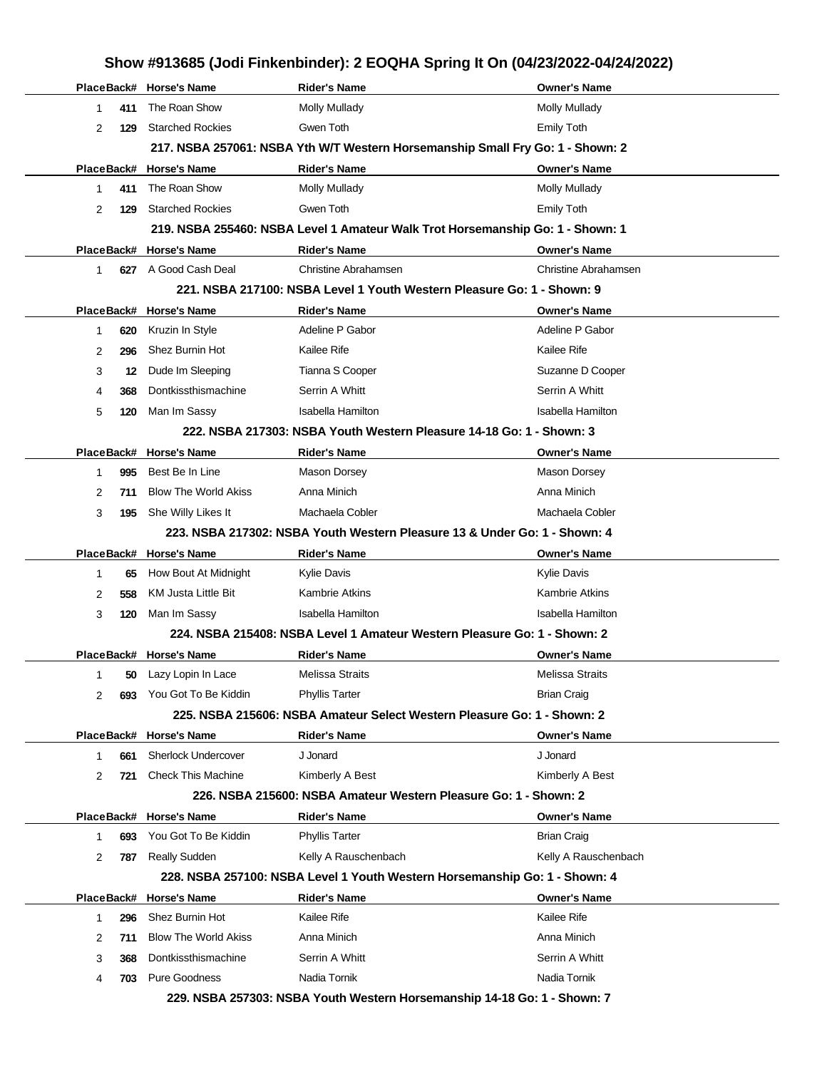# Show #913685 (Jodi Finkenbinder): 2 EOQHA Spring It On (04/23/2022-04/24/2022)

| Place | Back# | Horse's Name | Rider's Name | Owner's Name |
|---|---|---|---|---|
| 1 | 411 | The Roan Show | Molly Mullady | Molly Mullady |
| 2 | 129 | Starched Rockies | Gwen Toth | Emily Toth |

### 217. NSBA 257061: NSBA Yth W/T Western Horsemanship Small Fry Go: 1 - Shown: 2

| Place | Back# | Horse's Name | Rider's Name | Owner's Name |
|---|---|---|---|---|
| 1 | 411 | The Roan Show | Molly Mullady | Molly Mullady |
| 2 | 129 | Starched Rockies | Gwen Toth | Emily Toth |

### 219. NSBA 255460: NSBA Level 1 Amateur Walk Trot Horsemanship Go: 1 - Shown: 1

| Place | Back# | Horse's Name | Rider's Name | Owner's Name |
|---|---|---|---|---|
| 1 | 627 | A Good Cash Deal | Christine Abrahamsen | Christine Abrahamsen |

### 221. NSBA 217100: NSBA Level 1 Youth Western Pleasure Go: 1 - Shown: 9

| Place | Back# | Horse's Name | Rider's Name | Owner's Name |
|---|---|---|---|---|
| 1 | 620 | Kruzin In Style | Adeline P Gabor | Adeline P Gabor |
| 2 | 296 | Shez Burnin Hot | Kailee Rife | Kailee Rife |
| 3 | 12 | Dude Im Sleeping | Tianna S Cooper | Suzanne D Cooper |
| 4 | 368 | Dontkissthismachine | Serrin A Whitt | Serrin A Whitt |
| 5 | 120 | Man Im Sassy | Isabella Hamilton | Isabella Hamilton |

### 222. NSBA 217303: NSBA Youth Western Pleasure 14-18 Go: 1 - Shown: 3

| Place | Back# | Horse's Name | Rider's Name | Owner's Name |
|---|---|---|---|---|
| 1 | 995 | Best Be In Line | Mason Dorsey | Mason Dorsey |
| 2 | 711 | Blow The World Akiss | Anna Minich | Anna Minich |
| 3 | 195 | She Willy Likes It | Machaela Cobler | Machaela Cobler |

### 223. NSBA 217302: NSBA Youth Western Pleasure 13 & Under Go: 1 - Shown: 4

| Place | Back# | Horse's Name | Rider's Name | Owner's Name |
|---|---|---|---|---|
| 1 | 65 | How Bout At Midnight | Kylie Davis | Kylie Davis |
| 2 | 558 | KM Justa Little Bit | Kambrie Atkins | Kambrie Atkins |
| 3 | 120 | Man Im Sassy | Isabella Hamilton | Isabella Hamilton |

### 224. NSBA 215408: NSBA Level 1 Amateur Western Pleasure Go: 1 - Shown: 2

| Place | Back# | Horse's Name | Rider's Name | Owner's Name |
|---|---|---|---|---|
| 1 | 50 | Lazy Lopin In Lace | Melissa Straits | Melissa Straits |
| 2 | 693 | You Got To Be Kiddin | Phyllis Tarter | Brian Craig |

### 225. NSBA 215606: NSBA Amateur Select Western Pleasure Go: 1 - Shown: 2

| Place | Back# | Horse's Name | Rider's Name | Owner's Name |
|---|---|---|---|---|
| 1 | 661 | Sherlock Undercover | J Jonard | J Jonard |
| 2 | 721 | Check This Machine | Kimberly A Best | Kimberly A Best |

### 226. NSBA 215600: NSBA Amateur Western Pleasure Go: 1 - Shown: 2

| Place | Back# | Horse's Name | Rider's Name | Owner's Name |
|---|---|---|---|---|
| 1 | 693 | You Got To Be Kiddin | Phyllis Tarter | Brian Craig |
| 2 | 787 | Really Sudden | Kelly A Rauschenbach | Kelly A Rauschenbach |

### 228. NSBA 257100: NSBA Level 1 Youth Western Horsemanship Go: 1 - Shown: 4

| Place | Back# | Horse's Name | Rider's Name | Owner's Name |
|---|---|---|---|---|
| 1 | 296 | Shez Burnin Hot | Kailee Rife | Kailee Rife |
| 2 | 711 | Blow The World Akiss | Anna Minich | Anna Minich |
| 3 | 368 | Dontkissthismachine | Serrin A Whitt | Serrin A Whitt |
| 4 | 703 | Pure Goodness | Nadia Tornik | Nadia Tornik |

### 229. NSBA 257303: NSBA Youth Western Horsemanship 14-18 Go: 1 - Shown: 7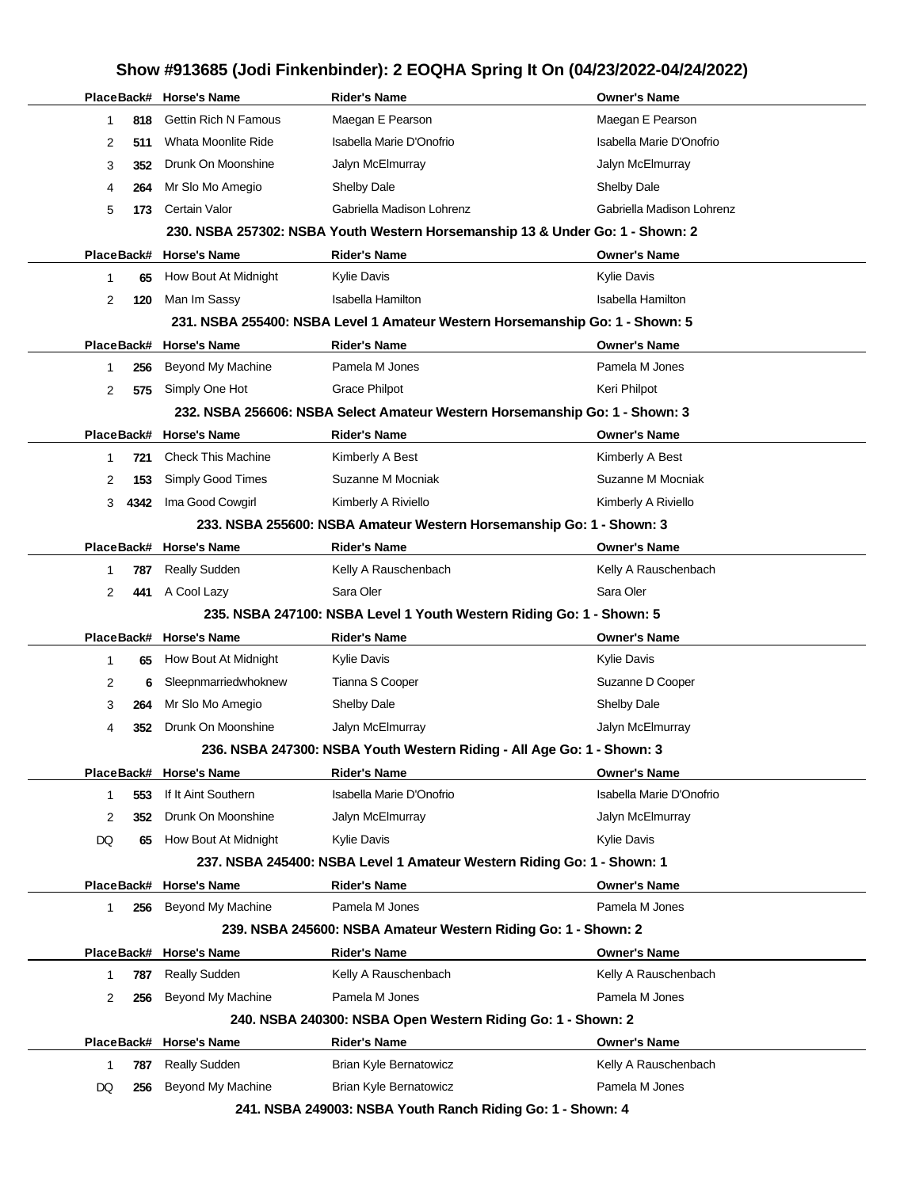# Show #913685 (Jodi Finkenbinder): 2 EOQHA Spring It On (04/23/2022-04/24/2022)

| Place | Back# | Horse's Name | Rider's Name | Owner's Name |
|---|---|---|---|---|
| 1 | 818 | Gettin Rich N Famous | Maegan E Pearson | Maegan E Pearson |
| 2 | 511 | Whata Moonlite Ride | Isabella Marie D'Onofrio | Isabella Marie D'Onofrio |
| 3 | 352 | Drunk On Moonshine | Jalyn McElmurray | Jalyn McElmurray |
| 4 | 264 | Mr Slo Mo Amegio | Shelby Dale | Shelby Dale |
| 5 | 173 | Certain Valor | Gabriella Madison Lohrenz | Gabriella Madison Lohrenz |

### 230. NSBA 257302: NSBA Youth Western Horsemanship 13 & Under Go: 1 - Shown: 2

| Place | Back# | Horse's Name | Rider's Name | Owner's Name |
|---|---|---|---|---|
| 1 | 65 | How Bout At Midnight | Kylie Davis | Kylie Davis |
| 2 | 120 | Man Im Sassy | Isabella Hamilton | Isabella Hamilton |

### 231. NSBA 255400: NSBA Level 1 Amateur Western Horsemanship Go: 1 - Shown: 5

| Place | Back# | Horse's Name | Rider's Name | Owner's Name |
|---|---|---|---|---|
| 1 | 256 | Beyond My Machine | Pamela M Jones | Pamela M Jones |
| 2 | 575 | Simply One Hot | Grace Philpot | Keri Philpot |

### 232. NSBA 256606: NSBA Select Amateur Western Horsemanship Go: 1 - Shown: 3

| Place | Back# | Horse's Name | Rider's Name | Owner's Name |
|---|---|---|---|---|
| 1 | 721 | Check This Machine | Kimberly A Best | Kimberly A Best |
| 2 | 153 | Simply Good Times | Suzanne M Mocniak | Suzanne M Mocniak |
| 3 | 4342 | Ima Good Cowgirl | Kimberly A Riviello | Kimberly A Riviello |

### 233. NSBA 255600: NSBA Amateur Western Horsemanship Go: 1 - Shown: 3

| Place | Back# | Horse's Name | Rider's Name | Owner's Name |
|---|---|---|---|---|
| 1 | 787 | Really Sudden | Kelly A Rauschenbach | Kelly A Rauschenbach |
| 2 | 441 | A Cool Lazy | Sara Oler | Sara Oler |

### 235. NSBA 247100: NSBA Level 1 Youth Western Riding Go: 1 - Shown: 5

| Place | Back# | Horse's Name | Rider's Name | Owner's Name |
|---|---|---|---|---|
| 1 | 65 | How Bout At Midnight | Kylie Davis | Kylie Davis |
| 2 | 6 | Sleepnmarriedwhoknew | Tianna S Cooper | Suzanne D Cooper |
| 3 | 264 | Mr Slo Mo Amegio | Shelby Dale | Shelby Dale |
| 4 | 352 | Drunk On Moonshine | Jalyn McElmurray | Jalyn McElmurray |

### 236. NSBA 247300: NSBA Youth Western Riding - All Age Go: 1 - Shown: 3

| Place | Back# | Horse's Name | Rider's Name | Owner's Name |
|---|---|---|---|---|
| 1 | 553 | If It Aint Southern | Isabella Marie D'Onofrio | Isabella Marie D'Onofrio |
| 2 | 352 | Drunk On Moonshine | Jalyn McElmurray | Jalyn McElmurray |
| DQ | 65 | How Bout At Midnight | Kylie Davis | Kylie Davis |

### 237. NSBA 245400: NSBA Level 1 Amateur Western Riding Go: 1 - Shown: 1

| Place | Back# | Horse's Name | Rider's Name | Owner's Name |
|---|---|---|---|---|
| 1 | 256 | Beyond My Machine | Pamela M Jones | Pamela M Jones |

### 239. NSBA 245600: NSBA Amateur Western Riding Go: 1 - Shown: 2

| Place | Back# | Horse's Name | Rider's Name | Owner's Name |
|---|---|---|---|---|
| 1 | 787 | Really Sudden | Kelly A Rauschenbach | Kelly A Rauschenbach |
| 2 | 256 | Beyond My Machine | Pamela M Jones | Pamela M Jones |

### 240. NSBA 240300: NSBA Open Western Riding Go: 1 - Shown: 2

| Place | Back# | Horse's Name | Rider's Name | Owner's Name |
|---|---|---|---|---|
| 1 | 787 | Really Sudden | Brian Kyle Bernatowicz | Kelly A Rauschenbach |
| DQ | 256 | Beyond My Machine | Brian Kyle Bernatowicz | Pamela M Jones |

### 241. NSBA 249003: NSBA Youth Ranch Riding Go: 1 - Shown: 4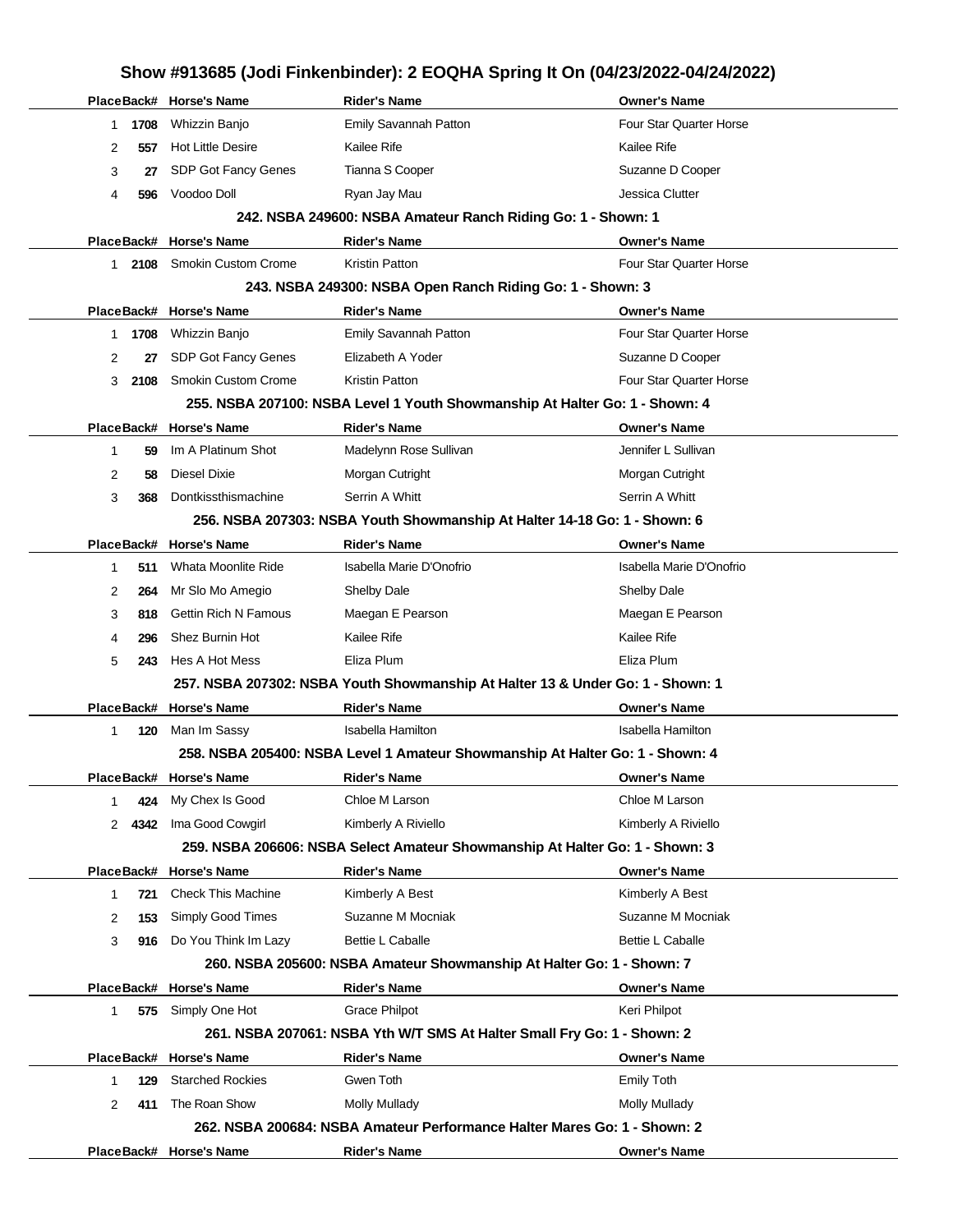## Show #913685 (Jodi Finkenbinder): 2 EOQHA Spring It On (04/23/2022-04/24/2022)

| Place | Back# | Horse's Name | Rider's Name | Owner's Name |
|---|---|---|---|---|
| 1 | 1708 | Whizzin Banjo | Emily Savannah Patton | Four Star Quarter Horse |
| 2 | 557 | Hot Little Desire | Kailee Rife | Kailee Rife |
| 3 | 27 | SDP Got Fancy Genes | Tianna S Cooper | Suzanne D Cooper |
| 4 | 596 | Voodoo Doll | Ryan Jay Mau | Jessica Clutter |

### 242. NSBA 249600: NSBA Amateur Ranch Riding Go: 1 - Shown: 1

| Place | Back# | Horse's Name | Rider's Name | Owner's Name |
|---|---|---|---|---|
| 1 | 2108 | Smokin Custom Crome | Kristin Patton | Four Star Quarter Horse |

### 243. NSBA 249300: NSBA Open Ranch Riding Go: 1 - Shown: 3

| Place | Back# | Horse's Name | Rider's Name | Owner's Name |
|---|---|---|---|---|
| 1 | 1708 | Whizzin Banjo | Emily Savannah Patton | Four Star Quarter Horse |
| 2 | 27 | SDP Got Fancy Genes | Elizabeth A Yoder | Suzanne D Cooper |
| 3 | 2108 | Smokin Custom Crome | Kristin Patton | Four Star Quarter Horse |

### 255. NSBA 207100: NSBA Level 1 Youth Showmanship At Halter Go: 1 - Shown: 4

| Place | Back# | Horse's Name | Rider's Name | Owner's Name |
|---|---|---|---|---|
| 1 | 59 | Im A Platinum Shot | Madelynn Rose Sullivan | Jennifer L Sullivan |
| 2 | 58 | Diesel Dixie | Morgan Cutright | Morgan Cutright |
| 3 | 368 | Dontkissthismachine | Serrin A Whitt | Serrin A Whitt |

### 256. NSBA 207303: NSBA Youth Showmanship At Halter 14-18 Go: 1 - Shown: 6

| Place | Back# | Horse's Name | Rider's Name | Owner's Name |
|---|---|---|---|---|
| 1 | 511 | Whata Moonlite Ride | Isabella Marie D'Onofrio | Isabella Marie D'Onofrio |
| 2 | 264 | Mr Slo Mo Amegio | Shelby Dale | Shelby Dale |
| 3 | 818 | Gettin Rich N Famous | Maegan E Pearson | Maegan E Pearson |
| 4 | 296 | Shez Burnin Hot | Kailee Rife | Kailee Rife |
| 5 | 243 | Hes A Hot Mess | Eliza Plum | Eliza Plum |

### 257. NSBA 207302: NSBA Youth Showmanship At Halter 13 & Under Go: 1 - Shown: 1

| Place | Back# | Horse's Name | Rider's Name | Owner's Name |
|---|---|---|---|---|
| 1 | 120 | Man Im Sassy | Isabella Hamilton | Isabella Hamilton |

### 258. NSBA 205400: NSBA Level 1 Amateur Showmanship At Halter Go: 1 - Shown: 4

| Place | Back# | Horse's Name | Rider's Name | Owner's Name |
|---|---|---|---|---|
| 1 | 424 | My Chex Is Good | Chloe M Larson | Chloe M Larson |
| 2 | 4342 | Ima Good Cowgirl | Kimberly A Riviello | Kimberly A Riviello |

### 259. NSBA 206606: NSBA Select Amateur Showmanship At Halter Go: 1 - Shown: 3

| Place | Back# | Horse's Name | Rider's Name | Owner's Name |
|---|---|---|---|---|
| 1 | 721 | Check This Machine | Kimberly A Best | Kimberly A Best |
| 2 | 153 | Simply Good Times | Suzanne M Mocniak | Suzanne M Mocniak |
| 3 | 916 | Do You Think Im Lazy | Bettie L Caballe | Bettie L Caballe |

### 260. NSBA 205600: NSBA Amateur Showmanship At Halter Go: 1 - Shown: 7

| Place | Back# | Horse's Name | Rider's Name | Owner's Name |
|---|---|---|---|---|
| 1 | 575 | Simply One Hot | Grace Philpot | Keri Philpot |

### 261. NSBA 207061: NSBA Yth W/T SMS At Halter Small Fry Go: 1 - Shown: 2

| Place | Back# | Horse's Name | Rider's Name | Owner's Name |
|---|---|---|---|---|
| 1 | 129 | Starched Rockies | Gwen Toth | Emily Toth |
| 2 | 411 | The Roan Show | Molly Mullady | Molly Mullady |

### 262. NSBA 200684: NSBA Amateur Performance Halter Mares Go: 1 - Shown: 2

| Place | Back# | Horse's Name | Rider's Name | Owner's Name |
|---|---|---|---|---|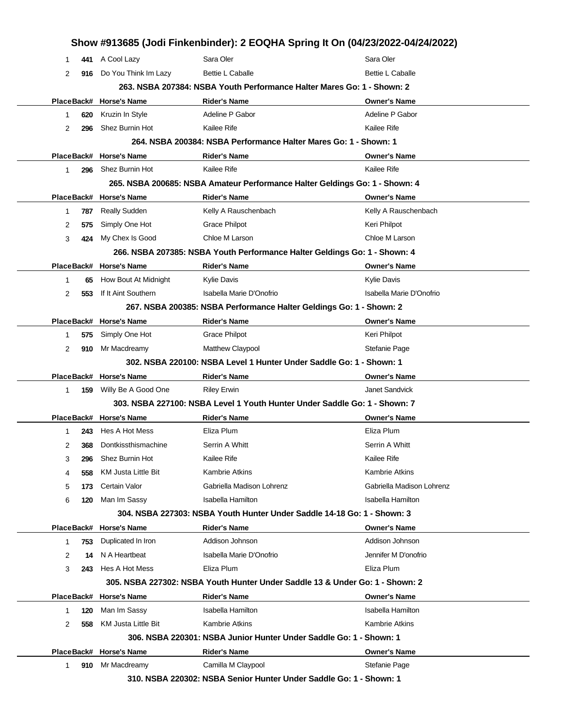## Show #913685 (Jodi Finkenbinder): 2 EOQHA Spring It On (04/23/2022-04/24/2022)

| Place | Back# | Horse's Name | Rider's Name | Owner's Name |
|---|---|---|---|---|
| 1 | 441 | A Cool Lazy | Sara Oler | Sara Oler |
| 2 | 916 | Do You Think Im Lazy | Bettie L Caballe | Bettie L Caballe |

### 263. NSBA 207384: NSBA Youth Performance Halter Mares Go: 1 - Shown: 2

| Place | Back# | Horse's Name | Rider's Name | Owner's Name |
|---|---|---|---|---|
| 1 | 620 | Kruzin In Style | Adeline P Gabor | Adeline P Gabor |
| 2 | 296 | Shez Burnin Hot | Kailee Rife | Kailee Rife |

### 264. NSBA 200384: NSBA Performance Halter Mares Go: 1 - Shown: 1

| Place | Back# | Horse's Name | Rider's Name | Owner's Name |
|---|---|---|---|---|
| 1 | 296 | Shez Burnin Hot | Kailee Rife | Kailee Rife |

### 265. NSBA 200685: NSBA Amateur Performance Halter Geldings Go: 1 - Shown: 4

| Place | Back# | Horse's Name | Rider's Name | Owner's Name |
|---|---|---|---|---|
| 1 | 787 | Really Sudden | Kelly A Rauschenbach | Kelly A Rauschenbach |
| 2 | 575 | Simply One Hot | Grace Philpot | Keri Philpot |
| 3 | 424 | My Chex Is Good | Chloe M Larson | Chloe M Larson |

### 266. NSBA 207385: NSBA Youth Performance Halter Geldings Go: 1 - Shown: 4

| Place | Back# | Horse's Name | Rider's Name | Owner's Name |
|---|---|---|---|---|
| 1 | 65 | How Bout At Midnight | Kylie Davis | Kylie Davis |
| 2 | 553 | If It Aint Southern | Isabella Marie D'Onofrio | Isabella Marie D'Onofrio |

### 267. NSBA 200385: NSBA Performance Halter Geldings Go: 1 - Shown: 2

| Place | Back# | Horse's Name | Rider's Name | Owner's Name |
|---|---|---|---|---|
| 1 | 575 | Simply One Hot | Grace Philpot | Keri Philpot |
| 2 | 910 | Mr Macdreamy | Matthew Claypool | Stefanie Page |

### 302. NSBA 220100: NSBA Level 1 Hunter Under Saddle Go: 1 - Shown: 1

| Place | Back# | Horse's Name | Rider's Name | Owner's Name |
|---|---|---|---|---|
| 1 | 159 | Willy Be A Good One | Riley Erwin | Janet Sandvick |

### 303. NSBA 227100: NSBA Level 1 Youth Hunter Under Saddle Go: 1 - Shown: 7

| Place | Back# | Horse's Name | Rider's Name | Owner's Name |
|---|---|---|---|---|
| 1 | 243 | Hes A Hot Mess | Eliza Plum | Eliza Plum |
| 2 | 368 | Dontkissthismachine | Serrin A Whitt | Serrin A Whitt |
| 3 | 296 | Shez Burnin Hot | Kailee Rife | Kailee Rife |
| 4 | 558 | KM Justa Little Bit | Kambrie Atkins | Kambrie Atkins |
| 5 | 173 | Certain Valor | Gabriella Madison Lohrenz | Gabriella Madison Lohrenz |
| 6 | 120 | Man Im Sassy | Isabella Hamilton | Isabella Hamilton |

### 304. NSBA 227303: NSBA Youth Hunter Under Saddle 14-18 Go: 1 - Shown: 3

| Place | Back# | Horse's Name | Rider's Name | Owner's Name |
|---|---|---|---|---|
| 1 | 753 | Duplicated In Iron | Addison Johnson | Addison Johnson |
| 2 | 14 | N A Heartbeat | Isabella Marie D'Onofrio | Jennifer M D'onofrio |
| 3 | 243 | Hes A Hot Mess | Eliza Plum | Eliza Plum |

### 305. NSBA 227302: NSBA Youth Hunter Under Saddle 13 & Under Go: 1 - Shown: 2

| Place | Back# | Horse's Name | Rider's Name | Owner's Name |
|---|---|---|---|---|
| 1 | 120 | Man Im Sassy | Isabella Hamilton | Isabella Hamilton |
| 2 | 558 | KM Justa Little Bit | Kambrie Atkins | Kambrie Atkins |

### 306. NSBA 220301: NSBA Junior Hunter Under Saddle Go: 1 - Shown: 1

| Place | Back# | Horse's Name | Rider's Name | Owner's Name |
|---|---|---|---|---|
| 1 | 910 | Mr Macdreamy | Camilla M Claypool | Stefanie Page |

### 310. NSBA 220302: NSBA Senior Hunter Under Saddle Go: 1 - Shown: 1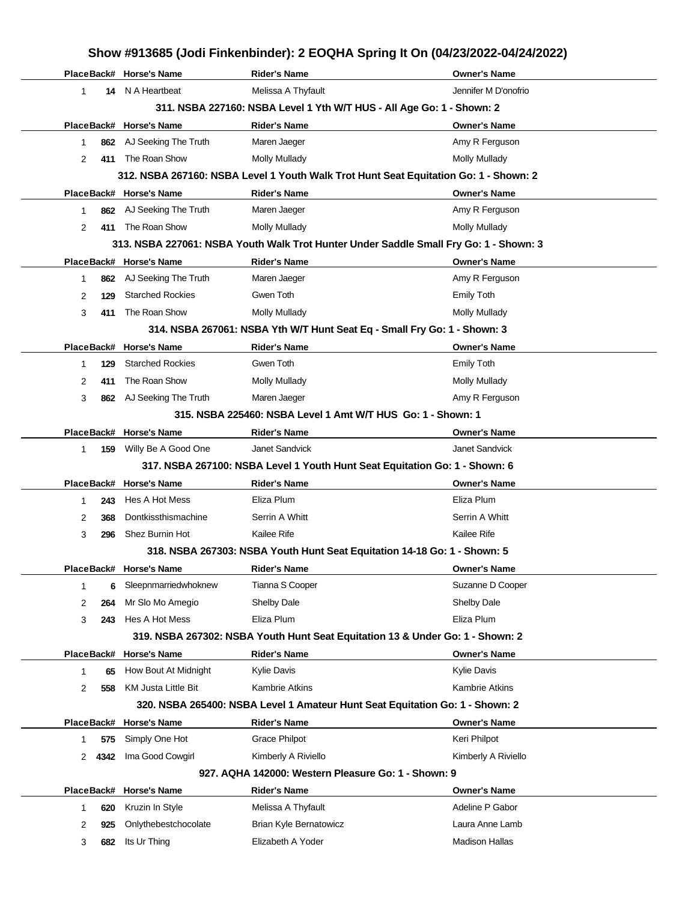## Show #913685 (Jodi Finkenbinder): 2 EOQHA Spring It On (04/23/2022-04/24/2022)

| Place | Back# | Horse's Name | Rider's Name | Owner's Name |
|---|---|---|---|---|
| 1 | 14 | N A Heartbeat | Melissa A Thyfault | Jennifer M D'onofrio |

### 311. NSBA 227160: NSBA Level 1 Yth W/T HUS - All Age Go: 1 - Shown: 2

| Place | Back# | Horse's Name | Rider's Name | Owner's Name |
|---|---|---|---|---|
| 1 | 862 | AJ Seeking The Truth | Maren Jaeger | Amy R Ferguson |
| 2 | 411 | The Roan Show | Molly Mullady | Molly Mullady |

### 312. NSBA 267160: NSBA Level 1 Youth Walk Trot Hunt Seat Equitation Go: 1 - Shown: 2

| Place | Back# | Horse's Name | Rider's Name | Owner's Name |
|---|---|---|---|---|
| 1 | 862 | AJ Seeking The Truth | Maren Jaeger | Amy R Ferguson |
| 2 | 411 | The Roan Show | Molly Mullady | Molly Mullady |

### 313. NSBA 227061: NSBA Youth Walk Trot Hunter Under Saddle Small Fry Go: 1 - Shown: 3

| Place | Back# | Horse's Name | Rider's Name | Owner's Name |
|---|---|---|---|---|
| 1 | 862 | AJ Seeking The Truth | Maren Jaeger | Amy R Ferguson |
| 2 | 129 | Starched Rockies | Gwen Toth | Emily Toth |
| 3 | 411 | The Roan Show | Molly Mullady | Molly Mullady |

### 314. NSBA 267061: NSBA Yth W/T Hunt Seat Eq - Small Fry Go: 1 - Shown: 3

| Place | Back# | Horse's Name | Rider's Name | Owner's Name |
|---|---|---|---|---|
| 1 | 129 | Starched Rockies | Gwen Toth | Emily Toth |
| 2 | 411 | The Roan Show | Molly Mullady | Molly Mullady |
| 3 | 862 | AJ Seeking The Truth | Maren Jaeger | Amy R Ferguson |

### 315. NSBA 225460: NSBA Level 1 Amt W/T HUS Go: 1 - Shown: 1

| Place | Back# | Horse's Name | Rider's Name | Owner's Name |
|---|---|---|---|---|
| 1 | 159 | Willy Be A Good One | Janet Sandvick | Janet Sandvick |

### 317. NSBA 267100: NSBA Level 1 Youth Hunt Seat Equitation Go: 1 - Shown: 6

| Place | Back# | Horse's Name | Rider's Name | Owner's Name |
|---|---|---|---|---|
| 1 | 243 | Hes A Hot Mess | Eliza Plum | Eliza Plum |
| 2 | 368 | Dontkissthismachine | Serrin A Whitt | Serrin A Whitt |
| 3 | 296 | Shez Burnin Hot | Kailee Rife | Kailee Rife |

### 318. NSBA 267303: NSBA Youth Hunt Seat Equitation 14-18 Go: 1 - Shown: 5

| Place | Back# | Horse's Name | Rider's Name | Owner's Name |
|---|---|---|---|---|
| 1 | 6 | Sleepnmarriedwhoknew | Tianna S Cooper | Suzanne D Cooper |
| 2 | 264 | Mr Slo Mo Amegio | Shelby Dale | Shelby Dale |
| 3 | 243 | Hes A Hot Mess | Eliza Plum | Eliza Plum |

### 319. NSBA 267302: NSBA Youth Hunt Seat Equitation 13 & Under Go: 1 - Shown: 2

| Place | Back# | Horse's Name | Rider's Name | Owner's Name |
|---|---|---|---|---|
| 1 | 65 | How Bout At Midnight | Kylie Davis | Kylie Davis |
| 2 | 558 | KM Justa Little Bit | Kambrie Atkins | Kambrie Atkins |

### 320. NSBA 265400: NSBA Level 1 Amateur Hunt Seat Equitation Go: 1 - Shown: 2

| Place | Back# | Horse's Name | Rider's Name | Owner's Name |
|---|---|---|---|---|
| 1 | 575 | Simply One Hot | Grace Philpot | Keri Philpot |
| 2 | 4342 | Ima Good Cowgirl | Kimberly A Riviello | Kimberly A Riviello |

### 927. AQHA 142000: Western Pleasure Go: 1 - Shown: 9

| Place | Back# | Horse's Name | Rider's Name | Owner's Name |
|---|---|---|---|---|
| 1 | 620 | Kruzin In Style | Melissa A Thyfault | Adeline P Gabor |
| 2 | 925 | Onlythebestchocolate | Brian Kyle Bernatowicz | Laura Anne Lamb |
| 3 | 682 | Its Ur Thing | Elizabeth A Yoder | Madison Hallas |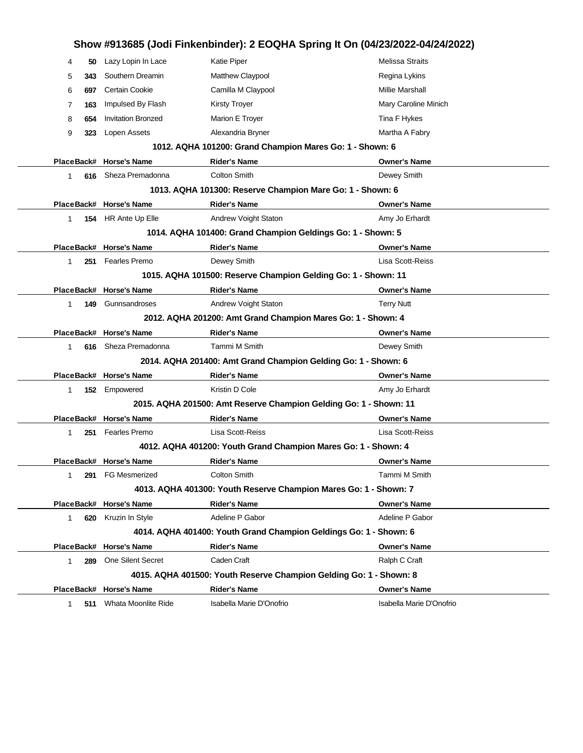# Show #913685 (Jodi Finkenbinder): 2 EOQHA Spring It On (04/23/2022-04/24/2022)

| Place | Back# | Horse's Name | Rider's Name | Owner's Name |
|---|---|---|---|---|
| 4 | 50 | Lazy Lopin In Lace | Katie Piper | Melissa Straits |
| 5 | 343 | Southern Dreamin | Matthew Claypool | Regina Lykins |
| 6 | 697 | Certain Cookie | Camilla M Claypool | Millie Marshall |
| 7 | 163 | Impulsed By Flash | Kirsty Troyer | Mary Caroline Minich |
| 8 | 654 | Invitation Bronzed | Marion E Troyer | Tina F Hykes |
| 9 | 323 | Lopen Assets | Alexandria Bryner | Martha A Fabry |

### 1012. AQHA 101200: Grand Champion Mares Go: 1 - Shown: 6

| Place | Back# | Horse's Name | Rider's Name | Owner's Name |
|---|---|---|---|---|
| 1 | 616 | Sheza Premadonna | Colton Smith | Dewey Smith |

### 1013. AQHA 101300: Reserve Champion Mare Go: 1 - Shown: 6

| Place | Back# | Horse's Name | Rider's Name | Owner's Name |
|---|---|---|---|---|
| 1 | 154 | HR Ante Up Elle | Andrew Voight Staton | Amy Jo Erhardt |

### 1014. AQHA 101400: Grand Champion Geldings Go: 1 - Shown: 5

| Place | Back# | Horse's Name | Rider's Name | Owner's Name |
|---|---|---|---|---|
| 1 | 251 | Fearles Premo | Dewey Smith | Lisa Scott-Reiss |

### 1015. AQHA 101500: Reserve Champion Gelding Go: 1 - Shown: 11

| Place | Back# | Horse's Name | Rider's Name | Owner's Name |
|---|---|---|---|---|
| 1 | 149 | Gunnsandroses | Andrew Voight Staton | Terry Nutt |

### 2012. AQHA 201200: Amt Grand Champion Mares Go: 1 - Shown: 4

| Place | Back# | Horse's Name | Rider's Name | Owner's Name |
|---|---|---|---|---|
| 1 | 616 | Sheza Premadonna | Tammi M Smith | Dewey Smith |

### 2014. AQHA 201400: Amt Grand Champion Gelding Go: 1 - Shown: 6

| Place | Back# | Horse's Name | Rider's Name | Owner's Name |
|---|---|---|---|---|
| 1 | 152 | Empowered | Kristin D Cole | Amy Jo Erhardt |

### 2015. AQHA 201500: Amt Reserve Champion Gelding Go: 1 - Shown: 11

| Place | Back# | Horse's Name | Rider's Name | Owner's Name |
|---|---|---|---|---|
| 1 | 251 | Fearles Premo | Lisa Scott-Reiss | Lisa Scott-Reiss |

### 4012. AQHA 401200: Youth Grand Champion Mares Go: 1 - Shown: 4

| Place | Back# | Horse's Name | Rider's Name | Owner's Name |
|---|---|---|---|---|
| 1 | 291 | FG Mesmerized | Colton Smith | Tammi M Smith |

### 4013. AQHA 401300: Youth Reserve Champion Mares Go: 1 - Shown: 7

| Place | Back# | Horse's Name | Rider's Name | Owner's Name |
|---|---|---|---|---|
| 1 | 620 | Kruzin In Style | Adeline P Gabor | Adeline P Gabor |

### 4014. AQHA 401400: Youth Grand Champion Geldings Go: 1 - Shown: 6

| Place | Back# | Horse's Name | Rider's Name | Owner's Name |
|---|---|---|---|---|
| 1 | 289 | One Silent Secret | Caden Craft | Ralph C Craft |

### 4015. AQHA 401500: Youth Reserve Champion Gelding Go: 1 - Shown: 8

| Place | Back# | Horse's Name | Rider's Name | Owner's Name |
|---|---|---|---|---|
| 1 | 511 | Whata Moonlite Ride | Isabella Marie D'Onofrio | Isabella Marie D'Onofrio |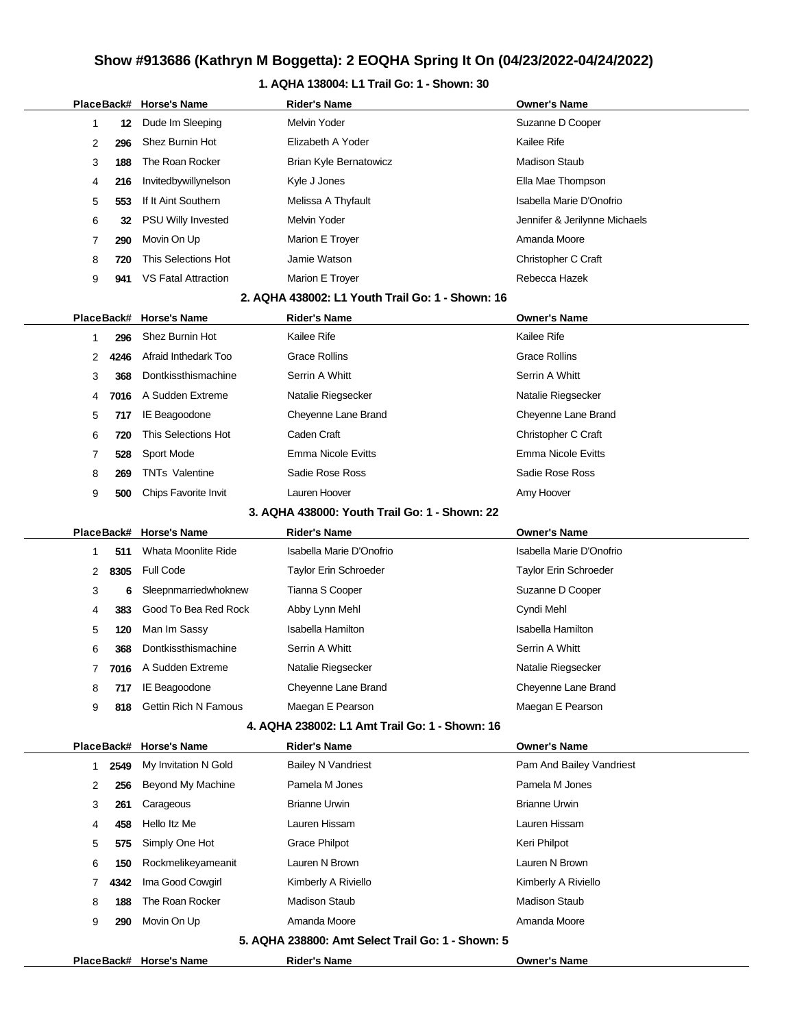# Show #913686 (Kathryn M Boggetta): 2 EOQHA Spring It On (04/23/2022-04/24/2022)

## 1. AQHA 138004: L1 Trail Go: 1 - Shown: 30

| Place | Back# | Horse's Name | Rider's Name | Owner's Name |
|---|---|---|---|---|
| 1 | 12 | Dude Im Sleeping | Melvin Yoder | Suzanne D Cooper |
| 2 | 296 | Shez Burnin Hot | Elizabeth A Yoder | Kailee Rife |
| 3 | 188 | The Roan Rocker | Brian Kyle Bernatowicz | Madison Staub |
| 4 | 216 | Invitedbywillynelson | Kyle J Jones | Ella Mae Thompson |
| 5 | 553 | If It Aint Southern | Melissa A Thyfault | Isabella Marie D'Onofrio |
| 6 | 32 | PSU Willy Invested | Melvin Yoder | Jennifer & Jerilynne Michaels |
| 7 | 290 | Movin On Up | Marion E Troyer | Amanda Moore |
| 8 | 720 | This Selections Hot | Jamie Watson | Christopher C Craft |
| 9 | 941 | VS Fatal Attraction | Marion E Troyer | Rebecca Hazek |

## 2. AQHA 438002: L1 Youth Trail Go: 1 - Shown: 16

| Place | Back# | Horse's Name | Rider's Name | Owner's Name |
|---|---|---|---|---|
| 1 | 296 | Shez Burnin Hot | Kailee Rife | Kailee Rife |
| 2 | 4246 | Afraid Inthedark Too | Grace Rollins | Grace Rollins |
| 3 | 368 | Dontkissthismachine | Serrin A Whitt | Serrin A Whitt |
| 4 | 7016 | A Sudden Extreme | Natalie Riegsecker | Natalie Riegsecker |
| 5 | 717 | IE Beagoodone | Cheyenne Lane Brand | Cheyenne Lane Brand |
| 6 | 720 | This Selections Hot | Caden Craft | Christopher C Craft |
| 7 | 528 | Sport Mode | Emma Nicole Evitts | Emma Nicole Evitts |
| 8 | 269 | TNTs Valentine | Sadie Rose Ross | Sadie Rose Ross |
| 9 | 500 | Chips Favorite Invit | Lauren Hoover | Amy Hoover |

## 3. AQHA 438000: Youth Trail Go: 1 - Shown: 22

| Place | Back# | Horse's Name | Rider's Name | Owner's Name |
|---|---|---|---|---|
| 1 | 511 | Whata Moonlite Ride | Isabella Marie D'Onofrio | Isabella Marie D'Onofrio |
| 2 | 8305 | Full Code | Taylor Erin Schroeder | Taylor Erin Schroeder |
| 3 | 6 | Sleepnmarriedwhoknew | Tianna S Cooper | Suzanne D Cooper |
| 4 | 383 | Good To Bea Red Rock | Abby Lynn Mehl | Cyndi Mehl |
| 5 | 120 | Man Im Sassy | Isabella Hamilton | Isabella Hamilton |
| 6 | 368 | Dontkissthismachine | Serrin A Whitt | Serrin A Whitt |
| 7 | 7016 | A Sudden Extreme | Natalie Riegsecker | Natalie Riegsecker |
| 8 | 717 | IE Beagoodone | Cheyenne Lane Brand | Cheyenne Lane Brand |
| 9 | 818 | Gettin Rich N Famous | Maegan E Pearson | Maegan E Pearson |

## 4. AQHA 238002: L1 Amt Trail Go: 1 - Shown: 16

| Place | Back# | Horse's Name | Rider's Name | Owner's Name |
|---|---|---|---|---|
| 1 | 2549 | My Invitation N Gold | Bailey N Vandriest | Pam And Bailey Vandriest |
| 2 | 256 | Beyond My Machine | Pamela M Jones | Pamela M Jones |
| 3 | 261 | Carageous | Brianne Urwin | Brianne Urwin |
| 4 | 458 | Hello Itz Me | Lauren Hissam | Lauren Hissam |
| 5 | 575 | Simply One Hot | Grace Philpot | Keri Philpot |
| 6 | 150 | Rockmelikeyameanit | Lauren N Brown | Lauren N Brown |
| 7 | 4342 | Ima Good Cowgirl | Kimberly A Riviello | Kimberly A Riviello |
| 8 | 188 | The Roan Rocker | Madison Staub | Madison Staub |
| 9 | 290 | Movin On Up | Amanda Moore | Amanda Moore |

## 5. AQHA 238800: Amt Select Trail Go: 1 - Shown: 5

| Place | Back# | Horse's Name | Rider's Name | Owner's Name |
|---|---|---|---|---|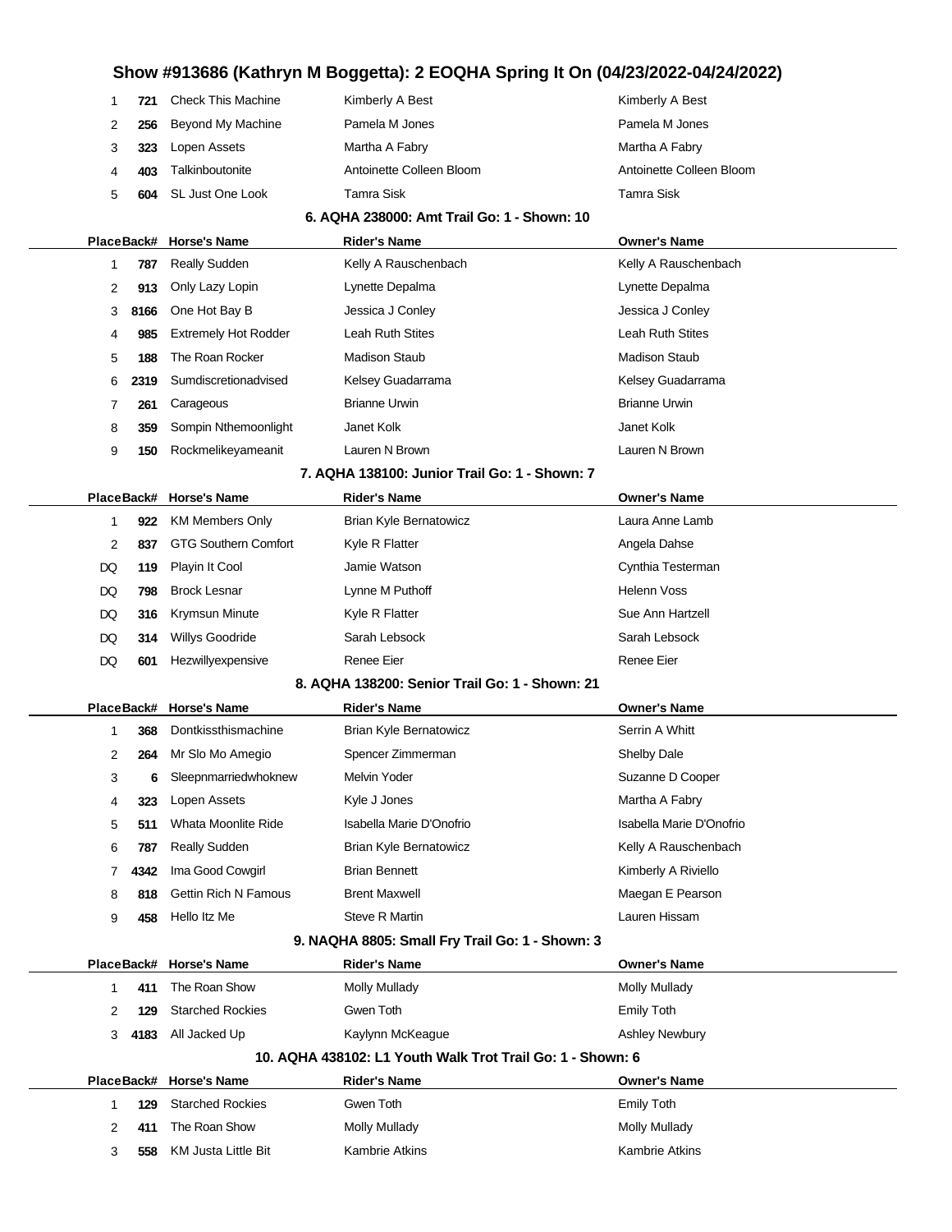## Show #913686 (Kathryn M Boggetta): 2 EOQHA Spring It On (04/23/2022-04/24/2022)

| Place | Back# | Horse's Name | Rider's Name | Owner's Name |
|---|---|---|---|---|
| 1 | 721 | Check This Machine | Kimberly A Best | Kimberly A Best |
| 2 | 256 | Beyond My Machine | Pamela M Jones | Pamela M Jones |
| 3 | 323 | Lopen Assets | Martha A Fabry | Martha A Fabry |
| 4 | 403 | Talkinboutonite | Antoinette Colleen Bloom | Antoinette Colleen Bloom |
| 5 | 604 | SL Just One Look | Tamra Sisk | Tamra Sisk |

### 6. AQHA 238000: Amt Trail Go: 1 - Shown: 10

| Place | Back# | Horse's Name | Rider's Name | Owner's Name |
|---|---|---|---|---|
| 1 | 787 | Really Sudden | Kelly A Rauschenbach | Kelly A Rauschenbach |
| 2 | 913 | Only Lazy Lopin | Lynette Depalma | Lynette Depalma |
| 3 | 8166 | One Hot Bay B | Jessica J Conley | Jessica J Conley |
| 4 | 985 | Extremely Hot Rodder | Leah Ruth Stites | Leah Ruth Stites |
| 5 | 188 | The Roan Rocker | Madison Staub | Madison Staub |
| 6 | 2319 | Sumdiscretionadvised | Kelsey Guadarrama | Kelsey Guadarrama |
| 7 | 261 | Carageous | Brianne Urwin | Brianne Urwin |
| 8 | 359 | Sompin Nthemoonlight | Janet Kolk | Janet Kolk |
| 9 | 150 | Rockmelikeyameanit | Lauren N Brown | Lauren N Brown |

### 7. AQHA 138100: Junior Trail Go: 1 - Shown: 7

| Place | Back# | Horse's Name | Rider's Name | Owner's Name |
|---|---|---|---|---|
| 1 | 922 | KM Members Only | Brian Kyle Bernatowicz | Laura Anne Lamb |
| 2 | 837 | GTG Southern Comfort | Kyle R Flatter | Angela Dahse |
| DQ | 119 | Playin It Cool | Jamie Watson | Cynthia Testerman |
| DQ | 798 | Brock Lesnar | Lynne M Puthoff | Helenn Voss |
| DQ | 316 | Krymsun Minute | Kyle R Flatter | Sue Ann Hartzell |
| DQ | 314 | Willys Goodride | Sarah Lebsock | Sarah Lebsock |
| DQ | 601 | Hezwillyexpensive | Renee Eier | Renee Eier |

### 8. AQHA 138200: Senior Trail Go: 1 - Shown: 21

| Place | Back# | Horse's Name | Rider's Name | Owner's Name |
|---|---|---|---|---|
| 1 | 368 | Dontkissthismachine | Brian Kyle Bernatowicz | Serrin A Whitt |
| 2 | 264 | Mr Slo Mo Amegio | Spencer Zimmerman | Shelby Dale |
| 3 | 6 | Sleepnmarriedwhoknew | Melvin Yoder | Suzanne D Cooper |
| 4 | 323 | Lopen Assets | Kyle J Jones | Martha A Fabry |
| 5 | 511 | Whata Moonlite Ride | Isabella Marie D'Onofrio | Isabella Marie D'Onofrio |
| 6 | 787 | Really Sudden | Brian Kyle Bernatowicz | Kelly A Rauschenbach |
| 7 | 4342 | Ima Good Cowgirl | Brian Bennett | Kimberly A Riviello |
| 8 | 818 | Gettin Rich N Famous | Brent Maxwell | Maegan E Pearson |
| 9 | 458 | Hello Itz Me | Steve R Martin | Lauren Hissam |

### 9. NAQHA 8805: Small Fry Trail Go: 1 - Shown: 3

| Place | Back# | Horse's Name | Rider's Name | Owner's Name |
|---|---|---|---|---|
| 1 | 411 | The Roan Show | Molly Mullady | Molly Mullady |
| 2 | 129 | Starched Rockies | Gwen Toth | Emily Toth |
| 3 | 4183 | All Jacked Up | Kaylynn McKeague | Ashley Newbury |

### 10. AQHA 438102: L1 Youth Walk Trot Trail Go: 1 - Shown: 6

| Place | Back# | Horse's Name | Rider's Name | Owner's Name |
|---|---|---|---|---|
| 1 | 129 | Starched Rockies | Gwen Toth | Emily Toth |
| 2 | 411 | The Roan Show | Molly Mullady | Molly Mullady |
| 3 | 558 | KM Justa Little Bit | Kambrie Atkins | Kambrie Atkins |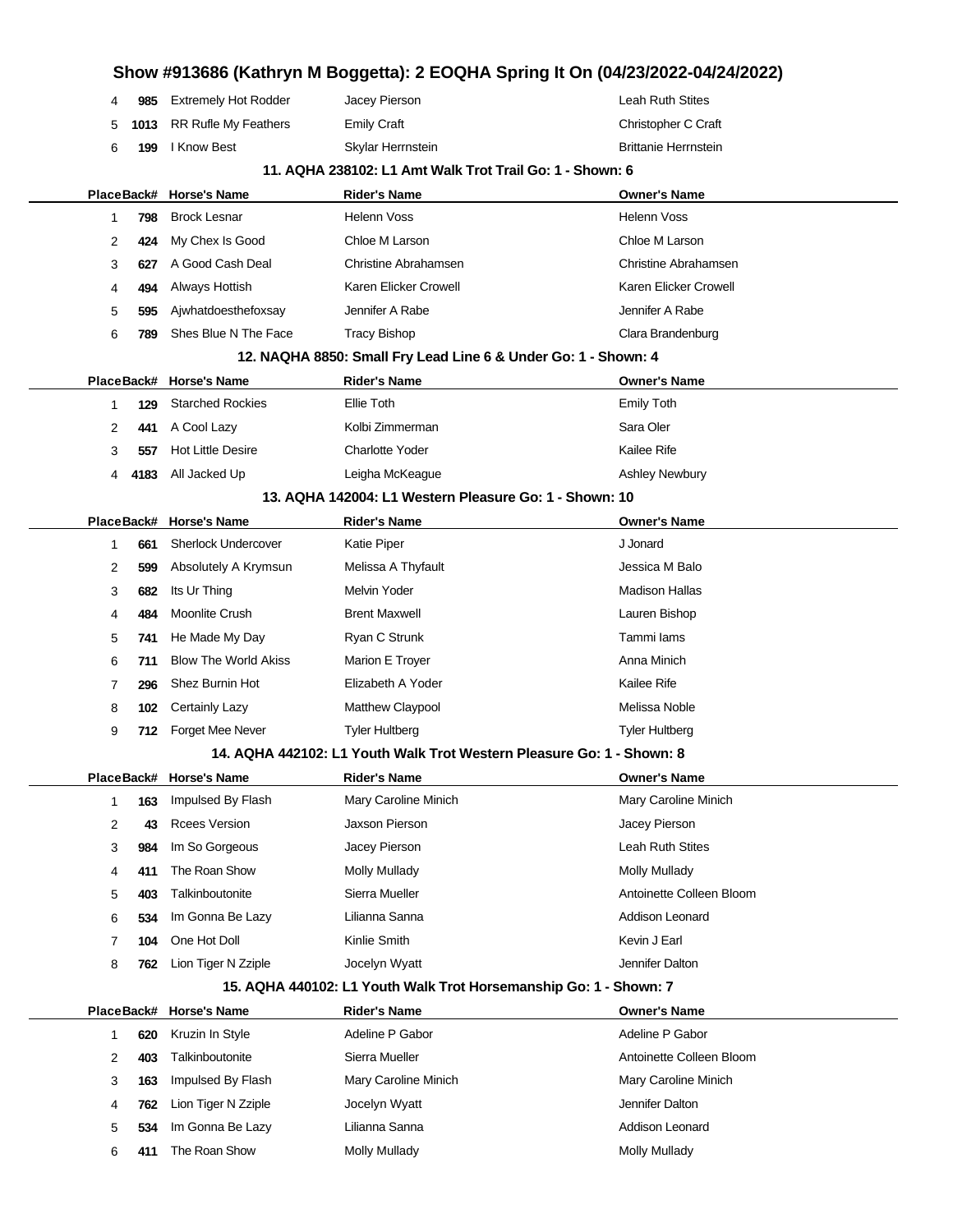| Place | Back# | Horse's Name | Rider's Name | Owner's Name |
|---|---|---|---|---|
| 4 | 985 | Extremely Hot Rodder | Jacey Pierson | Leah Ruth Stites |
| 5 | 1013 | RR Rufle My Feathers | Emily Craft | Christopher C Craft |
| 6 | 199 | I Know Best | Skylar Herrnstein | Brittanie Herrnstein |

### 11. AQHA 238102: L1 Amt Walk Trot Trail Go: 1 - Shown: 6

| Place | Back# | Horse's Name | Rider's Name | Owner's Name |
|---|---|---|---|---|
| 1 | 798 | Brock Lesnar | Helenn Voss | Helenn Voss |
| 2 | 424 | My Chex Is Good | Chloe M Larson | Chloe M Larson |
| 3 | 627 | A Good Cash Deal | Christine Abrahamsen | Christine Abrahamsen |
| 4 | 494 | Always Hottish | Karen Elicker Crowell | Karen Elicker Crowell |
| 5 | 595 | Ajwhatdoesthefoxsay | Jennifer A Rabe | Jennifer A Rabe |
| 6 | 789 | Shes Blue N The Face | Tracy Bishop | Clara Brandenburg |

### 12. NAQHA 8850: Small Fry Lead Line 6 & Under Go: 1 - Shown: 4

| Place | Back# | Horse's Name | Rider's Name | Owner's Name |
|---|---|---|---|---|
| 1 | 129 | Starched Rockies | Ellie Toth | Emily Toth |
| 2 | 441 | A Cool Lazy | Kolbi Zimmerman | Sara Oler |
| 3 | 557 | Hot Little Desire | Charlotte Yoder | Kailee Rife |
| 4 | 4183 | All Jacked Up | Leigha McKeague | Ashley Newbury |

### 13. AQHA 142004: L1 Western Pleasure Go: 1 - Shown: 10

| Place | Back# | Horse's Name | Rider's Name | Owner's Name |
|---|---|---|---|---|
| 1 | 661 | Sherlock Undercover | Katie Piper | J Jonard |
| 2 | 599 | Absolutely A Krymsun | Melissa A Thyfault | Jessica M Balo |
| 3 | 682 | Its Ur Thing | Melvin Yoder | Madison Hallas |
| 4 | 484 | Moonlite Crush | Brent Maxwell | Lauren Bishop |
| 5 | 741 | He Made My Day | Ryan C Strunk | Tammi Iams |
| 6 | 711 | Blow The World Akiss | Marion E Troyer | Anna Minich |
| 7 | 296 | Shez Burnin Hot | Elizabeth A Yoder | Kailee Rife |
| 8 | 102 | Certainly Lazy | Matthew Claypool | Melissa Noble |
| 9 | 712 | Forget Mee Never | Tyler Hultberg | Tyler Hultberg |

### 14. AQHA 442102: L1 Youth Walk Trot Western Pleasure Go: 1 - Shown: 8

| Place | Back# | Horse's Name | Rider's Name | Owner's Name |
|---|---|---|---|---|
| 1 | 163 | Impulsed By Flash | Mary Caroline Minich | Mary Caroline Minich |
| 2 | 43 | Rcees Version | Jaxson Pierson | Jacey Pierson |
| 3 | 984 | Im So Gorgeous | Jacey Pierson | Leah Ruth Stites |
| 4 | 411 | The Roan Show | Molly Mullady | Molly Mullady |
| 5 | 403 | Talkinboutonite | Sierra Mueller | Antoinette Colleen Bloom |
| 6 | 534 | Im Gonna Be Lazy | Lilianna Sanna | Addison Leonard |
| 7 | 104 | One Hot Doll | Kinlie Smith | Kevin J Earl |
| 8 | 762 | Lion Tiger N Zziple | Jocelyn Wyatt | Jennifer Dalton |

### 15. AQHA 440102: L1 Youth Walk Trot Horsemanship Go: 1 - Shown: 7

| Place | Back# | Horse's Name | Rider's Name | Owner's Name |
|---|---|---|---|---|
| 1 | 620 | Kruzin In Style | Adeline P Gabor | Adeline P Gabor |
| 2 | 403 | Talkinboutonite | Sierra Mueller | Antoinette Colleen Bloom |
| 3 | 163 | Impulsed By Flash | Mary Caroline Minich | Mary Caroline Minich |
| 4 | 762 | Lion Tiger N Zziple | Jocelyn Wyatt | Jennifer Dalton |
| 5 | 534 | Im Gonna Be Lazy | Lilianna Sanna | Addison Leonard |
| 6 | 411 | The Roan Show | Molly Mullady | Molly Mullady |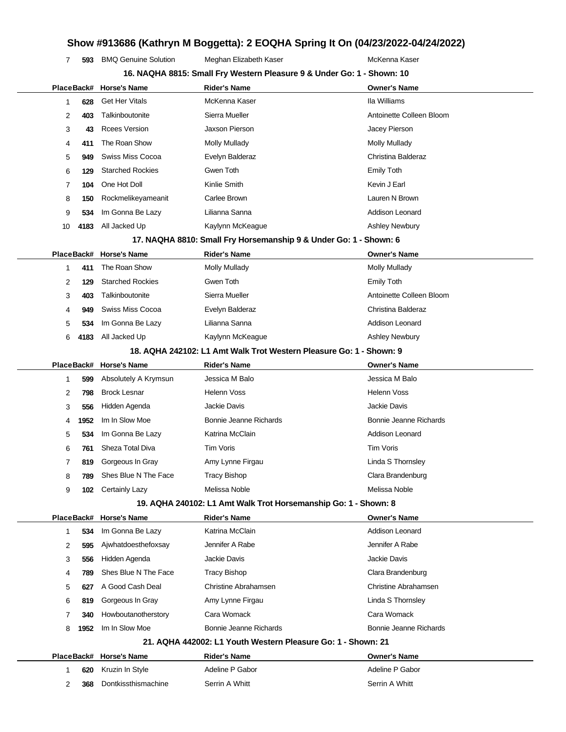| Place | Back# | Horse's Name | Rider's Name | Owner's Name |
|---|---|---|---|---|
| 7 | 593 | BMQ Genuine Solution | Meghan Elizabeth Kaser | McKenna Kaser |

### 16. NAQHA 8815: Small Fry Western Pleasure 9 & Under Go: 1 - Shown: 10

| Place | Back# | Horse's Name | Rider's Name | Owner's Name |
|---|---|---|---|---|
| 1 | 628 | Get Her Vitals | McKenna Kaser | Ila Williams |
| 2 | 403 | Talkinboutonite | Sierra Mueller | Antoinette Colleen Bloom |
| 3 | 43 | Rcees Version | Jaxson Pierson | Jacey Pierson |
| 4 | 411 | The Roan Show | Molly Mullady | Molly Mullady |
| 5 | 949 | Swiss Miss Cocoa | Evelyn Balderaz | Christina Balderaz |
| 6 | 129 | Starched Rockies | Gwen Toth | Emily Toth |
| 7 | 104 | One Hot Doll | Kinlie Smith | Kevin J Earl |
| 8 | 150 | Rockmelikeyameanit | Carlee Brown | Lauren N Brown |
| 9 | 534 | Im Gonna Be Lazy | Lilianna Sanna | Addison Leonard |
| 10 | 4183 | All Jacked Up | Kaylynn McKeague | Ashley Newbury |

### 17. NAQHA 8810: Small Fry Horsemanship 9 & Under Go: 1 - Shown: 6

| Place | Back# | Horse's Name | Rider's Name | Owner's Name |
|---|---|---|---|---|
| 1 | 411 | The Roan Show | Molly Mullady | Molly Mullady |
| 2 | 129 | Starched Rockies | Gwen Toth | Emily Toth |
| 3 | 403 | Talkinboutonite | Sierra Mueller | Antoinette Colleen Bloom |
| 4 | 949 | Swiss Miss Cocoa | Evelyn Balderaz | Christina Balderaz |
| 5 | 534 | Im Gonna Be Lazy | Lilianna Sanna | Addison Leonard |
| 6 | 4183 | All Jacked Up | Kaylynn McKeague | Ashley Newbury |

### 18. AQHA 242102: L1 Amt Walk Trot Western Pleasure Go: 1 - Shown: 9

| Place | Back# | Horse's Name | Rider's Name | Owner's Name |
|---|---|---|---|---|
| 1 | 599 | Absolutely A Krymsun | Jessica M Balo | Jessica M Balo |
| 2 | 798 | Brock Lesnar | Helenn Voss | Helenn Voss |
| 3 | 556 | Hidden Agenda | Jackie Davis | Jackie Davis |
| 4 | 1952 | Im In Slow Moe | Bonnie Jeanne Richards | Bonnie Jeanne Richards |
| 5 | 534 | Im Gonna Be Lazy | Katrina McClain | Addison Leonard |
| 6 | 761 | Sheza Total Diva | Tim Voris | Tim Voris |
| 7 | 819 | Gorgeous In Gray | Amy Lynne Firgau | Linda S Thornsley |
| 8 | 789 | Shes Blue N The Face | Tracy Bishop | Clara Brandenburg |
| 9 | 102 | Certainly Lazy | Melissa Noble | Melissa Noble |

### 19. AQHA 240102: L1 Amt Walk Trot Horsemanship Go: 1 - Shown: 8

| Place | Back# | Horse's Name | Rider's Name | Owner's Name |
|---|---|---|---|---|
| 1 | 534 | Im Gonna Be Lazy | Katrina McClain | Addison Leonard |
| 2 | 595 | Ajwhatdoesthefoxsay | Jennifer A Rabe | Jennifer A Rabe |
| 3 | 556 | Hidden Agenda | Jackie Davis | Jackie Davis |
| 4 | 789 | Shes Blue N The Face | Tracy Bishop | Clara Brandenburg |
| 5 | 627 | A Good Cash Deal | Christine Abrahamsen | Christine Abrahamsen |
| 6 | 819 | Gorgeous In Gray | Amy Lynne Firgau | Linda S Thornsley |
| 7 | 340 | Howboutanotherstory | Cara Womack | Cara Womack |
| 8 | 1952 | Im In Slow Moe | Bonnie Jeanne Richards | Bonnie Jeanne Richards |

### 21. AQHA 442002: L1 Youth Western Pleasure Go: 1 - Shown: 21

| Place | Back# | Horse's Name | Rider's Name | Owner's Name |
|---|---|---|---|---|
| 1 | 620 | Kruzin In Style | Adeline P Gabor | Adeline P Gabor |
| 2 | 368 | Dontkissthismachine | Serrin A Whitt | Serrin A Whitt |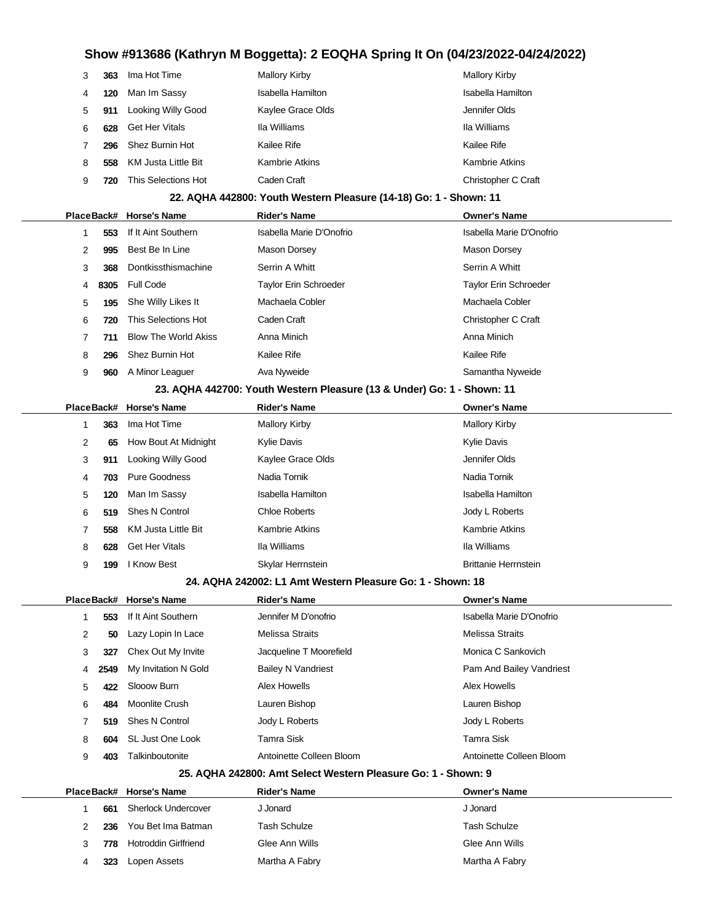| Place | Back# | Horse's Name | Rider's Name | Owner's Name |
|---|---|---|---|---|
| 3 | 363 | Ima Hot Time | Mallory Kirby | Mallory Kirby |
| 4 | 120 | Man Im Sassy | Isabella Hamilton | Isabella Hamilton |
| 5 | 911 | Looking Willy Good | Kaylee Grace Olds | Jennifer Olds |
| 6 | 628 | Get Her Vitals | Ila Williams | Ila Williams |
| 7 | 296 | Shez Burnin Hot | Kailee Rife | Kailee Rife |
| 8 | 558 | KM Justa Little Bit | Kambrie Atkins | Kambrie Atkins |
| 9 | 720 | This Selections Hot | Caden Craft | Christopher C Craft |

### 22. AQHA 442800: Youth Western Pleasure (14-18) Go: 1 - Shown: 11

| Place | Back# | Horse's Name | Rider's Name | Owner's Name |
|---|---|---|---|---|
| 1 | 553 | If It Aint Southern | Isabella Marie D'Onofrio | Isabella Marie D'Onofrio |
| 2 | 995 | Best Be In Line | Mason Dorsey | Mason Dorsey |
| 3 | 368 | Dontkissthismachine | Serrin A Whitt | Serrin A Whitt |
| 4 | 8305 | Full Code | Taylor Erin Schroeder | Taylor Erin Schroeder |
| 5 | 195 | She Willy Likes It | Machaela Cobler | Machaela Cobler |
| 6 | 720 | This Selections Hot | Caden Craft | Christopher C Craft |
| 7 | 711 | Blow The World Akiss | Anna Minich | Anna Minich |
| 8 | 296 | Shez Burnin Hot | Kailee Rife | Kailee Rife |
| 9 | 960 | A Minor Leaguer | Ava Nyweide | Samantha Nyweide |

### 23. AQHA 442700: Youth Western Pleasure (13 & Under) Go: 1 - Shown: 11

| Place | Back# | Horse's Name | Rider's Name | Owner's Name |
|---|---|---|---|---|
| 1 | 363 | Ima Hot Time | Mallory Kirby | Mallory Kirby |
| 2 | 65 | How Bout At Midnight | Kylie Davis | Kylie Davis |
| 3 | 911 | Looking Willy Good | Kaylee Grace Olds | Jennifer Olds |
| 4 | 703 | Pure Goodness | Nadia Tornik | Nadia Tornik |
| 5 | 120 | Man Im Sassy | Isabella Hamilton | Isabella Hamilton |
| 6 | 519 | Shes N Control | Chloe Roberts | Jody L Roberts |
| 7 | 558 | KM Justa Little Bit | Kambrie Atkins | Kambrie Atkins |
| 8 | 628 | Get Her Vitals | Ila Williams | Ila Williams |
| 9 | 199 | I Know Best | Skylar Herrnstein | Brittanie Herrnstein |

### 24. AQHA 242002: L1 Amt Western Pleasure Go: 1 - Shown: 18

| Place | Back# | Horse's Name | Rider's Name | Owner's Name |
|---|---|---|---|---|
| 1 | 553 | If It Aint Southern | Jennifer M D'onofrio | Isabella Marie D'Onofrio |
| 2 | 50 | Lazy Lopin In Lace | Melissa Straits | Melissa Straits |
| 3 | 327 | Chex Out My Invite | Jacqueline T Moorefield | Monica C Sankovich |
| 4 | 2549 | My Invitation N Gold | Bailey N Vandriest | Pam And Bailey Vandriest |
| 5 | 422 | Slooow Burn | Alex Howells | Alex Howells |
| 6 | 484 | Moonlite Crush | Lauren Bishop | Lauren Bishop |
| 7 | 519 | Shes N Control | Jody L Roberts | Jody L Roberts |
| 8 | 604 | SL Just One Look | Tamra Sisk | Tamra Sisk |
| 9 | 403 | Talkinboutonite | Antoinette Colleen Bloom | Antoinette Colleen Bloom |

### 25. AQHA 242800: Amt Select Western Pleasure Go: 1 - Shown: 9

| Place | Back# | Horse's Name | Rider's Name | Owner's Name |
|---|---|---|---|---|
| 1 | 661 | Sherlock Undercover | J Jonard | J Jonard |
| 2 | 236 | You Bet Ima Batman | Tash Schulze | Tash Schulze |
| 3 | 778 | Hotroddin Girlfriend | Glee Ann Wills | Glee Ann Wills |
| 4 | 323 | Lopen Assets | Martha A Fabry | Martha A Fabry |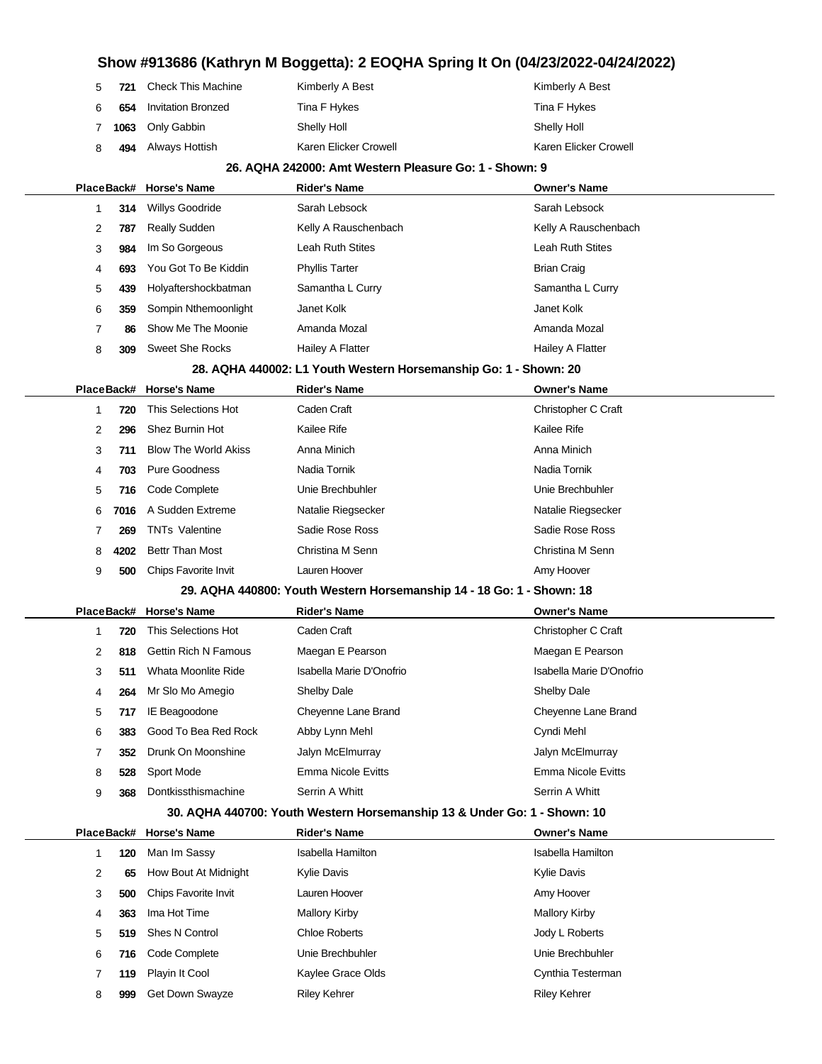## Show #913686 (Kathryn M Boggetta): 2 EOQHA Spring It On (04/23/2022-04/24/2022)

| Place | Back# | Horse's Name | Rider's Name | Owner's Name |
|---|---|---|---|---|
| 5 | 721 | Check This Machine | Kimberly A Best | Kimberly A Best |
| 6 | 654 | Invitation Bronzed | Tina F Hykes | Tina F Hykes |
| 7 | 1063 | Only Gabbin | Shelly Holl | Shelly Holl |
| 8 | 494 | Always Hottish | Karen Elicker Crowell | Karen Elicker Crowell |

### 26. AQHA 242000: Amt Western Pleasure Go: 1 - Shown: 9

| Place | Back# | Horse's Name | Rider's Name | Owner's Name |
|---|---|---|---|---|
| 1 | 314 | Willys Goodride | Sarah Lebsock | Sarah Lebsock |
| 2 | 787 | Really Sudden | Kelly A Rauschenbach | Kelly A Rauschenbach |
| 3 | 984 | Im So Gorgeous | Leah Ruth Stites | Leah Ruth Stites |
| 4 | 693 | You Got To Be Kiddin | Phyllis Tarter | Brian Craig |
| 5 | 439 | Holyaftershockbatman | Samantha L Curry | Samantha L Curry |
| 6 | 359 | Sompin Nthemoonlight | Janet Kolk | Janet Kolk |
| 7 | 86 | Show Me The Moonie | Amanda Mozal | Amanda Mozal |
| 8 | 309 | Sweet She Rocks | Hailey A Flatter | Hailey A Flatter |

### 28. AQHA 440002: L1 Youth Western Horsemanship Go: 1 - Shown: 20

| Place | Back# | Horse's Name | Rider's Name | Owner's Name |
|---|---|---|---|---|
| 1 | 720 | This Selections Hot | Caden Craft | Christopher C Craft |
| 2 | 296 | Shez Burnin Hot | Kailee Rife | Kailee Rife |
| 3 | 711 | Blow The World Akiss | Anna Minich | Anna Minich |
| 4 | 703 | Pure Goodness | Nadia Tornik | Nadia Tornik |
| 5 | 716 | Code Complete | Unie Brechbuhler | Unie Brechbuhler |
| 6 | 7016 | A Sudden Extreme | Natalie Riegsecker | Natalie Riegsecker |
| 7 | 269 | TNTs Valentine | Sadie Rose Ross | Sadie Rose Ross |
| 8 | 4202 | Bettr Than Most | Christina M Senn | Christina M Senn |
| 9 | 500 | Chips Favorite Invit | Lauren Hoover | Amy Hoover |

### 29. AQHA 440800: Youth Western Horsemanship 14 - 18 Go: 1 - Shown: 18

| Place | Back# | Horse's Name | Rider's Name | Owner's Name |
|---|---|---|---|---|
| 1 | 720 | This Selections Hot | Caden Craft | Christopher C Craft |
| 2 | 818 | Gettin Rich N Famous | Maegan E Pearson | Maegan E Pearson |
| 3 | 511 | Whata Moonlite Ride | Isabella Marie D'Onofrio | Isabella Marie D'Onofrio |
| 4 | 264 | Mr Slo Mo Amegio | Shelby Dale | Shelby Dale |
| 5 | 717 | IE Beagoodone | Cheyenne Lane Brand | Cheyenne Lane Brand |
| 6 | 383 | Good To Bea Red Rock | Abby Lynn Mehl | Cyndi Mehl |
| 7 | 352 | Drunk On Moonshine | Jalyn McElmurray | Jalyn McElmurray |
| 8 | 528 | Sport Mode | Emma Nicole Evitts | Emma Nicole Evitts |
| 9 | 368 | Dontkissthismachine | Serrin A Whitt | Serrin A Whitt |

### 30. AQHA 440700: Youth Western Horsemanship 13 & Under Go: 1 - Shown: 10

| Place | Back# | Horse's Name | Rider's Name | Owner's Name |
|---|---|---|---|---|
| 1 | 120 | Man Im Sassy | Isabella Hamilton | Isabella Hamilton |
| 2 | 65 | How Bout At Midnight | Kylie Davis | Kylie Davis |
| 3 | 500 | Chips Favorite Invit | Lauren Hoover | Amy Hoover |
| 4 | 363 | Ima Hot Time | Mallory Kirby | Mallory Kirby |
| 5 | 519 | Shes N Control | Chloe Roberts | Jody L Roberts |
| 6 | 716 | Code Complete | Unie Brechbuhler | Unie Brechbuhler |
| 7 | 119 | Playin It Cool | Kaylee Grace Olds | Cynthia Testerman |
| 8 | 999 | Get Down Swayze | Riley Kehrer | Riley Kehrer |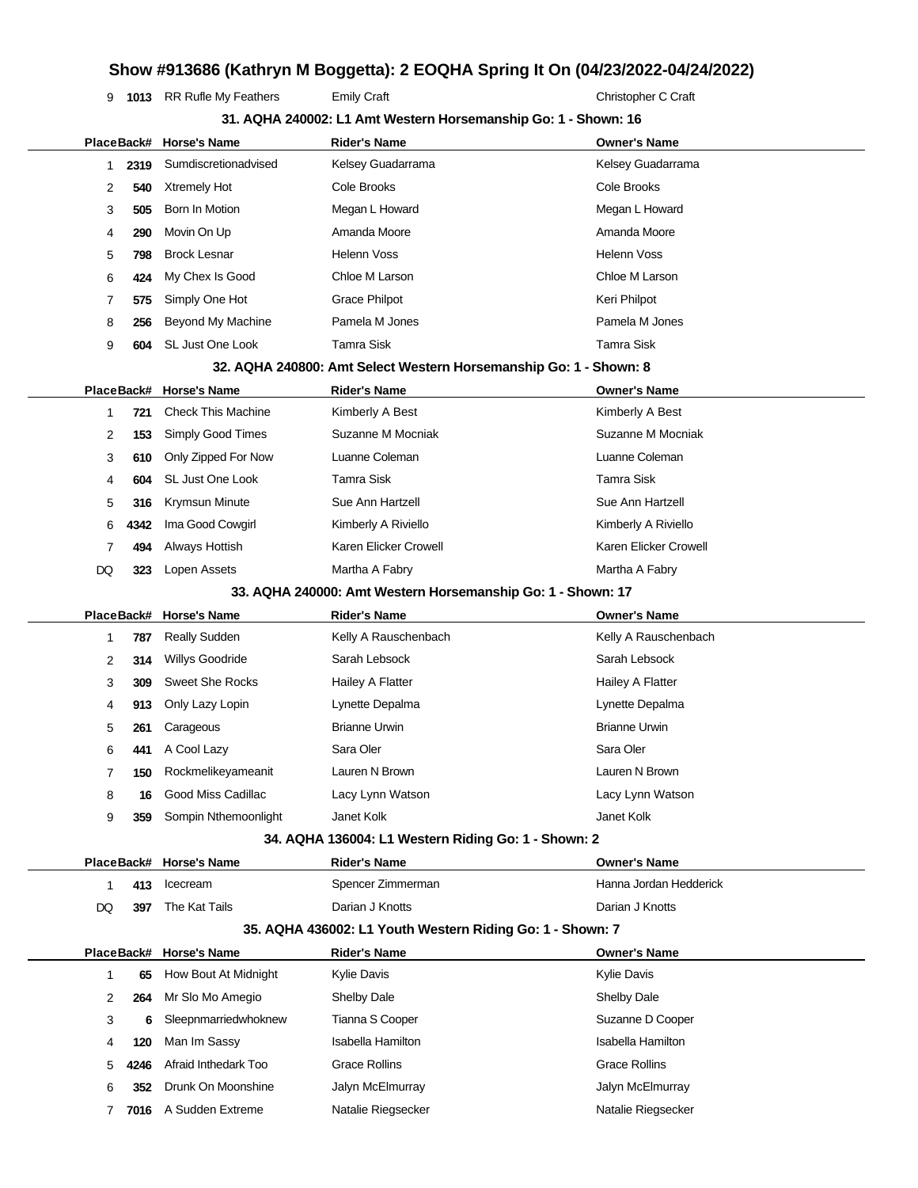| 9 | 1013 | RR Rufle My Feathers | Emily Craft | Christopher C Craft |
|---|---|---|---|---|

### 31. AQHA 240002: L1 Amt Western Horsemanship Go: 1 - Shown: 16

| Place | Back# | Horse's Name | Rider's Name | Owner's Name |
|---|---|---|---|---|
| 1 | 2319 | Sumdiscretionadvised | Kelsey Guadarrama | Kelsey Guadarrama |
| 2 | 540 | Xtremely Hot | Cole Brooks | Cole Brooks |
| 3 | 505 | Born In Motion | Megan L Howard | Megan L Howard |
| 4 | 290 | Movin On Up | Amanda Moore | Amanda Moore |
| 5 | 798 | Brock Lesnar | Helenn Voss | Helenn Voss |
| 6 | 424 | My Chex Is Good | Chloe M Larson | Chloe M Larson |
| 7 | 575 | Simply One Hot | Grace Philpot | Keri Philpot |
| 8 | 256 | Beyond My Machine | Pamela M Jones | Pamela M Jones |
| 9 | 604 | SL Just One Look | Tamra Sisk | Tamra Sisk |

### 32. AQHA 240800: Amt Select Western Horsemanship Go: 1 - Shown: 8

| Place | Back# | Horse's Name | Rider's Name | Owner's Name |
|---|---|---|---|---|
| 1 | 721 | Check This Machine | Kimberly A Best | Kimberly A Best |
| 2 | 153 | Simply Good Times | Suzanne M Mocniak | Suzanne M Mocniak |
| 3 | 610 | Only Zipped For Now | Luanne Coleman | Luanne Coleman |
| 4 | 604 | SL Just One Look | Tamra Sisk | Tamra Sisk |
| 5 | 316 | Krymsun Minute | Sue Ann Hartzell | Sue Ann Hartzell |
| 6 | 4342 | Ima Good Cowgirl | Kimberly A Riviello | Kimberly A Riviello |
| 7 | 494 | Always Hottish | Karen Elicker Crowell | Karen Elicker Crowell |
| DQ | 323 | Lopen Assets | Martha A Fabry | Martha A Fabry |

### 33. AQHA 240000: Amt Western Horsemanship Go: 1 - Shown: 17

| Place | Back# | Horse's Name | Rider's Name | Owner's Name |
|---|---|---|---|---|
| 1 | 787 | Really Sudden | Kelly A Rauschenbach | Kelly A Rauschenbach |
| 2 | 314 | Willys Goodride | Sarah Lebsock | Sarah Lebsock |
| 3 | 309 | Sweet She Rocks | Hailey A Flatter | Hailey A Flatter |
| 4 | 913 | Only Lazy Lopin | Lynette Depalma | Lynette Depalma |
| 5 | 261 | Carageous | Brianne Urwin | Brianne Urwin |
| 6 | 441 | A Cool Lazy | Sara Oler | Sara Oler |
| 7 | 150 | Rockmelikeyameanit | Lauren N Brown | Lauren N Brown |
| 8 | 16 | Good Miss Cadillac | Lacy Lynn Watson | Lacy Lynn Watson |
| 9 | 359 | Sompin Nthemoonlight | Janet Kolk | Janet Kolk |

### 34. AQHA 136004: L1 Western Riding Go: 1 - Shown: 2

| Place | Back# | Horse's Name | Rider's Name | Owner's Name |
|---|---|---|---|---|
| 1 | 413 | Icecream | Spencer Zimmerman | Hanna Jordan Hedderick |
| DQ | 397 | The Kat Tails | Darian J Knotts | Darian J Knotts |

### 35. AQHA 436002: L1 Youth Western Riding Go: 1 - Shown: 7

| Place | Back# | Horse's Name | Rider's Name | Owner's Name |
|---|---|---|---|---|
| 1 | 65 | How Bout At Midnight | Kylie Davis | Kylie Davis |
| 2 | 264 | Mr Slo Mo Amegio | Shelby Dale | Shelby Dale |
| 3 | 6 | Sleepnmarriedwhoknew | Tianna S Cooper | Suzanne D Cooper |
| 4 | 120 | Man Im Sassy | Isabella Hamilton | Isabella Hamilton |
| 5 | 4246 | Afraid Inthedark Too | Grace Rollins | Grace Rollins |
| 6 | 352 | Drunk On Moonshine | Jalyn McElmurray | Jalyn McElmurray |
| 7 | 7016 | A Sudden Extreme | Natalie Riegsecker | Natalie Riegsecker |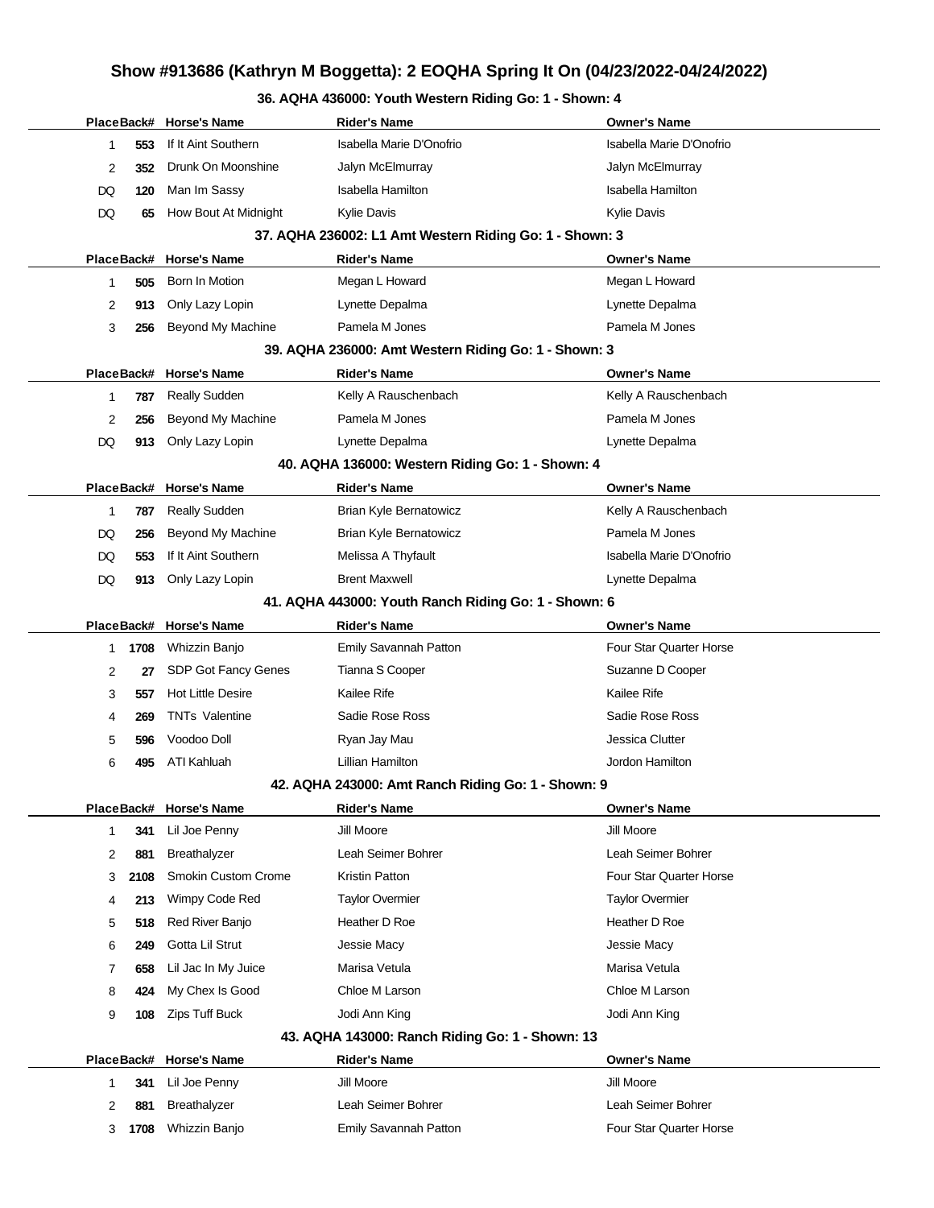## Show #913686 (Kathryn M Boggetta): 2 EOQHA Spring It On (04/23/2022-04/24/2022)

### 36. AQHA 436000: Youth Western Riding Go: 1 - Shown: 4

| Place | Back# | Horse's Name | Rider's Name | Owner's Name |
|---|---|---|---|---|
| 1 | 553 | If It Aint Southern | Isabella Marie D'Onofrio | Isabella Marie D'Onofrio |
| 2 | 352 | Drunk On Moonshine | Jalyn McElmurray | Jalyn McElmurray |
| DQ | 120 | Man Im Sassy | Isabella Hamilton | Isabella Hamilton |
| DQ | 65 | How Bout At Midnight | Kylie Davis | Kylie Davis |

### 37. AQHA 236002: L1 Amt Western Riding Go: 1 - Shown: 3

| Place | Back# | Horse's Name | Rider's Name | Owner's Name |
|---|---|---|---|---|
| 1 | 505 | Born In Motion | Megan L Howard | Megan L Howard |
| 2 | 913 | Only Lazy Lopin | Lynette Depalma | Lynette Depalma |
| 3 | 256 | Beyond My Machine | Pamela M Jones | Pamela M Jones |

### 39. AQHA 236000: Amt Western Riding Go: 1 - Shown: 3

| Place | Back# | Horse's Name | Rider's Name | Owner's Name |
|---|---|---|---|---|
| 1 | 787 | Really Sudden | Kelly A Rauschenbach | Kelly A Rauschenbach |
| 2 | 256 | Beyond My Machine | Pamela M Jones | Pamela M Jones |
| DQ | 913 | Only Lazy Lopin | Lynette Depalma | Lynette Depalma |

### 40. AQHA 136000: Western Riding Go: 1 - Shown: 4

| Place | Back# | Horse's Name | Rider's Name | Owner's Name |
|---|---|---|---|---|
| 1 | 787 | Really Sudden | Brian Kyle Bernatowicz | Kelly A Rauschenbach |
| DQ | 256 | Beyond My Machine | Brian Kyle Bernatowicz | Pamela M Jones |
| DQ | 553 | If It Aint Southern | Melissa A Thyfault | Isabella Marie D'Onofrio |
| DQ | 913 | Only Lazy Lopin | Brent Maxwell | Lynette Depalma |

### 41. AQHA 443000: Youth Ranch Riding Go: 1 - Shown: 6

| Place | Back# | Horse's Name | Rider's Name | Owner's Name |
|---|---|---|---|---|
| 1 | 1708 | Whizzin Banjo | Emily Savannah Patton | Four Star Quarter Horse |
| 2 | 27 | SDP Got Fancy Genes | Tianna S Cooper | Suzanne D Cooper |
| 3 | 557 | Hot Little Desire | Kailee Rife | Kailee Rife |
| 4 | 269 | TNTs Valentine | Sadie Rose Ross | Sadie Rose Ross |
| 5 | 596 | Voodoo Doll | Ryan Jay Mau | Jessica Clutter |
| 6 | 495 | ATI Kahluah | Lillian Hamilton | Jordon Hamilton |

### 42. AQHA 243000: Amt Ranch Riding Go: 1 - Shown: 9

| Place | Back# | Horse's Name | Rider's Name | Owner's Name |
|---|---|---|---|---|
| 1 | 341 | Lil Joe Penny | Jill Moore | Jill Moore |
| 2 | 881 | Breathalyzer | Leah Seimer Bohrer | Leah Seimer Bohrer |
| 3 | 2108 | Smokin Custom Crome | Kristin Patton | Four Star Quarter Horse |
| 4 | 213 | Wimpy Code Red | Taylor Overmier | Taylor Overmier |
| 5 | 518 | Red River Banjo | Heather D Roe | Heather D Roe |
| 6 | 249 | Gotta Lil Strut | Jessie Macy | Jessie Macy |
| 7 | 658 | Lil Jac In My Juice | Marisa Vetula | Marisa Vetula |
| 8 | 424 | My Chex Is Good | Chloe M Larson | Chloe M Larson |
| 9 | 108 | Zips Tuff Buck | Jodi Ann King | Jodi Ann King |

### 43. AQHA 143000: Ranch Riding Go: 1 - Shown: 13

| Place | Back# | Horse's Name | Rider's Name | Owner's Name |
|---|---|---|---|---|
| 1 | 341 | Lil Joe Penny | Jill Moore | Jill Moore |
| 2 | 881 | Breathalyzer | Leah Seimer Bohrer | Leah Seimer Bohrer |
| 3 | 1708 | Whizzin Banjo | Emily Savannah Patton | Four Star Quarter Horse |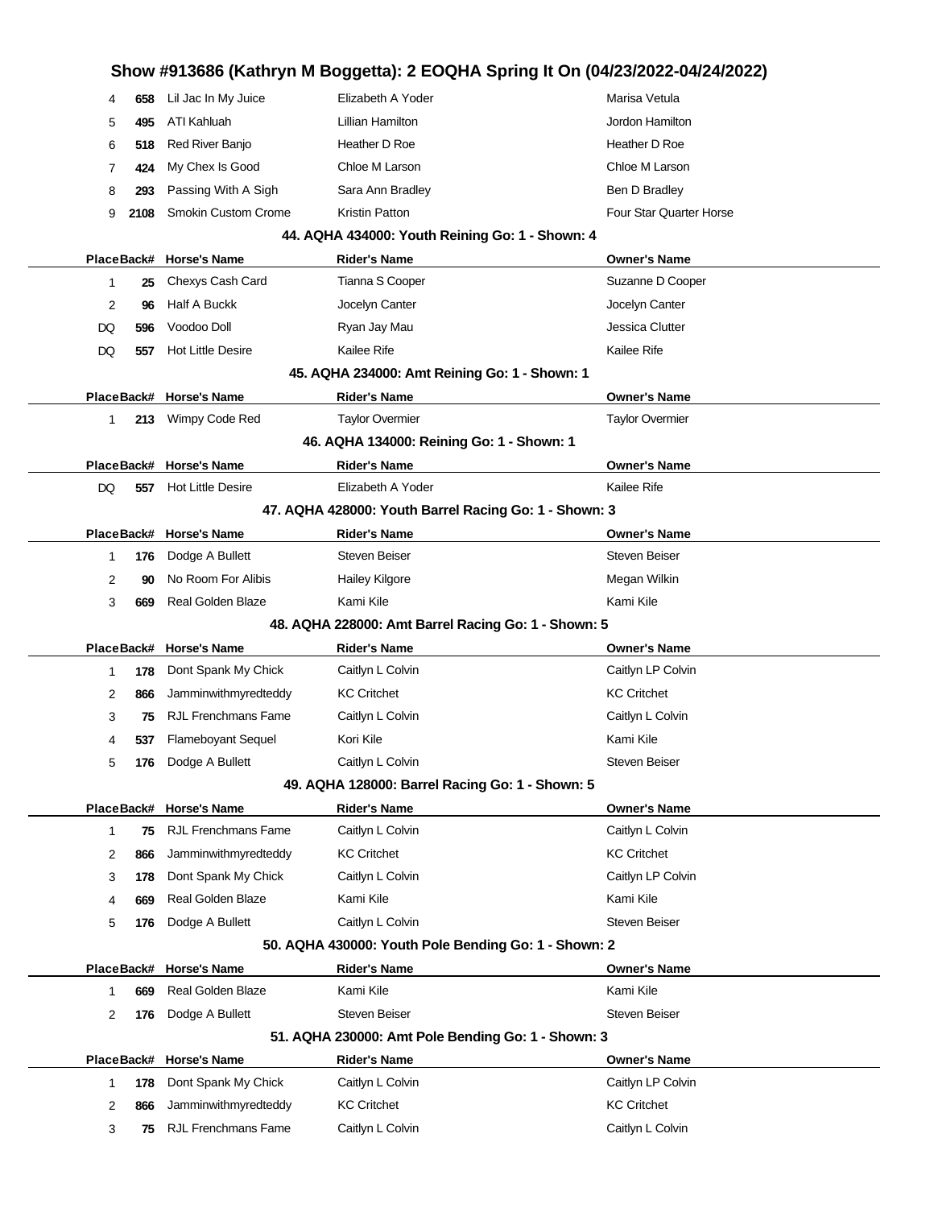## Show #913686 (Kathryn M Boggetta): 2 EOQHA Spring It On (04/23/2022-04/24/2022)

| Place | Back# | Horse's Name | Rider's Name | Owner's Name |
|---|---|---|---|---|
| 4 | 658 | Lil Jac In My Juice | Elizabeth A Yoder | Marisa Vetula |
| 5 | 495 | ATI Kahluah | Lillian Hamilton | Jordon Hamilton |
| 6 | 518 | Red River Banjo | Heather D Roe | Heather D Roe |
| 7 | 424 | My Chex Is Good | Chloe M Larson | Chloe M Larson |
| 8 | 293 | Passing With A Sigh | Sara Ann Bradley | Ben D Bradley |
| 9 | 2108 | Smokin Custom Crome | Kristin Patton | Four Star Quarter Horse |

### 44. AQHA 434000: Youth Reining Go: 1 - Shown: 4

| Place | Back# | Horse's Name | Rider's Name | Owner's Name |
|---|---|---|---|---|
| 1 | 25 | Chexys Cash Card | Tianna S Cooper | Suzanne D Cooper |
| 2 | 96 | Half A Buckk | Jocelyn Canter | Jocelyn Canter |
| DQ | 596 | Voodoo Doll | Ryan Jay Mau | Jessica Clutter |
| DQ | 557 | Hot Little Desire | Kailee Rife | Kailee Rife |

### 45. AQHA 234000: Amt Reining Go: 1 - Shown: 1

| Place | Back# | Horse's Name | Rider's Name | Owner's Name |
|---|---|---|---|---|
| 1 | 213 | Wimpy Code Red | Taylor Overmier | Taylor Overmier |

### 46. AQHA 134000: Reining Go: 1 - Shown: 1

| Place | Back# | Horse's Name | Rider's Name | Owner's Name |
|---|---|---|---|---|
| DQ | 557 | Hot Little Desire | Elizabeth A Yoder | Kailee Rife |

### 47. AQHA 428000: Youth Barrel Racing Go: 1 - Shown: 3

| Place | Back# | Horse's Name | Rider's Name | Owner's Name |
|---|---|---|---|---|
| 1 | 176 | Dodge A Bullett | Steven Beiser | Steven Beiser |
| 2 | 90 | No Room For Alibis | Hailey Kilgore | Megan Wilkin |
| 3 | 669 | Real Golden Blaze | Kami Kile | Kami Kile |

### 48. AQHA 228000: Amt Barrel Racing Go: 1 - Shown: 5

| Place | Back# | Horse's Name | Rider's Name | Owner's Name |
|---|---|---|---|---|
| 1 | 178 | Dont Spank My Chick | Caitlyn L Colvin | Caitlyn LP Colvin |
| 2 | 866 | Jamminwithmyredteddy | KC Critchet | KC Critchet |
| 3 | 75 | RJL Frenchmans Fame | Caitlyn L Colvin | Caitlyn L Colvin |
| 4 | 537 | Flameboyant Sequel | Kori Kile | Kami Kile |
| 5 | 176 | Dodge A Bullett | Caitlyn L Colvin | Steven Beiser |

### 49. AQHA 128000: Barrel Racing Go: 1 - Shown: 5

| Place | Back# | Horse's Name | Rider's Name | Owner's Name |
|---|---|---|---|---|
| 1 | 75 | RJL Frenchmans Fame | Caitlyn L Colvin | Caitlyn L Colvin |
| 2 | 866 | Jamminwithmyredteddy | KC Critchet | KC Critchet |
| 3 | 178 | Dont Spank My Chick | Caitlyn L Colvin | Caitlyn LP Colvin |
| 4 | 669 | Real Golden Blaze | Kami Kile | Kami Kile |
| 5 | 176 | Dodge A Bullett | Caitlyn L Colvin | Steven Beiser |

### 50. AQHA 430000: Youth Pole Bending Go: 1 - Shown: 2

| Place | Back# | Horse's Name | Rider's Name | Owner's Name |
|---|---|---|---|---|
| 1 | 669 | Real Golden Blaze | Kami Kile | Kami Kile |
| 2 | 176 | Dodge A Bullett | Steven Beiser | Steven Beiser |

### 51. AQHA 230000: Amt Pole Bending Go: 1 - Shown: 3

| Place | Back# | Horse's Name | Rider's Name | Owner's Name |
|---|---|---|---|---|
| 1 | 178 | Dont Spank My Chick | Caitlyn L Colvin | Caitlyn LP Colvin |
| 2 | 866 | Jamminwithmyredteddy | KC Critchet | KC Critchet |
| 3 | 75 | RJL Frenchmans Fame | Caitlyn L Colvin | Caitlyn L Colvin |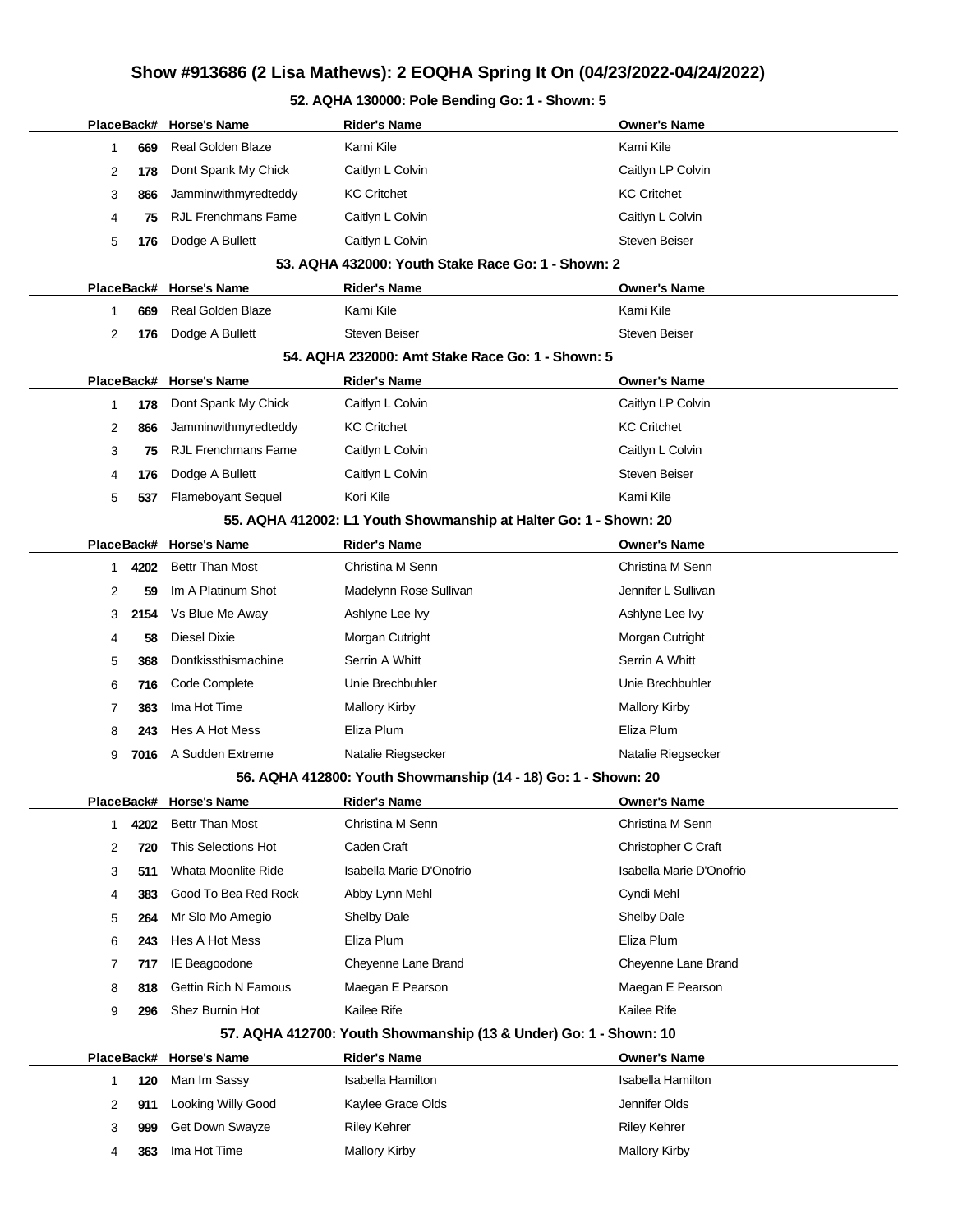# Show #913686 (2 Lisa Mathews): 2 EOQHA Spring It On (04/23/2022-04/24/2022)

### 52. AQHA 130000: Pole Bending Go: 1 - Shown: 5

| Place | Back# | Horse's Name | Rider's Name | Owner's Name |
|---|---|---|---|---|
| 1 | 669 | Real Golden Blaze | Kami Kile | Kami Kile |
| 2 | 178 | Dont Spank My Chick | Caitlyn L Colvin | Caitlyn LP Colvin |
| 3 | 866 | Jamminwithmyredteddy | KC Critchet | KC Critchet |
| 4 | 75 | RJL Frenchmans Fame | Caitlyn L Colvin | Caitlyn L Colvin |
| 5 | 176 | Dodge A Bullett | Caitlyn L Colvin | Steven Beiser |

### 53. AQHA 432000: Youth Stake Race Go: 1 - Shown: 2

| Place | Back# | Horse's Name | Rider's Name | Owner's Name |
|---|---|---|---|---|
| 1 | 669 | Real Golden Blaze | Kami Kile | Kami Kile |
| 2 | 176 | Dodge A Bullett | Steven Beiser | Steven Beiser |

### 54. AQHA 232000: Amt Stake Race Go: 1 - Shown: 5

| Place | Back# | Horse's Name | Rider's Name | Owner's Name |
|---|---|---|---|---|
| 1 | 178 | Dont Spank My Chick | Caitlyn L Colvin | Caitlyn LP Colvin |
| 2 | 866 | Jamminwithmyredteddy | KC Critchet | KC Critchet |
| 3 | 75 | RJL Frenchmans Fame | Caitlyn L Colvin | Caitlyn L Colvin |
| 4 | 176 | Dodge A Bullett | Caitlyn L Colvin | Steven Beiser |
| 5 | 537 | Flameboyant Sequel | Kori Kile | Kami Kile |

### 55. AQHA 412002: L1 Youth Showmanship at Halter Go: 1 - Shown: 20

| Place | Back# | Horse's Name | Rider's Name | Owner's Name |
|---|---|---|---|---|
| 1 | 4202 | Bettr Than Most | Christina M Senn | Christina M Senn |
| 2 | 59 | Im A Platinum Shot | Madelynn Rose Sullivan | Jennifer L Sullivan |
| 3 | 2154 | Vs Blue Me Away | Ashlyne Lee Ivy | Ashlyne Lee Ivy |
| 4 | 58 | Diesel Dixie | Morgan Cutright | Morgan Cutright |
| 5 | 368 | Dontkissthismachine | Serrin A Whitt | Serrin A Whitt |
| 6 | 716 | Code Complete | Unie Brechbuhler | Unie Brechbuhler |
| 7 | 363 | Ima Hot Time | Mallory Kirby | Mallory Kirby |
| 8 | 243 | Hes A Hot Mess | Eliza Plum | Eliza Plum |
| 9 | 7016 | A Sudden Extreme | Natalie Riegsecker | Natalie Riegsecker |

### 56. AQHA 412800: Youth Showmanship (14 - 18) Go: 1 - Shown: 20

| Place | Back# | Horse's Name | Rider's Name | Owner's Name |
|---|---|---|---|---|
| 1 | 4202 | Bettr Than Most | Christina M Senn | Christina M Senn |
| 2 | 720 | This Selections Hot | Caden Craft | Christopher C Craft |
| 3 | 511 | Whata Moonlite Ride | Isabella Marie D'Onofrio | Isabella Marie D'Onofrio |
| 4 | 383 | Good To Bea Red Rock | Abby Lynn Mehl | Cyndi Mehl |
| 5 | 264 | Mr Slo Mo Amegio | Shelby Dale | Shelby Dale |
| 6 | 243 | Hes A Hot Mess | Eliza Plum | Eliza Plum |
| 7 | 717 | IE Beagoodone | Cheyenne Lane Brand | Cheyenne Lane Brand |
| 8 | 818 | Gettin Rich N Famous | Maegan E Pearson | Maegan E Pearson |
| 9 | 296 | Shez Burnin Hot | Kailee Rife | Kailee Rife |

### 57. AQHA 412700: Youth Showmanship (13 & Under) Go: 1 - Shown: 10

| Place | Back# | Horse's Name | Rider's Name | Owner's Name |
|---|---|---|---|---|
| 1 | 120 | Man Im Sassy | Isabella Hamilton | Isabella Hamilton |
| 2 | 911 | Looking Willy Good | Kaylee Grace Olds | Jennifer Olds |
| 3 | 999 | Get Down Swayze | Riley Kehrer | Riley Kehrer |
| 4 | 363 | Ima Hot Time | Mallory Kirby | Mallory Kirby |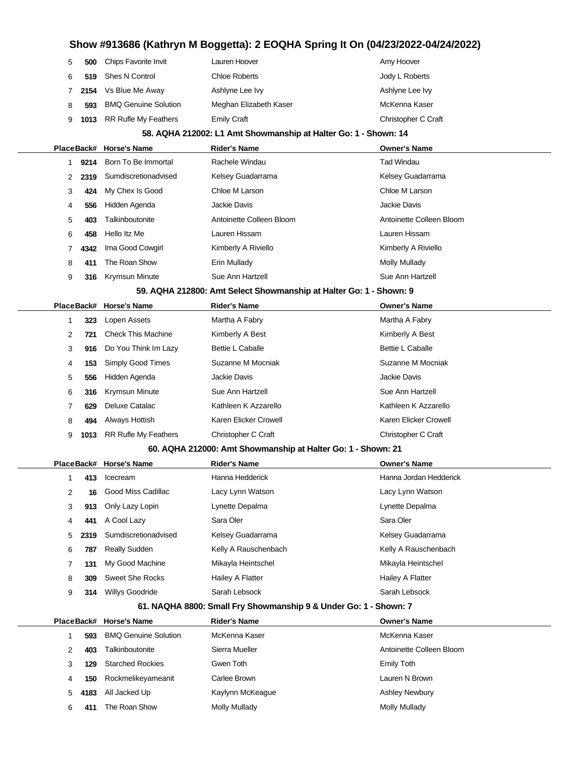| Place | Back# | Horse's Name | Rider's Name | Owner's Name |
|---|---|---|---|---|
| 5 | 500 | Chips Favorite Invit | Lauren Hoover | Amy Hoover |
| 6 | 519 | Shes N Control | Chloe Roberts | Jody L Roberts |
| 7 | 2154 | Vs Blue Me Away | Ashlyne Lee Ivy | Ashlyne Lee Ivy |
| 8 | 593 | BMQ Genuine Solution | Meghan Elizabeth Kaser | McKenna Kaser |
| 9 | 1013 | RR Rufle My Feathers | Emily Craft | Christopher C Craft |

### 58. AQHA 212002: L1 Amt Showmanship at Halter Go: 1 - Shown: 14

| Place | Back# | Horse's Name | Rider's Name | Owner's Name |
|---|---|---|---|---|
| 1 | 9214 | Born To Be Immortal | Rachele Windau | Tad Windau |
| 2 | 2319 | Sumdiscretionadvised | Kelsey Guadarrama | Kelsey Guadarrama |
| 3 | 424 | My Chex Is Good | Chloe M Larson | Chloe M Larson |
| 4 | 556 | Hidden Agenda | Jackie Davis | Jackie Davis |
| 5 | 403 | Talkinboutonite | Antoinette Colleen Bloom | Antoinette Colleen Bloom |
| 6 | 458 | Hello Itz Me | Lauren Hissam | Lauren Hissam |
| 7 | 4342 | Ima Good Cowgirl | Kimberly A Riviello | Kimberly A Riviello |
| 8 | 411 | The Roan Show | Erin Mullady | Molly Mullady |
| 9 | 316 | Krymsun Minute | Sue Ann Hartzell | Sue Ann Hartzell |

### 59. AQHA 212800: Amt Select Showmanship at Halter Go: 1 - Shown: 9

| Place | Back# | Horse's Name | Rider's Name | Owner's Name |
|---|---|---|---|---|
| 1 | 323 | Lopen Assets | Martha A Fabry | Martha A Fabry |
| 2 | 721 | Check This Machine | Kimberly A Best | Kimberly A Best |
| 3 | 916 | Do You Think Im Lazy | Bettie L Caballe | Bettie L Caballe |
| 4 | 153 | Simply Good Times | Suzanne M Mocniak | Suzanne M Mocniak |
| 5 | 556 | Hidden Agenda | Jackie Davis | Jackie Davis |
| 6 | 316 | Krymsun Minute | Sue Ann Hartzell | Sue Ann Hartzell |
| 7 | 629 | Deluxe Catalac | Kathleen K Azzarello | Kathleen K Azzarello |
| 8 | 494 | Always Hottish | Karen Elicker Crowell | Karen Elicker Crowell |
| 9 | 1013 | RR Rufle My Feathers | Christopher C Craft | Christopher C Craft |

### 60. AQHA 212000: Amt Showmanship at Halter Go: 1 - Shown: 21

| Place | Back# | Horse's Name | Rider's Name | Owner's Name |
|---|---|---|---|---|
| 1 | 413 | Icecream | Hanna Hedderick | Hanna Jordan Hedderick |
| 2 | 16 | Good Miss Cadillac | Lacy Lynn Watson | Lacy Lynn Watson |
| 3 | 913 | Only Lazy Lopin | Lynette Depalma | Lynette Depalma |
| 4 | 441 | A Cool Lazy | Sara Oler | Sara Oler |
| 5 | 2319 | Sumdiscretionadvised | Kelsey Guadarrama | Kelsey Guadarrama |
| 6 | 787 | Really Sudden | Kelly A Rauschenbach | Kelly A Rauschenbach |
| 7 | 131 | My Good Machine | Mikayla Heintschel | Mikayla Heintschel |
| 8 | 309 | Sweet She Rocks | Hailey A Flatter | Hailey A Flatter |
| 9 | 314 | Willys Goodride | Sarah Lebsock | Sarah Lebsock |

### 61. NAQHA 8800: Small Fry Showmanship 9 & Under Go: 1 - Shown: 7

| Place | Back# | Horse's Name | Rider's Name | Owner's Name |
|---|---|---|---|---|
| 1 | 593 | BMQ Genuine Solution | McKenna Kaser | McKenna Kaser |
| 2 | 403 | Talkinboutonite | Sierra Mueller | Antoinette Colleen Bloom |
| 3 | 129 | Starched Rockies | Gwen Toth | Emily Toth |
| 4 | 150 | Rockmelikeyameanit | Carlee Brown | Lauren N Brown |
| 5 | 4183 | All Jacked Up | Kaylynn McKeague | Ashley Newbury |
| 6 | 411 | The Roan Show | Molly Mullady | Molly Mullady |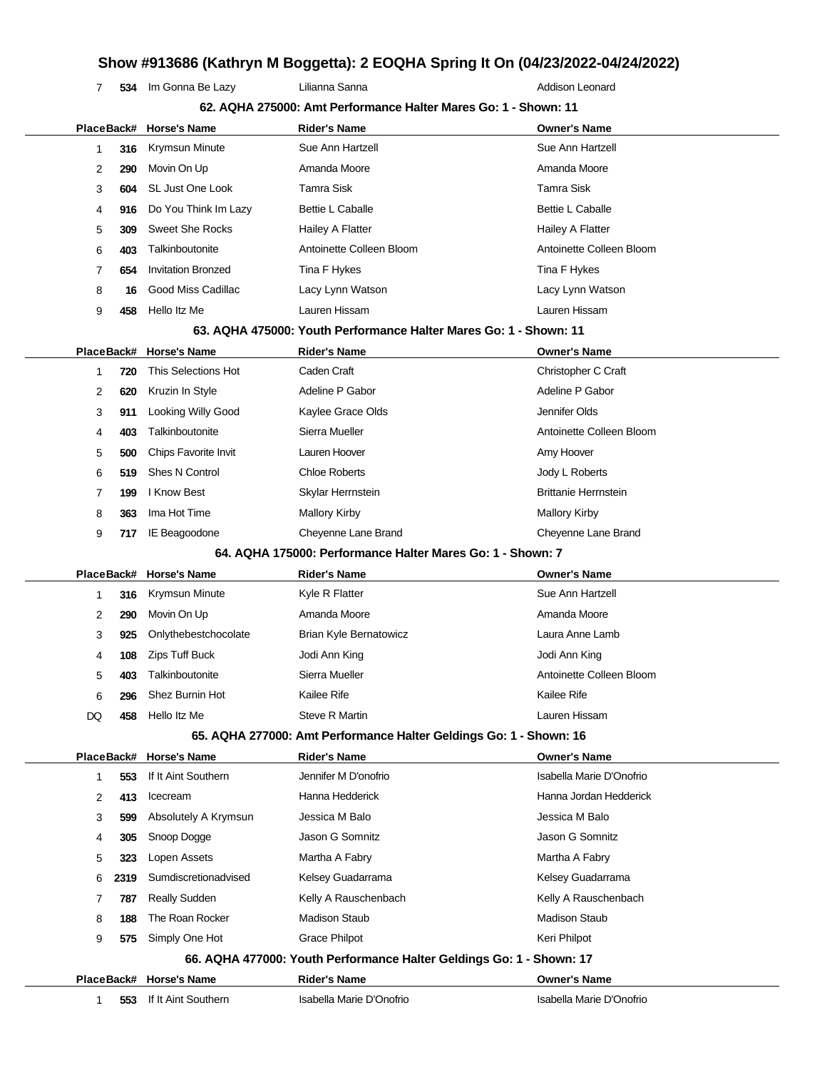| Place | Back# | Horse's Name | Rider's Name | Owner's Name |
|---|---|---|---|---|
| 7 | 534 | Im Gonna Be Lazy | Lilianna Sanna | Addison Leonard |

### 62. AQHA 275000: Amt Performance Halter Mares Go: 1 - Shown: 11

| Place | Back# | Horse's Name | Rider's Name | Owner's Name |
|---|---|---|---|---|
| 1 | 316 | Krymsun Minute | Sue Ann Hartzell | Sue Ann Hartzell |
| 2 | 290 | Movin On Up | Amanda Moore | Amanda Moore |
| 3 | 604 | SL Just One Look | Tamra Sisk | Tamra Sisk |
| 4 | 916 | Do You Think Im Lazy | Bettie L Caballe | Bettie L Caballe |
| 5 | 309 | Sweet She Rocks | Hailey A Flatter | Hailey A Flatter |
| 6 | 403 | Talkinboutonite | Antoinette Colleen Bloom | Antoinette Colleen Bloom |
| 7 | 654 | Invitation Bronzed | Tina F Hykes | Tina F Hykes |
| 8 | 16 | Good Miss Cadillac | Lacy Lynn Watson | Lacy Lynn Watson |
| 9 | 458 | Hello Itz Me | Lauren Hissam | Lauren Hissam |

### 63. AQHA 475000: Youth Performance Halter Mares Go: 1 - Shown: 11

| Place | Back# | Horse's Name | Rider's Name | Owner's Name |
|---|---|---|---|---|
| 1 | 720 | This Selections Hot | Caden Craft | Christopher C Craft |
| 2 | 620 | Kruzin In Style | Adeline P Gabor | Adeline P Gabor |
| 3 | 911 | Looking Willy Good | Kaylee Grace Olds | Jennifer Olds |
| 4 | 403 | Talkinboutonite | Sierra Mueller | Antoinette Colleen Bloom |
| 5 | 500 | Chips Favorite Invit | Lauren Hoover | Amy Hoover |
| 6 | 519 | Shes N Control | Chloe Roberts | Jody L Roberts |
| 7 | 199 | I Know Best | Skylar Herrnstein | Brittanie Herrnstein |
| 8 | 363 | Ima Hot Time | Mallory Kirby | Mallory Kirby |
| 9 | 717 | IE Beagoodone | Cheyenne Lane Brand | Cheyenne Lane Brand |

### 64. AQHA 175000: Performance Halter Mares Go: 1 - Shown: 7

| Place | Back# | Horse's Name | Rider's Name | Owner's Name |
|---|---|---|---|---|
| 1 | 316 | Krymsun Minute | Kyle R Flatter | Sue Ann Hartzell |
| 2 | 290 | Movin On Up | Amanda Moore | Amanda Moore |
| 3 | 925 | Onlythebestchocolate | Brian Kyle Bernatowicz | Laura Anne Lamb |
| 4 | 108 | Zips Tuff Buck | Jodi Ann King | Jodi Ann King |
| 5 | 403 | Talkinboutonite | Sierra Mueller | Antoinette Colleen Bloom |
| 6 | 296 | Shez Burnin Hot | Kailee Rife | Kailee Rife |
| DQ | 458 | Hello Itz Me | Steve R Martin | Lauren Hissam |

### 65. AQHA 277000: Amt Performance Halter Geldings Go: 1 - Shown: 16

| Place | Back# | Horse's Name | Rider's Name | Owner's Name |
|---|---|---|---|---|
| 1 | 553 | If It Aint Southern | Jennifer M D'onofrio | Isabella Marie D'Onofrio |
| 2 | 413 | Icecream | Hanna Hedderick | Hanna Jordan Hedderick |
| 3 | 599 | Absolutely A Krymsun | Jessica M Balo | Jessica M Balo |
| 4 | 305 | Snoop Dogge | Jason G Somnitz | Jason G Somnitz |
| 5 | 323 | Lopen Assets | Martha A Fabry | Martha A Fabry |
| 6 | 2319 | Sumdiscretionadvised | Kelsey Guadarrama | Kelsey Guadarrama |
| 7 | 787 | Really Sudden | Kelly A Rauschenbach | Kelly A Rauschenbach |
| 8 | 188 | The Roan Rocker | Madison Staub | Madison Staub |
| 9 | 575 | Simply One Hot | Grace Philpot | Keri Philpot |

### 66. AQHA 477000: Youth Performance Halter Geldings Go: 1 - Shown: 17

| Place | Back# | Horse's Name | Rider's Name | Owner's Name |
|---|---|---|---|---|
| 1 | 553 | If It Aint Southern | Isabella Marie D'Onofrio | Isabella Marie D'Onofrio |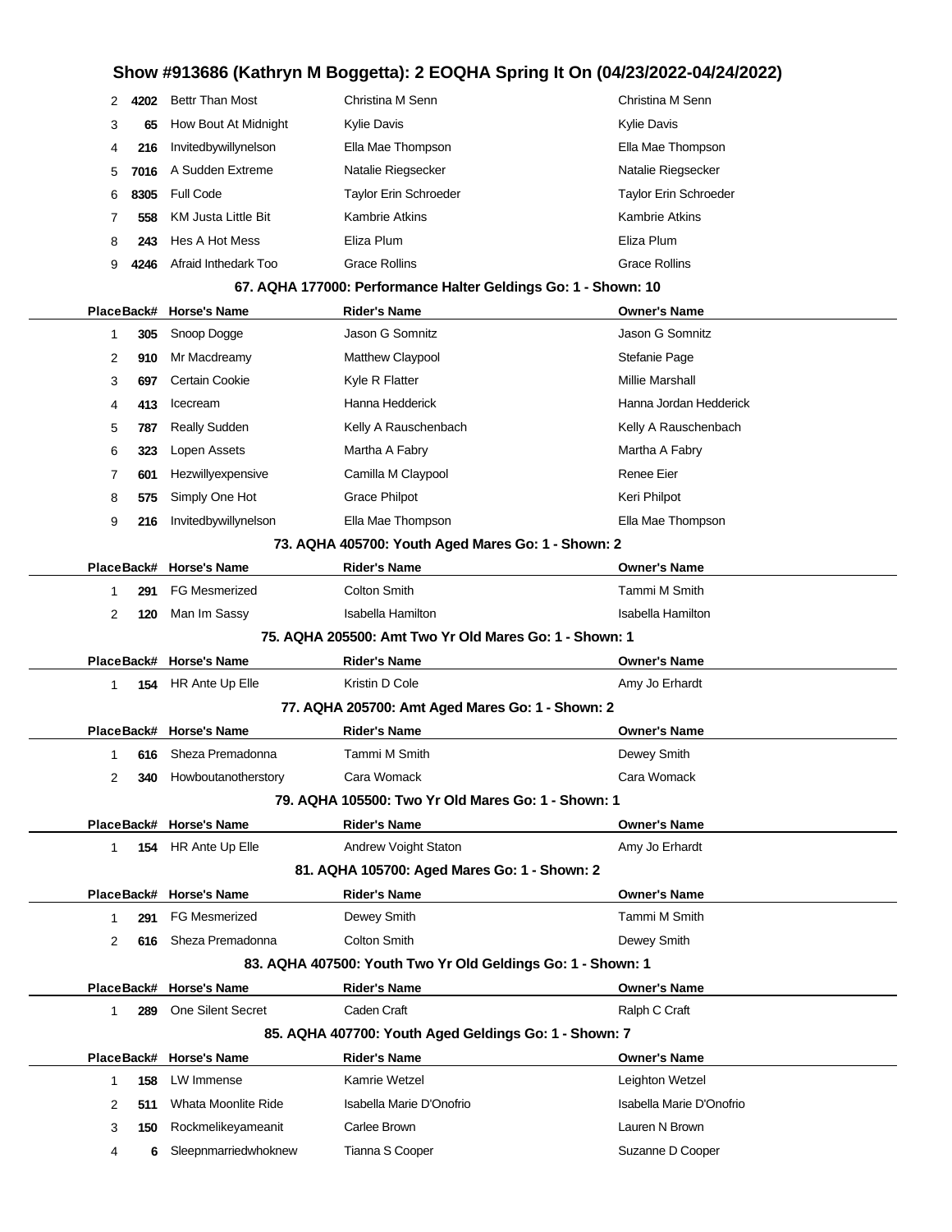## Show #913686 (Kathryn M Boggetta): 2 EOQHA Spring It On (04/23/2022-04/24/2022)

| Place | Back# | Horse's Name | Rider's Name | Owner's Name |
|---|---|---|---|---|
| 2 | 4202 | Bettr Than Most | Christina M Senn | Christina M Senn |
| 3 | 65 | How Bout At Midnight | Kylie Davis | Kylie Davis |
| 4 | 216 | Invitedbywillynelson | Ella Mae Thompson | Ella Mae Thompson |
| 5 | 7016 | A Sudden Extreme | Natalie Riegsecker | Natalie Riegsecker |
| 6 | 8305 | Full Code | Taylor Erin Schroeder | Taylor Erin Schroeder |
| 7 | 558 | KM Justa Little Bit | Kambrie Atkins | Kambrie Atkins |
| 8 | 243 | Hes A Hot Mess | Eliza Plum | Eliza Plum |
| 9 | 4246 | Afraid Inthedark Too | Grace Rollins | Grace Rollins |

### 67. AQHA 177000: Performance Halter Geldings Go: 1 - Shown: 10

| Place | Back# | Horse's Name | Rider's Name | Owner's Name |
|---|---|---|---|---|
| 1 | 305 | Snoop Dogge | Jason G Somnitz | Jason G Somnitz |
| 2 | 910 | Mr Macdreamy | Matthew Claypool | Stefanie Page |
| 3 | 697 | Certain Cookie | Kyle R Flatter | Millie Marshall |
| 4 | 413 | Icecream | Hanna Hedderick | Hanna Jordan Hedderick |
| 5 | 787 | Really Sudden | Kelly A Rauschenbach | Kelly A Rauschenbach |
| 6 | 323 | Lopen Assets | Martha A Fabry | Martha A Fabry |
| 7 | 601 | Hezwillyexpensive | Camilla M Claypool | Renee Eier |
| 8 | 575 | Simply One Hot | Grace Philpot | Keri Philpot |
| 9 | 216 | Invitedbywillynelson | Ella Mae Thompson | Ella Mae Thompson |

### 73. AQHA 405700: Youth Aged Mares Go: 1 - Shown: 2

| Place | Back# | Horse's Name | Rider's Name | Owner's Name |
|---|---|---|---|---|
| 1 | 291 | FG Mesmerized | Colton Smith | Tammi M Smith |
| 2 | 120 | Man Im Sassy | Isabella Hamilton | Isabella Hamilton |

### 75. AQHA 205500: Amt Two Yr Old Mares Go: 1 - Shown: 1

| Place | Back# | Horse's Name | Rider's Name | Owner's Name |
|---|---|---|---|---|
| 1 | 154 | HR Ante Up Elle | Kristin D Cole | Amy Jo Erhardt |

### 77. AQHA 205700: Amt Aged Mares Go: 1 - Shown: 2

| Place | Back# | Horse's Name | Rider's Name | Owner's Name |
|---|---|---|---|---|
| 1 | 616 | Sheza Premadonna | Tammi M Smith | Dewey Smith |
| 2 | 340 | Howboutanotherstory | Cara Womack | Cara Womack |

### 79. AQHA 105500: Two Yr Old Mares Go: 1 - Shown: 1

| Place | Back# | Horse's Name | Rider's Name | Owner's Name |
|---|---|---|---|---|
| 1 | 154 | HR Ante Up Elle | Andrew Voight Staton | Amy Jo Erhardt |

### 81. AQHA 105700: Aged Mares Go: 1 - Shown: 2

| Place | Back# | Horse's Name | Rider's Name | Owner's Name |
|---|---|---|---|---|
| 1 | 291 | FG Mesmerized | Dewey Smith | Tammi M Smith |
| 2 | 616 | Sheza Premadonna | Colton Smith | Dewey Smith |

### 83. AQHA 407500: Youth Two Yr Old Geldings Go: 1 - Shown: 1

| Place | Back# | Horse's Name | Rider's Name | Owner's Name |
|---|---|---|---|---|
| 1 | 289 | One Silent Secret | Caden Craft | Ralph C Craft |

### 85. AQHA 407700: Youth Aged Geldings Go: 1 - Shown: 7

| Place | Back# | Horse's Name | Rider's Name | Owner's Name |
|---|---|---|---|---|
| 1 | 158 | LW Immense | Kamrie Wetzel | Leighton Wetzel |
| 2 | 511 | Whata Moonlite Ride | Isabella Marie D'Onofrio | Isabella Marie D'Onofrio |
| 3 | 150 | Rockmelikeyameanit | Carlee Brown | Lauren N Brown |
| 4 | 6 | Sleepnmarriedwhoknew | Tianna S Cooper | Suzanne D Cooper |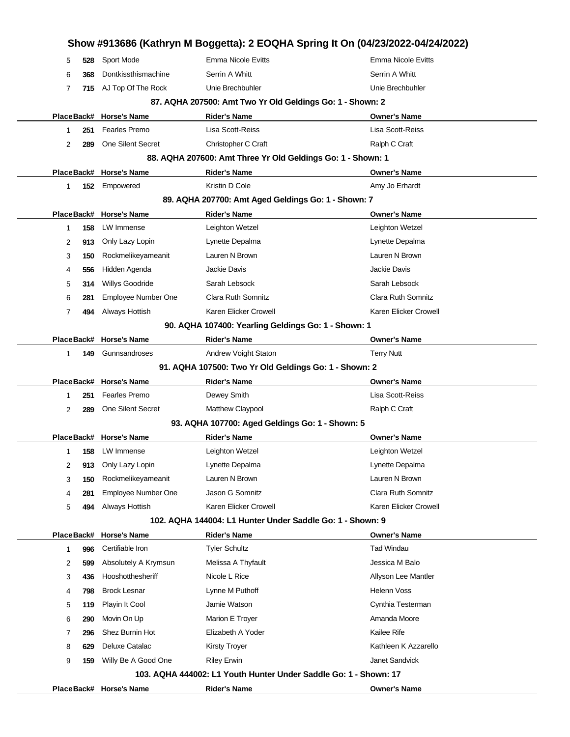## Show #913686 (Kathryn M Boggetta): 2 EOQHA Spring It On (04/23/2022-04/24/2022)

| Place | Back# | Horse's Name | Rider's Name | Owner's Name |
|---|---|---|---|---|
| 5 | 528 | Sport Mode | Emma Nicole Evitts | Emma Nicole Evitts |
| 6 | 368 | Dontkissthismachine | Serrin A Whitt | Serrin A Whitt |
| 7 | 715 | AJ Top Of The Rock | Unie Brechbuhler | Unie Brechbuhler |

### 87. AQHA 207500: Amt Two Yr Old Geldings Go: 1 - Shown: 2

| Place | Back# | Horse's Name | Rider's Name | Owner's Name |
|---|---|---|---|---|
| 1 | 251 | Fearles Premo | Lisa Scott-Reiss | Lisa Scott-Reiss |
| 2 | 289 | One Silent Secret | Christopher C Craft | Ralph C Craft |

### 88. AQHA 207600: Amt Three Yr Old Geldings Go: 1 - Shown: 1

| Place | Back# | Horse's Name | Rider's Name | Owner's Name |
|---|---|---|---|---|
| 1 | 152 | Empowered | Kristin D Cole | Amy Jo Erhardt |

### 89. AQHA 207700: Amt Aged Geldings Go: 1 - Shown: 7

| Place | Back# | Horse's Name | Rider's Name | Owner's Name |
|---|---|---|---|---|
| 1 | 158 | LW Immense | Leighton Wetzel | Leighton Wetzel |
| 2 | 913 | Only Lazy Lopin | Lynette Depalma | Lynette Depalma |
| 3 | 150 | Rockmelikeyameanit | Lauren N Brown | Lauren N Brown |
| 4 | 556 | Hidden Agenda | Jackie Davis | Jackie Davis |
| 5 | 314 | Willys Goodride | Sarah Lebsock | Sarah Lebsock |
| 6 | 281 | Employee Number One | Clara Ruth Somnitz | Clara Ruth Somnitz |
| 7 | 494 | Always Hottish | Karen Elicker Crowell | Karen Elicker Crowell |

### 90. AQHA 107400: Yearling Geldings Go: 1 - Shown: 1

| Place | Back# | Horse's Name | Rider's Name | Owner's Name |
|---|---|---|---|---|
| 1 | 149 | Gunnsandroses | Andrew Voight Staton | Terry Nutt |

### 91. AQHA 107500: Two Yr Old Geldings Go: 1 - Shown: 2

| Place | Back# | Horse's Name | Rider's Name | Owner's Name |
|---|---|---|---|---|
| 1 | 251 | Fearles Premo | Dewey Smith | Lisa Scott-Reiss |
| 2 | 289 | One Silent Secret | Matthew Claypool | Ralph C Craft |

### 93. AQHA 107700: Aged Geldings Go: 1 - Shown: 5

| Place | Back# | Horse's Name | Rider's Name | Owner's Name |
|---|---|---|---|---|
| 1 | 158 | LW Immense | Leighton Wetzel | Leighton Wetzel |
| 2 | 913 | Only Lazy Lopin | Lynette Depalma | Lynette Depalma |
| 3 | 150 | Rockmelikeyameanit | Lauren N Brown | Lauren N Brown |
| 4 | 281 | Employee Number One | Jason G Somnitz | Clara Ruth Somnitz |
| 5 | 494 | Always Hottish | Karen Elicker Crowell | Karen Elicker Crowell |

### 102. AQHA 144004: L1 Hunter Under Saddle Go: 1 - Shown: 9

| Place | Back# | Horse's Name | Rider's Name | Owner's Name |
|---|---|---|---|---|
| 1 | 996 | Certifiable Iron | Tyler Schultz | Tad Windau |
| 2 | 599 | Absolutely A Krymsun | Melissa A Thyfault | Jessica M Balo |
| 3 | 436 | Hooshotthesheriff | Nicole L Rice | Allyson Lee Mantler |
| 4 | 798 | Brock Lesnar | Lynne M Puthoff | Helenn Voss |
| 5 | 119 | Playin It Cool | Jamie Watson | Cynthia Testerman |
| 6 | 290 | Movin On Up | Marion E Troyer | Amanda Moore |
| 7 | 296 | Shez Burnin Hot | Elizabeth A Yoder | Kailee Rife |
| 8 | 629 | Deluxe Catalac | Kirsty Troyer | Kathleen K Azzarello |
| 9 | 159 | Willy Be A Good One | Riley Erwin | Janet Sandvick |

### 103. AQHA 444002: L1 Youth Hunter Under Saddle Go: 1 - Shown: 17

| Place | Back# | Horse's Name | Rider's Name | Owner's Name |
|---|---|---|---|---|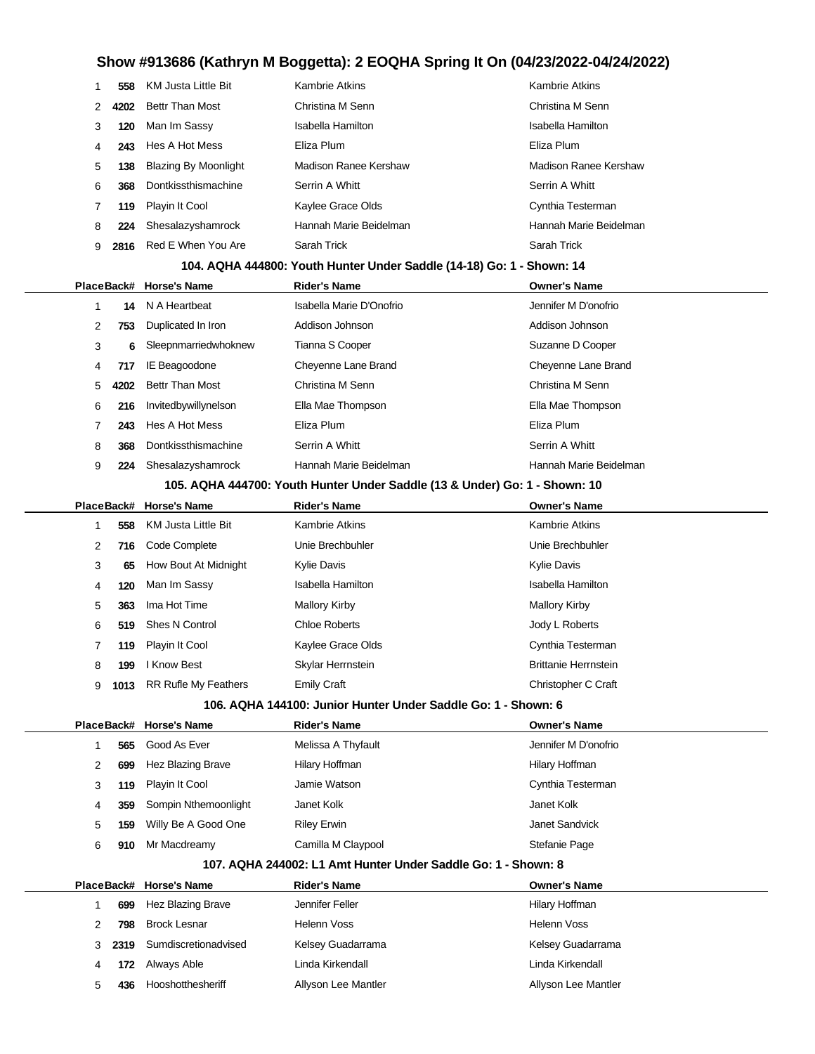## Show #913686 (Kathryn M Boggetta): 2 EOQHA Spring It On (04/23/2022-04/24/2022)

| Place | Back# | Horse's Name | Rider's Name | Owner's Name |
|---|---|---|---|---|
| 1 | 558 | KM Justa Little Bit | Kambrie Atkins | Kambrie Atkins |
| 2 | 4202 | Bettr Than Most | Christina M Senn | Christina M Senn |
| 3 | 120 | Man Im Sassy | Isabella Hamilton | Isabella Hamilton |
| 4 | 243 | Hes A Hot Mess | Eliza Plum | Eliza Plum |
| 5 | 138 | Blazing By Moonlight | Madison Ranee Kershaw | Madison Ranee Kershaw |
| 6 | 368 | Dontkissthismachine | Serrin A Whitt | Serrin A Whitt |
| 7 | 119 | Playin It Cool | Kaylee Grace Olds | Cynthia Testerman |
| 8 | 224 | Shesalazyshamrock | Hannah Marie Beidelman | Hannah Marie Beidelman |
| 9 | 2816 | Red E When You Are | Sarah Trick | Sarah Trick |

### 104. AQHA 444800: Youth Hunter Under Saddle (14-18) Go: 1 - Shown: 14

| Place | Back# | Horse's Name | Rider's Name | Owner's Name |
|---|---|---|---|---|
| 1 | 14 | N A Heartbeat | Isabella Marie D'Onofrio | Jennifer M D'onofrio |
| 2 | 753 | Duplicated In Iron | Addison Johnson | Addison Johnson |
| 3 | 6 | Sleepnmarriedwhoknew | Tianna S Cooper | Suzanne D Cooper |
| 4 | 717 | IE Beagoodone | Cheyenne Lane Brand | Cheyenne Lane Brand |
| 5 | 4202 | Bettr Than Most | Christina M Senn | Christina M Senn |
| 6 | 216 | Invitedbywillynelson | Ella Mae Thompson | Ella Mae Thompson |
| 7 | 243 | Hes A Hot Mess | Eliza Plum | Eliza Plum |
| 8 | 368 | Dontkissthismachine | Serrin A Whitt | Serrin A Whitt |
| 9 | 224 | Shesalazyshamrock | Hannah Marie Beidelman | Hannah Marie Beidelman |

### 105. AQHA 444700: Youth Hunter Under Saddle (13 & Under) Go: 1 - Shown: 10

| Place | Back# | Horse's Name | Rider's Name | Owner's Name |
|---|---|---|---|---|
| 1 | 558 | KM Justa Little Bit | Kambrie Atkins | Kambrie Atkins |
| 2 | 716 | Code Complete | Unie Brechbuhler | Unie Brechbuhler |
| 3 | 65 | How Bout At Midnight | Kylie Davis | Kylie Davis |
| 4 | 120 | Man Im Sassy | Isabella Hamilton | Isabella Hamilton |
| 5 | 363 | Ima Hot Time | Mallory Kirby | Mallory Kirby |
| 6 | 519 | Shes N Control | Chloe Roberts | Jody L Roberts |
| 7 | 119 | Playin It Cool | Kaylee Grace Olds | Cynthia Testerman |
| 8 | 199 | I Know Best | Skylar Herrnstein | Brittanie Herrnstein |
| 9 | 1013 | RR Rufle My Feathers | Emily Craft | Christopher C Craft |

### 106. AQHA 144100: Junior Hunter Under Saddle Go: 1 - Shown: 6

| Place | Back# | Horse's Name | Rider's Name | Owner's Name |
|---|---|---|---|---|
| 1 | 565 | Good As Ever | Melissa A Thyfault | Jennifer M D'onofrio |
| 2 | 699 | Hez Blazing Brave | Hilary Hoffman | Hilary Hoffman |
| 3 | 119 | Playin It Cool | Jamie Watson | Cynthia Testerman |
| 4 | 359 | Sompin Nthemoonlight | Janet Kolk | Janet Kolk |
| 5 | 159 | Willy Be A Good One | Riley Erwin | Janet Sandvick |
| 6 | 910 | Mr Macdreamy | Camilla M Claypool | Stefanie Page |

### 107. AQHA 244002: L1 Amt Hunter Under Saddle Go: 1 - Shown: 8

| Place | Back# | Horse's Name | Rider's Name | Owner's Name |
|---|---|---|---|---|
| 1 | 699 | Hez Blazing Brave | Jennifer Feller | Hilary Hoffman |
| 2 | 798 | Brock Lesnar | Helenn Voss | Helenn Voss |
| 3 | 2319 | Sumdiscretionadvised | Kelsey Guadarrama | Kelsey Guadarrama |
| 4 | 172 | Always Able | Linda Kirkendall | Linda Kirkendall |
| 5 | 436 | Hooshotthesheriff | Allyson Lee Mantler | Allyson Lee Mantler |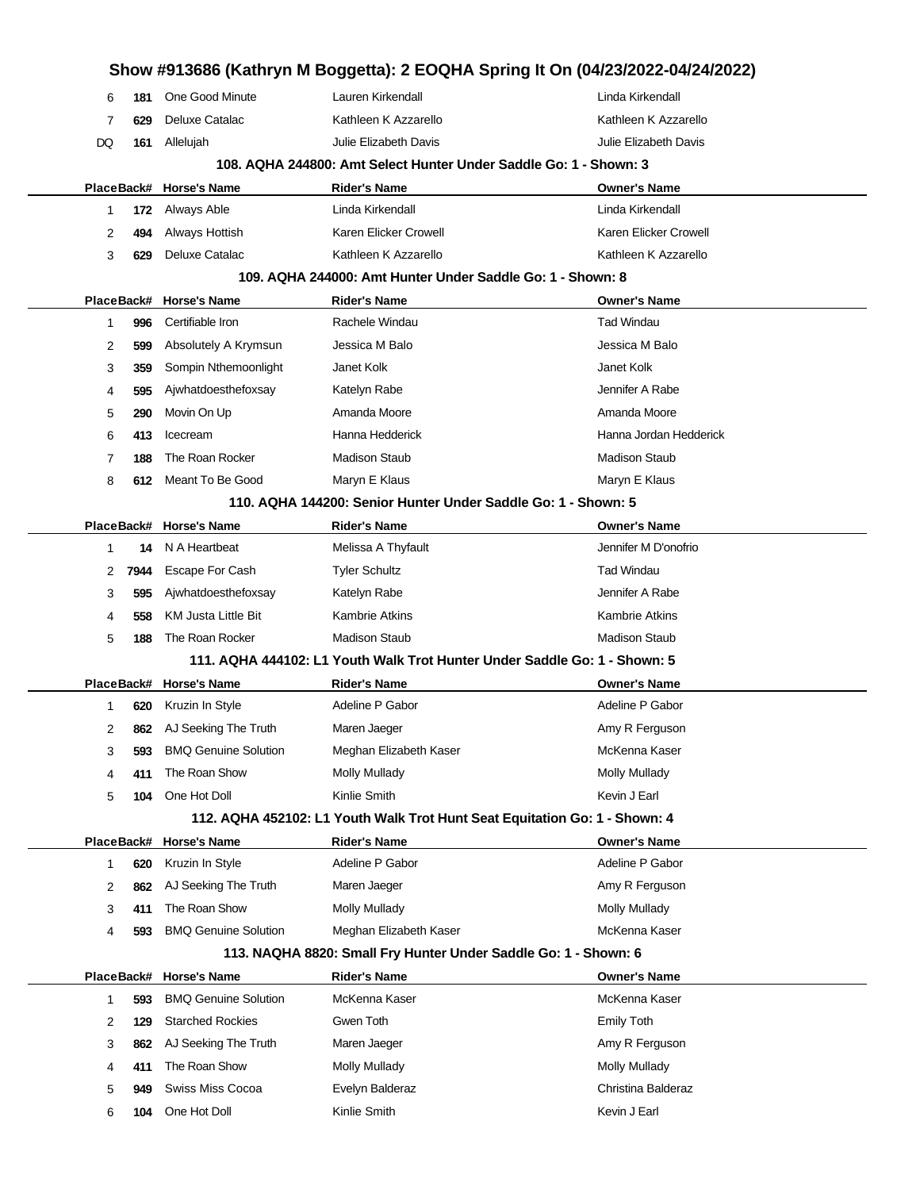| Place | Back# | Horse's Name | Rider's Name | Owner's Name |
|---|---|---|---|---|
| 6 | 181 | One Good Minute | Lauren Kirkendall | Linda Kirkendall |
| 7 | 629 | Deluxe Catalac | Kathleen K Azzarello | Kathleen K Azzarello |
| DQ | 161 | Allelujah | Julie Elizabeth Davis | Julie Elizabeth Davis |

### 108. AQHA 244800: Amt Select Hunter Under Saddle Go: 1 - Shown: 3

| Place | Back# | Horse's Name | Rider's Name | Owner's Name |
|---|---|---|---|---|
| 1 | 172 | Always Able | Linda Kirkendall | Linda Kirkendall |
| 2 | 494 | Always Hottish | Karen Elicker Crowell | Karen Elicker Crowell |
| 3 | 629 | Deluxe Catalac | Kathleen K Azzarello | Kathleen K Azzarello |

### 109. AQHA 244000: Amt Hunter Under Saddle Go: 1 - Shown: 8

| Place | Back# | Horse's Name | Rider's Name | Owner's Name |
|---|---|---|---|---|
| 1 | 996 | Certifiable Iron | Rachele Windau | Tad Windau |
| 2 | 599 | Absolutely A Krymsun | Jessica M Balo | Jessica M Balo |
| 3 | 359 | Sompin Nthemoonlight | Janet Kolk | Janet Kolk |
| 4 | 595 | Ajwhatdoesthefoxsay | Katelyn Rabe | Jennifer A Rabe |
| 5 | 290 | Movin On Up | Amanda Moore | Amanda Moore |
| 6 | 413 | Icecream | Hanna Hedderick | Hanna Jordan Hedderick |
| 7 | 188 | The Roan Rocker | Madison Staub | Madison Staub |
| 8 | 612 | Meant To Be Good | Maryn E Klaus | Maryn E Klaus |

### 110. AQHA 144200: Senior Hunter Under Saddle Go: 1 - Shown: 5

| Place | Back# | Horse's Name | Rider's Name | Owner's Name |
|---|---|---|---|---|
| 1 | 14 | N A Heartbeat | Melissa A Thyfault | Jennifer M D'onofrio |
| 2 | 7944 | Escape For Cash | Tyler Schultz | Tad Windau |
| 3 | 595 | Ajwhatdoesthefoxsay | Katelyn Rabe | Jennifer A Rabe |
| 4 | 558 | KM Justa Little Bit | Kambrie Atkins | Kambrie Atkins |
| 5 | 188 | The Roan Rocker | Madison Staub | Madison Staub |

### 111. AQHA 444102: L1 Youth Walk Trot Hunter Under Saddle Go: 1 - Shown: 5

| Place | Back# | Horse's Name | Rider's Name | Owner's Name |
|---|---|---|---|---|
| 1 | 620 | Kruzin In Style | Adeline P Gabor | Adeline P Gabor |
| 2 | 862 | AJ Seeking The Truth | Maren Jaeger | Amy R Ferguson |
| 3 | 593 | BMQ Genuine Solution | Meghan Elizabeth Kaser | McKenna Kaser |
| 4 | 411 | The Roan Show | Molly Mullady | Molly Mullady |
| 5 | 104 | One Hot Doll | Kinlie Smith | Kevin J Earl |

### 112. AQHA 452102: L1 Youth Walk Trot Hunt Seat Equitation Go: 1 - Shown: 4

| Place | Back# | Horse's Name | Rider's Name | Owner's Name |
|---|---|---|---|---|
| 1 | 620 | Kruzin In Style | Adeline P Gabor | Adeline P Gabor |
| 2 | 862 | AJ Seeking The Truth | Maren Jaeger | Amy R Ferguson |
| 3 | 411 | The Roan Show | Molly Mullady | Molly Mullady |
| 4 | 593 | BMQ Genuine Solution | Meghan Elizabeth Kaser | McKenna Kaser |

### 113. NAQHA 8820: Small Fry Hunter Under Saddle Go: 1 - Shown: 6

| Place | Back# | Horse's Name | Rider's Name | Owner's Name |
|---|---|---|---|---|
| 1 | 593 | BMQ Genuine Solution | McKenna Kaser | McKenna Kaser |
| 2 | 129 | Starched Rockies | Gwen Toth | Emily Toth |
| 3 | 862 | AJ Seeking The Truth | Maren Jaeger | Amy R Ferguson |
| 4 | 411 | The Roan Show | Molly Mullady | Molly Mullady |
| 5 | 949 | Swiss Miss Cocoa | Evelyn Balderaz | Christina Balderaz |
| 6 | 104 | One Hot Doll | Kinlie Smith | Kevin J Earl |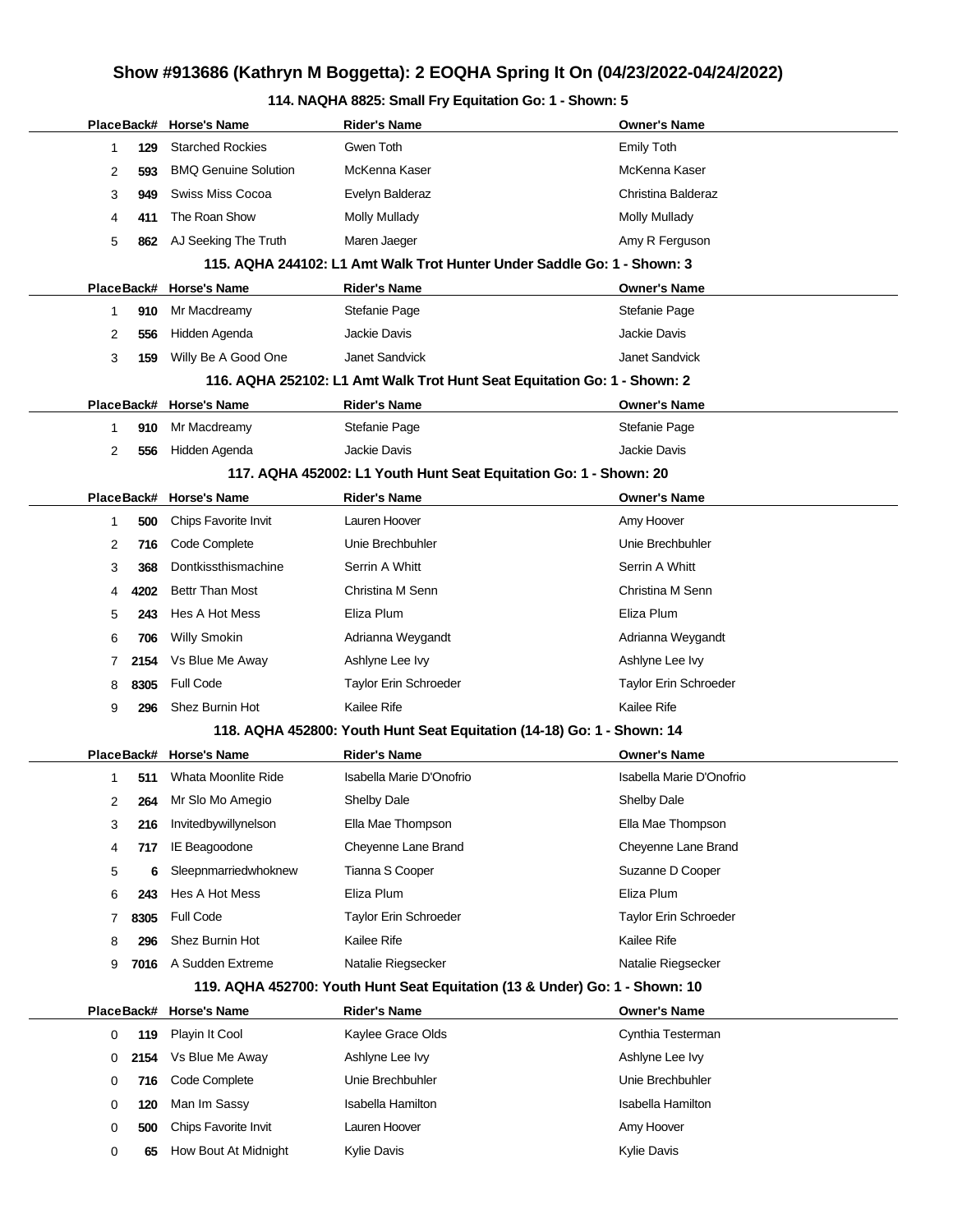# Show #913686 (Kathryn M Boggetta): 2 EOQHA Spring It On (04/23/2022-04/24/2022)

### 114. NAQHA 8825: Small Fry Equitation Go: 1 - Shown: 5

| Place | Back# | Horse's Name | Rider's Name | Owner's Name |
|---|---|---|---|---|
| 1 | 129 | Starched Rockies | Gwen Toth | Emily Toth |
| 2 | 593 | BMQ Genuine Solution | McKenna Kaser | McKenna Kaser |
| 3 | 949 | Swiss Miss Cocoa | Evelyn Balderaz | Christina Balderaz |
| 4 | 411 | The Roan Show | Molly Mullady | Molly Mullady |
| 5 | 862 | AJ Seeking The Truth | Maren Jaeger | Amy R Ferguson |

### 115. AQHA 244102: L1 Amt Walk Trot Hunter Under Saddle Go: 1 - Shown: 3

| Place | Back# | Horse's Name | Rider's Name | Owner's Name |
|---|---|---|---|---|
| 1 | 910 | Mr Macdreamy | Stefanie Page | Stefanie Page |
| 2 | 556 | Hidden Agenda | Jackie Davis | Jackie Davis |
| 3 | 159 | Willy Be A Good One | Janet Sandvick | Janet Sandvick |

### 116. AQHA 252102: L1 Amt Walk Trot Hunt Seat Equitation Go: 1 - Shown: 2

| Place | Back# | Horse's Name | Rider's Name | Owner's Name |
|---|---|---|---|---|
| 1 | 910 | Mr Macdreamy | Stefanie Page | Stefanie Page |
| 2 | 556 | Hidden Agenda | Jackie Davis | Jackie Davis |

### 117. AQHA 452002: L1 Youth Hunt Seat Equitation Go: 1 - Shown: 20

| Place | Back# | Horse's Name | Rider's Name | Owner's Name |
|---|---|---|---|---|
| 1 | 500 | Chips Favorite Invit | Lauren Hoover | Amy Hoover |
| 2 | 716 | Code Complete | Unie Brechbuhler | Unie Brechbuhler |
| 3 | 368 | Dontkissthismachine | Serrin A Whitt | Serrin A Whitt |
| 4 | 4202 | Bettr Than Most | Christina M Senn | Christina M Senn |
| 5 | 243 | Hes A Hot Mess | Eliza Plum | Eliza Plum |
| 6 | 706 | Willy Smokin | Adrianna Weygandt | Adrianna Weygandt |
| 7 | 2154 | Vs Blue Me Away | Ashlyne Lee Ivy | Ashlyne Lee Ivy |
| 8 | 8305 | Full Code | Taylor Erin Schroeder | Taylor Erin Schroeder |
| 9 | 296 | Shez Burnin Hot | Kailee Rife | Kailee Rife |

### 118. AQHA 452800: Youth Hunt Seat Equitation (14-18) Go: 1 - Shown: 14

| Place | Back# | Horse's Name | Rider's Name | Owner's Name |
|---|---|---|---|---|
| 1 | 511 | Whata Moonlite Ride | Isabella Marie D'Onofrio | Isabella Marie D'Onofrio |
| 2 | 264 | Mr Slo Mo Amegio | Shelby Dale | Shelby Dale |
| 3 | 216 | Invitedbywillynelson | Ella Mae Thompson | Ella Mae Thompson |
| 4 | 717 | IE Beagoodone | Cheyenne Lane Brand | Cheyenne Lane Brand |
| 5 | 6 | Sleepnmarriedwhoknew | Tianna S Cooper | Suzanne D Cooper |
| 6 | 243 | Hes A Hot Mess | Eliza Plum | Eliza Plum |
| 7 | 8305 | Full Code | Taylor Erin Schroeder | Taylor Erin Schroeder |
| 8 | 296 | Shez Burnin Hot | Kailee Rife | Kailee Rife |
| 9 | 7016 | A Sudden Extreme | Natalie Riegsecker | Natalie Riegsecker |

### 119. AQHA 452700: Youth Hunt Seat Equitation (13 & Under) Go: 1 - Shown: 10

| Place | Back# | Horse's Name | Rider's Name | Owner's Name |
|---|---|---|---|---|
| 0 | 119 | Playin It Cool | Kaylee Grace Olds | Cynthia Testerman |
| 0 | 2154 | Vs Blue Me Away | Ashlyne Lee Ivy | Ashlyne Lee Ivy |
| 0 | 716 | Code Complete | Unie Brechbuhler | Unie Brechbuhler |
| 0 | 120 | Man Im Sassy | Isabella Hamilton | Isabella Hamilton |
| 0 | 500 | Chips Favorite Invit | Lauren Hoover | Amy Hoover |
| 0 | 65 | How Bout At Midnight | Kylie Davis | Kylie Davis |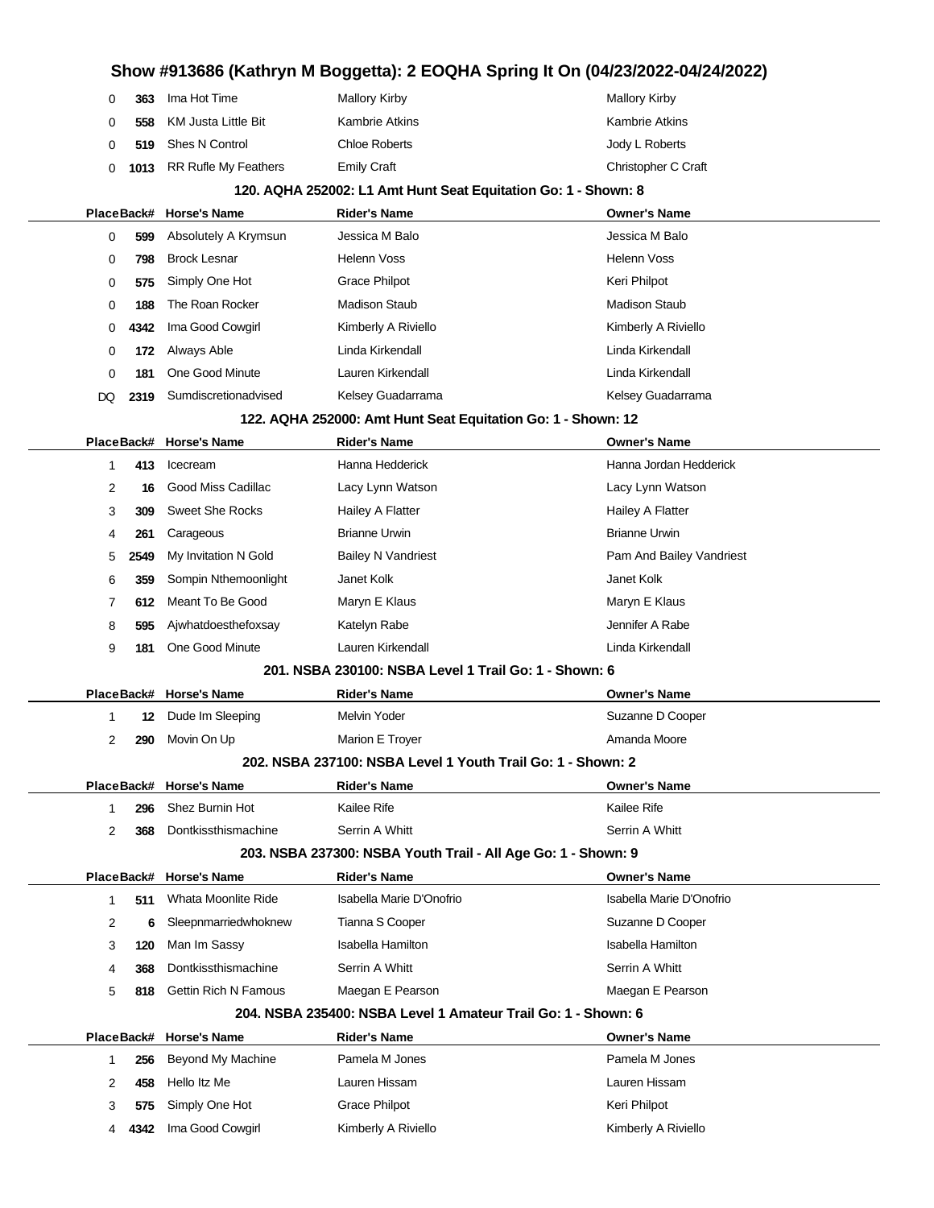# Show #913686 (Kathryn M Boggetta): 2 EOQHA Spring It On (04/23/2022-04/24/2022)

| Place | Back# | Horse's Name | Rider's Name | Owner's Name |
|---|---|---|---|---|
| 0 | 363 | Ima Hot Time | Mallory Kirby | Mallory Kirby |
| 0 | 558 | KM Justa Little Bit | Kambrie Atkins | Kambrie Atkins |
| 0 | 519 | Shes N Control | Chloe Roberts | Jody L Roberts |
| 0 | 1013 | RR Rufle My Feathers | Emily Craft | Christopher C Craft |

### 120. AQHA 252002: L1 Amt Hunt Seat Equitation Go: 1 - Shown: 8

| Place | Back# | Horse's Name | Rider's Name | Owner's Name |
|---|---|---|---|---|
| 0 | 599 | Absolutely A Krymsun | Jessica M Balo | Jessica M Balo |
| 0 | 798 | Brock Lesnar | Helenn Voss | Helenn Voss |
| 0 | 575 | Simply One Hot | Grace Philpot | Keri Philpot |
| 0 | 188 | The Roan Rocker | Madison Staub | Madison Staub |
| 0 | 4342 | Ima Good Cowgirl | Kimberly A Riviello | Kimberly A Riviello |
| 0 | 172 | Always Able | Linda Kirkendall | Linda Kirkendall |
| 0 | 181 | One Good Minute | Lauren Kirkendall | Linda Kirkendall |
| DQ | 2319 | Sumdiscretionadvised | Kelsey Guadarrama | Kelsey Guadarrama |

### 122. AQHA 252000: Amt Hunt Seat Equitation Go: 1 - Shown: 12

| Place | Back# | Horse's Name | Rider's Name | Owner's Name |
|---|---|---|---|---|
| 1 | 413 | Icecream | Hanna Hedderick | Hanna Jordan Hedderick |
| 2 | 16 | Good Miss Cadillac | Lacy Lynn Watson | Lacy Lynn Watson |
| 3 | 309 | Sweet She Rocks | Hailey A Flatter | Hailey A Flatter |
| 4 | 261 | Carageous | Brianne Urwin | Brianne Urwin |
| 5 | 2549 | My Invitation N Gold | Bailey N Vandriest | Pam And Bailey Vandriest |
| 6 | 359 | Sompin Nthemoonlight | Janet Kolk | Janet Kolk |
| 7 | 612 | Meant To Be Good | Maryn E Klaus | Maryn E Klaus |
| 8 | 595 | Ajwhatdoesthefoxsay | Katelyn Rabe | Jennifer A Rabe |
| 9 | 181 | One Good Minute | Lauren Kirkendall | Linda Kirkendall |

### 201. NSBA 230100: NSBA Level 1 Trail Go: 1 - Shown: 6

| Place | Back# | Horse's Name | Rider's Name | Owner's Name |
|---|---|---|---|---|
| 1 | 12 | Dude Im Sleeping | Melvin Yoder | Suzanne D Cooper |
| 2 | 290 | Movin On Up | Marion E Troyer | Amanda Moore |

### 202. NSBA 237100: NSBA Level 1 Youth Trail Go: 1 - Shown: 2

| Place | Back# | Horse's Name | Rider's Name | Owner's Name |
|---|---|---|---|---|
| 1 | 296 | Shez Burnin Hot | Kailee Rife | Kailee Rife |
| 2 | 368 | Dontkissthismachine | Serrin A Whitt | Serrin A Whitt |

### 203. NSBA 237300: NSBA Youth Trail - All Age Go: 1 - Shown: 9

| Place | Back# | Horse's Name | Rider's Name | Owner's Name |
|---|---|---|---|---|
| 1 | 511 | Whata Moonlite Ride | Isabella Marie D'Onofrio | Isabella Marie D'Onofrio |
| 2 | 6 | Sleepnmarriedwhoknew | Tianna S Cooper | Suzanne D Cooper |
| 3 | 120 | Man Im Sassy | Isabella Hamilton | Isabella Hamilton |
| 4 | 368 | Dontkissthismachine | Serrin A Whitt | Serrin A Whitt |
| 5 | 818 | Gettin Rich N Famous | Maegan E Pearson | Maegan E Pearson |

### 204. NSBA 235400: NSBA Level 1 Amateur Trail Go: 1 - Shown: 6

| Place | Back# | Horse's Name | Rider's Name | Owner's Name |
|---|---|---|---|---|
| 1 | 256 | Beyond My Machine | Pamela M Jones | Pamela M Jones |
| 2 | 458 | Hello Itz Me | Lauren Hissam | Lauren Hissam |
| 3 | 575 | Simply One Hot | Grace Philpot | Keri Philpot |
| 4 | 4342 | Ima Good Cowgirl | Kimberly A Riviello | Kimberly A Riviello |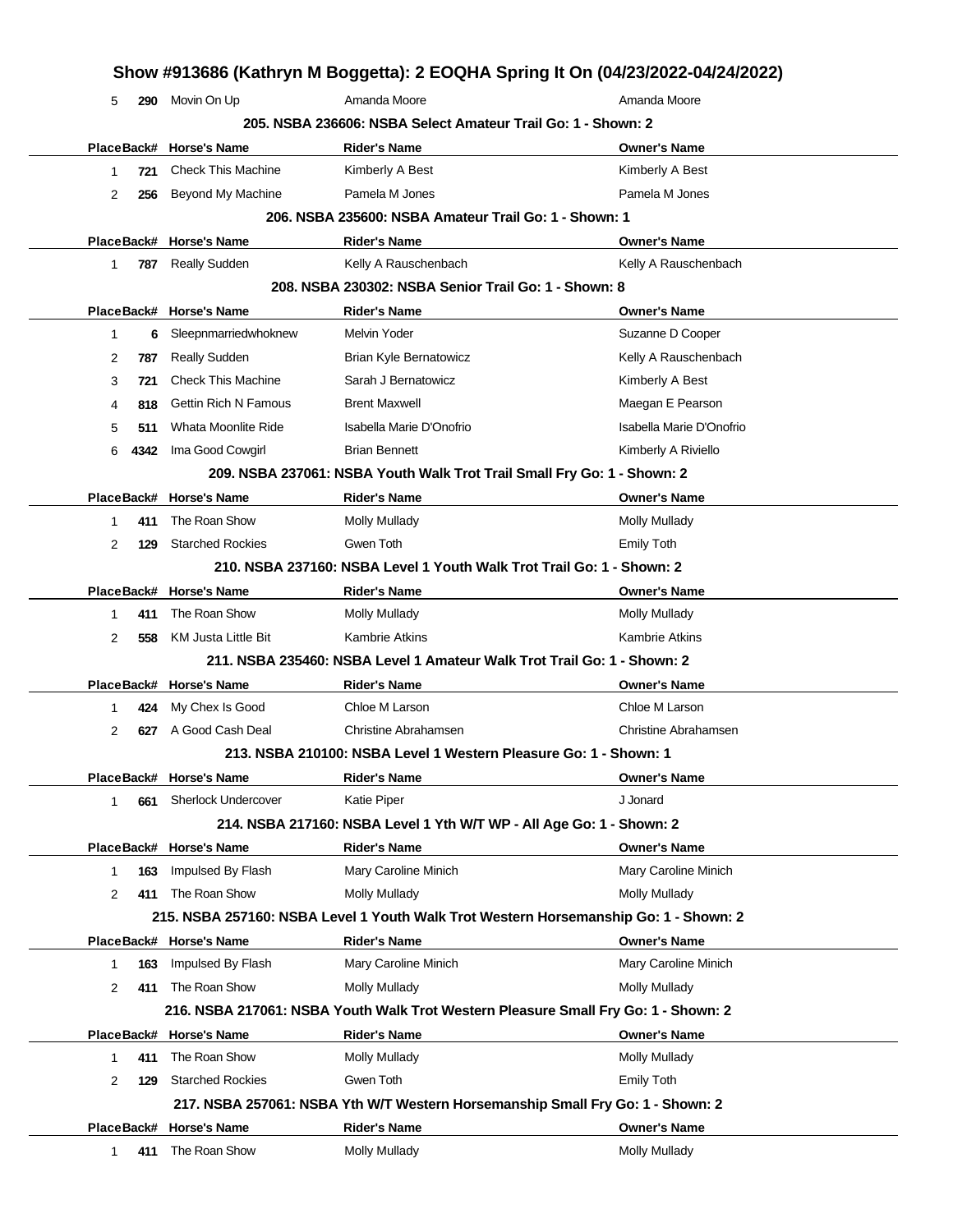## Show #913686 (Kathryn M Boggetta): 2 EOQHA Spring It On (04/23/2022-04/24/2022)

| Place | Back# | Horse's Name | Rider's Name | Owner's Name |
|---|---|---|---|---|
| 5 | 290 | Movin On Up | Amanda Moore | Amanda Moore |

### 205. NSBA 236606: NSBA Select Amateur Trail Go: 1 - Shown: 2

| Place | Back# | Horse's Name | Rider's Name | Owner's Name |
|---|---|---|---|---|
| 1 | 721 | Check This Machine | Kimberly A Best | Kimberly A Best |
| 2 | 256 | Beyond My Machine | Pamela M Jones | Pamela M Jones |

### 206. NSBA 235600: NSBA Amateur Trail Go: 1 - Shown: 1

| Place | Back# | Horse's Name | Rider's Name | Owner's Name |
|---|---|---|---|---|
| 1 | 787 | Really Sudden | Kelly A Rauschenbach | Kelly A Rauschenbach |

### 208. NSBA 230302: NSBA Senior Trail Go: 1 - Shown: 8

| Place | Back# | Horse's Name | Rider's Name | Owner's Name |
|---|---|---|---|---|
| 1 | 6 | Sleepnmarriedwhoknew | Melvin Yoder | Suzanne D Cooper |
| 2 | 787 | Really Sudden | Brian Kyle Bernatowicz | Kelly A Rauschenbach |
| 3 | 721 | Check This Machine | Sarah J Bernatowicz | Kimberly A Best |
| 4 | 818 | Gettin Rich N Famous | Brent Maxwell | Maegan E Pearson |
| 5 | 511 | Whata Moonlite Ride | Isabella Marie D'Onofrio | Isabella Marie D'Onofrio |
| 6 | 4342 | Ima Good Cowgirl | Brian Bennett | Kimberly A Riviello |

### 209. NSBA 237061: NSBA Youth Walk Trot Trail Small Fry Go: 1 - Shown: 2

| Place | Back# | Horse's Name | Rider's Name | Owner's Name |
|---|---|---|---|---|
| 1 | 411 | The Roan Show | Molly Mullady | Molly Mullady |
| 2 | 129 | Starched Rockies | Gwen Toth | Emily Toth |

### 210. NSBA 237160: NSBA Level 1 Youth Walk Trot Trail Go: 1 - Shown: 2

| Place | Back# | Horse's Name | Rider's Name | Owner's Name |
|---|---|---|---|---|
| 1 | 411 | The Roan Show | Molly Mullady | Molly Mullady |
| 2 | 558 | KM Justa Little Bit | Kambrie Atkins | Kambrie Atkins |

### 211. NSBA 235460: NSBA Level 1 Amateur Walk Trot Trail Go: 1 - Shown: 2

| Place | Back# | Horse's Name | Rider's Name | Owner's Name |
|---|---|---|---|---|
| 1 | 424 | My Chex Is Good | Chloe M Larson | Chloe M Larson |
| 2 | 627 | A Good Cash Deal | Christine Abrahamsen | Christine Abrahamsen |

### 213. NSBA 210100: NSBA Level 1 Western Pleasure Go: 1 - Shown: 1

| Place | Back# | Horse's Name | Rider's Name | Owner's Name |
|---|---|---|---|---|
| 1 | 661 | Sherlock Undercover | Katie Piper | J Jonard |

### 214. NSBA 217160: NSBA Level 1 Yth W/T WP - All Age Go: 1 - Shown: 2

| Place | Back# | Horse's Name | Rider's Name | Owner's Name |
|---|---|---|---|---|
| 1 | 163 | Impulsed By Flash | Mary Caroline Minich | Mary Caroline Minich |
| 2 | 411 | The Roan Show | Molly Mullady | Molly Mullady |

### 215. NSBA 257160: NSBA Level 1 Youth Walk Trot Western Horsemanship Go: 1 - Shown: 2

| Place | Back# | Horse's Name | Rider's Name | Owner's Name |
|---|---|---|---|---|
| 1 | 163 | Impulsed By Flash | Mary Caroline Minich | Mary Caroline Minich |
| 2 | 411 | The Roan Show | Molly Mullady | Molly Mullady |

### 216. NSBA 217061: NSBA Youth Walk Trot Western Pleasure Small Fry Go: 1 - Shown: 2

| Place | Back# | Horse's Name | Rider's Name | Owner's Name |
|---|---|---|---|---|
| 1 | 411 | The Roan Show | Molly Mullady | Molly Mullady |
| 2 | 129 | Starched Rockies | Gwen Toth | Emily Toth |

### 217. NSBA 257061: NSBA Yth W/T Western Horsemanship Small Fry Go: 1 - Shown: 2

| Place | Back# | Horse's Name | Rider's Name | Owner's Name |
|---|---|---|---|---|
| 1 | 411 | The Roan Show | Molly Mullady | Molly Mullady |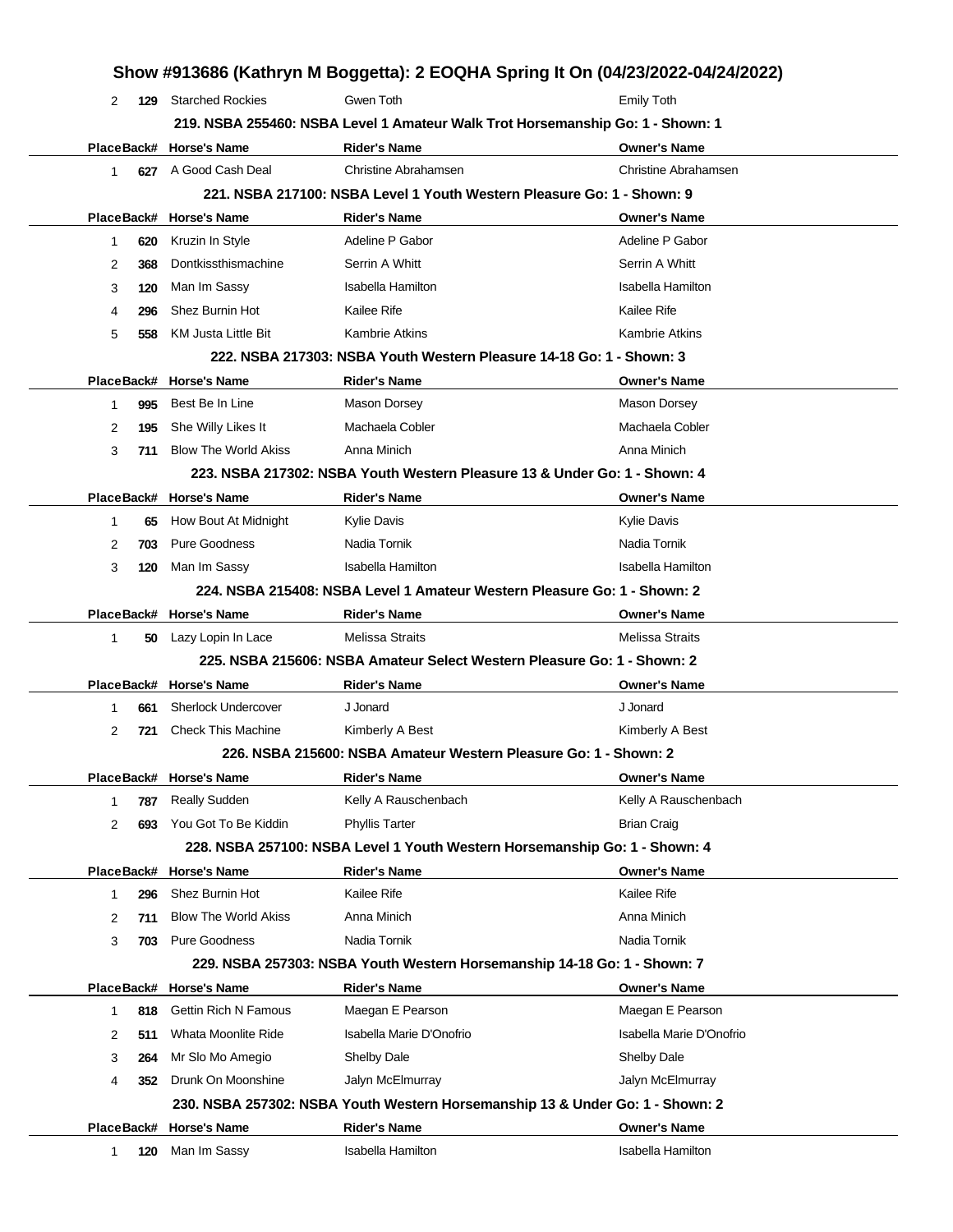## Show #913686 (Kathryn M Boggetta): 2 EOQHA Spring It On (04/23/2022-04/24/2022)

| Place | Back# | Horse's Name | Rider's Name | Owner's Name |
|---|---|---|---|---|
| 2 | 129 | Starched Rockies | Gwen Toth | Emily Toth |

### 219. NSBA 255460: NSBA Level 1 Amateur Walk Trot Horsemanship Go: 1 - Shown: 1

| Place | Back# | Horse's Name | Rider's Name | Owner's Name |
|---|---|---|---|---|
| 1 | 627 | A Good Cash Deal | Christine Abrahamsen | Christine Abrahamsen |

### 221. NSBA 217100: NSBA Level 1 Youth Western Pleasure Go: 1 - Shown: 9

| Place | Back# | Horse's Name | Rider's Name | Owner's Name |
|---|---|---|---|---|
| 1 | 620 | Kruzin In Style | Adeline P Gabor | Adeline P Gabor |
| 2 | 368 | Dontkissthismachine | Serrin A Whitt | Serrin A Whitt |
| 3 | 120 | Man Im Sassy | Isabella Hamilton | Isabella Hamilton |
| 4 | 296 | Shez Burnin Hot | Kailee Rife | Kailee Rife |
| 5 | 558 | KM Justa Little Bit | Kambrie Atkins | Kambrie Atkins |

### 222. NSBA 217303: NSBA Youth Western Pleasure 14-18 Go: 1 - Shown: 3

| Place | Back# | Horse's Name | Rider's Name | Owner's Name |
|---|---|---|---|---|
| 1 | 995 | Best Be In Line | Mason Dorsey | Mason Dorsey |
| 2 | 195 | She Willy Likes It | Machaela Cobler | Machaela Cobler |
| 3 | 711 | Blow The World Akiss | Anna Minich | Anna Minich |

### 223. NSBA 217302: NSBA Youth Western Pleasure 13 & Under Go: 1 - Shown: 4

| Place | Back# | Horse's Name | Rider's Name | Owner's Name |
|---|---|---|---|---|
| 1 | 65 | How Bout At Midnight | Kylie Davis | Kylie Davis |
| 2 | 703 | Pure Goodness | Nadia Tornik | Nadia Tornik |
| 3 | 120 | Man Im Sassy | Isabella Hamilton | Isabella Hamilton |

### 224. NSBA 215408: NSBA Level 1 Amateur Western Pleasure Go: 1 - Shown: 2

| Place | Back# | Horse's Name | Rider's Name | Owner's Name |
|---|---|---|---|---|
| 1 | 50 | Lazy Lopin In Lace | Melissa Straits | Melissa Straits |

### 225. NSBA 215606: NSBA Amateur Select Western Pleasure Go: 1 - Shown: 2

| Place | Back# | Horse's Name | Rider's Name | Owner's Name |
|---|---|---|---|---|
| 1 | 661 | Sherlock Undercover | J Jonard | J Jonard |
| 2 | 721 | Check This Machine | Kimberly A Best | Kimberly A Best |

### 226. NSBA 215600: NSBA Amateur Western Pleasure Go: 1 - Shown: 2

| Place | Back# | Horse's Name | Rider's Name | Owner's Name |
|---|---|---|---|---|
| 1 | 787 | Really Sudden | Kelly A Rauschenbach | Kelly A Rauschenbach |
| 2 | 693 | You Got To Be Kiddin | Phyllis Tarter | Brian Craig |

### 228. NSBA 257100: NSBA Level 1 Youth Western Horsemanship Go: 1 - Shown: 4

| Place | Back# | Horse's Name | Rider's Name | Owner's Name |
|---|---|---|---|---|
| 1 | 296 | Shez Burnin Hot | Kailee Rife | Kailee Rife |
| 2 | 711 | Blow The World Akiss | Anna Minich | Anna Minich |
| 3 | 703 | Pure Goodness | Nadia Tornik | Nadia Tornik |

### 229. NSBA 257303: NSBA Youth Western Horsemanship 14-18 Go: 1 - Shown: 7

| Place | Back# | Horse's Name | Rider's Name | Owner's Name |
|---|---|---|---|---|
| 1 | 818 | Gettin Rich N Famous | Maegan E Pearson | Maegan E Pearson |
| 2 | 511 | Whata Moonlite Ride | Isabella Marie D'Onofrio | Isabella Marie D'Onofrio |
| 3 | 264 | Mr Slo Mo Amegio | Shelby Dale | Shelby Dale |
| 4 | 352 | Drunk On Moonshine | Jalyn McElmurray | Jalyn McElmurray |

### 230. NSBA 257302: NSBA Youth Western Horsemanship 13 & Under Go: 1 - Shown: 2

| Place | Back# | Horse's Name | Rider's Name | Owner's Name |
|---|---|---|---|---|
| 1 | 120 | Man Im Sassy | Isabella Hamilton | Isabella Hamilton |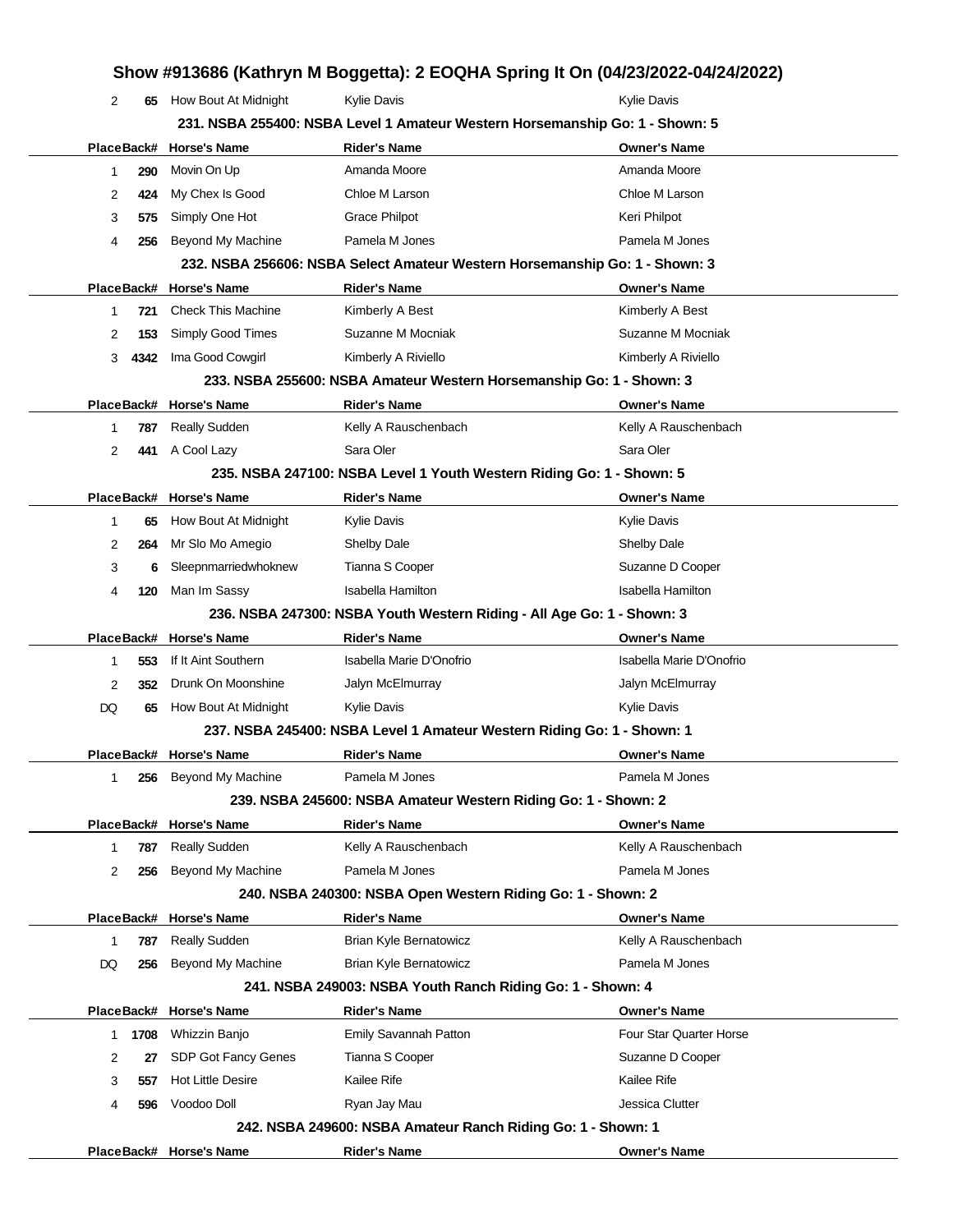| Place | Back# | Horse's Name | Rider's Name | Owner's Name |
|---|---|---|---|---|
| 2 | 65 | How Bout At Midnight | Kylie Davis | Kylie Davis |

### 231. NSBA 255400: NSBA Level 1 Amateur Western Horsemanship Go: 1 - Shown: 5

| Place | Back# | Horse's Name | Rider's Name | Owner's Name |
|---|---|---|---|---|
| 1 | 290 | Movin On Up | Amanda Moore | Amanda Moore |
| 2 | 424 | My Chex Is Good | Chloe M Larson | Chloe M Larson |
| 3 | 575 | Simply One Hot | Grace Philpot | Keri Philpot |
| 4 | 256 | Beyond My Machine | Pamela M Jones | Pamela M Jones |

### 232. NSBA 256606: NSBA Select Amateur Western Horsemanship Go: 1 - Shown: 3

| Place | Back# | Horse's Name | Rider's Name | Owner's Name |
|---|---|---|---|---|
| 1 | 721 | Check This Machine | Kimberly A Best | Kimberly A Best |
| 2 | 153 | Simply Good Times | Suzanne M Mocniak | Suzanne M Mocniak |
| 3 | 4342 | Ima Good Cowgirl | Kimberly A Riviello | Kimberly A Riviello |

### 233. NSBA 255600: NSBA Amateur Western Horsemanship Go: 1 - Shown: 3

| Place | Back# | Horse's Name | Rider's Name | Owner's Name |
|---|---|---|---|---|
| 1 | 787 | Really Sudden | Kelly A Rauschenbach | Kelly A Rauschenbach |
| 2 | 441 | A Cool Lazy | Sara Oler | Sara Oler |

### 235. NSBA 247100: NSBA Level 1 Youth Western Riding Go: 1 - Shown: 5

| Place | Back# | Horse's Name | Rider's Name | Owner's Name |
|---|---|---|---|---|
| 1 | 65 | How Bout At Midnight | Kylie Davis | Kylie Davis |
| 2 | 264 | Mr Slo Mo Amegio | Shelby Dale | Shelby Dale |
| 3 | 6 | Sleepnmarriedwhoknew | Tianna S Cooper | Suzanne D Cooper |
| 4 | 120 | Man Im Sassy | Isabella Hamilton | Isabella Hamilton |

### 236. NSBA 247300: NSBA Youth Western Riding - All Age Go: 1 - Shown: 3

| Place | Back# | Horse's Name | Rider's Name | Owner's Name |
|---|---|---|---|---|
| 1 | 553 | If It Aint Southern | Isabella Marie D'Onofrio | Isabella Marie D'Onofrio |
| 2 | 352 | Drunk On Moonshine | Jalyn McElmurray | Jalyn McElmurray |
| DQ | 65 | How Bout At Midnight | Kylie Davis | Kylie Davis |

### 237. NSBA 245400: NSBA Level 1 Amateur Western Riding Go: 1 - Shown: 1

| Place | Back# | Horse's Name | Rider's Name | Owner's Name |
|---|---|---|---|---|
| 1 | 256 | Beyond My Machine | Pamela M Jones | Pamela M Jones |

### 239. NSBA 245600: NSBA Amateur Western Riding Go: 1 - Shown: 2

| Place | Back# | Horse's Name | Rider's Name | Owner's Name |
|---|---|---|---|---|
| 1 | 787 | Really Sudden | Kelly A Rauschenbach | Kelly A Rauschenbach |
| 2 | 256 | Beyond My Machine | Pamela M Jones | Pamela M Jones |

### 240. NSBA 240300: NSBA Open Western Riding Go: 1 - Shown: 2

| Place | Back# | Horse's Name | Rider's Name | Owner's Name |
|---|---|---|---|---|
| 1 | 787 | Really Sudden | Brian Kyle Bernatowicz | Kelly A Rauschenbach |
| DQ | 256 | Beyond My Machine | Brian Kyle Bernatowicz | Pamela M Jones |

### 241. NSBA 249003: NSBA Youth Ranch Riding Go: 1 - Shown: 4

| Place | Back# | Horse's Name | Rider's Name | Owner's Name |
|---|---|---|---|---|
| 1 | 1708 | Whizzin Banjo | Emily Savannah Patton | Four Star Quarter Horse |
| 2 | 27 | SDP Got Fancy Genes | Tianna S Cooper | Suzanne D Cooper |
| 3 | 557 | Hot Little Desire | Kailee Rife | Kailee Rife |
| 4 | 596 | Voodoo Doll | Ryan Jay Mau | Jessica Clutter |

### 242. NSBA 249600: NSBA Amateur Ranch Riding Go: 1 - Shown: 1

| Place | Back# | Horse's Name | Rider's Name | Owner's Name |
|---|---|---|---|---|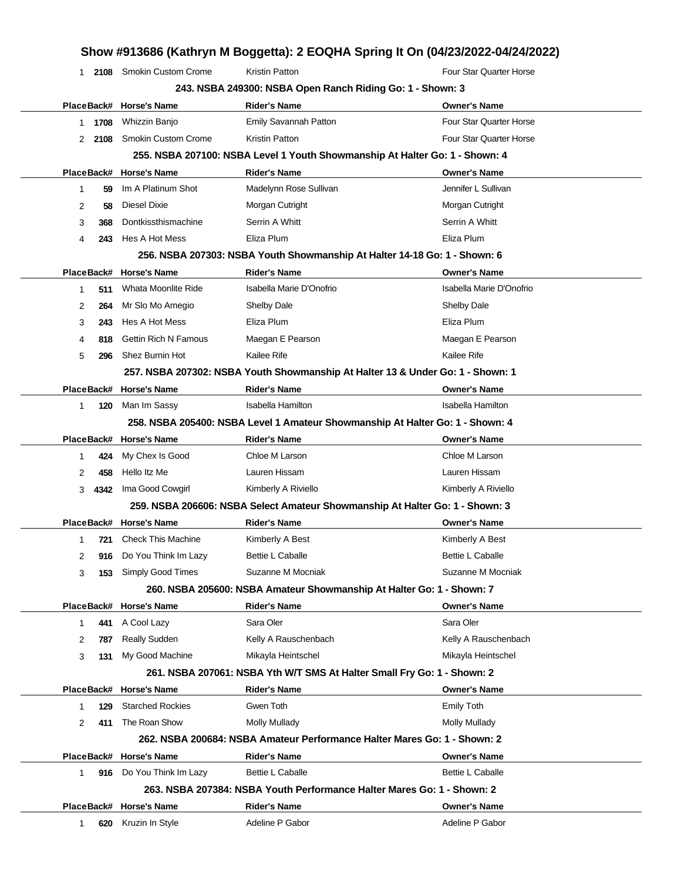## Show #913686 (Kathryn M Boggetta): 2 EOQHA Spring It On (04/23/2022-04/24/2022)

| Place | Back# | Horse's Name | Rider's Name | Owner's Name |
|---|---|---|---|---|
| 1 | 2108 | Smokin Custom Crome | Kristin Patton | Four Star Quarter Horse |

### 243. NSBA 249300: NSBA Open Ranch Riding Go: 1 - Shown: 3

| Place | Back# | Horse's Name | Rider's Name | Owner's Name |
|---|---|---|---|---|
| 1 | 1708 | Whizzin Banjo | Emily Savannah Patton | Four Star Quarter Horse |
| 2 | 2108 | Smokin Custom Crome | Kristin Patton | Four Star Quarter Horse |

### 255. NSBA 207100: NSBA Level 1 Youth Showmanship At Halter Go: 1 - Shown: 4

| Place | Back# | Horse's Name | Rider's Name | Owner's Name |
|---|---|---|---|---|
| 1 | 59 | Im A Platinum Shot | Madelynn Rose Sullivan | Jennifer L Sullivan |
| 2 | 58 | Diesel Dixie | Morgan Cutright | Morgan Cutright |
| 3 | 368 | Dontkissthismachine | Serrin A Whitt | Serrin A Whitt |
| 4 | 243 | Hes A Hot Mess | Eliza Plum | Eliza Plum |

### 256. NSBA 207303: NSBA Youth Showmanship At Halter 14-18 Go: 1 - Shown: 6

| Place | Back# | Horse's Name | Rider's Name | Owner's Name |
|---|---|---|---|---|
| 1 | 511 | Whata Moonlite Ride | Isabella Marie D'Onofrio | Isabella Marie D'Onofrio |
| 2 | 264 | Mr Slo Mo Amegio | Shelby Dale | Shelby Dale |
| 3 | 243 | Hes A Hot Mess | Eliza Plum | Eliza Plum |
| 4 | 818 | Gettin Rich N Famous | Maegan E Pearson | Maegan E Pearson |
| 5 | 296 | Shez Burnin Hot | Kailee Rife | Kailee Rife |

### 257. NSBA 207302: NSBA Youth Showmanship At Halter 13 & Under Go: 1 - Shown: 1

| Place | Back# | Horse's Name | Rider's Name | Owner's Name |
|---|---|---|---|---|
| 1 | 120 | Man Im Sassy | Isabella Hamilton | Isabella Hamilton |

### 258. NSBA 205400: NSBA Level 1 Amateur Showmanship At Halter Go: 1 - Shown: 4

| Place | Back# | Horse's Name | Rider's Name | Owner's Name |
|---|---|---|---|---|
| 1 | 424 | My Chex Is Good | Chloe M Larson | Chloe M Larson |
| 2 | 458 | Hello Itz Me | Lauren Hissam | Lauren Hissam |
| 3 | 4342 | Ima Good Cowgirl | Kimberly A Riviello | Kimberly A Riviello |

### 259. NSBA 206606: NSBA Select Amateur Showmanship At Halter Go: 1 - Shown: 3

| Place | Back# | Horse's Name | Rider's Name | Owner's Name |
|---|---|---|---|---|
| 1 | 721 | Check This Machine | Kimberly A Best | Kimberly A Best |
| 2 | 916 | Do You Think Im Lazy | Bettie L Caballe | Bettie L Caballe |
| 3 | 153 | Simply Good Times | Suzanne M Mocniak | Suzanne M Mocniak |

### 260. NSBA 205600: NSBA Amateur Showmanship At Halter Go: 1 - Shown: 7

| Place | Back# | Horse's Name | Rider's Name | Owner's Name |
|---|---|---|---|---|
| 1 | 441 | A Cool Lazy | Sara Oler | Sara Oler |
| 2 | 787 | Really Sudden | Kelly A Rauschenbach | Kelly A Rauschenbach |
| 3 | 131 | My Good Machine | Mikayla Heintschel | Mikayla Heintschel |

### 261. NSBA 207061: NSBA Yth W/T SMS At Halter Small Fry Go: 1 - Shown: 2

| Place | Back# | Horse's Name | Rider's Name | Owner's Name |
|---|---|---|---|---|
| 1 | 129 | Starched Rockies | Gwen Toth | Emily Toth |
| 2 | 411 | The Roan Show | Molly Mullady | Molly Mullady |

### 262. NSBA 200684: NSBA Amateur Performance Halter Mares Go: 1 - Shown: 2

| Place | Back# | Horse's Name | Rider's Name | Owner's Name |
|---|---|---|---|---|
| 1 | 916 | Do You Think Im Lazy | Bettie L Caballe | Bettie L Caballe |

### 263. NSBA 207384: NSBA Youth Performance Halter Mares Go: 1 - Shown: 2

| Place | Back# | Horse's Name | Rider's Name | Owner's Name |
|---|---|---|---|---|
| 1 | 620 | Kruzin In Style | Adeline P Gabor | Adeline P Gabor |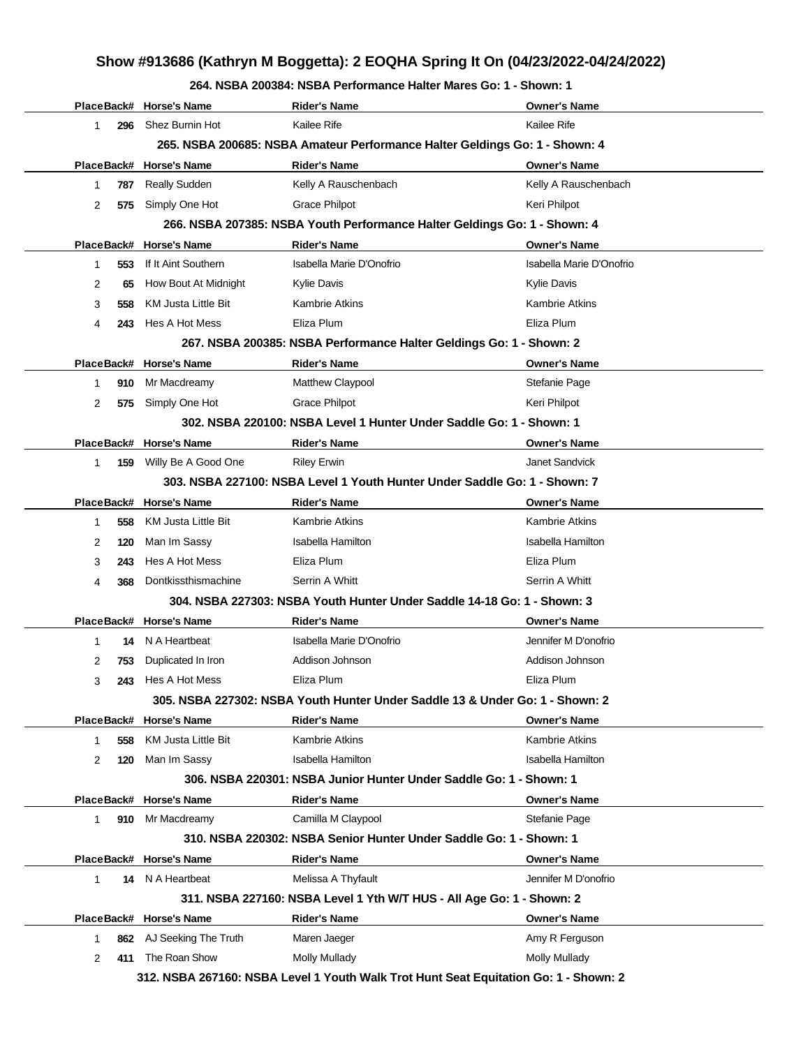## Show #913686 (Kathryn M Boggetta): 2 EOQHA Spring It On (04/23/2022-04/24/2022)

### 264. NSBA 200384: NSBA Performance Halter Mares Go: 1 - Shown: 1

| Place | Back# | Horse's Name | Rider's Name | Owner's Name |
|---|---|---|---|---|
| 1 | 296 | Shez Burnin Hot | Kailee Rife | Kailee Rife |

### 265. NSBA 200685: NSBA Amateur Performance Halter Geldings Go: 1 - Shown: 4

| Place | Back# | Horse's Name | Rider's Name | Owner's Name |
|---|---|---|---|---|
| 1 | 787 | Really Sudden | Kelly A Rauschenbach | Kelly A Rauschenbach |
| 2 | 575 | Simply One Hot | Grace Philpot | Keri Philpot |

### 266. NSBA 207385: NSBA Youth Performance Halter Geldings Go: 1 - Shown: 4

| Place | Back# | Horse's Name | Rider's Name | Owner's Name |
|---|---|---|---|---|
| 1 | 553 | If It Aint Southern | Isabella Marie D'Onofrio | Isabella Marie D'Onofrio |
| 2 | 65 | How Bout At Midnight | Kylie Davis | Kylie Davis |
| 3 | 558 | KM Justa Little Bit | Kambrie Atkins | Kambrie Atkins |
| 4 | 243 | Hes A Hot Mess | Eliza Plum | Eliza Plum |

### 267. NSBA 200385: NSBA Performance Halter Geldings Go: 1 - Shown: 2

| Place | Back# | Horse's Name | Rider's Name | Owner's Name |
|---|---|---|---|---|
| 1 | 910 | Mr Macdreamy | Matthew Claypool | Stefanie Page |
| 2 | 575 | Simply One Hot | Grace Philpot | Keri Philpot |

### 302. NSBA 220100: NSBA Level 1 Hunter Under Saddle Go: 1 - Shown: 1

| Place | Back# | Horse's Name | Rider's Name | Owner's Name |
|---|---|---|---|---|
| 1 | 159 | Willy Be A Good One | Riley Erwin | Janet Sandvick |

### 303. NSBA 227100: NSBA Level 1 Youth Hunter Under Saddle Go: 1 - Shown: 7

| Place | Back# | Horse's Name | Rider's Name | Owner's Name |
|---|---|---|---|---|
| 1 | 558 | KM Justa Little Bit | Kambrie Atkins | Kambrie Atkins |
| 2 | 120 | Man Im Sassy | Isabella Hamilton | Isabella Hamilton |
| 3 | 243 | Hes A Hot Mess | Eliza Plum | Eliza Plum |
| 4 | 368 | Dontkissthismachine | Serrin A Whitt | Serrin A Whitt |

### 304. NSBA 227303: NSBA Youth Hunter Under Saddle 14-18 Go: 1 - Shown: 3

| Place | Back# | Horse's Name | Rider's Name | Owner's Name |
|---|---|---|---|---|
| 1 | 14 | N A Heartbeat | Isabella Marie D'Onofrio | Jennifer M D'onofrio |
| 2 | 753 | Duplicated In Iron | Addison Johnson | Addison Johnson |
| 3 | 243 | Hes A Hot Mess | Eliza Plum | Eliza Plum |

### 305. NSBA 227302: NSBA Youth Hunter Under Saddle 13 & Under Go: 1 - Shown: 2

| Place | Back# | Horse's Name | Rider's Name | Owner's Name |
|---|---|---|---|---|
| 1 | 558 | KM Justa Little Bit | Kambrie Atkins | Kambrie Atkins |
| 2 | 120 | Man Im Sassy | Isabella Hamilton | Isabella Hamilton |

### 306. NSBA 220301: NSBA Junior Hunter Under Saddle Go: 1 - Shown: 1

| Place | Back# | Horse's Name | Rider's Name | Owner's Name |
|---|---|---|---|---|
| 1 | 910 | Mr Macdreamy | Camilla M Claypool | Stefanie Page |

### 310. NSBA 220302: NSBA Senior Hunter Under Saddle Go: 1 - Shown: 1

| Place | Back# | Horse's Name | Rider's Name | Owner's Name |
|---|---|---|---|---|
| 1 | 14 | N A Heartbeat | Melissa A Thyfault | Jennifer M D'onofrio |

### 311. NSBA 227160: NSBA Level 1 Yth W/T HUS - All Age Go: 1 - Shown: 2

| Place | Back# | Horse's Name | Rider's Name | Owner's Name |
|---|---|---|---|---|
| 1 | 862 | AJ Seeking The Truth | Maren Jaeger | Amy R Ferguson |
| 2 | 411 | The Roan Show | Molly Mullady | Molly Mullady |

### 312. NSBA 267160: NSBA Level 1 Youth Walk Trot Hunt Seat Equitation Go: 1 - Shown: 2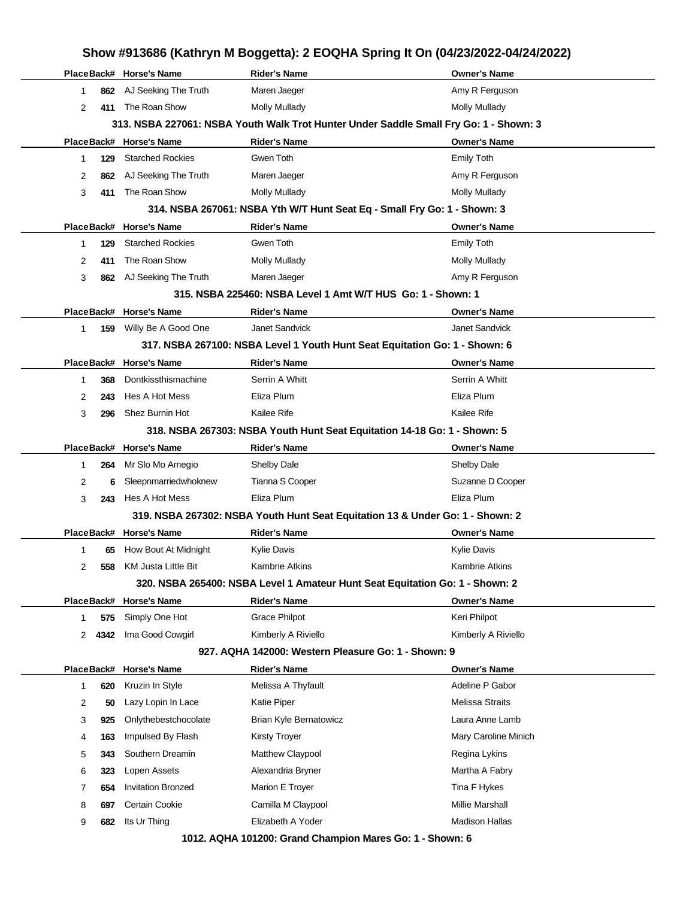# Show #913686 (Kathryn M Boggetta): 2 EOQHA Spring It On (04/23/2022-04/24/2022)

| Place | Back# | Horse's Name | Rider's Name | Owner's Name |
|---|---|---|---|---|
| 1 | 862 | AJ Seeking The Truth | Maren Jaeger | Amy R Ferguson |
| 2 | 411 | The Roan Show | Molly Mullady | Molly Mullady |

### 313. NSBA 227061: NSBA Youth Walk Trot Hunter Under Saddle Small Fry Go: 1 - Shown: 3

| Place | Back# | Horse's Name | Rider's Name | Owner's Name |
|---|---|---|---|---|
| 1 | 129 | Starched Rockies | Gwen Toth | Emily Toth |
| 2 | 862 | AJ Seeking The Truth | Maren Jaeger | Amy R Ferguson |
| 3 | 411 | The Roan Show | Molly Mullady | Molly Mullady |

### 314. NSBA 267061: NSBA Yth W/T Hunt Seat Eq - Small Fry Go: 1 - Shown: 3

| Place | Back# | Horse's Name | Rider's Name | Owner's Name |
|---|---|---|---|---|
| 1 | 129 | Starched Rockies | Gwen Toth | Emily Toth |
| 2 | 411 | The Roan Show | Molly Mullady | Molly Mullady |
| 3 | 862 | AJ Seeking The Truth | Maren Jaeger | Amy R Ferguson |

### 315. NSBA 225460: NSBA Level 1 Amt W/T HUS Go: 1 - Shown: 1

| Place | Back# | Horse's Name | Rider's Name | Owner's Name |
|---|---|---|---|---|
| 1 | 159 | Willy Be A Good One | Janet Sandvick | Janet Sandvick |

### 317. NSBA 267100: NSBA Level 1 Youth Hunt Seat Equitation Go: 1 - Shown: 6

| Place | Back# | Horse's Name | Rider's Name | Owner's Name |
|---|---|---|---|---|
| 1 | 368 | Dontkissthismachine | Serrin A Whitt | Serrin A Whitt |
| 2 | 243 | Hes A Hot Mess | Eliza Plum | Eliza Plum |
| 3 | 296 | Shez Burnin Hot | Kailee Rife | Kailee Rife |

### 318. NSBA 267303: NSBA Youth Hunt Seat Equitation 14-18 Go: 1 - Shown: 5

| Place | Back# | Horse's Name | Rider's Name | Owner's Name |
|---|---|---|---|---|
| 1 | 264 | Mr Slo Mo Amegio | Shelby Dale | Shelby Dale |
| 2 | 6 | Sleepnmarriedwhoknew | Tianna S Cooper | Suzanne D Cooper |
| 3 | 243 | Hes A Hot Mess | Eliza Plum | Eliza Plum |

### 319. NSBA 267302: NSBA Youth Hunt Seat Equitation 13 & Under Go: 1 - Shown: 2

| Place | Back# | Horse's Name | Rider's Name | Owner's Name |
|---|---|---|---|---|
| 1 | 65 | How Bout At Midnight | Kylie Davis | Kylie Davis |
| 2 | 558 | KM Justa Little Bit | Kambrie Atkins | Kambrie Atkins |

### 320. NSBA 265400: NSBA Level 1 Amateur Hunt Seat Equitation Go: 1 - Shown: 2

| Place | Back# | Horse's Name | Rider's Name | Owner's Name |
|---|---|---|---|---|
| 1 | 575 | Simply One Hot | Grace Philpot | Keri Philpot |
| 2 | 4342 | Ima Good Cowgirl | Kimberly A Riviello | Kimberly A Riviello |

### 927. AQHA 142000: Western Pleasure Go: 1 - Shown: 9

| Place | Back# | Horse's Name | Rider's Name | Owner's Name |
|---|---|---|---|---|
| 1 | 620 | Kruzin In Style | Melissa A Thyfault | Adeline P Gabor |
| 2 | 50 | Lazy Lopin In Lace | Katie Piper | Melissa Straits |
| 3 | 925 | Onlythebestchocolate | Brian Kyle Bernatowicz | Laura Anne Lamb |
| 4 | 163 | Impulsed By Flash | Kirsty Troyer | Mary Caroline Minich |
| 5 | 343 | Southern Dreamin | Matthew Claypool | Regina Lykins |
| 6 | 323 | Lopen Assets | Alexandria Bryner | Martha A Fabry |
| 7 | 654 | Invitation Bronzed | Marion E Troyer | Tina F Hykes |
| 8 | 697 | Certain Cookie | Camilla M Claypool | Millie Marshall |
| 9 | 682 | Its Ur Thing | Elizabeth A Yoder | Madison Hallas |

### 1012. AQHA 101200: Grand Champion Mares Go: 1 - Shown: 6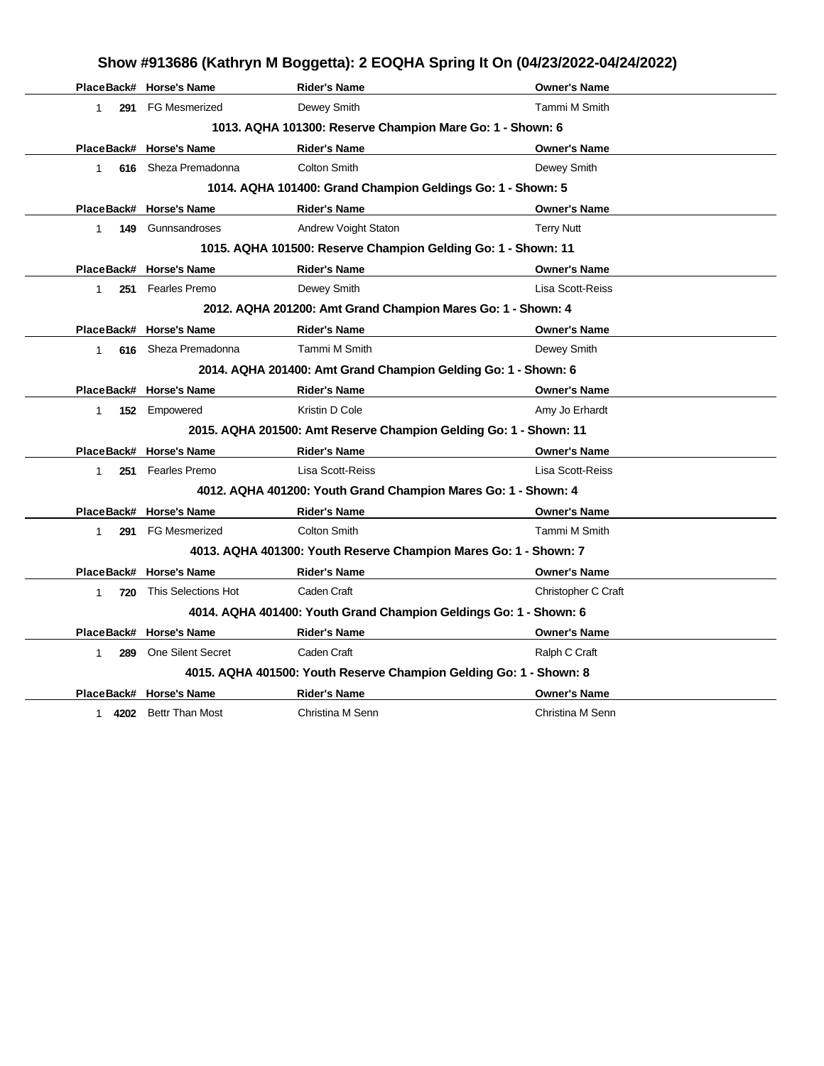## Show #913686 (Kathryn M Boggetta): 2 EOQHA Spring It On (04/23/2022-04/24/2022)

| Place | Back# | Horse's Name | Rider's Name | Owner's Name |
|---|---|---|---|---|
| 1 | 291 | FG Mesmerized | Dewey Smith | Tammi M Smith |

### 1013. AQHA 101300: Reserve Champion Mare Go: 1 - Shown: 6

| Place | Back# | Horse's Name | Rider's Name | Owner's Name |
|---|---|---|---|---|
| 1 | 616 | Sheza Premadonna | Colton Smith | Dewey Smith |

### 1014. AQHA 101400: Grand Champion Geldings Go: 1 - Shown: 5

| Place | Back# | Horse's Name | Rider's Name | Owner's Name |
|---|---|---|---|---|
| 1 | 149 | Gunnsandroses | Andrew Voight Staton | Terry Nutt |

### 1015. AQHA 101500: Reserve Champion Gelding Go: 1 - Shown: 11

| Place | Back# | Horse's Name | Rider's Name | Owner's Name |
|---|---|---|---|---|
| 1 | 251 | Fearles Premo | Dewey Smith | Lisa Scott-Reiss |

### 2012. AQHA 201200: Amt Grand Champion Mares Go: 1 - Shown: 4

| Place | Back# | Horse's Name | Rider's Name | Owner's Name |
|---|---|---|---|---|
| 1 | 616 | Sheza Premadonna | Tammi M Smith | Dewey Smith |

### 2014. AQHA 201400: Amt Grand Champion Gelding Go: 1 - Shown: 6

| Place | Back# | Horse's Name | Rider's Name | Owner's Name |
|---|---|---|---|---|
| 1 | 152 | Empowered | Kristin D Cole | Amy Jo Erhardt |

### 2015. AQHA 201500: Amt Reserve Champion Gelding Go: 1 - Shown: 11

| Place | Back# | Horse's Name | Rider's Name | Owner's Name |
|---|---|---|---|---|
| 1 | 251 | Fearles Premo | Lisa Scott-Reiss | Lisa Scott-Reiss |

### 4012. AQHA 401200: Youth Grand Champion Mares Go: 1 - Shown: 4

| Place | Back# | Horse's Name | Rider's Name | Owner's Name |
|---|---|---|---|---|
| 1 | 291 | FG Mesmerized | Colton Smith | Tammi M Smith |

### 4013. AQHA 401300: Youth Reserve Champion Mares Go: 1 - Shown: 7

| Place | Back# | Horse's Name | Rider's Name | Owner's Name |
|---|---|---|---|---|
| 1 | 720 | This Selections Hot | Caden Craft | Christopher C Craft |

### 4014. AQHA 401400: Youth Grand Champion Geldings Go: 1 - Shown: 6

| Place | Back# | Horse's Name | Rider's Name | Owner's Name |
|---|---|---|---|---|
| 1 | 289 | One Silent Secret | Caden Craft | Ralph C Craft |

### 4015. AQHA 401500: Youth Reserve Champion Gelding Go: 1 - Shown: 8

| Place | Back# | Horse's Name | Rider's Name | Owner's Name |
|---|---|---|---|---|
| 1 | 4202 | Bettr Than Most | Christina M Senn | Christina M Senn |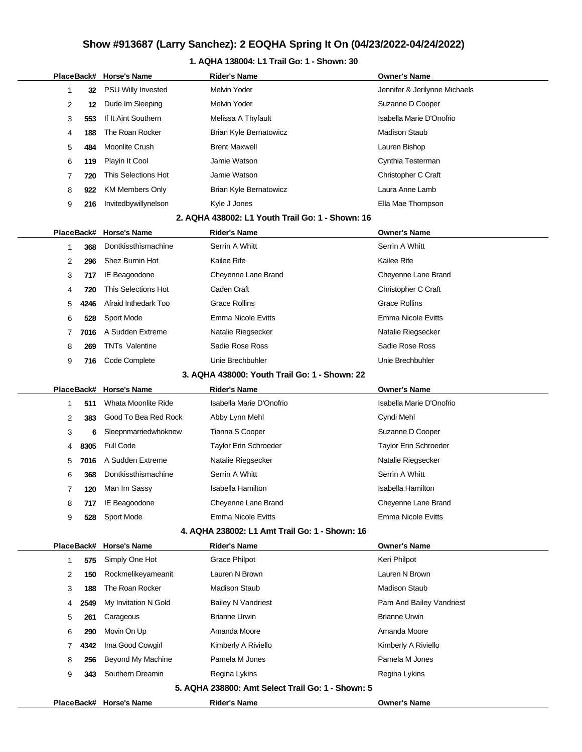# Show #913687 (Larry Sanchez): 2 EOQHA Spring It On (04/23/2022-04/24/2022)

## 1. AQHA 138004: L1 Trail Go: 1 - Shown: 30

| Place | Back# | Horse's Name | Rider's Name | Owner's Name |
|---|---|---|---|---|
| 1 | 32 | PSU Willy Invested | Melvin Yoder | Jennifer & Jerilynne Michaels |
| 2 | 12 | Dude Im Sleeping | Melvin Yoder | Suzanne D Cooper |
| 3 | 553 | If It Aint Southern | Melissa A Thyfault | Isabella Marie D'Onofrio |
| 4 | 188 | The Roan Rocker | Brian Kyle Bernatowicz | Madison Staub |
| 5 | 484 | Moonlite Crush | Brent Maxwell | Lauren Bishop |
| 6 | 119 | Playin It Cool | Jamie Watson | Cynthia Testerman |
| 7 | 720 | This Selections Hot | Jamie Watson | Christopher C Craft |
| 8 | 922 | KM Members Only | Brian Kyle Bernatowicz | Laura Anne Lamb |
| 9 | 216 | Invitedbywillynelson | Kyle J Jones | Ella Mae Thompson |

## 2. AQHA 438002: L1 Youth Trail Go: 1 - Shown: 16

| Place | Back# | Horse's Name | Rider's Name | Owner's Name |
|---|---|---|---|---|
| 1 | 368 | Dontkissthismachine | Serrin A Whitt | Serrin A Whitt |
| 2 | 296 | Shez Burnin Hot | Kailee Rife | Kailee Rife |
| 3 | 717 | IE Beagoodone | Cheyenne Lane Brand | Cheyenne Lane Brand |
| 4 | 720 | This Selections Hot | Caden Craft | Christopher C Craft |
| 5 | 4246 | Afraid Inthedark Too | Grace Rollins | Grace Rollins |
| 6 | 528 | Sport Mode | Emma Nicole Evitts | Emma Nicole Evitts |
| 7 | 7016 | A Sudden Extreme | Natalie Riegsecker | Natalie Riegsecker |
| 8 | 269 | TNTs Valentine | Sadie Rose Ross | Sadie Rose Ross |
| 9 | 716 | Code Complete | Unie Brechbuhler | Unie Brechbuhler |

## 3. AQHA 438000: Youth Trail Go: 1 - Shown: 22

| Place | Back# | Horse's Name | Rider's Name | Owner's Name |
|---|---|---|---|---|
| 1 | 511 | Whata Moonlite Ride | Isabella Marie D'Onofrio | Isabella Marie D'Onofrio |
| 2 | 383 | Good To Bea Red Rock | Abby Lynn Mehl | Cyndi Mehl |
| 3 | 6 | Sleepnmarriedwhoknew | Tianna S Cooper | Suzanne D Cooper |
| 4 | 8305 | Full Code | Taylor Erin Schroeder | Taylor Erin Schroeder |
| 5 | 7016 | A Sudden Extreme | Natalie Riegsecker | Natalie Riegsecker |
| 6 | 368 | Dontkissthismachine | Serrin A Whitt | Serrin A Whitt |
| 7 | 120 | Man Im Sassy | Isabella Hamilton | Isabella Hamilton |
| 8 | 717 | IE Beagoodone | Cheyenne Lane Brand | Cheyenne Lane Brand |
| 9 | 528 | Sport Mode | Emma Nicole Evitts | Emma Nicole Evitts |

## 4. AQHA 238002: L1 Amt Trail Go: 1 - Shown: 16

| Place | Back# | Horse's Name | Rider's Name | Owner's Name |
|---|---|---|---|---|
| 1 | 575 | Simply One Hot | Grace Philpot | Keri Philpot |
| 2 | 150 | Rockmelikeyameanit | Lauren N Brown | Lauren N Brown |
| 3 | 188 | The Roan Rocker | Madison Staub | Madison Staub |
| 4 | 2549 | My Invitation N Gold | Bailey N Vandriest | Pam And Bailey Vandriest |
| 5 | 261 | Carageous | Brianne Urwin | Brianne Urwin |
| 6 | 290 | Movin On Up | Amanda Moore | Amanda Moore |
| 7 | 4342 | Ima Good Cowgirl | Kimberly A Riviello | Kimberly A Riviello |
| 8 | 256 | Beyond My Machine | Pamela M Jones | Pamela M Jones |
| 9 | 343 | Southern Dreamin | Regina Lykins | Regina Lykins |

## 5. AQHA 238800: Amt Select Trail Go: 1 - Shown: 5

| Place | Back# | Horse's Name | Rider's Name | Owner's Name |
|---|---|---|---|---|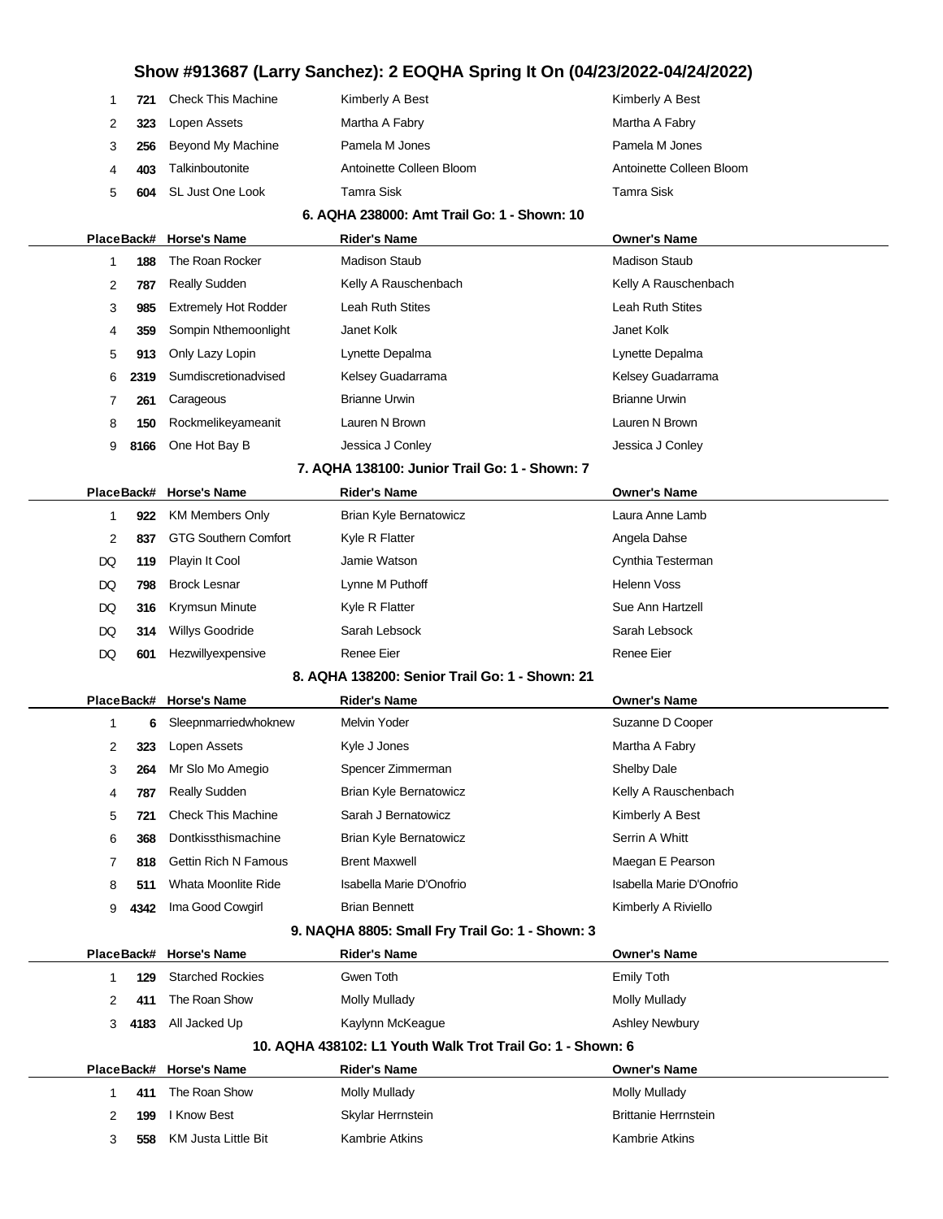## Show #913687 (Larry Sanchez): 2 EOQHA Spring It On (04/23/2022-04/24/2022)

| Place | Back# | Horse's Name | Rider's Name | Owner's Name |
|---|---|---|---|---|
| 1 | 721 | Check This Machine | Kimberly A Best | Kimberly A Best |
| 2 | 323 | Lopen Assets | Martha A Fabry | Martha A Fabry |
| 3 | 256 | Beyond My Machine | Pamela M Jones | Pamela M Jones |
| 4 | 403 | Talkinboutonite | Antoinette Colleen Bloom | Antoinette Colleen Bloom |
| 5 | 604 | SL Just One Look | Tamra Sisk | Tamra Sisk |

### 6. AQHA 238000: Amt Trail Go: 1 - Shown: 10

| Place | Back# | Horse's Name | Rider's Name | Owner's Name |
|---|---|---|---|---|
| 1 | 188 | The Roan Rocker | Madison Staub | Madison Staub |
| 2 | 787 | Really Sudden | Kelly A Rauschenbach | Kelly A Rauschenbach |
| 3 | 985 | Extremely Hot Rodder | Leah Ruth Stites | Leah Ruth Stites |
| 4 | 359 | Sompin Nthemoonlight | Janet Kolk | Janet Kolk |
| 5 | 913 | Only Lazy Lopin | Lynette Depalma | Lynette Depalma |
| 6 | 2319 | Sumdiscretionadvised | Kelsey Guadarrama | Kelsey Guadarrama |
| 7 | 261 | Carageous | Brianne Urwin | Brianne Urwin |
| 8 | 150 | Rockmelikeyameanit | Lauren N Brown | Lauren N Brown |
| 9 | 8166 | One Hot Bay B | Jessica J Conley | Jessica J Conley |

### 7. AQHA 138100: Junior Trail Go: 1 - Shown: 7

| Place | Back# | Horse's Name | Rider's Name | Owner's Name |
|---|---|---|---|---|
| 1 | 922 | KM Members Only | Brian Kyle Bernatowicz | Laura Anne Lamb |
| 2 | 837 | GTG Southern Comfort | Kyle R Flatter | Angela Dahse |
| DQ | 119 | Playin It Cool | Jamie Watson | Cynthia Testerman |
| DQ | 798 | Brock Lesnar | Lynne M Puthoff | Helenn Voss |
| DQ | 316 | Krymsun Minute | Kyle R Flatter | Sue Ann Hartzell |
| DQ | 314 | Willys Goodride | Sarah Lebsock | Sarah Lebsock |
| DQ | 601 | Hezwillyexpensive | Renee Eier | Renee Eier |

### 8. AQHA 138200: Senior Trail Go: 1 - Shown: 21

| Place | Back# | Horse's Name | Rider's Name | Owner's Name |
|---|---|---|---|---|
| 1 | 6 | Sleepnmarriedwhoknew | Melvin Yoder | Suzanne D Cooper |
| 2 | 323 | Lopen Assets | Kyle J Jones | Martha A Fabry |
| 3 | 264 | Mr Slo Mo Amegio | Spencer Zimmerman | Shelby Dale |
| 4 | 787 | Really Sudden | Brian Kyle Bernatowicz | Kelly A Rauschenbach |
| 5 | 721 | Check This Machine | Sarah J Bernatowicz | Kimberly A Best |
| 6 | 368 | Dontkissthismachine | Brian Kyle Bernatowicz | Serrin A Whitt |
| 7 | 818 | Gettin Rich N Famous | Brent Maxwell | Maegan E Pearson |
| 8 | 511 | Whata Moonlite Ride | Isabella Marie D'Onofrio | Isabella Marie D'Onofrio |
| 9 | 4342 | Ima Good Cowgirl | Brian Bennett | Kimberly A Riviello |

### 9. NAQHA 8805: Small Fry Trail Go: 1 - Shown: 3

| Place | Back# | Horse's Name | Rider's Name | Owner's Name |
|---|---|---|---|---|
| 1 | 129 | Starched Rockies | Gwen Toth | Emily Toth |
| 2 | 411 | The Roan Show | Molly Mullady | Molly Mullady |
| 3 | 4183 | All Jacked Up | Kaylynn McKeague | Ashley Newbury |

### 10. AQHA 438102: L1 Youth Walk Trot Trail Go: 1 - Shown: 6

| Place | Back# | Horse's Name | Rider's Name | Owner's Name |
|---|---|---|---|---|
| 1 | 411 | The Roan Show | Molly Mullady | Molly Mullady |
| 2 | 199 | I Know Best | Skylar Herrnstein | Brittanie Herrnstein |
| 3 | 558 | KM Justa Little Bit | Kambrie Atkins | Kambrie Atkins |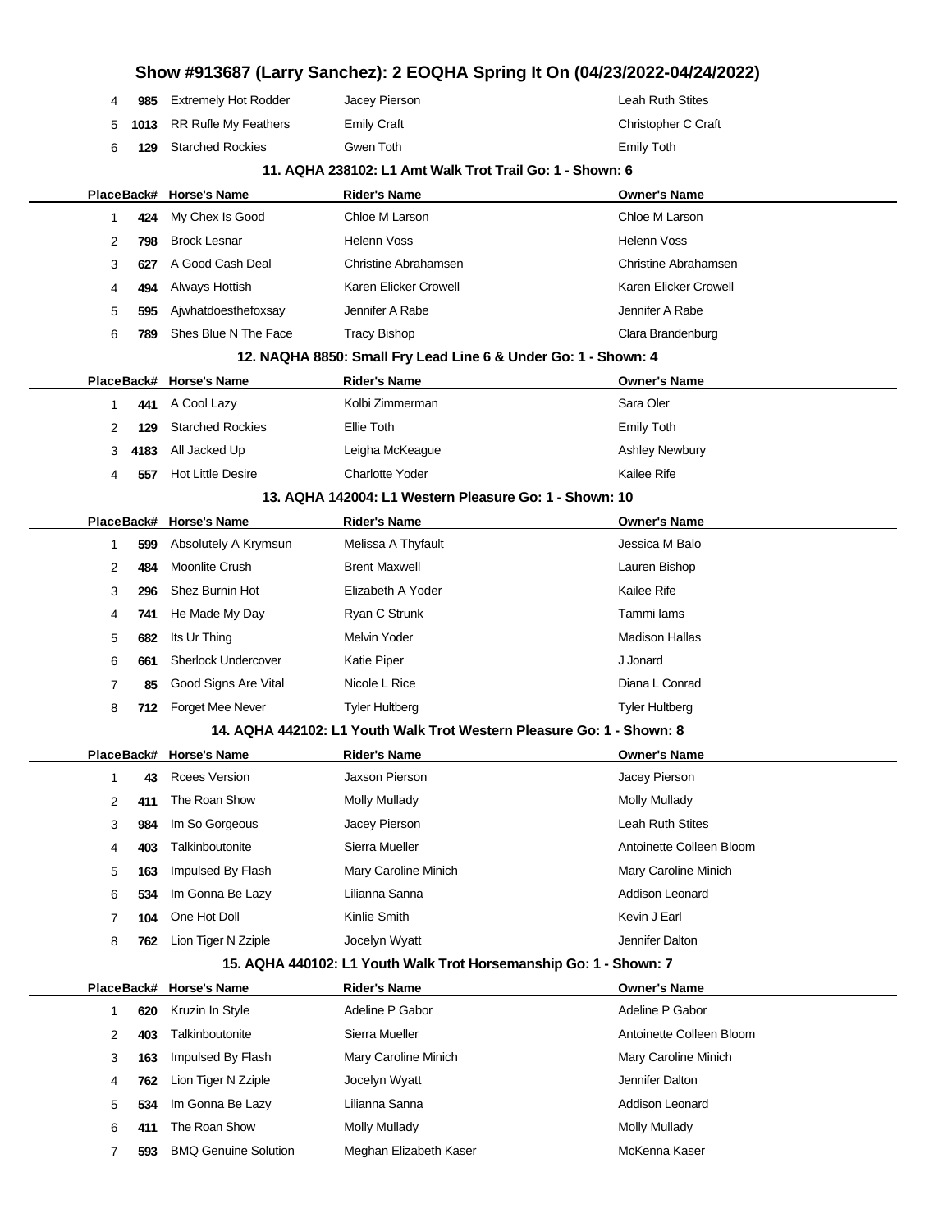| Place | Back# | Horse's Name | Rider's Name | Owner's Name |
|---|---|---|---|---|
| 4 | 985 | Extremely Hot Rodder | Jacey Pierson | Leah Ruth Stites |
| 5 | 1013 | RR Rufle My Feathers | Emily Craft | Christopher C Craft |
| 6 | 129 | Starched Rockies | Gwen Toth | Emily Toth |

### 11. AQHA 238102: L1 Amt Walk Trot Trail Go: 1 - Shown: 6

| Place | Back# | Horse's Name | Rider's Name | Owner's Name |
|---|---|---|---|---|
| 1 | 424 | My Chex Is Good | Chloe M Larson | Chloe M Larson |
| 2 | 798 | Brock Lesnar | Helenn Voss | Helenn Voss |
| 3 | 627 | A Good Cash Deal | Christine Abrahamsen | Christine Abrahamsen |
| 4 | 494 | Always Hottish | Karen Elicker Crowell | Karen Elicker Crowell |
| 5 | 595 | Ajwhatdoesthefoxsay | Jennifer A Rabe | Jennifer A Rabe |
| 6 | 789 | Shes Blue N The Face | Tracy Bishop | Clara Brandenburg |

### 12. NAQHA 8850: Small Fry Lead Line 6 & Under Go: 1 - Shown: 4

| Place | Back# | Horse's Name | Rider's Name | Owner's Name |
|---|---|---|---|---|
| 1 | 441 | A Cool Lazy | Kolbi Zimmerman | Sara Oler |
| 2 | 129 | Starched Rockies | Ellie Toth | Emily Toth |
| 3 | 4183 | All Jacked Up | Leigha McKeague | Ashley Newbury |
| 4 | 557 | Hot Little Desire | Charlotte Yoder | Kailee Rife |

### 13. AQHA 142004: L1 Western Pleasure Go: 1 - Shown: 10

| Place | Back# | Horse's Name | Rider's Name | Owner's Name |
|---|---|---|---|---|
| 1 | 599 | Absolutely A Krymsun | Melissa A Thyfault | Jessica M Balo |
| 2 | 484 | Moonlite Crush | Brent Maxwell | Lauren Bishop |
| 3 | 296 | Shez Burnin Hot | Elizabeth A Yoder | Kailee Rife |
| 4 | 741 | He Made My Day | Ryan C Strunk | Tammi Iams |
| 5 | 682 | Its Ur Thing | Melvin Yoder | Madison Hallas |
| 6 | 661 | Sherlock Undercover | Katie Piper | J Jonard |
| 7 | 85 | Good Signs Are Vital | Nicole L Rice | Diana L Conrad |
| 8 | 712 | Forget Mee Never | Tyler Hultberg | Tyler Hultberg |

### 14. AQHA 442102: L1 Youth Walk Trot Western Pleasure Go: 1 - Shown: 8

| Place | Back# | Horse's Name | Rider's Name | Owner's Name |
|---|---|---|---|---|
| 1 | 43 | Rcees Version | Jaxson Pierson | Jacey Pierson |
| 2 | 411 | The Roan Show | Molly Mullady | Molly Mullady |
| 3 | 984 | Im So Gorgeous | Jacey Pierson | Leah Ruth Stites |
| 4 | 403 | Talkinboutonite | Sierra Mueller | Antoinette Colleen Bloom |
| 5 | 163 | Impulsed By Flash | Mary Caroline Minich | Mary Caroline Minich |
| 6 | 534 | Im Gonna Be Lazy | Lilianna Sanna | Addison Leonard |
| 7 | 104 | One Hot Doll | Kinlie Smith | Kevin J Earl |
| 8 | 762 | Lion Tiger N Zziple | Jocelyn Wyatt | Jennifer Dalton |

### 15. AQHA 440102: L1 Youth Walk Trot Horsemanship Go: 1 - Shown: 7

| Place | Back# | Horse's Name | Rider's Name | Owner's Name |
|---|---|---|---|---|
| 1 | 620 | Kruzin In Style | Adeline P Gabor | Adeline P Gabor |
| 2 | 403 | Talkinboutonite | Sierra Mueller | Antoinette Colleen Bloom |
| 3 | 163 | Impulsed By Flash | Mary Caroline Minich | Mary Caroline Minich |
| 4 | 762 | Lion Tiger N Zziple | Jocelyn Wyatt | Jennifer Dalton |
| 5 | 534 | Im Gonna Be Lazy | Lilianna Sanna | Addison Leonard |
| 6 | 411 | The Roan Show | Molly Mullady | Molly Mullady |
| 7 | 593 | BMQ Genuine Solution | Meghan Elizabeth Kaser | McKenna Kaser |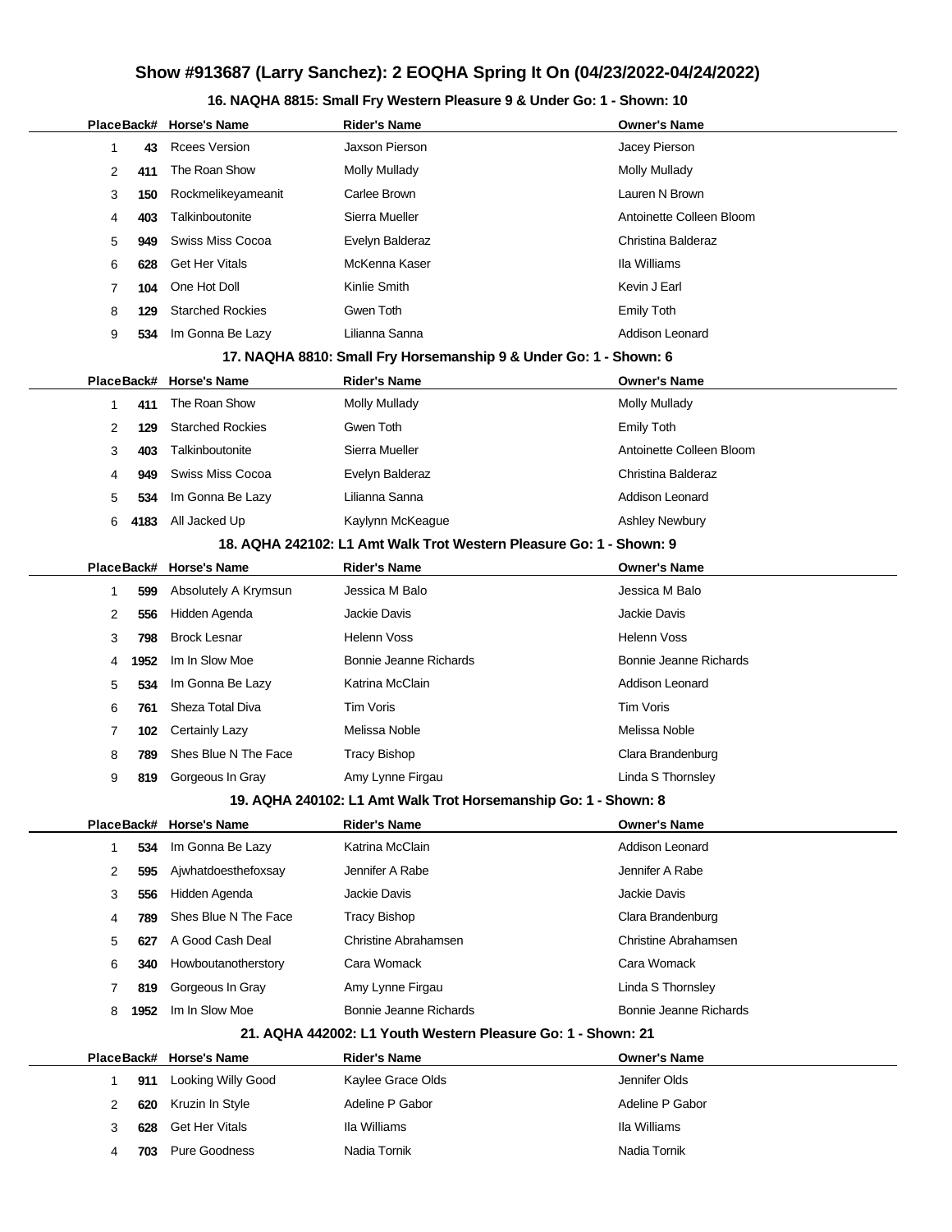# Show #913687 (Larry Sanchez): 2 EOQHA Spring It On (04/23/2022-04/24/2022)

### 16. NAQHA 8815: Small Fry Western Pleasure 9 & Under Go: 1 - Shown: 10

| Place | Back# | Horse's Name | Rider's Name | Owner's Name |
|---|---|---|---|---|
| 1 | 43 | Rcees Version | Jaxson Pierson | Jacey Pierson |
| 2 | 411 | The Roan Show | Molly Mullady | Molly Mullady |
| 3 | 150 | Rockmelikeyameanit | Carlee Brown | Lauren N Brown |
| 4 | 403 | Talkinboutonite | Sierra Mueller | Antoinette Colleen Bloom |
| 5 | 949 | Swiss Miss Cocoa | Evelyn Balderaz | Christina Balderaz |
| 6 | 628 | Get Her Vitals | McKenna Kaser | Ila Williams |
| 7 | 104 | One Hot Doll | Kinlie Smith | Kevin J Earl |
| 8 | 129 | Starched Rockies | Gwen Toth | Emily Toth |
| 9 | 534 | Im Gonna Be Lazy | Lilianna Sanna | Addison Leonard |

### 17. NAQHA 8810: Small Fry Horsemanship 9 & Under Go: 1 - Shown: 6

| Place | Back# | Horse's Name | Rider's Name | Owner's Name |
|---|---|---|---|---|
| 1 | 411 | The Roan Show | Molly Mullady | Molly Mullady |
| 2 | 129 | Starched Rockies | Gwen Toth | Emily Toth |
| 3 | 403 | Talkinboutonite | Sierra Mueller | Antoinette Colleen Bloom |
| 4 | 949 | Swiss Miss Cocoa | Evelyn Balderaz | Christina Balderaz |
| 5 | 534 | Im Gonna Be Lazy | Lilianna Sanna | Addison Leonard |
| 6 | 4183 | All Jacked Up | Kaylynn McKeague | Ashley Newbury |

### 18. AQHA 242102: L1 Amt Walk Trot Western Pleasure Go: 1 - Shown: 9

| Place | Back# | Horse's Name | Rider's Name | Owner's Name |
|---|---|---|---|---|
| 1 | 599 | Absolutely A Krymsun | Jessica M Balo | Jessica M Balo |
| 2 | 556 | Hidden Agenda | Jackie Davis | Jackie Davis |
| 3 | 798 | Brock Lesnar | Helenn Voss | Helenn Voss |
| 4 | 1952 | Im In Slow Moe | Bonnie Jeanne Richards | Bonnie Jeanne Richards |
| 5 | 534 | Im Gonna Be Lazy | Katrina McClain | Addison Leonard |
| 6 | 761 | Sheza Total Diva | Tim Voris | Tim Voris |
| 7 | 102 | Certainly Lazy | Melissa Noble | Melissa Noble |
| 8 | 789 | Shes Blue N The Face | Tracy Bishop | Clara Brandenburg |
| 9 | 819 | Gorgeous In Gray | Amy Lynne Firgau | Linda S Thornsley |

### 19. AQHA 240102: L1 Amt Walk Trot Horsemanship Go: 1 - Shown: 8

| Place | Back# | Horse's Name | Rider's Name | Owner's Name |
|---|---|---|---|---|
| 1 | 534 | Im Gonna Be Lazy | Katrina McClain | Addison Leonard |
| 2 | 595 | Ajwhatdoesthefoxsay | Jennifer A Rabe | Jennifer A Rabe |
| 3 | 556 | Hidden Agenda | Jackie Davis | Jackie Davis |
| 4 | 789 | Shes Blue N The Face | Tracy Bishop | Clara Brandenburg |
| 5 | 627 | A Good Cash Deal | Christine Abrahamsen | Christine Abrahamsen |
| 6 | 340 | Howboutanotherstory | Cara Womack | Cara Womack |
| 7 | 819 | Gorgeous In Gray | Amy Lynne Firgau | Linda S Thornsley |
| 8 | 1952 | Im In Slow Moe | Bonnie Jeanne Richards | Bonnie Jeanne Richards |

### 21. AQHA 442002: L1 Youth Western Pleasure Go: 1 - Shown: 21

| Place | Back# | Horse's Name | Rider's Name | Owner's Name |
|---|---|---|---|---|
| 1 | 911 | Looking Willy Good | Kaylee Grace Olds | Jennifer Olds |
| 2 | 620 | Kruzin In Style | Adeline P Gabor | Adeline P Gabor |
| 3 | 628 | Get Her Vitals | Ila Williams | Ila Williams |
| 4 | 703 | Pure Goodness | Nadia Tornik | Nadia Tornik |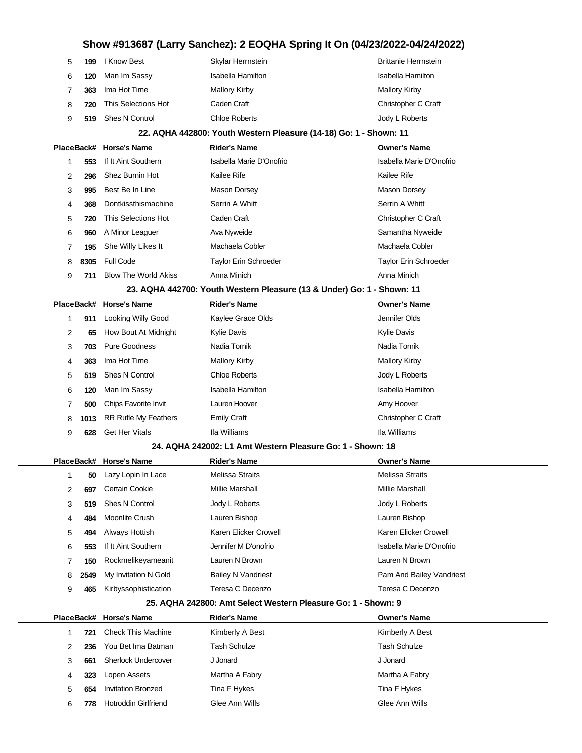# Show #913687 (Larry Sanchez): 2 EOQHA Spring It On (04/23/2022-04/24/2022)

| Place | Back# | Horse's Name | Rider's Name | Owner's Name |
|---|---|---|---|---|
| 5 | 199 | I Know Best | Skylar Herrnstein | Brittanie Herrnstein |
| 6 | 120 | Man Im Sassy | Isabella Hamilton | Isabella Hamilton |
| 7 | 363 | Ima Hot Time | Mallory Kirby | Mallory Kirby |
| 8 | 720 | This Selections Hot | Caden Craft | Christopher C Craft |
| 9 | 519 | Shes N Control | Chloe Roberts | Jody L Roberts |

### 22. AQHA 442800: Youth Western Pleasure (14-18) Go: 1 - Shown: 11

| Place | Back# | Horse's Name | Rider's Name | Owner's Name |
|---|---|---|---|---|
| 1 | 553 | If It Aint Southern | Isabella Marie D'Onofrio | Isabella Marie D'Onofrio |
| 2 | 296 | Shez Burnin Hot | Kailee Rife | Kailee Rife |
| 3 | 995 | Best Be In Line | Mason Dorsey | Mason Dorsey |
| 4 | 368 | Dontkissthismachine | Serrin A Whitt | Serrin A Whitt |
| 5 | 720 | This Selections Hot | Caden Craft | Christopher C Craft |
| 6 | 960 | A Minor Leaguer | Ava Nyweide | Samantha Nyweide |
| 7 | 195 | She Willy Likes It | Machaela Cobler | Machaela Cobler |
| 8 | 8305 | Full Code | Taylor Erin Schroeder | Taylor Erin Schroeder |
| 9 | 711 | Blow The World Akiss | Anna Minich | Anna Minich |

### 23. AQHA 442700: Youth Western Pleasure (13 & Under) Go: 1 - Shown: 11

| Place | Back# | Horse's Name | Rider's Name | Owner's Name |
|---|---|---|---|---|
| 1 | 911 | Looking Willy Good | Kaylee Grace Olds | Jennifer Olds |
| 2 | 65 | How Bout At Midnight | Kylie Davis | Kylie Davis |
| 3 | 703 | Pure Goodness | Nadia Tornik | Nadia Tornik |
| 4 | 363 | Ima Hot Time | Mallory Kirby | Mallory Kirby |
| 5 | 519 | Shes N Control | Chloe Roberts | Jody L Roberts |
| 6 | 120 | Man Im Sassy | Isabella Hamilton | Isabella Hamilton |
| 7 | 500 | Chips Favorite Invit | Lauren Hoover | Amy Hoover |
| 8 | 1013 | RR Rufle My Feathers | Emily Craft | Christopher C Craft |
| 9 | 628 | Get Her Vitals | Ila Williams | Ila Williams |

### 24. AQHA 242002: L1 Amt Western Pleasure Go: 1 - Shown: 18

| Place | Back# | Horse's Name | Rider's Name | Owner's Name |
|---|---|---|---|---|
| 1 | 50 | Lazy Lopin In Lace | Melissa Straits | Melissa Straits |
| 2 | 697 | Certain Cookie | Millie Marshall | Millie Marshall |
| 3 | 519 | Shes N Control | Jody L Roberts | Jody L Roberts |
| 4 | 484 | Moonlite Crush | Lauren Bishop | Lauren Bishop |
| 5 | 494 | Always Hottish | Karen Elicker Crowell | Karen Elicker Crowell |
| 6 | 553 | If It Aint Southern | Jennifer M D'onofrio | Isabella Marie D'Onofrio |
| 7 | 150 | Rockmelikeyameanit | Lauren N Brown | Lauren N Brown |
| 8 | 2549 | My Invitation N Gold | Bailey N Vandriest | Pam And Bailey Vandriest |
| 9 | 465 | Kirbyssophistication | Teresa C Decenzo | Teresa C Decenzo |

### 25. AQHA 242800: Amt Select Western Pleasure Go: 1 - Shown: 9

| Place | Back# | Horse's Name | Rider's Name | Owner's Name |
|---|---|---|---|---|
| 1 | 721 | Check This Machine | Kimberly A Best | Kimberly A Best |
| 2 | 236 | You Bet Ima Batman | Tash Schulze | Tash Schulze |
| 3 | 661 | Sherlock Undercover | J Jonard | J Jonard |
| 4 | 323 | Lopen Assets | Martha A Fabry | Martha A Fabry |
| 5 | 654 | Invitation Bronzed | Tina F Hykes | Tina F Hykes |
| 6 | 778 | Hotroddin Girlfriend | Glee Ann Wills | Glee Ann Wills |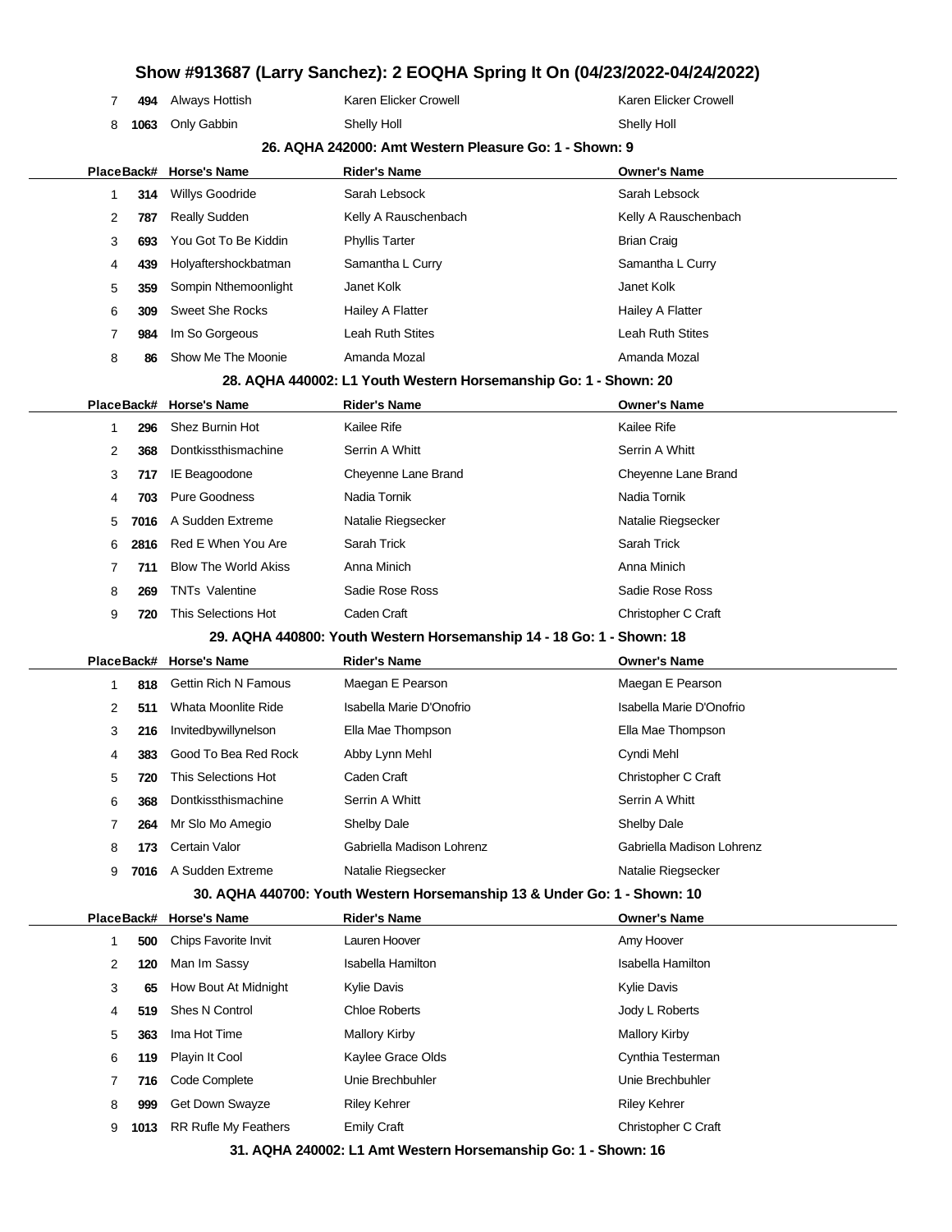# Show #913687 (Larry Sanchez): 2 EOQHA Spring It On (04/23/2022-04/24/2022)

| Place | Back# | Horse's Name | Rider's Name | Owner's Name |
|---|---|---|---|---|
| 7 | 494 | Always Hottish | Karen Elicker Crowell | Karen Elicker Crowell |
| 8 | 1063 | Only Gabbin | Shelly Holl | Shelly Holl |

### 26. AQHA 242000: Amt Western Pleasure Go: 1 - Shown: 9

| Place | Back# | Horse's Name | Rider's Name | Owner's Name |
|---|---|---|---|---|
| 1 | 314 | Willys Goodride | Sarah Lebsock | Sarah Lebsock |
| 2 | 787 | Really Sudden | Kelly A Rauschenbach | Kelly A Rauschenbach |
| 3 | 693 | You Got To Be Kiddin | Phyllis Tarter | Brian Craig |
| 4 | 439 | Holyaftershockbatman | Samantha L Curry | Samantha L Curry |
| 5 | 359 | Sompin Nthemoonlight | Janet Kolk | Janet Kolk |
| 6 | 309 | Sweet She Rocks | Hailey A Flatter | Hailey A Flatter |
| 7 | 984 | Im So Gorgeous | Leah Ruth Stites | Leah Ruth Stites |
| 8 | 86 | Show Me The Moonie | Amanda Mozal | Amanda Mozal |

### 28. AQHA 440002: L1 Youth Western Horsemanship Go: 1 - Shown: 20

| Place | Back# | Horse's Name | Rider's Name | Owner's Name |
|---|---|---|---|---|
| 1 | 296 | Shez Burnin Hot | Kailee Rife | Kailee Rife |
| 2 | 368 | Dontkissthismachine | Serrin A Whitt | Serrin A Whitt |
| 3 | 717 | IE Beagoodone | Cheyenne Lane Brand | Cheyenne Lane Brand |
| 4 | 703 | Pure Goodness | Nadia Tornik | Nadia Tornik |
| 5 | 7016 | A Sudden Extreme | Natalie Riegsecker | Natalie Riegsecker |
| 6 | 2816 | Red E When You Are | Sarah Trick | Sarah Trick |
| 7 | 711 | Blow The World Akiss | Anna Minich | Anna Minich |
| 8 | 269 | TNTs Valentine | Sadie Rose Ross | Sadie Rose Ross |
| 9 | 720 | This Selections Hot | Caden Craft | Christopher C Craft |

### 29. AQHA 440800: Youth Western Horsemanship 14 - 18 Go: 1 - Shown: 18

| Place | Back# | Horse's Name | Rider's Name | Owner's Name |
|---|---|---|---|---|
| 1 | 818 | Gettin Rich N Famous | Maegan E Pearson | Maegan E Pearson |
| 2 | 511 | Whata Moonlite Ride | Isabella Marie D'Onofrio | Isabella Marie D'Onofrio |
| 3 | 216 | Invitedbywillynelson | Ella Mae Thompson | Ella Mae Thompson |
| 4 | 383 | Good To Bea Red Rock | Abby Lynn Mehl | Cyndi Mehl |
| 5 | 720 | This Selections Hot | Caden Craft | Christopher C Craft |
| 6 | 368 | Dontkissthismachine | Serrin A Whitt | Serrin A Whitt |
| 7 | 264 | Mr Slo Mo Amegio | Shelby Dale | Shelby Dale |
| 8 | 173 | Certain Valor | Gabriella Madison Lohrenz | Gabriella Madison Lohrenz |
| 9 | 7016 | A Sudden Extreme | Natalie Riegsecker | Natalie Riegsecker |

### 30. AQHA 440700: Youth Western Horsemanship 13 & Under Go: 1 - Shown: 10

| Place | Back# | Horse's Name | Rider's Name | Owner's Name |
|---|---|---|---|---|
| 1 | 500 | Chips Favorite Invit | Lauren Hoover | Amy Hoover |
| 2 | 120 | Man Im Sassy | Isabella Hamilton | Isabella Hamilton |
| 3 | 65 | How Bout At Midnight | Kylie Davis | Kylie Davis |
| 4 | 519 | Shes N Control | Chloe Roberts | Jody L Roberts |
| 5 | 363 | Ima Hot Time | Mallory Kirby | Mallory Kirby |
| 6 | 119 | Playin It Cool | Kaylee Grace Olds | Cynthia Testerman |
| 7 | 716 | Code Complete | Unie Brechbuhler | Unie Brechbuhler |
| 8 | 999 | Get Down Swayze | Riley Kehrer | Riley Kehrer |
| 9 | 1013 | RR Rufle My Feathers | Emily Craft | Christopher C Craft |

### 31. AQHA 240002: L1 Amt Western Horsemanship Go: 1 - Shown: 16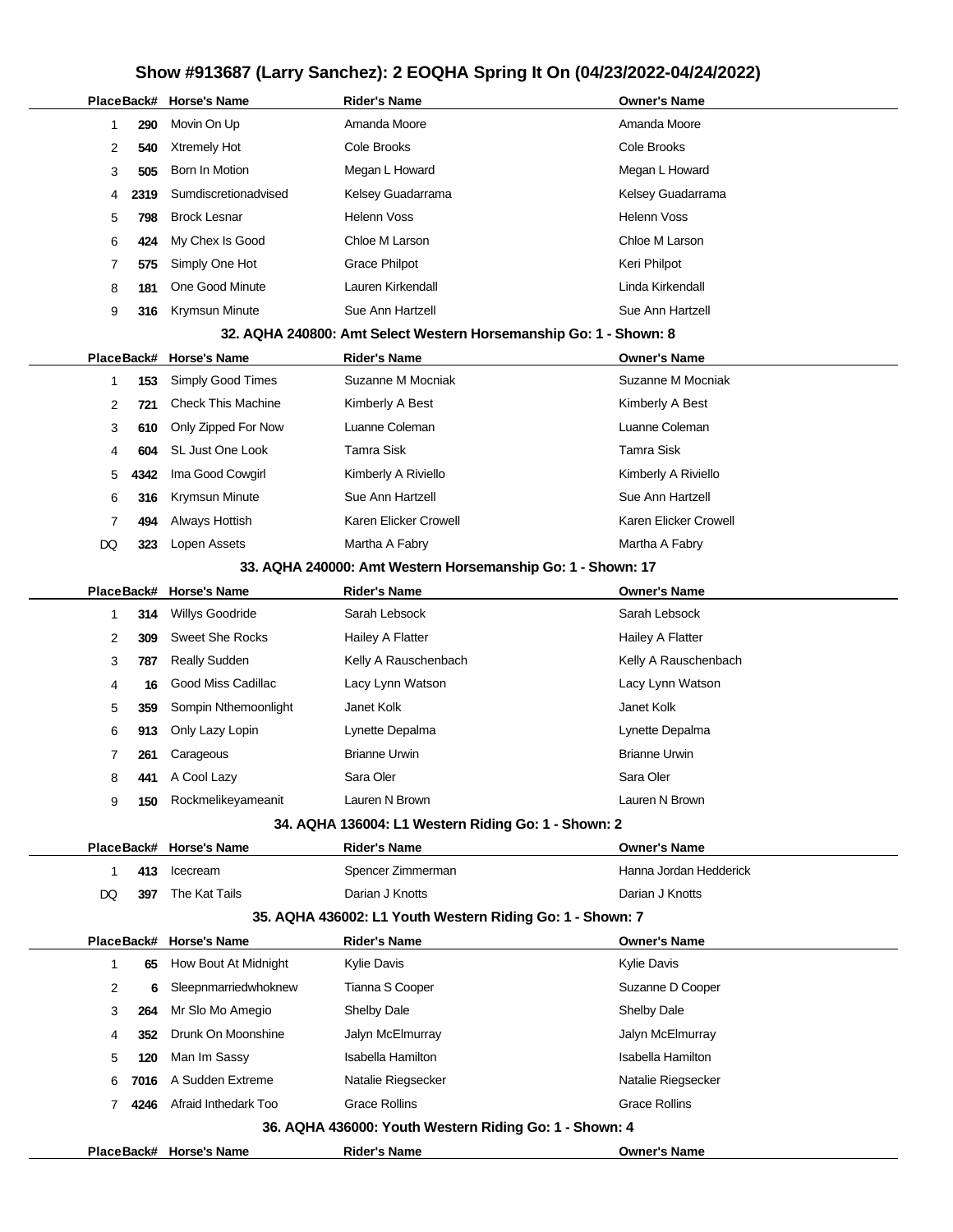## Show #913687 (Larry Sanchez): 2 EOQHA Spring It On (04/23/2022-04/24/2022)

| Place | Back# | Horse's Name | Rider's Name | Owner's Name |
|---|---|---|---|---|
| 1 | 290 | Movin On Up | Amanda Moore | Amanda Moore |
| 2 | 540 | Xtremely Hot | Cole Brooks | Cole Brooks |
| 3 | 505 | Born In Motion | Megan L Howard | Megan L Howard |
| 4 | 2319 | Sumdiscretionadvised | Kelsey Guadarrama | Kelsey Guadarrama |
| 5 | 798 | Brock Lesnar | Helenn Voss | Helenn Voss |
| 6 | 424 | My Chex Is Good | Chloe M Larson | Chloe M Larson |
| 7 | 575 | Simply One Hot | Grace Philpot | Keri Philpot |
| 8 | 181 | One Good Minute | Lauren Kirkendall | Linda Kirkendall |
| 9 | 316 | Krymsun Minute | Sue Ann Hartzell | Sue Ann Hartzell |

### 32. AQHA 240800: Amt Select Western Horsemanship Go: 1 - Shown: 8

| Place | Back# | Horse's Name | Rider's Name | Owner's Name |
|---|---|---|---|---|
| 1 | 153 | Simply Good Times | Suzanne M Mocniak | Suzanne M Mocniak |
| 2 | 721 | Check This Machine | Kimberly A Best | Kimberly A Best |
| 3 | 610 | Only Zipped For Now | Luanne Coleman | Luanne Coleman |
| 4 | 604 | SL Just One Look | Tamra Sisk | Tamra Sisk |
| 5 | 4342 | Ima Good Cowgirl | Kimberly A Riviello | Kimberly A Riviello |
| 6 | 316 | Krymsun Minute | Sue Ann Hartzell | Sue Ann Hartzell |
| 7 | 494 | Always Hottish | Karen Elicker Crowell | Karen Elicker Crowell |
| DQ | 323 | Lopen Assets | Martha A Fabry | Martha A Fabry |

### 33. AQHA 240000: Amt Western Horsemanship Go: 1 - Shown: 17

| Place | Back# | Horse's Name | Rider's Name | Owner's Name |
|---|---|---|---|---|
| 1 | 314 | Willys Goodride | Sarah Lebsock | Sarah Lebsock |
| 2 | 309 | Sweet She Rocks | Hailey A Flatter | Hailey A Flatter |
| 3 | 787 | Really Sudden | Kelly A Rauschenbach | Kelly A Rauschenbach |
| 4 | 16 | Good Miss Cadillac | Lacy Lynn Watson | Lacy Lynn Watson |
| 5 | 359 | Sompin Nthemoonlight | Janet Kolk | Janet Kolk |
| 6 | 913 | Only Lazy Lopin | Lynette Depalma | Lynette Depalma |
| 7 | 261 | Carageous | Brianne Urwin | Brianne Urwin |
| 8 | 441 | A Cool Lazy | Sara Oler | Sara Oler |
| 9 | 150 | Rockmelikeyameanit | Lauren N Brown | Lauren N Brown |

### 34. AQHA 136004: L1 Western Riding Go: 1 - Shown: 2

| Place | Back# | Horse's Name | Rider's Name | Owner's Name |
|---|---|---|---|---|
| 1 | 413 | Icecream | Spencer Zimmerman | Hanna Jordan Hedderick |
| DQ | 397 | The Kat Tails | Darian J Knotts | Darian J Knotts |

### 35. AQHA 436002: L1 Youth Western Riding Go: 1 - Shown: 7

| Place | Back# | Horse's Name | Rider's Name | Owner's Name |
|---|---|---|---|---|
| 1 | 65 | How Bout At Midnight | Kylie Davis | Kylie Davis |
| 2 | 6 | Sleepnmarriedwhoknew | Tianna S Cooper | Suzanne D Cooper |
| 3 | 264 | Mr Slo Mo Amegio | Shelby Dale | Shelby Dale |
| 4 | 352 | Drunk On Moonshine | Jalyn McElmurray | Jalyn McElmurray |
| 5 | 120 | Man Im Sassy | Isabella Hamilton | Isabella Hamilton |
| 6 | 7016 | A Sudden Extreme | Natalie Riegsecker | Natalie Riegsecker |
| 7 | 4246 | Afraid Inthedark Too | Grace Rollins | Grace Rollins |

### 36. AQHA 436000: Youth Western Riding Go: 1 - Shown: 4

| Place | Back# | Horse's Name | Rider's Name | Owner's Name |
|---|---|---|---|---|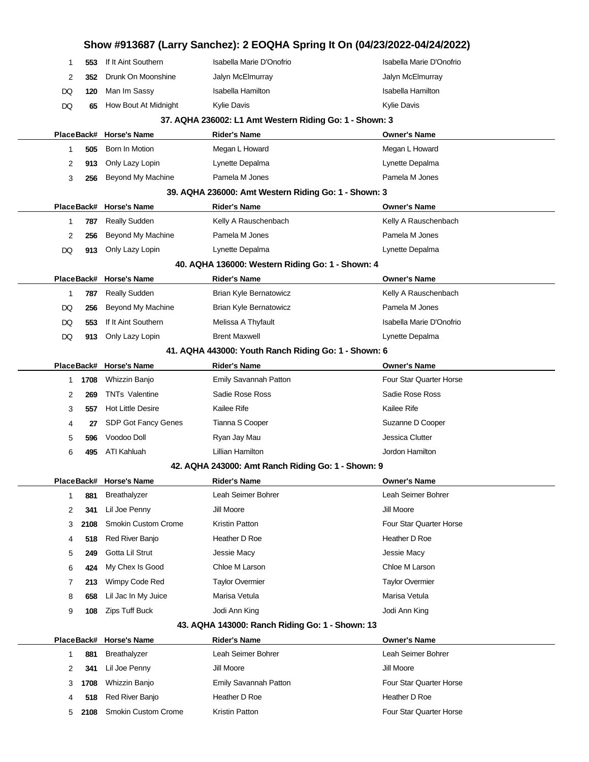## Show #913687 (Larry Sanchez): 2 EOQHA Spring It On (04/23/2022-04/24/2022)

| Place | Back# | Horse's Name | Rider's Name | Owner's Name |
|---|---|---|---|---|
| 1 | 553 | If It Aint Southern | Isabella Marie D'Onofrio | Isabella Marie D'Onofrio |
| 2 | 352 | Drunk On Moonshine | Jalyn McElmurray | Jalyn McElmurray |
| DQ | 120 | Man Im Sassy | Isabella Hamilton | Isabella Hamilton |
| DQ | 65 | How Bout At Midnight | Kylie Davis | Kylie Davis |

### 37. AQHA 236002: L1 Amt Western Riding Go: 1 - Shown: 3

| Place | Back# | Horse's Name | Rider's Name | Owner's Name |
|---|---|---|---|---|
| 1 | 505 | Born In Motion | Megan L Howard | Megan L Howard |
| 2 | 913 | Only Lazy Lopin | Lynette Depalma | Lynette Depalma |
| 3 | 256 | Beyond My Machine | Pamela M Jones | Pamela M Jones |

### 39. AQHA 236000: Amt Western Riding Go: 1 - Shown: 3

| Place | Back# | Horse's Name | Rider's Name | Owner's Name |
|---|---|---|---|---|
| 1 | 787 | Really Sudden | Kelly A Rauschenbach | Kelly A Rauschenbach |
| 2 | 256 | Beyond My Machine | Pamela M Jones | Pamela M Jones |
| DQ | 913 | Only Lazy Lopin | Lynette Depalma | Lynette Depalma |

### 40. AQHA 136000: Western Riding Go: 1 - Shown: 4

| Place | Back# | Horse's Name | Rider's Name | Owner's Name |
|---|---|---|---|---|
| 1 | 787 | Really Sudden | Brian Kyle Bernatowicz | Kelly A Rauschenbach |
| DQ | 256 | Beyond My Machine | Brian Kyle Bernatowicz | Pamela M Jones |
| DQ | 553 | If It Aint Southern | Melissa A Thyfault | Isabella Marie D'Onofrio |
| DQ | 913 | Only Lazy Lopin | Brent Maxwell | Lynette Depalma |

### 41. AQHA 443000: Youth Ranch Riding Go: 1 - Shown: 6

| Place | Back# | Horse's Name | Rider's Name | Owner's Name |
|---|---|---|---|---|
| 1 | 1708 | Whizzin Banjo | Emily Savannah Patton | Four Star Quarter Horse |
| 2 | 269 | TNTs Valentine | Sadie Rose Ross | Sadie Rose Ross |
| 3 | 557 | Hot Little Desire | Kailee Rife | Kailee Rife |
| 4 | 27 | SDP Got Fancy Genes | Tianna S Cooper | Suzanne D Cooper |
| 5 | 596 | Voodoo Doll | Ryan Jay Mau | Jessica Clutter |
| 6 | 495 | ATI Kahluah | Lillian Hamilton | Jordon Hamilton |

### 42. AQHA 243000: Amt Ranch Riding Go: 1 - Shown: 9

| Place | Back# | Horse's Name | Rider's Name | Owner's Name |
|---|---|---|---|---|
| 1 | 881 | Breathalyzer | Leah Seimer Bohrer | Leah Seimer Bohrer |
| 2 | 341 | Lil Joe Penny | Jill Moore | Jill Moore |
| 3 | 2108 | Smokin Custom Crome | Kristin Patton | Four Star Quarter Horse |
| 4 | 518 | Red River Banjo | Heather D Roe | Heather D Roe |
| 5 | 249 | Gotta Lil Strut | Jessie Macy | Jessie Macy |
| 6 | 424 | My Chex Is Good | Chloe M Larson | Chloe M Larson |
| 7 | 213 | Wimpy Code Red | Taylor Overmier | Taylor Overmier |
| 8 | 658 | Lil Jac In My Juice | Marisa Vetula | Marisa Vetula |
| 9 | 108 | Zips Tuff Buck | Jodi Ann King | Jodi Ann King |

### 43. AQHA 143000: Ranch Riding Go: 1 - Shown: 13

| Place | Back# | Horse's Name | Rider's Name | Owner's Name |
|---|---|---|---|---|
| 1 | 881 | Breathalyzer | Leah Seimer Bohrer | Leah Seimer Bohrer |
| 2 | 341 | Lil Joe Penny | Jill Moore | Jill Moore |
| 3 | 1708 | Whizzin Banjo | Emily Savannah Patton | Four Star Quarter Horse |
| 4 | 518 | Red River Banjo | Heather D Roe | Heather D Roe |
| 5 | 2108 | Smokin Custom Crome | Kristin Patton | Four Star Quarter Horse |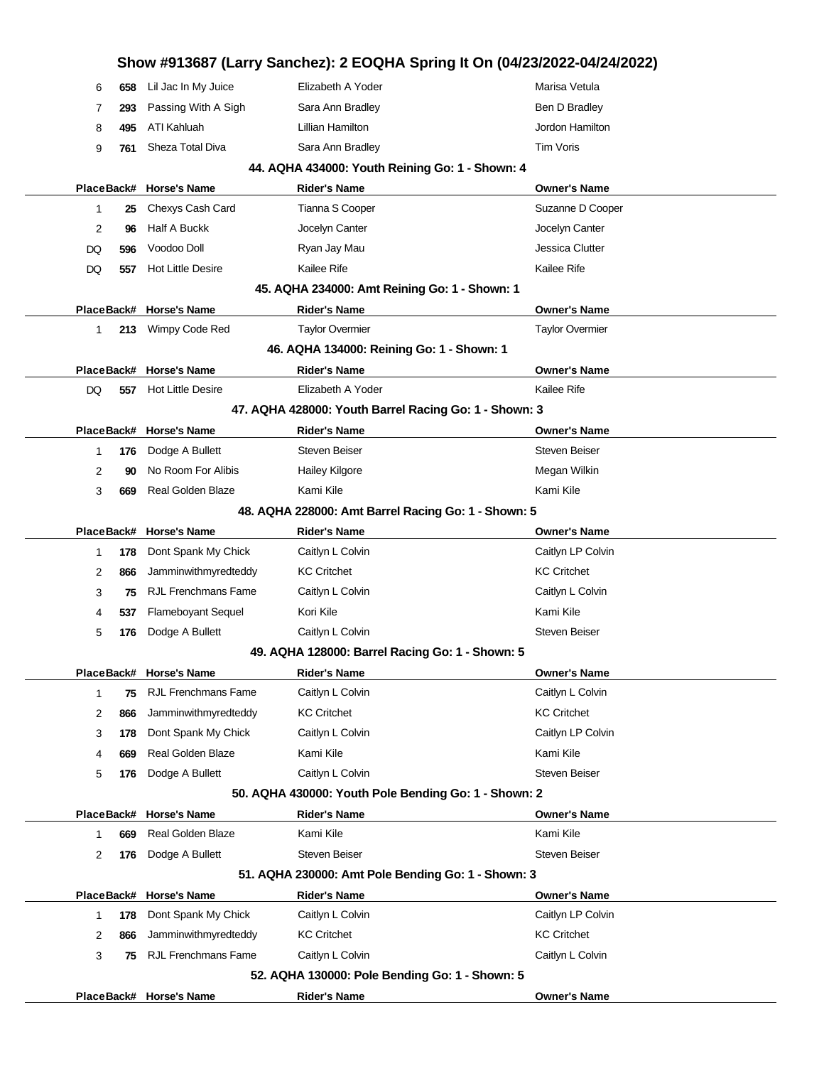| Place | Back# | Horse's Name | Rider's Name | Owner's Name |
|---|---|---|---|---|
| 6 | 658 | Lil Jac In My Juice | Elizabeth A Yoder | Marisa Vetula |
| 7 | 293 | Passing With A Sigh | Sara Ann Bradley | Ben D Bradley |
| 8 | 495 | ATI Kahluah | Lillian Hamilton | Jordon Hamilton |
| 9 | 761 | Sheza Total Diva | Sara Ann Bradley | Tim Voris |

### 44. AQHA 434000: Youth Reining Go: 1 - Shown: 4

| Place | Back# | Horse's Name | Rider's Name | Owner's Name |
|---|---|---|---|---|
| 1 | 25 | Chexys Cash Card | Tianna S Cooper | Suzanne D Cooper |
| 2 | 96 | Half A Buckk | Jocelyn Canter | Jocelyn Canter |
| DQ | 596 | Voodoo Doll | Ryan Jay Mau | Jessica Clutter |
| DQ | 557 | Hot Little Desire | Kailee Rife | Kailee Rife |

### 45. AQHA 234000: Amt Reining Go: 1 - Shown: 1

| Place | Back# | Horse's Name | Rider's Name | Owner's Name |
|---|---|---|---|---|
| 1 | 213 | Wimpy Code Red | Taylor Overmier | Taylor Overmier |

### 46. AQHA 134000: Reining Go: 1 - Shown: 1

| Place | Back# | Horse's Name | Rider's Name | Owner's Name |
|---|---|---|---|---|
| DQ | 557 | Hot Little Desire | Elizabeth A Yoder | Kailee Rife |

### 47. AQHA 428000: Youth Barrel Racing Go: 1 - Shown: 3

| Place | Back# | Horse's Name | Rider's Name | Owner's Name |
|---|---|---|---|---|
| 1 | 176 | Dodge A Bullett | Steven Beiser | Steven Beiser |
| 2 | 90 | No Room For Alibis | Hailey Kilgore | Megan Wilkin |
| 3 | 669 | Real Golden Blaze | Kami Kile | Kami Kile |

### 48. AQHA 228000: Amt Barrel Racing Go: 1 - Shown: 5

| Place | Back# | Horse's Name | Rider's Name | Owner's Name |
|---|---|---|---|---|
| 1 | 178 | Dont Spank My Chick | Caitlyn L Colvin | Caitlyn LP Colvin |
| 2 | 866 | Jamminwithmyredteddy | KC Critchet | KC Critchet |
| 3 | 75 | RJL Frenchmans Fame | Caitlyn L Colvin | Caitlyn L Colvin |
| 4 | 537 | Flameboyant Sequel | Kori Kile | Kami Kile |
| 5 | 176 | Dodge A Bullett | Caitlyn L Colvin | Steven Beiser |

### 49. AQHA 128000: Barrel Racing Go: 1 - Shown: 5

| Place | Back# | Horse's Name | Rider's Name | Owner's Name |
|---|---|---|---|---|
| 1 | 75 | RJL Frenchmans Fame | Caitlyn L Colvin | Caitlyn L Colvin |
| 2 | 866 | Jamminwithmyredteddy | KC Critchet | KC Critchet |
| 3 | 178 | Dont Spank My Chick | Caitlyn L Colvin | Caitlyn LP Colvin |
| 4 | 669 | Real Golden Blaze | Kami Kile | Kami Kile |
| 5 | 176 | Dodge A Bullett | Caitlyn L Colvin | Steven Beiser |

### 50. AQHA 430000: Youth Pole Bending Go: 1 - Shown: 2

| Place | Back# | Horse's Name | Rider's Name | Owner's Name |
|---|---|---|---|---|
| 1 | 669 | Real Golden Blaze | Kami Kile | Kami Kile |
| 2 | 176 | Dodge A Bullett | Steven Beiser | Steven Beiser |

### 51. AQHA 230000: Amt Pole Bending Go: 1 - Shown: 3

| Place | Back# | Horse's Name | Rider's Name | Owner's Name |
|---|---|---|---|---|
| 1 | 178 | Dont Spank My Chick | Caitlyn L Colvin | Caitlyn LP Colvin |
| 2 | 866 | Jamminwithmyredteddy | KC Critchet | KC Critchet |
| 3 | 75 | RJL Frenchmans Fame | Caitlyn L Colvin | Caitlyn L Colvin |

### 52. AQHA 130000: Pole Bending Go: 1 - Shown: 5

| Place | Back# | Horse's Name | Rider's Name | Owner's Name |
|---|---|---|---|---|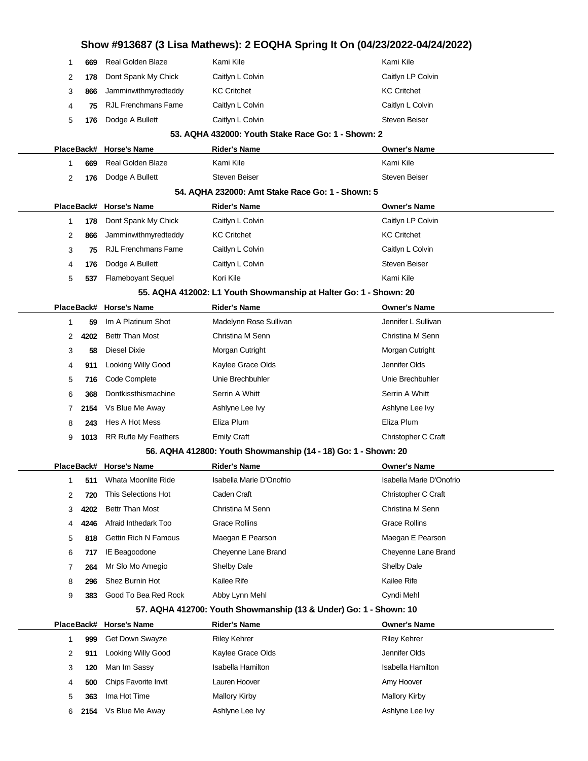# Show #913687 (3 Lisa Mathews): 2 EOQHA Spring It On (04/23/2022-04/24/2022)

| Place | Back# | Horse's Name | Rider's Name | Owner's Name |
|---|---|---|---|---|
| 1 | 669 | Real Golden Blaze | Kami Kile | Kami Kile |
| 2 | 178 | Dont Spank My Chick | Caitlyn L Colvin | Caitlyn LP Colvin |
| 3 | 866 | Jamminwithmyredteddy | KC Critchet | KC Critchet |
| 4 | 75 | RJL Frenchmans Fame | Caitlyn L Colvin | Caitlyn L Colvin |
| 5 | 176 | Dodge A Bullett | Caitlyn L Colvin | Steven Beiser |

### 53. AQHA 432000: Youth Stake Race Go: 1 - Shown: 2

| Place | Back# | Horse's Name | Rider's Name | Owner's Name |
|---|---|---|---|---|
| 1 | 669 | Real Golden Blaze | Kami Kile | Kami Kile |
| 2 | 176 | Dodge A Bullett | Steven Beiser | Steven Beiser |

### 54. AQHA 232000: Amt Stake Race Go: 1 - Shown: 5

| Place | Back# | Horse's Name | Rider's Name | Owner's Name |
|---|---|---|---|---|
| 1 | 178 | Dont Spank My Chick | Caitlyn L Colvin | Caitlyn LP Colvin |
| 2 | 866 | Jamminwithmyredteddy | KC Critchet | KC Critchet |
| 3 | 75 | RJL Frenchmans Fame | Caitlyn L Colvin | Caitlyn L Colvin |
| 4 | 176 | Dodge A Bullett | Caitlyn L Colvin | Steven Beiser |
| 5 | 537 | Flameboyant Sequel | Kori Kile | Kami Kile |

### 55. AQHA 412002: L1 Youth Showmanship at Halter Go: 1 - Shown: 20

| Place | Back# | Horse's Name | Rider's Name | Owner's Name |
|---|---|---|---|---|
| 1 | 59 | Im A Platinum Shot | Madelynn Rose Sullivan | Jennifer L Sullivan |
| 2 | 4202 | Bettr Than Most | Christina M Senn | Christina M Senn |
| 3 | 58 | Diesel Dixie | Morgan Cutright | Morgan Cutright |
| 4 | 911 | Looking Willy Good | Kaylee Grace Olds | Jennifer Olds |
| 5 | 716 | Code Complete | Unie Brechbuhler | Unie Brechbuhler |
| 6 | 368 | Dontkissthismachine | Serrin A Whitt | Serrin A Whitt |
| 7 | 2154 | Vs Blue Me Away | Ashlyne Lee Ivy | Ashlyne Lee Ivy |
| 8 | 243 | Hes A Hot Mess | Eliza Plum | Eliza Plum |
| 9 | 1013 | RR Rufle My Feathers | Emily Craft | Christopher C Craft |

### 56. AQHA 412800: Youth Showmanship (14 - 18) Go: 1 - Shown: 20

| Place | Back# | Horse's Name | Rider's Name | Owner's Name |
|---|---|---|---|---|
| 1 | 511 | Whata Moonlite Ride | Isabella Marie D'Onofrio | Isabella Marie D'Onofrio |
| 2 | 720 | This Selections Hot | Caden Craft | Christopher C Craft |
| 3 | 4202 | Bettr Than Most | Christina M Senn | Christina M Senn |
| 4 | 4246 | Afraid Inthedark Too | Grace Rollins | Grace Rollins |
| 5 | 818 | Gettin Rich N Famous | Maegan E Pearson | Maegan E Pearson |
| 6 | 717 | IE Beagoodone | Cheyenne Lane Brand | Cheyenne Lane Brand |
| 7 | 264 | Mr Slo Mo Amegio | Shelby Dale | Shelby Dale |
| 8 | 296 | Shez Burnin Hot | Kailee Rife | Kailee Rife |
| 9 | 383 | Good To Bea Red Rock | Abby Lynn Mehl | Cyndi Mehl |

### 57. AQHA 412700: Youth Showmanship (13 & Under) Go: 1 - Shown: 10

| Place | Back# | Horse's Name | Rider's Name | Owner's Name |
|---|---|---|---|---|
| 1 | 999 | Get Down Swayze | Riley Kehrer | Riley Kehrer |
| 2 | 911 | Looking Willy Good | Kaylee Grace Olds | Jennifer Olds |
| 3 | 120 | Man Im Sassy | Isabella Hamilton | Isabella Hamilton |
| 4 | 500 | Chips Favorite Invit | Lauren Hoover | Amy Hoover |
| 5 | 363 | Ima Hot Time | Mallory Kirby | Mallory Kirby |
| 6 | 2154 | Vs Blue Me Away | Ashlyne Lee Ivy | Ashlyne Lee Ivy |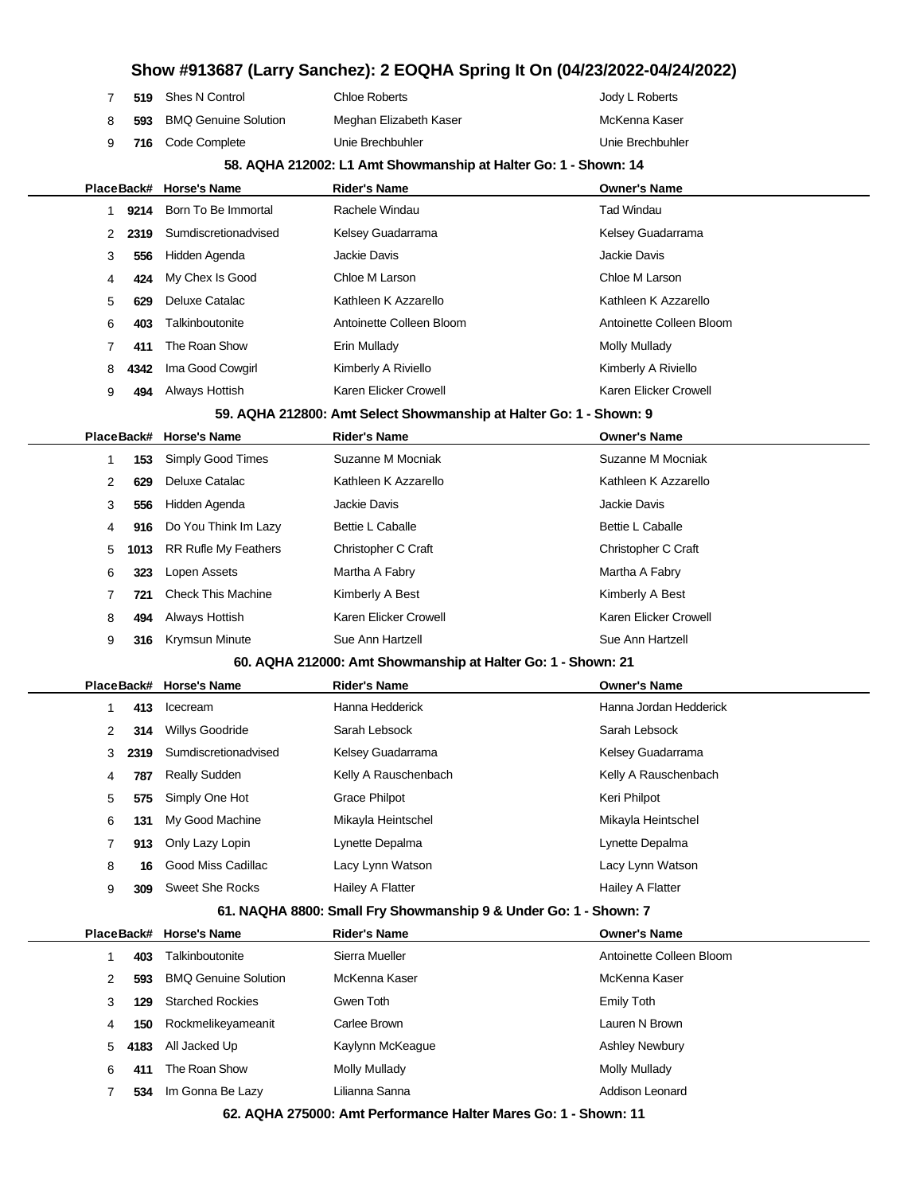# Show #913687 (Larry Sanchez): 2 EOQHA Spring It On (04/23/2022-04/24/2022)

| Place | Back# | Horse's Name | Rider's Name | Owner's Name |
|---|---|---|---|---|
| 7 | 519 | Shes N Control | Chloe Roberts | Jody L Roberts |
| 8 | 593 | BMQ Genuine Solution | Meghan Elizabeth Kaser | McKenna Kaser |
| 9 | 716 | Code Complete | Unie Brechbuhler | Unie Brechbuhler |

### 58. AQHA 212002: L1 Amt Showmanship at Halter Go: 1 - Shown: 14

| Place | Back# | Horse's Name | Rider's Name | Owner's Name |
|---|---|---|---|---|
| 1 | 9214 | Born To Be Immortal | Rachele Windau | Tad Windau |
| 2 | 2319 | Sumdiscretionadvised | Kelsey Guadarrama | Kelsey Guadarrama |
| 3 | 556 | Hidden Agenda | Jackie Davis | Jackie Davis |
| 4 | 424 | My Chex Is Good | Chloe M Larson | Chloe M Larson |
| 5 | 629 | Deluxe Catalac | Kathleen K Azzarello | Kathleen K Azzarello |
| 6 | 403 | Talkinboutonite | Antoinette Colleen Bloom | Antoinette Colleen Bloom |
| 7 | 411 | The Roan Show | Erin Mullady | Molly Mullady |
| 8 | 4342 | Ima Good Cowgirl | Kimberly A Riviello | Kimberly A Riviello |
| 9 | 494 | Always Hottish | Karen Elicker Crowell | Karen Elicker Crowell |

### 59. AQHA 212800: Amt Select Showmanship at Halter Go: 1 - Shown: 9

| Place | Back# | Horse's Name | Rider's Name | Owner's Name |
|---|---|---|---|---|
| 1 | 153 | Simply Good Times | Suzanne M Mocniak | Suzanne M Mocniak |
| 2 | 629 | Deluxe Catalac | Kathleen K Azzarello | Kathleen K Azzarello |
| 3 | 556 | Hidden Agenda | Jackie Davis | Jackie Davis |
| 4 | 916 | Do You Think Im Lazy | Bettie L Caballe | Bettie L Caballe |
| 5 | 1013 | RR Rufle My Feathers | Christopher C Craft | Christopher C Craft |
| 6 | 323 | Lopen Assets | Martha A Fabry | Martha A Fabry |
| 7 | 721 | Check This Machine | Kimberly A Best | Kimberly A Best |
| 8 | 494 | Always Hottish | Karen Elicker Crowell | Karen Elicker Crowell |
| 9 | 316 | Krymsun Minute | Sue Ann Hartzell | Sue Ann Hartzell |

### 60. AQHA 212000: Amt Showmanship at Halter Go: 1 - Shown: 21

| Place | Back# | Horse's Name | Rider's Name | Owner's Name |
|---|---|---|---|---|
| 1 | 413 | Icecream | Hanna Hedderick | Hanna Jordan Hedderick |
| 2 | 314 | Willys Goodride | Sarah Lebsock | Sarah Lebsock |
| 3 | 2319 | Sumdiscretionadvised | Kelsey Guadarrama | Kelsey Guadarrama |
| 4 | 787 | Really Sudden | Kelly A Rauschenbach | Kelly A Rauschenbach |
| 5 | 575 | Simply One Hot | Grace Philpot | Keri Philpot |
| 6 | 131 | My Good Machine | Mikayla Heintschel | Mikayla Heintschel |
| 7 | 913 | Only Lazy Lopin | Lynette Depalma | Lynette Depalma |
| 8 | 16 | Good Miss Cadillac | Lacy Lynn Watson | Lacy Lynn Watson |
| 9 | 309 | Sweet She Rocks | Hailey A Flatter | Hailey A Flatter |

### 61. NAQHA 8800: Small Fry Showmanship 9 & Under Go: 1 - Shown: 7

| Place | Back# | Horse's Name | Rider's Name | Owner's Name |
|---|---|---|---|---|
| 1 | 403 | Talkinboutonite | Sierra Mueller | Antoinette Colleen Bloom |
| 2 | 593 | BMQ Genuine Solution | McKenna Kaser | McKenna Kaser |
| 3 | 129 | Starched Rockies | Gwen Toth | Emily Toth |
| 4 | 150 | Rockmelikeyameanit | Carlee Brown | Lauren N Brown |
| 5 | 4183 | All Jacked Up | Kaylynn McKeague | Ashley Newbury |
| 6 | 411 | The Roan Show | Molly Mullady | Molly Mullady |
| 7 | 534 | Im Gonna Be Lazy | Lilianna Sanna | Addison Leonard |

### 62. AQHA 275000: Amt Performance Halter Mares Go: 1 - Shown: 11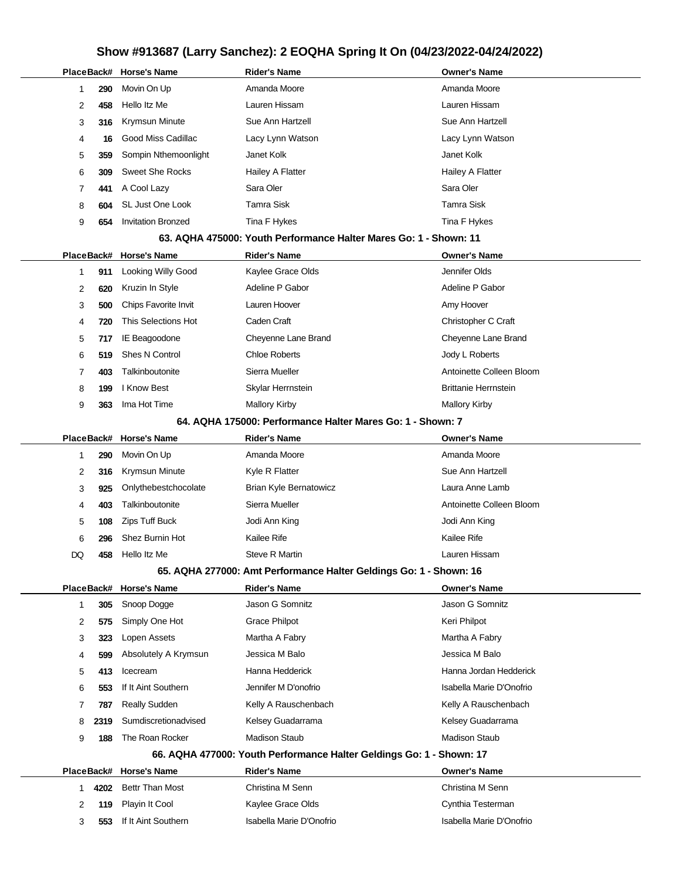# Show #913687 (Larry Sanchez): 2 EOQHA Spring It On (04/23/2022-04/24/2022)

| Place | Back# | Horse's Name | Rider's Name | Owner's Name |
|---|---|---|---|---|
| 1 | 290 | Movin On Up | Amanda Moore | Amanda Moore |
| 2 | 458 | Hello Itz Me | Lauren Hissam | Lauren Hissam |
| 3 | 316 | Krymsun Minute | Sue Ann Hartzell | Sue Ann Hartzell |
| 4 | 16 | Good Miss Cadillac | Lacy Lynn Watson | Lacy Lynn Watson |
| 5 | 359 | Sompin Nthemoonlight | Janet Kolk | Janet Kolk |
| 6 | 309 | Sweet She Rocks | Hailey A Flatter | Hailey A Flatter |
| 7 | 441 | A Cool Lazy | Sara Oler | Sara Oler |
| 8 | 604 | SL Just One Look | Tamra Sisk | Tamra Sisk |
| 9 | 654 | Invitation Bronzed | Tina F Hykes | Tina F Hykes |

## 63. AQHA 475000: Youth Performance Halter Mares Go: 1 - Shown: 11

| Place | Back# | Horse's Name | Rider's Name | Owner's Name |
|---|---|---|---|---|
| 1 | 911 | Looking Willy Good | Kaylee Grace Olds | Jennifer Olds |
| 2 | 620 | Kruzin In Style | Adeline P Gabor | Adeline P Gabor |
| 3 | 500 | Chips Favorite Invit | Lauren Hoover | Amy Hoover |
| 4 | 720 | This Selections Hot | Caden Craft | Christopher C Craft |
| 5 | 717 | IE Beagoodone | Cheyenne Lane Brand | Cheyenne Lane Brand |
| 6 | 519 | Shes N Control | Chloe Roberts | Jody L Roberts |
| 7 | 403 | Talkinboutonite | Sierra Mueller | Antoinette Colleen Bloom |
| 8 | 199 | I Know Best | Skylar Herrnstein | Brittanie Herrnstein |
| 9 | 363 | Ima Hot Time | Mallory Kirby | Mallory Kirby |

## 64. AQHA 175000: Performance Halter Mares Go: 1 - Shown: 7

| Place | Back# | Horse's Name | Rider's Name | Owner's Name |
|---|---|---|---|---|
| 1 | 290 | Movin On Up | Amanda Moore | Amanda Moore |
| 2 | 316 | Krymsun Minute | Kyle R Flatter | Sue Ann Hartzell |
| 3 | 925 | Onlythebestchocolate | Brian Kyle Bernatowicz | Laura Anne Lamb |
| 4 | 403 | Talkinboutonite | Sierra Mueller | Antoinette Colleen Bloom |
| 5 | 108 | Zips Tuff Buck | Jodi Ann King | Jodi Ann King |
| 6 | 296 | Shez Burnin Hot | Kailee Rife | Kailee Rife |
| DQ | 458 | Hello Itz Me | Steve R Martin | Lauren Hissam |

## 65. AQHA 277000: Amt Performance Halter Geldings Go: 1 - Shown: 16

| Place | Back# | Horse's Name | Rider's Name | Owner's Name |
|---|---|---|---|---|
| 1 | 305 | Snoop Dogge | Jason G Somnitz | Jason G Somnitz |
| 2 | 575 | Simply One Hot | Grace Philpot | Keri Philpot |
| 3 | 323 | Lopen Assets | Martha A Fabry | Martha A Fabry |
| 4 | 599 | Absolutely A Krymsun | Jessica M Balo | Jessica M Balo |
| 5 | 413 | Icecream | Hanna Hedderick | Hanna Jordan Hedderick |
| 6 | 553 | If It Aint Southern | Jennifer M D'onofrio | Isabella Marie D'Onofrio |
| 7 | 787 | Really Sudden | Kelly A Rauschenbach | Kelly A Rauschenbach |
| 8 | 2319 | Sumdiscretionadvised | Kelsey Guadarrama | Kelsey Guadarrama |
| 9 | 188 | The Roan Rocker | Madison Staub | Madison Staub |

## 66. AQHA 477000: Youth Performance Halter Geldings Go: 1 - Shown: 17

| Place | Back# | Horse's Name | Rider's Name | Owner's Name |
|---|---|---|---|---|
| 1 | 4202 | Bettr Than Most | Christina M Senn | Christina M Senn |
| 2 | 119 | Playin It Cool | Kaylee Grace Olds | Cynthia Testerman |
| 3 | 553 | If It Aint Southern | Isabella Marie D'Onofrio | Isabella Marie D'Onofrio |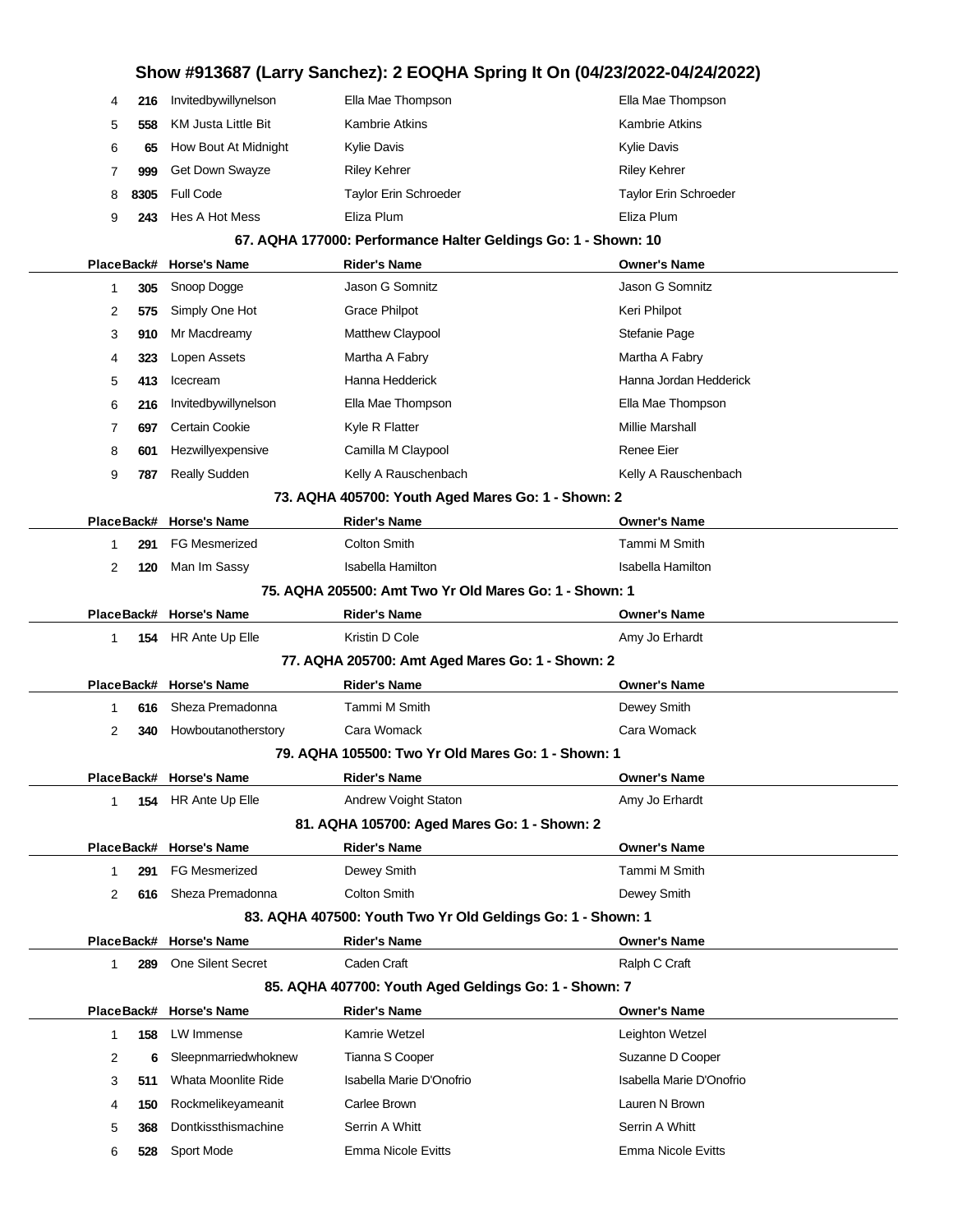# Show #913687 (Larry Sanchez): 2 EOQHA Spring It On (04/23/2022-04/24/2022)

| Place | Back# | Horse's Name | Rider's Name | Owner's Name |
|---|---|---|---|---|
| 4 | 216 | Invitedbywillynelson | Ella Mae Thompson | Ella Mae Thompson |
| 5 | 558 | KM Justa Little Bit | Kambrie Atkins | Kambrie Atkins |
| 6 | 65 | How Bout At Midnight | Kylie Davis | Kylie Davis |
| 7 | 999 | Get Down Swayze | Riley Kehrer | Riley Kehrer |
| 8 | 8305 | Full Code | Taylor Erin Schroeder | Taylor Erin Schroeder |
| 9 | 243 | Hes A Hot Mess | Eliza Plum | Eliza Plum |

### 67. AQHA 177000: Performance Halter Geldings Go: 1 - Shown: 10

| Place | Back# | Horse's Name | Rider's Name | Owner's Name |
|---|---|---|---|---|
| 1 | 305 | Snoop Dogge | Jason G Somnitz | Jason G Somnitz |
| 2 | 575 | Simply One Hot | Grace Philpot | Keri Philpot |
| 3 | 910 | Mr Macdreamy | Matthew Claypool | Stefanie Page |
| 4 | 323 | Lopen Assets | Martha A Fabry | Martha A Fabry |
| 5 | 413 | Icecream | Hanna Hedderick | Hanna Jordan Hedderick |
| 6 | 216 | Invitedbywillynelson | Ella Mae Thompson | Ella Mae Thompson |
| 7 | 697 | Certain Cookie | Kyle R Flatter | Millie Marshall |
| 8 | 601 | Hezwillyexpensive | Camilla M Claypool | Renee Eier |
| 9 | 787 | Really Sudden | Kelly A Rauschenbach | Kelly A Rauschenbach |

### 73. AQHA 405700: Youth Aged Mares Go: 1 - Shown: 2

| Place | Back# | Horse's Name | Rider's Name | Owner's Name |
|---|---|---|---|---|
| 1 | 291 | FG Mesmerized | Colton Smith | Tammi M Smith |
| 2 | 120 | Man Im Sassy | Isabella Hamilton | Isabella Hamilton |

### 75. AQHA 205500: Amt Two Yr Old Mares Go: 1 - Shown: 1

| Place | Back# | Horse's Name | Rider's Name | Owner's Name |
|---|---|---|---|---|
| 1 | 154 | HR Ante Up Elle | Kristin D Cole | Amy Jo Erhardt |

### 77. AQHA 205700: Amt Aged Mares Go: 1 - Shown: 2

| Place | Back# | Horse's Name | Rider's Name | Owner's Name |
|---|---|---|---|---|
| 1 | 616 | Sheza Premadonna | Tammi M Smith | Dewey Smith |
| 2 | 340 | Howboutanotherstory | Cara Womack | Cara Womack |

### 79. AQHA 105500: Two Yr Old Mares Go: 1 - Shown: 1

| Place | Back# | Horse's Name | Rider's Name | Owner's Name |
|---|---|---|---|---|
| 1 | 154 | HR Ante Up Elle | Andrew Voight Staton | Amy Jo Erhardt |

### 81. AQHA 105700: Aged Mares Go: 1 - Shown: 2

| Place | Back# | Horse's Name | Rider's Name | Owner's Name |
|---|---|---|---|---|
| 1 | 291 | FG Mesmerized | Dewey Smith | Tammi M Smith |
| 2 | 616 | Sheza Premadonna | Colton Smith | Dewey Smith |

### 83. AQHA 407500: Youth Two Yr Old Geldings Go: 1 - Shown: 1

| Place | Back# | Horse's Name | Rider's Name | Owner's Name |
|---|---|---|---|---|
| 1 | 289 | One Silent Secret | Caden Craft | Ralph C Craft |

### 85. AQHA 407700: Youth Aged Geldings Go: 1 - Shown: 7

| Place | Back# | Horse's Name | Rider's Name | Owner's Name |
|---|---|---|---|---|
| 1 | 158 | LW Immense | Kamrie Wetzel | Leighton Wetzel |
| 2 | 6 | Sleepnmarriedwhoknew | Tianna S Cooper | Suzanne D Cooper |
| 3 | 511 | Whata Moonlite Ride | Isabella Marie D'Onofrio | Isabella Marie D'Onofrio |
| 4 | 150 | Rockmelikeyameanit | Carlee Brown | Lauren N Brown |
| 5 | 368 | Dontkissthismachine | Serrin A Whitt | Serrin A Whitt |
| 6 | 528 | Sport Mode | Emma Nicole Evitts | Emma Nicole Evitts |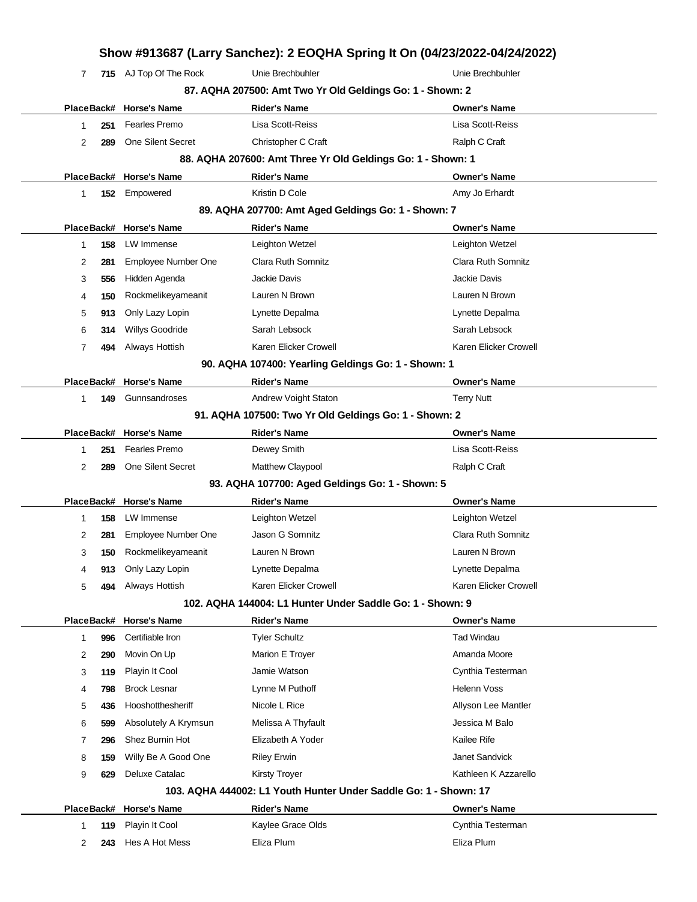| Place | Back# | Horse's Name | Rider's Name | Owner's Name |
|---|---|---|---|---|
| 7 | 715 | AJ Top Of The Rock | Unie Brechbuhler | Unie Brechbuhler |

### 87. AQHA 207500: Amt Two Yr Old Geldings Go: 1 - Shown: 2

| Place | Back# | Horse's Name | Rider's Name | Owner's Name |
|---|---|---|---|---|
| 1 | 251 | Fearles Premo | Lisa Scott-Reiss | Lisa Scott-Reiss |
| 2 | 289 | One Silent Secret | Christopher C Craft | Ralph C Craft |

### 88. AQHA 207600: Amt Three Yr Old Geldings Go: 1 - Shown: 1

| Place | Back# | Horse's Name | Rider's Name | Owner's Name |
|---|---|---|---|---|
| 1 | 152 | Empowered | Kristin D Cole | Amy Jo Erhardt |

### 89. AQHA 207700: Amt Aged Geldings Go: 1 - Shown: 7

| Place | Back# | Horse's Name | Rider's Name | Owner's Name |
|---|---|---|---|---|
| 1 | 158 | LW Immense | Leighton Wetzel | Leighton Wetzel |
| 2 | 281 | Employee Number One | Clara Ruth Somnitz | Clara Ruth Somnitz |
| 3 | 556 | Hidden Agenda | Jackie Davis | Jackie Davis |
| 4 | 150 | Rockmelikeyameanit | Lauren N Brown | Lauren N Brown |
| 5 | 913 | Only Lazy Lopin | Lynette Depalma | Lynette Depalma |
| 6 | 314 | Willys Goodride | Sarah Lebsock | Sarah Lebsock |
| 7 | 494 | Always Hottish | Karen Elicker Crowell | Karen Elicker Crowell |

### 90. AQHA 107400: Yearling Geldings Go: 1 - Shown: 1

| Place | Back# | Horse's Name | Rider's Name | Owner's Name |
|---|---|---|---|---|
| 1 | 149 | Gunnsandroses | Andrew Voight Staton | Terry Nutt |

### 91. AQHA 107500: Two Yr Old Geldings Go: 1 - Shown: 2

| Place | Back# | Horse's Name | Rider's Name | Owner's Name |
|---|---|---|---|---|
| 1 | 251 | Fearles Premo | Dewey Smith | Lisa Scott-Reiss |
| 2 | 289 | One Silent Secret | Matthew Claypool | Ralph C Craft |

### 93. AQHA 107700: Aged Geldings Go: 1 - Shown: 5

| Place | Back# | Horse's Name | Rider's Name | Owner's Name |
|---|---|---|---|---|
| 1 | 158 | LW Immense | Leighton Wetzel | Leighton Wetzel |
| 2 | 281 | Employee Number One | Jason G Somnitz | Clara Ruth Somnitz |
| 3 | 150 | Rockmelikeyameanit | Lauren N Brown | Lauren N Brown |
| 4 | 913 | Only Lazy Lopin | Lynette Depalma | Lynette Depalma |
| 5 | 494 | Always Hottish | Karen Elicker Crowell | Karen Elicker Crowell |

### 102. AQHA 144004: L1 Hunter Under Saddle Go: 1 - Shown: 9

| Place | Back# | Horse's Name | Rider's Name | Owner's Name |
|---|---|---|---|---|
| 1 | 996 | Certifiable Iron | Tyler Schultz | Tad Windau |
| 2 | 290 | Movin On Up | Marion E Troyer | Amanda Moore |
| 3 | 119 | Playin It Cool | Jamie Watson | Cynthia Testerman |
| 4 | 798 | Brock Lesnar | Lynne M Puthoff | Helenn Voss |
| 5 | 436 | Hooshotthesheriff | Nicole L Rice | Allyson Lee Mantler |
| 6 | 599 | Absolutely A Krymsun | Melissa A Thyfault | Jessica M Balo |
| 7 | 296 | Shez Burnin Hot | Elizabeth A Yoder | Kailee Rife |
| 8 | 159 | Willy Be A Good One | Riley Erwin | Janet Sandvick |
| 9 | 629 | Deluxe Catalac | Kirsty Troyer | Kathleen K Azzarello |

### 103. AQHA 444002: L1 Youth Hunter Under Saddle Go: 1 - Shown: 17

| Place | Back# | Horse's Name | Rider's Name | Owner's Name |
|---|---|---|---|---|
| 1 | 119 | Playin It Cool | Kaylee Grace Olds | Cynthia Testerman |
| 2 | 243 | Hes A Hot Mess | Eliza Plum | Eliza Plum |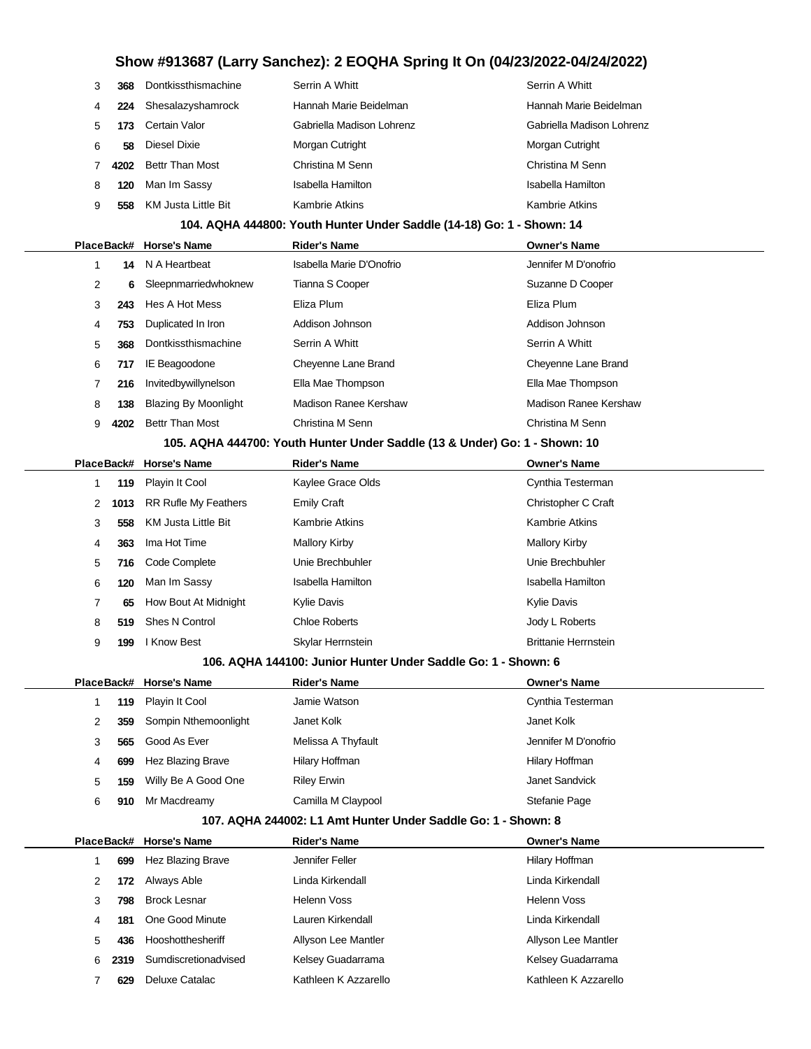# Show #913687 (Larry Sanchez): 2 EOQHA Spring It On (04/23/2022-04/24/2022)

| Place | Back# | Horse's Name | Rider's Name | Owner's Name |
|---|---|---|---|---|
| 3 | 368 | Dontkissthismachine | Serrin A Whitt | Serrin A Whitt |
| 4 | 224 | Shesalazyshamrock | Hannah Marie Beidelman | Hannah Marie Beidelman |
| 5 | 173 | Certain Valor | Gabriella Madison Lohrenz | Gabriella Madison Lohrenz |
| 6 | 58 | Diesel Dixie | Morgan Cutright | Morgan Cutright |
| 7 | 4202 | Bettr Than Most | Christina M Senn | Christina M Senn |
| 8 | 120 | Man Im Sassy | Isabella Hamilton | Isabella Hamilton |
| 9 | 558 | KM Justa Little Bit | Kambrie Atkins | Kambrie Atkins |

### 104. AQHA 444800: Youth Hunter Under Saddle (14-18) Go: 1 - Shown: 14

| Place | Back# | Horse's Name | Rider's Name | Owner's Name |
|---|---|---|---|---|
| 1 | 14 | N A Heartbeat | Isabella Marie D'Onofrio | Jennifer M D'onofrio |
| 2 | 6 | Sleepnmarriedwhoknew | Tianna S Cooper | Suzanne D Cooper |
| 3 | 243 | Hes A Hot Mess | Eliza Plum | Eliza Plum |
| 4 | 753 | Duplicated In Iron | Addison Johnson | Addison Johnson |
| 5 | 368 | Dontkissthismachine | Serrin A Whitt | Serrin A Whitt |
| 6 | 717 | IE Beagoodone | Cheyenne Lane Brand | Cheyenne Lane Brand |
| 7 | 216 | Invitedbywillynelson | Ella Mae Thompson | Ella Mae Thompson |
| 8 | 138 | Blazing By Moonlight | Madison Ranee Kershaw | Madison Ranee Kershaw |
| 9 | 4202 | Bettr Than Most | Christina M Senn | Christina M Senn |

### 105. AQHA 444700: Youth Hunter Under Saddle (13 & Under) Go: 1 - Shown: 10

| Place | Back# | Horse's Name | Rider's Name | Owner's Name |
|---|---|---|---|---|
| 1 | 119 | Playin It Cool | Kaylee Grace Olds | Cynthia Testerman |
| 2 | 1013 | RR Rufle My Feathers | Emily Craft | Christopher C Craft |
| 3 | 558 | KM Justa Little Bit | Kambrie Atkins | Kambrie Atkins |
| 4 | 363 | Ima Hot Time | Mallory Kirby | Mallory Kirby |
| 5 | 716 | Code Complete | Unie Brechbuhler | Unie Brechbuhler |
| 6 | 120 | Man Im Sassy | Isabella Hamilton | Isabella Hamilton |
| 7 | 65 | How Bout At Midnight | Kylie Davis | Kylie Davis |
| 8 | 519 | Shes N Control | Chloe Roberts | Jody L Roberts |
| 9 | 199 | I Know Best | Skylar Herrnstein | Brittanie Herrnstein |

### 106. AQHA 144100: Junior Hunter Under Saddle Go: 1 - Shown: 6

| Place | Back# | Horse's Name | Rider's Name | Owner's Name |
|---|---|---|---|---|
| 1 | 119 | Playin It Cool | Jamie Watson | Cynthia Testerman |
| 2 | 359 | Sompin Nthemoonlight | Janet Kolk | Janet Kolk |
| 3 | 565 | Good As Ever | Melissa A Thyfault | Jennifer M D'onofrio |
| 4 | 699 | Hez Blazing Brave | Hilary Hoffman | Hilary Hoffman |
| 5 | 159 | Willy Be A Good One | Riley Erwin | Janet Sandvick |
| 6 | 910 | Mr Macdreamy | Camilla M Claypool | Stefanie Page |

### 107. AQHA 244002: L1 Amt Hunter Under Saddle Go: 1 - Shown: 8

| Place | Back# | Horse's Name | Rider's Name | Owner's Name |
|---|---|---|---|---|
| 1 | 699 | Hez Blazing Brave | Jennifer Feller | Hilary Hoffman |
| 2 | 172 | Always Able | Linda Kirkendall | Linda Kirkendall |
| 3 | 798 | Brock Lesnar | Helenn Voss | Helenn Voss |
| 4 | 181 | One Good Minute | Lauren Kirkendall | Linda Kirkendall |
| 5 | 436 | Hooshotthesheriff | Allyson Lee Mantler | Allyson Lee Mantler |
| 6 | 2319 | Sumdiscretionadvised | Kelsey Guadarrama | Kelsey Guadarrama |
| 7 | 629 | Deluxe Catalac | Kathleen K Azzarello | Kathleen K Azzarello |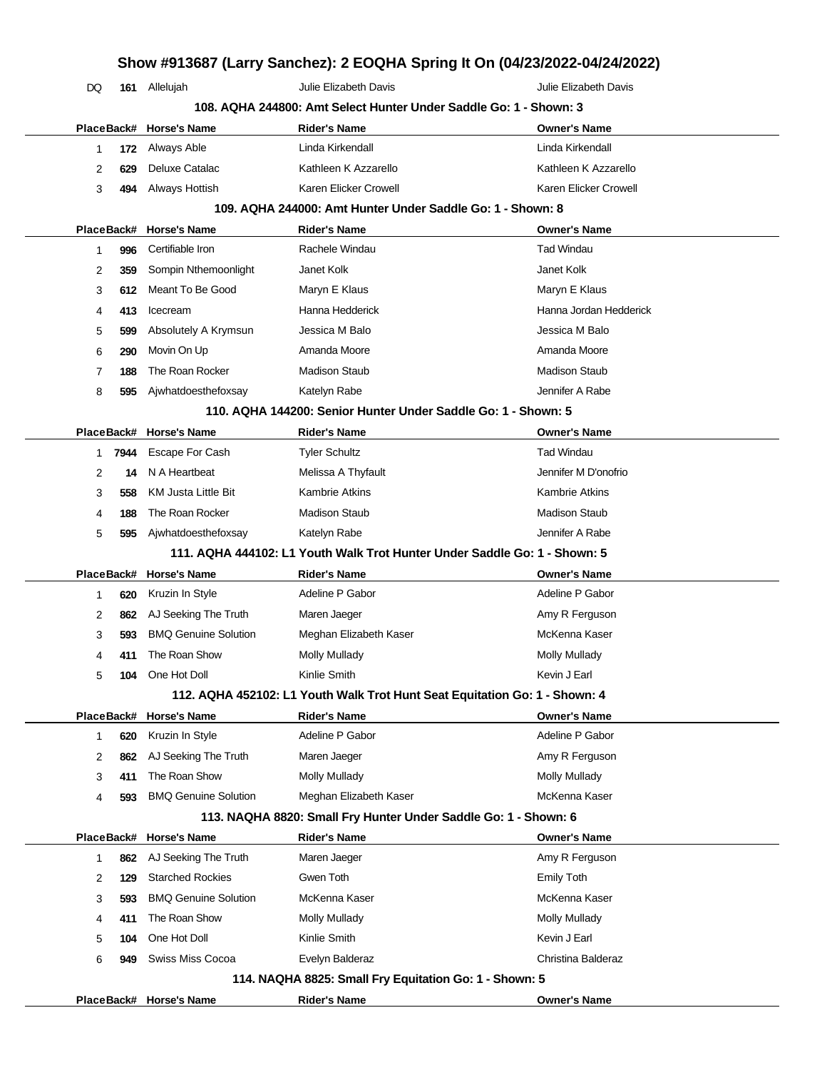| DQ | 161 | Allelujah | Julie Elizabeth Davis | Julie Elizabeth Davis |
|---|---|---|---|---|

### 108. AQHA 244800: Amt Select Hunter Under Saddle Go: 1 - Shown: 3

| Place | Back# | Horse's Name | Rider's Name | Owner's Name |
|---|---|---|---|---|
| 1 | 172 | Always Able | Linda Kirkendall | Linda Kirkendall |
| 2 | 629 | Deluxe Catalac | Kathleen K Azzarello | Kathleen K Azzarello |
| 3 | 494 | Always Hottish | Karen Elicker Crowell | Karen Elicker Crowell |

### 109. AQHA 244000: Amt Hunter Under Saddle Go: 1 - Shown: 8

| Place | Back# | Horse's Name | Rider's Name | Owner's Name |
|---|---|---|---|---|
| 1 | 996 | Certifiable Iron | Rachele Windau | Tad Windau |
| 2 | 359 | Sompin Nthemoonlight | Janet Kolk | Janet Kolk |
| 3 | 612 | Meant To Be Good | Maryn E Klaus | Maryn E Klaus |
| 4 | 413 | Icecream | Hanna Hedderick | Hanna Jordan Hedderick |
| 5 | 599 | Absolutely A Krymsun | Jessica M Balo | Jessica M Balo |
| 6 | 290 | Movin On Up | Amanda Moore | Amanda Moore |
| 7 | 188 | The Roan Rocker | Madison Staub | Madison Staub |
| 8 | 595 | Ajwhatdoesthefoxsay | Katelyn Rabe | Jennifer A Rabe |

### 110. AQHA 144200: Senior Hunter Under Saddle Go: 1 - Shown: 5

| Place | Back# | Horse's Name | Rider's Name | Owner's Name |
|---|---|---|---|---|
| 1 | 7944 | Escape For Cash | Tyler Schultz | Tad Windau |
| 2 | 14 | N A Heartbeat | Melissa A Thyfault | Jennifer M D'onofrio |
| 3 | 558 | KM Justa Little Bit | Kambrie Atkins | Kambrie Atkins |
| 4 | 188 | The Roan Rocker | Madison Staub | Madison Staub |
| 5 | 595 | Ajwhatdoesthefoxsay | Katelyn Rabe | Jennifer A Rabe |

### 111. AQHA 444102: L1 Youth Walk Trot Hunter Under Saddle Go: 1 - Shown: 5

| Place | Back# | Horse's Name | Rider's Name | Owner's Name |
|---|---|---|---|---|
| 1 | 620 | Kruzin In Style | Adeline P Gabor | Adeline P Gabor |
| 2 | 862 | AJ Seeking The Truth | Maren Jaeger | Amy R Ferguson |
| 3 | 593 | BMQ Genuine Solution | Meghan Elizabeth Kaser | McKenna Kaser |
| 4 | 411 | The Roan Show | Molly Mullady | Molly Mullady |
| 5 | 104 | One Hot Doll | Kinlie Smith | Kevin J Earl |

### 112. AQHA 452102: L1 Youth Walk Trot Hunt Seat Equitation Go: 1 - Shown: 4

| Place | Back# | Horse's Name | Rider's Name | Owner's Name |
|---|---|---|---|---|
| 1 | 620 | Kruzin In Style | Adeline P Gabor | Adeline P Gabor |
| 2 | 862 | AJ Seeking The Truth | Maren Jaeger | Amy R Ferguson |
| 3 | 411 | The Roan Show | Molly Mullady | Molly Mullady |
| 4 | 593 | BMQ Genuine Solution | Meghan Elizabeth Kaser | McKenna Kaser |

### 113. NAQHA 8820: Small Fry Hunter Under Saddle Go: 1 - Shown: 6

| Place | Back# | Horse's Name | Rider's Name | Owner's Name |
|---|---|---|---|---|
| 1 | 862 | AJ Seeking The Truth | Maren Jaeger | Amy R Ferguson |
| 2 | 129 | Starched Rockies | Gwen Toth | Emily Toth |
| 3 | 593 | BMQ Genuine Solution | McKenna Kaser | McKenna Kaser |
| 4 | 411 | The Roan Show | Molly Mullady | Molly Mullady |
| 5 | 104 | One Hot Doll | Kinlie Smith | Kevin J Earl |
| 6 | 949 | Swiss Miss Cocoa | Evelyn Balderaz | Christina Balderaz |

### 114. NAQHA 8825: Small Fry Equitation Go: 1 - Shown: 5

| Place | Back# | Horse's Name | Rider's Name | Owner's Name |
|---|---|---|---|---|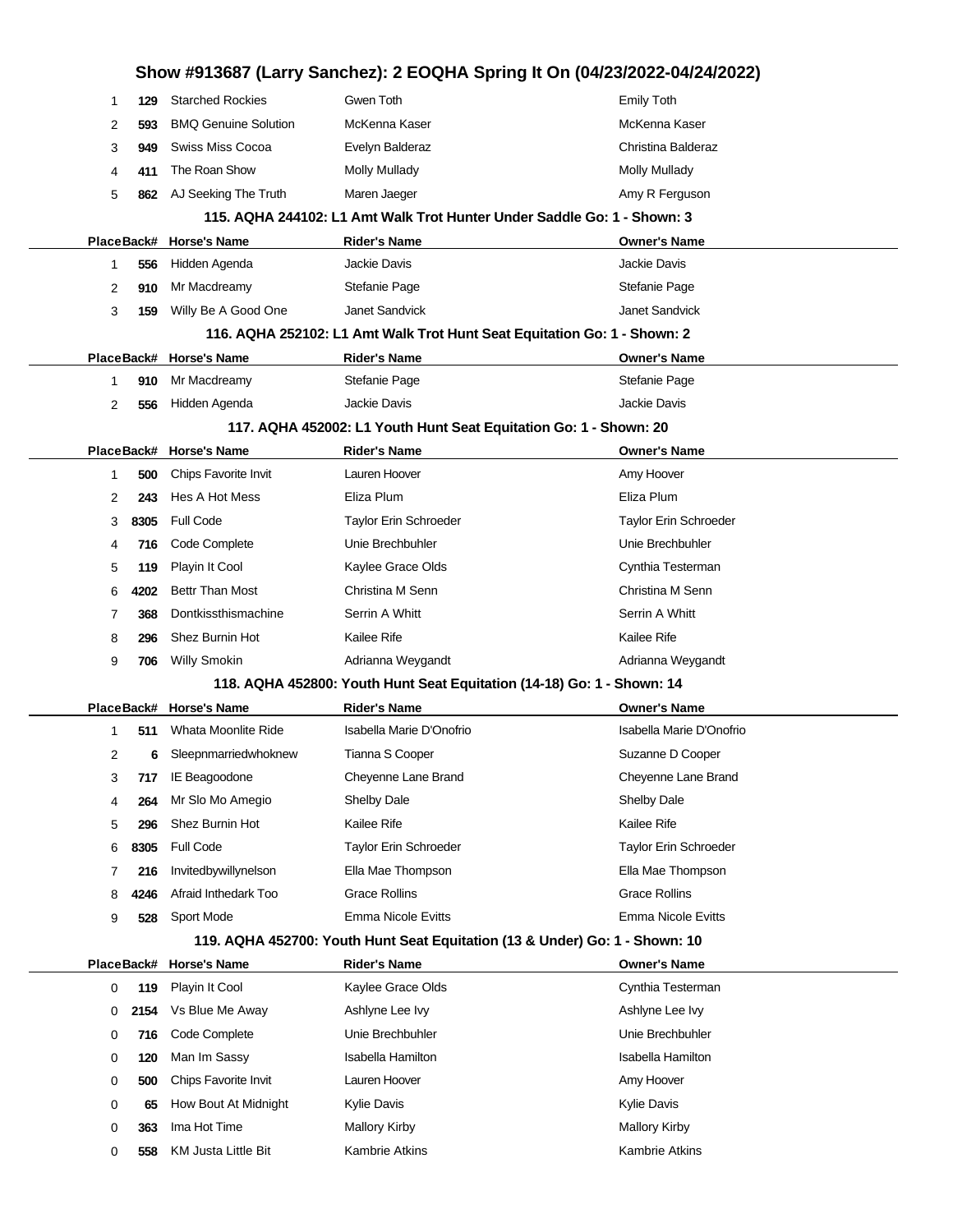# Show #913687 (Larry Sanchez): 2 EOQHA Spring It On (04/23/2022-04/24/2022)

| Place | Back# | Horse's Name | Rider's Name | Owner's Name |
|---|---|---|---|---|
| 1 | 129 | Starched Rockies | Gwen Toth | Emily Toth |
| 2 | 593 | BMQ Genuine Solution | McKenna Kaser | McKenna Kaser |
| 3 | 949 | Swiss Miss Cocoa | Evelyn Balderaz | Christina Balderaz |
| 4 | 411 | The Roan Show | Molly Mullady | Molly Mullady |
| 5 | 862 | AJ Seeking The Truth | Maren Jaeger | Amy R Ferguson |

### 115. AQHA 244102: L1 Amt Walk Trot Hunter Under Saddle Go: 1 - Shown: 3

| Place | Back# | Horse's Name | Rider's Name | Owner's Name |
|---|---|---|---|---|
| 1 | 556 | Hidden Agenda | Jackie Davis | Jackie Davis |
| 2 | 910 | Mr Macdreamy | Stefanie Page | Stefanie Page |
| 3 | 159 | Willy Be A Good One | Janet Sandvick | Janet Sandvick |

### 116. AQHA 252102: L1 Amt Walk Trot Hunt Seat Equitation Go: 1 - Shown: 2

| Place | Back# | Horse's Name | Rider's Name | Owner's Name |
|---|---|---|---|---|
| 1 | 910 | Mr Macdreamy | Stefanie Page | Stefanie Page |
| 2 | 556 | Hidden Agenda | Jackie Davis | Jackie Davis |

### 117. AQHA 452002: L1 Youth Hunt Seat Equitation Go: 1 - Shown: 20

| Place | Back# | Horse's Name | Rider's Name | Owner's Name |
|---|---|---|---|---|
| 1 | 500 | Chips Favorite Invit | Lauren Hoover | Amy Hoover |
| 2 | 243 | Hes A Hot Mess | Eliza Plum | Eliza Plum |
| 3 | 8305 | Full Code | Taylor Erin Schroeder | Taylor Erin Schroeder |
| 4 | 716 | Code Complete | Unie Brechbuhler | Unie Brechbuhler |
| 5 | 119 | Playin It Cool | Kaylee Grace Olds | Cynthia Testerman |
| 6 | 4202 | Bettr Than Most | Christina M Senn | Christina M Senn |
| 7 | 368 | Dontkissthismachine | Serrin A Whitt | Serrin A Whitt |
| 8 | 296 | Shez Burnin Hot | Kailee Rife | Kailee Rife |
| 9 | 706 | Willy Smokin | Adrianna Weygandt | Adrianna Weygandt |

### 118. AQHA 452800: Youth Hunt Seat Equitation (14-18) Go: 1 - Shown: 14

| Place | Back# | Horse's Name | Rider's Name | Owner's Name |
|---|---|---|---|---|
| 1 | 511 | Whata Moonlite Ride | Isabella Marie D'Onofrio | Isabella Marie D'Onofrio |
| 2 | 6 | Sleepnmarriedwhoknew | Tianna S Cooper | Suzanne D Cooper |
| 3 | 717 | IE Beagoodone | Cheyenne Lane Brand | Cheyenne Lane Brand |
| 4 | 264 | Mr Slo Mo Amegio | Shelby Dale | Shelby Dale |
| 5 | 296 | Shez Burnin Hot | Kailee Rife | Kailee Rife |
| 6 | 8305 | Full Code | Taylor Erin Schroeder | Taylor Erin Schroeder |
| 7 | 216 | Invitedbywillynelson | Ella Mae Thompson | Ella Mae Thompson |
| 8 | 4246 | Afraid Inthedark Too | Grace Rollins | Grace Rollins |
| 9 | 528 | Sport Mode | Emma Nicole Evitts | Emma Nicole Evitts |

### 119. AQHA 452700: Youth Hunt Seat Equitation (13 & Under) Go: 1 - Shown: 10

| Place | Back# | Horse's Name | Rider's Name | Owner's Name |
|---|---|---|---|---|
| 0 | 119 | Playin It Cool | Kaylee Grace Olds | Cynthia Testerman |
| 0 | 2154 | Vs Blue Me Away | Ashlyne Lee Ivy | Ashlyne Lee Ivy |
| 0 | 716 | Code Complete | Unie Brechbuhler | Unie Brechbuhler |
| 0 | 120 | Man Im Sassy | Isabella Hamilton | Isabella Hamilton |
| 0 | 500 | Chips Favorite Invit | Lauren Hoover | Amy Hoover |
| 0 | 65 | How Bout At Midnight | Kylie Davis | Kylie Davis |
| 0 | 363 | Ima Hot Time | Mallory Kirby | Mallory Kirby |
| 0 | 558 | KM Justa Little Bit | Kambrie Atkins | Kambrie Atkins |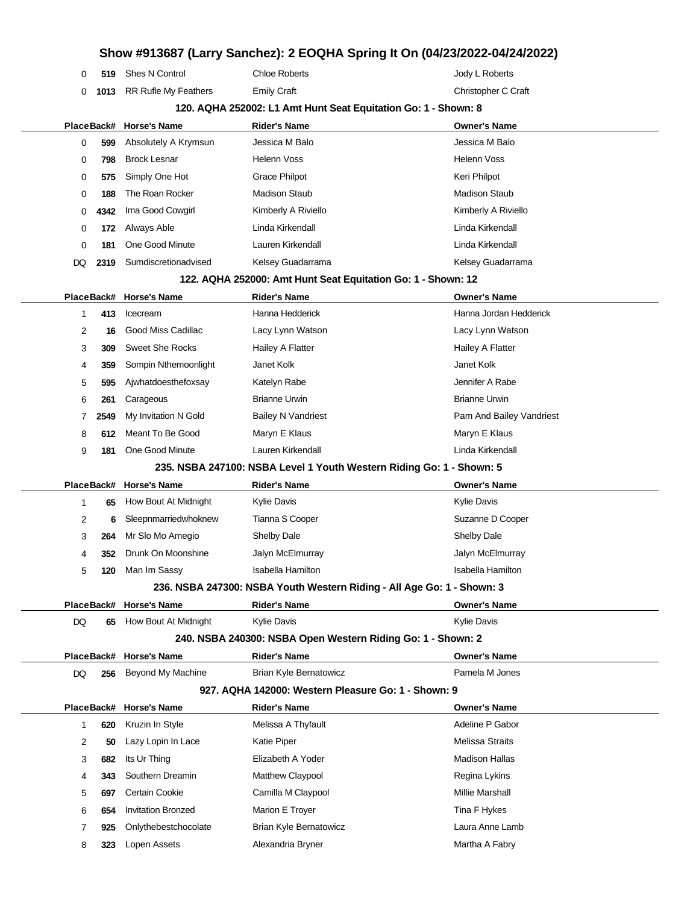| Place | Back# | Horse's Name | Rider's Name | Owner's Name |
|---|---|---|---|---|
| 0 | 519 | Shes N Control | Chloe Roberts | Jody L Roberts |
| 0 | 1013 | RR Rufle My Feathers | Emily Craft | Christopher C Craft |

### 120. AQHA 252002: L1 Amt Hunt Seat Equitation Go: 1 - Shown: 8

| Place | Back# | Horse's Name | Rider's Name | Owner's Name |
|---|---|---|---|---|
| 0 | 599 | Absolutely A Krymsun | Jessica M Balo | Jessica M Balo |
| 0 | 798 | Brock Lesnar | Helenn Voss | Helenn Voss |
| 0 | 575 | Simply One Hot | Grace Philpot | Keri Philpot |
| 0 | 188 | The Roan Rocker | Madison Staub | Madison Staub |
| 0 | 4342 | Ima Good Cowgirl | Kimberly A Riviello | Kimberly A Riviello |
| 0 | 172 | Always Able | Linda Kirkendall | Linda Kirkendall |
| 0 | 181 | One Good Minute | Lauren Kirkendall | Linda Kirkendall |
| DQ | 2319 | Sumdiscretionadvised | Kelsey Guadarrama | Kelsey Guadarrama |

### 122. AQHA 252000: Amt Hunt Seat Equitation Go: 1 - Shown: 12

| Place | Back# | Horse's Name | Rider's Name | Owner's Name |
|---|---|---|---|---|
| 1 | 413 | Icecream | Hanna Hedderick | Hanna Jordan Hedderick |
| 2 | 16 | Good Miss Cadillac | Lacy Lynn Watson | Lacy Lynn Watson |
| 3 | 309 | Sweet She Rocks | Hailey A Flatter | Hailey A Flatter |
| 4 | 359 | Sompin Nthemoonlight | Janet Kolk | Janet Kolk |
| 5 | 595 | Ajwhatdoesthefoxsay | Katelyn Rabe | Jennifer A Rabe |
| 6 | 261 | Carageous | Brianne Urwin | Brianne Urwin |
| 7 | 2549 | My Invitation N Gold | Bailey N Vandriest | Pam And Bailey Vandriest |
| 8 | 612 | Meant To Be Good | Maryn E Klaus | Maryn E Klaus |
| 9 | 181 | One Good Minute | Lauren Kirkendall | Linda Kirkendall |

### 235. NSBA 247100: NSBA Level 1 Youth Western Riding Go: 1 - Shown: 5

| Place | Back# | Horse's Name | Rider's Name | Owner's Name |
|---|---|---|---|---|
| 1 | 65 | How Bout At Midnight | Kylie Davis | Kylie Davis |
| 2 | 6 | Sleepnmarriedwhoknew | Tianna S Cooper | Suzanne D Cooper |
| 3 | 264 | Mr Slo Mo Amegio | Shelby Dale | Shelby Dale |
| 4 | 352 | Drunk On Moonshine | Jalyn McElmurray | Jalyn McElmurray |
| 5 | 120 | Man Im Sassy | Isabella Hamilton | Isabella Hamilton |

### 236. NSBA 247300: NSBA Youth Western Riding - All Age Go: 1 - Shown: 3

| Place | Back# | Horse's Name | Rider's Name | Owner's Name |
|---|---|---|---|---|
| DQ | 65 | How Bout At Midnight | Kylie Davis | Kylie Davis |

### 240. NSBA 240300: NSBA Open Western Riding Go: 1 - Shown: 2

| Place | Back# | Horse's Name | Rider's Name | Owner's Name |
|---|---|---|---|---|
| DQ | 256 | Beyond My Machine | Brian Kyle Bernatowicz | Pamela M Jones |

### 927. AQHA 142000: Western Pleasure Go: 1 - Shown: 9

| Place | Back# | Horse's Name | Rider's Name | Owner's Name |
|---|---|---|---|---|
| 1 | 620 | Kruzin In Style | Melissa A Thyfault | Adeline P Gabor |
| 2 | 50 | Lazy Lopin In Lace | Katie Piper | Melissa Straits |
| 3 | 682 | Its Ur Thing | Elizabeth A Yoder | Madison Hallas |
| 4 | 343 | Southern Dreamin | Matthew Claypool | Regina Lykins |
| 5 | 697 | Certain Cookie | Camilla M Claypool | Millie Marshall |
| 6 | 654 | Invitation Bronzed | Marion E Troyer | Tina F Hykes |
| 7 | 925 | Onlythebestchocolate | Brian Kyle Bernatowicz | Laura Anne Lamb |
| 8 | 323 | Lopen Assets | Alexandria Bryner | Martha A Fabry |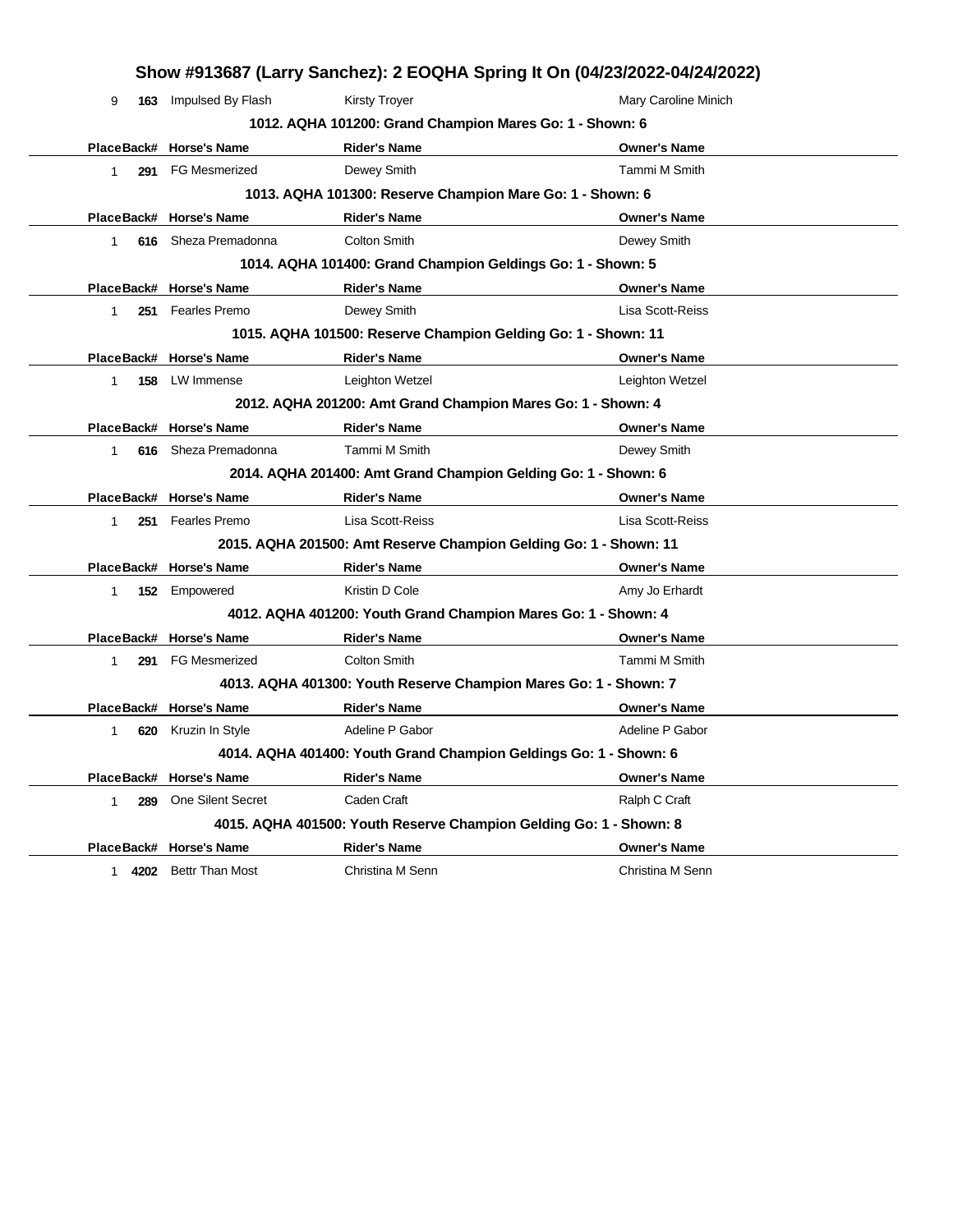## Show #913687 (Larry Sanchez): 2 EOQHA Spring It On (04/23/2022-04/24/2022)

| Place | Back# | Horse's Name | Rider's Name | Owner's Name |
|---|---|---|---|---|
| 9 | **163** | Impulsed By Flash | Kirsty Troyer | Mary Caroline Minich |

### 1012. AQHA 101200: Grand Champion Mares Go: 1 - Shown: 6

| Place | Back# | Horse's Name | Rider's Name | Owner's Name |
|---|---|---|---|---|
| 1 | **291** | FG Mesmerized | Dewey Smith | Tammi M Smith |

### 1013. AQHA 101300: Reserve Champion Mare Go: 1 - Shown: 6

| Place | Back# | Horse's Name | Rider's Name | Owner's Name |
|---|---|---|---|---|
| 1 | **616** | Sheza Premadonna | Colton Smith | Dewey Smith |

### 1014. AQHA 101400: Grand Champion Geldings Go: 1 - Shown: 5

| Place | Back# | Horse's Name | Rider's Name | Owner's Name |
|---|---|---|---|---|
| 1 | **251** | Fearles Premo | Dewey Smith | Lisa Scott-Reiss |

### 1015. AQHA 101500: Reserve Champion Gelding Go: 1 - Shown: 11

| Place | Back# | Horse's Name | Rider's Name | Owner's Name |
|---|---|---|---|---|
| 1 | **158** | LW Immense | Leighton Wetzel | Leighton Wetzel |

### 2012. AQHA 201200: Amt Grand Champion Mares Go: 1 - Shown: 4

| Place | Back# | Horse's Name | Rider's Name | Owner's Name |
|---|---|---|---|---|
| 1 | **616** | Sheza Premadonna | Tammi M Smith | Dewey Smith |

### 2014. AQHA 201400: Amt Grand Champion Gelding Go: 1 - Shown: 6

| Place | Back# | Horse's Name | Rider's Name | Owner's Name |
|---|---|---|---|---|
| 1 | **251** | Fearles Premo | Lisa Scott-Reiss | Lisa Scott-Reiss |

### 2015. AQHA 201500: Amt Reserve Champion Gelding Go: 1 - Shown: 11

| Place | Back# | Horse's Name | Rider's Name | Owner's Name |
|---|---|---|---|---|
| 1 | **152** | Empowered | Kristin D Cole | Amy Jo Erhardt |

### 4012. AQHA 401200: Youth Grand Champion Mares Go: 1 - Shown: 4

| Place | Back# | Horse's Name | Rider's Name | Owner's Name |
|---|---|---|---|---|
| 1 | **291** | FG Mesmerized | Colton Smith | Tammi M Smith |

### 4013. AQHA 401300: Youth Reserve Champion Mares Go: 1 - Shown: 7

| Place | Back# | Horse's Name | Rider's Name | Owner's Name |
|---|---|---|---|---|
| 1 | **620** | Kruzin In Style | Adeline P Gabor | Adeline P Gabor |

### 4014. AQHA 401400: Youth Grand Champion Geldings Go: 1 - Shown: 6

| Place | Back# | Horse's Name | Rider's Name | Owner's Name |
|---|---|---|---|---|
| 1 | **289** | One Silent Secret | Caden Craft | Ralph C Craft |

### 4015. AQHA 401500: Youth Reserve Champion Gelding Go: 1 - Shown: 8

| Place | Back# | Horse's Name | Rider's Name | Owner's Name |
|---|---|---|---|---|
| 1 | **4202** | Bettr Than Most | Christina M Senn | Christina M Senn |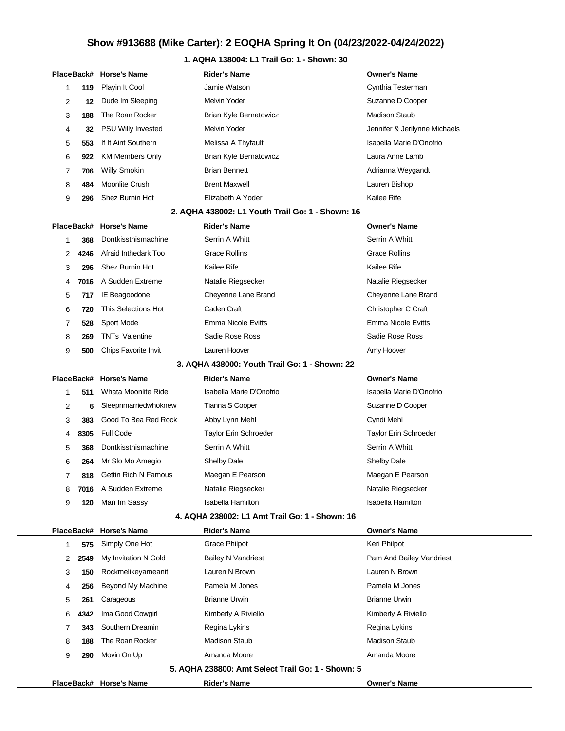# Show #913688 (Mike Carter): 2 EOQHA Spring It On (04/23/2022-04/24/2022)

## 1. AQHA 138004: L1 Trail Go: 1 - Shown: 30

| Place | Back# | Horse's Name | Rider's Name | Owner's Name |
|---|---|---|---|---|
| 1 | 119 | Playin It Cool | Jamie Watson | Cynthia Testerman |
| 2 | 12 | Dude Im Sleeping | Melvin Yoder | Suzanne D Cooper |
| 3 | 188 | The Roan Rocker | Brian Kyle Bernatowicz | Madison Staub |
| 4 | 32 | PSU Willy Invested | Melvin Yoder | Jennifer & Jerilynne Michaels |
| 5 | 553 | If It Aint Southern | Melissa A Thyfault | Isabella Marie D'Onofrio |
| 6 | 922 | KM Members Only | Brian Kyle Bernatowicz | Laura Anne Lamb |
| 7 | 706 | Willy Smokin | Brian Bennett | Adrianna Weygandt |
| 8 | 484 | Moonlite Crush | Brent Maxwell | Lauren Bishop |
| 9 | 296 | Shez Burnin Hot | Elizabeth A Yoder | Kailee Rife |

## 2. AQHA 438002: L1 Youth Trail Go: 1 - Shown: 16

| Place | Back# | Horse's Name | Rider's Name | Owner's Name |
|---|---|---|---|---|
| 1 | 368 | Dontkissthismachine | Serrin A Whitt | Serrin A Whitt |
| 2 | 4246 | Afraid Inthedark Too | Grace Rollins | Grace Rollins |
| 3 | 296 | Shez Burnin Hot | Kailee Rife | Kailee Rife |
| 4 | 7016 | A Sudden Extreme | Natalie Riegsecker | Natalie Riegsecker |
| 5 | 717 | IE Beagoodone | Cheyenne Lane Brand | Cheyenne Lane Brand |
| 6 | 720 | This Selections Hot | Caden Craft | Christopher C Craft |
| 7 | 528 | Sport Mode | Emma Nicole Evitts | Emma Nicole Evitts |
| 8 | 269 | TNTs Valentine | Sadie Rose Ross | Sadie Rose Ross |
| 9 | 500 | Chips Favorite Invit | Lauren Hoover | Amy Hoover |

## 3. AQHA 438000: Youth Trail Go: 1 - Shown: 22

| Place | Back# | Horse's Name | Rider's Name | Owner's Name |
|---|---|---|---|---|
| 1 | 511 | Whata Moonlite Ride | Isabella Marie D'Onofrio | Isabella Marie D'Onofrio |
| 2 | 6 | Sleepnmarriedwhoknew | Tianna S Cooper | Suzanne D Cooper |
| 3 | 383 | Good To Bea Red Rock | Abby Lynn Mehl | Cyndi Mehl |
| 4 | 8305 | Full Code | Taylor Erin Schroeder | Taylor Erin Schroeder |
| 5 | 368 | Dontkissthismachine | Serrin A Whitt | Serrin A Whitt |
| 6 | 264 | Mr Slo Mo Amegio | Shelby Dale | Shelby Dale |
| 7 | 818 | Gettin Rich N Famous | Maegan E Pearson | Maegan E Pearson |
| 8 | 7016 | A Sudden Extreme | Natalie Riegsecker | Natalie Riegsecker |
| 9 | 120 | Man Im Sassy | Isabella Hamilton | Isabella Hamilton |

## 4. AQHA 238002: L1 Amt Trail Go: 1 - Shown: 16

| Place | Back# | Horse's Name | Rider's Name | Owner's Name |
|---|---|---|---|---|
| 1 | 575 | Simply One Hot | Grace Philpot | Keri Philpot |
| 2 | 2549 | My Invitation N Gold | Bailey N Vandriest | Pam And Bailey Vandriest |
| 3 | 150 | Rockmelikeyameanit | Lauren N Brown | Lauren N Brown |
| 4 | 256 | Beyond My Machine | Pamela M Jones | Pamela M Jones |
| 5 | 261 | Carageous | Brianne Urwin | Brianne Urwin |
| 6 | 4342 | Ima Good Cowgirl | Kimberly A Riviello | Kimberly A Riviello |
| 7 | 343 | Southern Dreamin | Regina Lykins | Regina Lykins |
| 8 | 188 | The Roan Rocker | Madison Staub | Madison Staub |
| 9 | 290 | Movin On Up | Amanda Moore | Amanda Moore |

## 5. AQHA 238800: Amt Select Trail Go: 1 - Shown: 5

| Place | Back# | Horse's Name | Rider's Name | Owner's Name |
|---|---|---|---|---|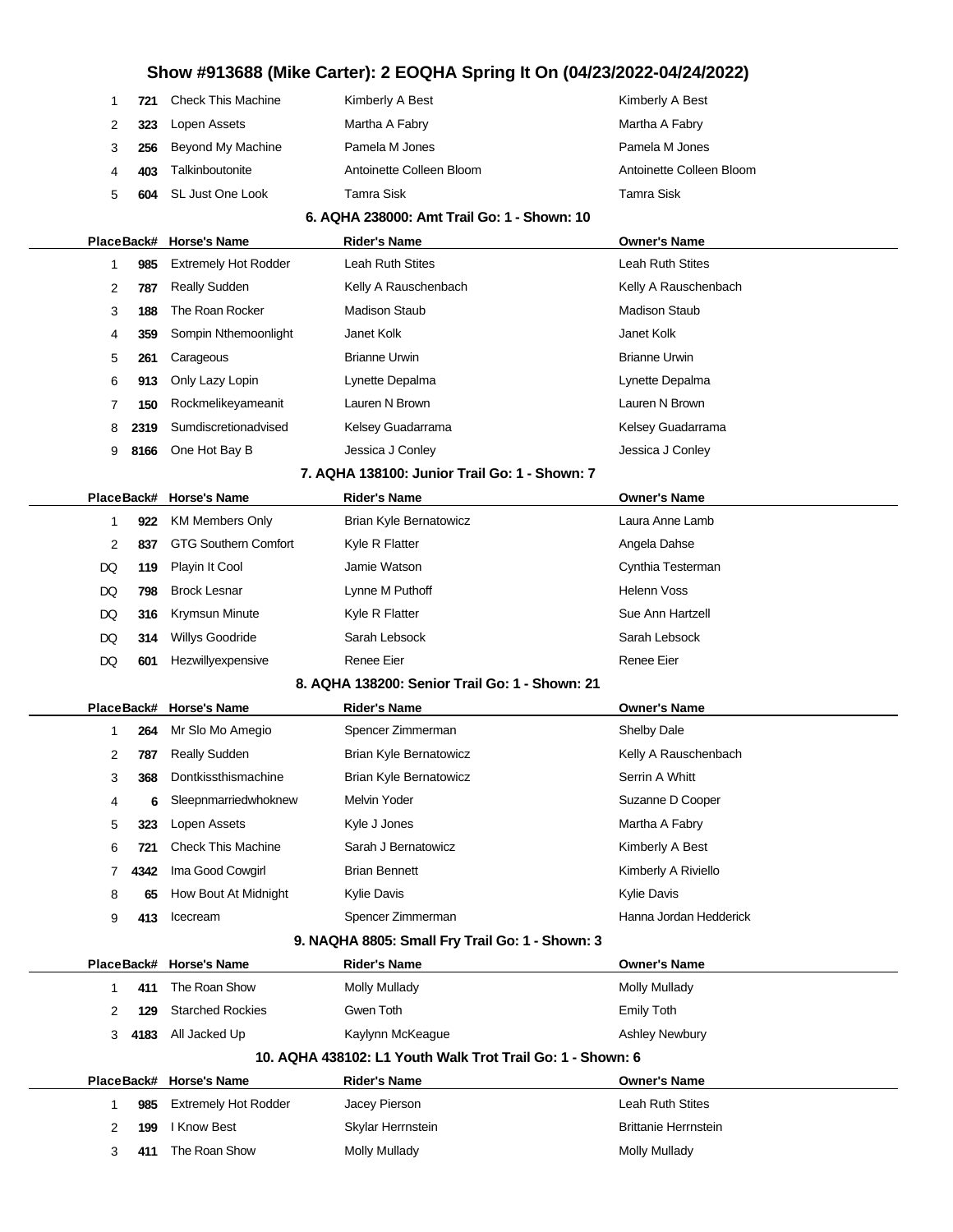| Place | Back# | Horse's Name | Rider's Name | Owner's Name |
|---|---|---|---|---|
| 1 | 721 | Check This Machine | Kimberly A Best | Kimberly A Best |
| 2 | 323 | Lopen Assets | Martha A Fabry | Martha A Fabry |
| 3 | 256 | Beyond My Machine | Pamela M Jones | Pamela M Jones |
| 4 | 403 | Talkinboutonite | Antoinette Colleen Bloom | Antoinette Colleen Bloom |
| 5 | 604 | SL Just One Look | Tamra Sisk | Tamra Sisk |

### 6. AQHA 238000: Amt Trail Go: 1 - Shown: 10

| Place | Back# | Horse's Name | Rider's Name | Owner's Name |
|---|---|---|---|---|
| 1 | 985 | Extremely Hot Rodder | Leah Ruth Stites | Leah Ruth Stites |
| 2 | 787 | Really Sudden | Kelly A Rauschenbach | Kelly A Rauschenbach |
| 3 | 188 | The Roan Rocker | Madison Staub | Madison Staub |
| 4 | 359 | Sompin Nthemoonlight | Janet Kolk | Janet Kolk |
| 5 | 261 | Carageous | Brianne Urwin | Brianne Urwin |
| 6 | 913 | Only Lazy Lopin | Lynette Depalma | Lynette Depalma |
| 7 | 150 | Rockmelikeyameanit | Lauren N Brown | Lauren N Brown |
| 8 | 2319 | Sumdiscretionadvised | Kelsey Guadarrama | Kelsey Guadarrama |
| 9 | 8166 | One Hot Bay B | Jessica J Conley | Jessica J Conley |

### 7. AQHA 138100: Junior Trail Go: 1 - Shown: 7

| Place | Back# | Horse's Name | Rider's Name | Owner's Name |
|---|---|---|---|---|
| 1 | 922 | KM Members Only | Brian Kyle Bernatowicz | Laura Anne Lamb |
| 2 | 837 | GTG Southern Comfort | Kyle R Flatter | Angela Dahse |
| DQ | 119 | Playin It Cool | Jamie Watson | Cynthia Testerman |
| DQ | 798 | Brock Lesnar | Lynne M Puthoff | Helenn Voss |
| DQ | 316 | Krymsun Minute | Kyle R Flatter | Sue Ann Hartzell |
| DQ | 314 | Willys Goodride | Sarah Lebsock | Sarah Lebsock |
| DQ | 601 | Hezwillyexpensive | Renee Eier | Renee Eier |

### 8. AQHA 138200: Senior Trail Go: 1 - Shown: 21

| Place | Back# | Horse's Name | Rider's Name | Owner's Name |
|---|---|---|---|---|
| 1 | 264 | Mr Slo Mo Amegio | Spencer Zimmerman | Shelby Dale |
| 2 | 787 | Really Sudden | Brian Kyle Bernatowicz | Kelly A Rauschenbach |
| 3 | 368 | Dontkissthismachine | Brian Kyle Bernatowicz | Serrin A Whitt |
| 4 | 6 | Sleepnmarriedwhoknew | Melvin Yoder | Suzanne D Cooper |
| 5 | 323 | Lopen Assets | Kyle J Jones | Martha A Fabry |
| 6 | 721 | Check This Machine | Sarah J Bernatowicz | Kimberly A Best |
| 7 | 4342 | Ima Good Cowgirl | Brian Bennett | Kimberly A Riviello |
| 8 | 65 | How Bout At Midnight | Kylie Davis | Kylie Davis |
| 9 | 413 | Icecream | Spencer Zimmerman | Hanna Jordan Hedderick |

### 9. NAQHA 8805: Small Fry Trail Go: 1 - Shown: 3

| Place | Back# | Horse's Name | Rider's Name | Owner's Name |
|---|---|---|---|---|
| 1 | 411 | The Roan Show | Molly Mullady | Molly Mullady |
| 2 | 129 | Starched Rockies | Gwen Toth | Emily Toth |
| 3 | 4183 | All Jacked Up | Kaylynn McKeague | Ashley Newbury |

### 10. AQHA 438102: L1 Youth Walk Trot Trail Go: 1 - Shown: 6

| Place | Back# | Horse's Name | Rider's Name | Owner's Name |
|---|---|---|---|---|
| 1 | 985 | Extremely Hot Rodder | Jacey Pierson | Leah Ruth Stites |
| 2 | 199 | I Know Best | Skylar Herrnstein | Brittanie Herrnstein |
| 3 | 411 | The Roan Show | Molly Mullady | Molly Mullady |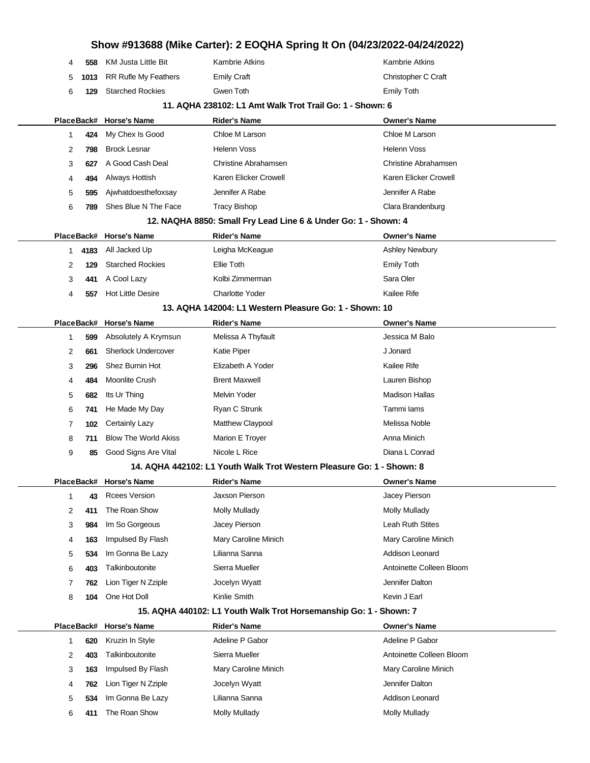| Place | Back# | Horse's Name | Rider's Name | Owner's Name |
|---|---|---|---|---|
| 4 | 558 | KM Justa Little Bit | Kambrie Atkins | Kambrie Atkins |
| 5 | 1013 | RR Rufle My Feathers | Emily Craft | Christopher C Craft |
| 6 | 129 | Starched Rockies | Gwen Toth | Emily Toth |

### 11. AQHA 238102: L1 Amt Walk Trot Trail Go: 1 - Shown: 6

| Place | Back# | Horse's Name | Rider's Name | Owner's Name |
|---|---|---|---|---|
| 1 | 424 | My Chex Is Good | Chloe M Larson | Chloe M Larson |
| 2 | 798 | Brock Lesnar | Helenn Voss | Helenn Voss |
| 3 | 627 | A Good Cash Deal | Christine Abrahamsen | Christine Abrahamsen |
| 4 | 494 | Always Hottish | Karen Elicker Crowell | Karen Elicker Crowell |
| 5 | 595 | Ajwhatdoesthefoxsay | Jennifer A Rabe | Jennifer A Rabe |
| 6 | 789 | Shes Blue N The Face | Tracy Bishop | Clara Brandenburg |

### 12. NAQHA 8850: Small Fry Lead Line 6 & Under Go: 1 - Shown: 4

| Place | Back# | Horse's Name | Rider's Name | Owner's Name |
|---|---|---|---|---|
| 1 | 4183 | All Jacked Up | Leigha McKeague | Ashley Newbury |
| 2 | 129 | Starched Rockies | Ellie Toth | Emily Toth |
| 3 | 441 | A Cool Lazy | Kolbi Zimmerman | Sara Oler |
| 4 | 557 | Hot Little Desire | Charlotte Yoder | Kailee Rife |

### 13. AQHA 142004: L1 Western Pleasure Go: 1 - Shown: 10

| Place | Back# | Horse's Name | Rider's Name | Owner's Name |
|---|---|---|---|---|
| 1 | 599 | Absolutely A Krymsun | Melissa A Thyfault | Jessica M Balo |
| 2 | 661 | Sherlock Undercover | Katie Piper | J Jonard |
| 3 | 296 | Shez Burnin Hot | Elizabeth A Yoder | Kailee Rife |
| 4 | 484 | Moonlite Crush | Brent Maxwell | Lauren Bishop |
| 5 | 682 | Its Ur Thing | Melvin Yoder | Madison Hallas |
| 6 | 741 | He Made My Day | Ryan C Strunk | Tammi Iams |
| 7 | 102 | Certainly Lazy | Matthew Claypool | Melissa Noble |
| 8 | 711 | Blow The World Akiss | Marion E Troyer | Anna Minich |
| 9 | 85 | Good Signs Are Vital | Nicole L Rice | Diana L Conrad |

### 14. AQHA 442102: L1 Youth Walk Trot Western Pleasure Go: 1 - Shown: 8

| Place | Back# | Horse's Name | Rider's Name | Owner's Name |
|---|---|---|---|---|
| 1 | 43 | Rcees Version | Jaxson Pierson | Jacey Pierson |
| 2 | 411 | The Roan Show | Molly Mullady | Molly Mullady |
| 3 | 984 | Im So Gorgeous | Jacey Pierson | Leah Ruth Stites |
| 4 | 163 | Impulsed By Flash | Mary Caroline Minich | Mary Caroline Minich |
| 5 | 534 | Im Gonna Be Lazy | Lilianna Sanna | Addison Leonard |
| 6 | 403 | Talkinboutonite | Sierra Mueller | Antoinette Colleen Bloom |
| 7 | 762 | Lion Tiger N Zziple | Jocelyn Wyatt | Jennifer Dalton |
| 8 | 104 | One Hot Doll | Kinlie Smith | Kevin J Earl |

### 15. AQHA 440102: L1 Youth Walk Trot Horsemanship Go: 1 - Shown: 7

| Place | Back# | Horse's Name | Rider's Name | Owner's Name |
|---|---|---|---|---|
| 1 | 620 | Kruzin In Style | Adeline P Gabor | Adeline P Gabor |
| 2 | 403 | Talkinboutonite | Sierra Mueller | Antoinette Colleen Bloom |
| 3 | 163 | Impulsed By Flash | Mary Caroline Minich | Mary Caroline Minich |
| 4 | 762 | Lion Tiger N Zziple | Jocelyn Wyatt | Jennifer Dalton |
| 5 | 534 | Im Gonna Be Lazy | Lilianna Sanna | Addison Leonard |
| 6 | 411 | The Roan Show | Molly Mullady | Molly Mullady |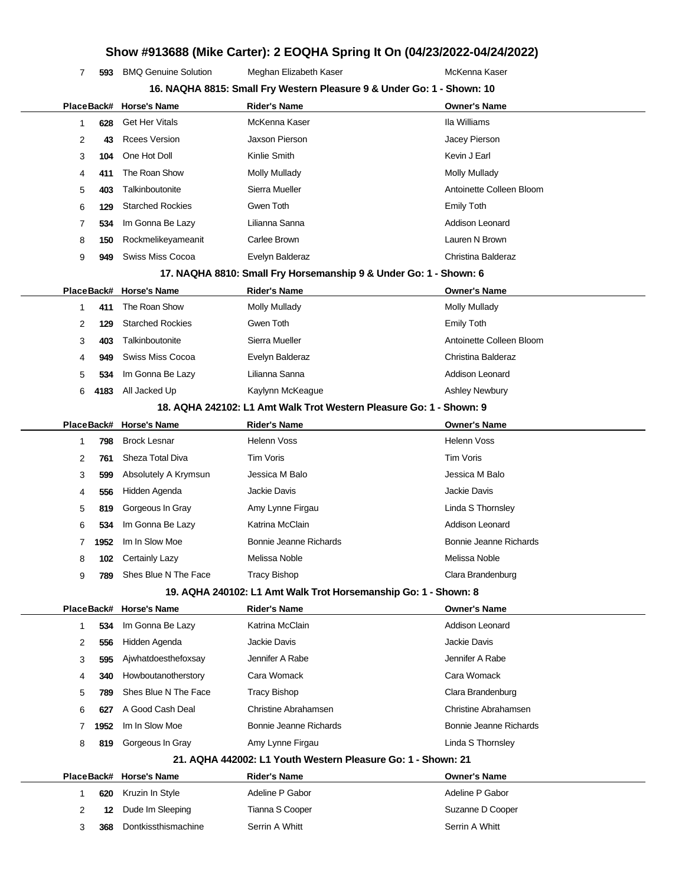## Show #913688 (Mike Carter): 2 EOQHA Spring It On (04/23/2022-04/24/2022)

| Place | Back# | Horse's Name | Rider's Name | Owner's Name |
|---|---|---|---|---|
| 7 | 593 | BMQ Genuine Solution | Meghan Elizabeth Kaser | McKenna Kaser |

### 16. NAQHA 8815: Small Fry Western Pleasure 9 & Under Go: 1 - Shown: 10

| Place | Back# | Horse's Name | Rider's Name | Owner's Name |
|---|---|---|---|---|
| 1 | 628 | Get Her Vitals | McKenna Kaser | Ila Williams |
| 2 | 43 | Rcees Version | Jaxson Pierson | Jacey Pierson |
| 3 | 104 | One Hot Doll | Kinlie Smith | Kevin J Earl |
| 4 | 411 | The Roan Show | Molly Mullady | Molly Mullady |
| 5 | 403 | Talkinboutonite | Sierra Mueller | Antoinette Colleen Bloom |
| 6 | 129 | Starched Rockies | Gwen Toth | Emily Toth |
| 7 | 534 | Im Gonna Be Lazy | Lilianna Sanna | Addison Leonard |
| 8 | 150 | Rockmelikeyameanit | Carlee Brown | Lauren N Brown |
| 9 | 949 | Swiss Miss Cocoa | Evelyn Balderaz | Christina Balderaz |

### 17. NAQHA 8810: Small Fry Horsemanship 9 & Under Go: 1 - Shown: 6

| Place | Back# | Horse's Name | Rider's Name | Owner's Name |
|---|---|---|---|---|
| 1 | 411 | The Roan Show | Molly Mullady | Molly Mullady |
| 2 | 129 | Starched Rockies | Gwen Toth | Emily Toth |
| 3 | 403 | Talkinboutonite | Sierra Mueller | Antoinette Colleen Bloom |
| 4 | 949 | Swiss Miss Cocoa | Evelyn Balderaz | Christina Balderaz |
| 5 | 534 | Im Gonna Be Lazy | Lilianna Sanna | Addison Leonard |
| 6 | 4183 | All Jacked Up | Kaylynn McKeague | Ashley Newbury |

### 18. AQHA 242102: L1 Amt Walk Trot Western Pleasure Go: 1 - Shown: 9

| Place | Back# | Horse's Name | Rider's Name | Owner's Name |
|---|---|---|---|---|
| 1 | 798 | Brock Lesnar | Helenn Voss | Helenn Voss |
| 2 | 761 | Sheza Total Diva | Tim Voris | Tim Voris |
| 3 | 599 | Absolutely A Krymsun | Jessica M Balo | Jessica M Balo |
| 4 | 556 | Hidden Agenda | Jackie Davis | Jackie Davis |
| 5 | 819 | Gorgeous In Gray | Amy Lynne Firgau | Linda S Thornsley |
| 6 | 534 | Im Gonna Be Lazy | Katrina McClain | Addison Leonard |
| 7 | 1952 | Im In Slow Moe | Bonnie Jeanne Richards | Bonnie Jeanne Richards |
| 8 | 102 | Certainly Lazy | Melissa Noble | Melissa Noble |
| 9 | 789 | Shes Blue N The Face | Tracy Bishop | Clara Brandenburg |

### 19. AQHA 240102: L1 Amt Walk Trot Horsemanship Go: 1 - Shown: 8

| Place | Back# | Horse's Name | Rider's Name | Owner's Name |
|---|---|---|---|---|
| 1 | 534 | Im Gonna Be Lazy | Katrina McClain | Addison Leonard |
| 2 | 556 | Hidden Agenda | Jackie Davis | Jackie Davis |
| 3 | 595 | Ajwhatdoesthefoxsay | Jennifer A Rabe | Jennifer A Rabe |
| 4 | 340 | Howboutanotherstory | Cara Womack | Cara Womack |
| 5 | 789 | Shes Blue N The Face | Tracy Bishop | Clara Brandenburg |
| 6 | 627 | A Good Cash Deal | Christine Abrahamsen | Christine Abrahamsen |
| 7 | 1952 | Im In Slow Moe | Bonnie Jeanne Richards | Bonnie Jeanne Richards |
| 8 | 819 | Gorgeous In Gray | Amy Lynne Firgau | Linda S Thornsley |

### 21. AQHA 442002: L1 Youth Western Pleasure Go: 1 - Shown: 21

| Place | Back# | Horse's Name | Rider's Name | Owner's Name |
|---|---|---|---|---|
| 1 | 620 | Kruzin In Style | Adeline P Gabor | Adeline P Gabor |
| 2 | 12 | Dude Im Sleeping | Tianna S Cooper | Suzanne D Cooper |
| 3 | 368 | Dontkissthismachine | Serrin A Whitt | Serrin A Whitt |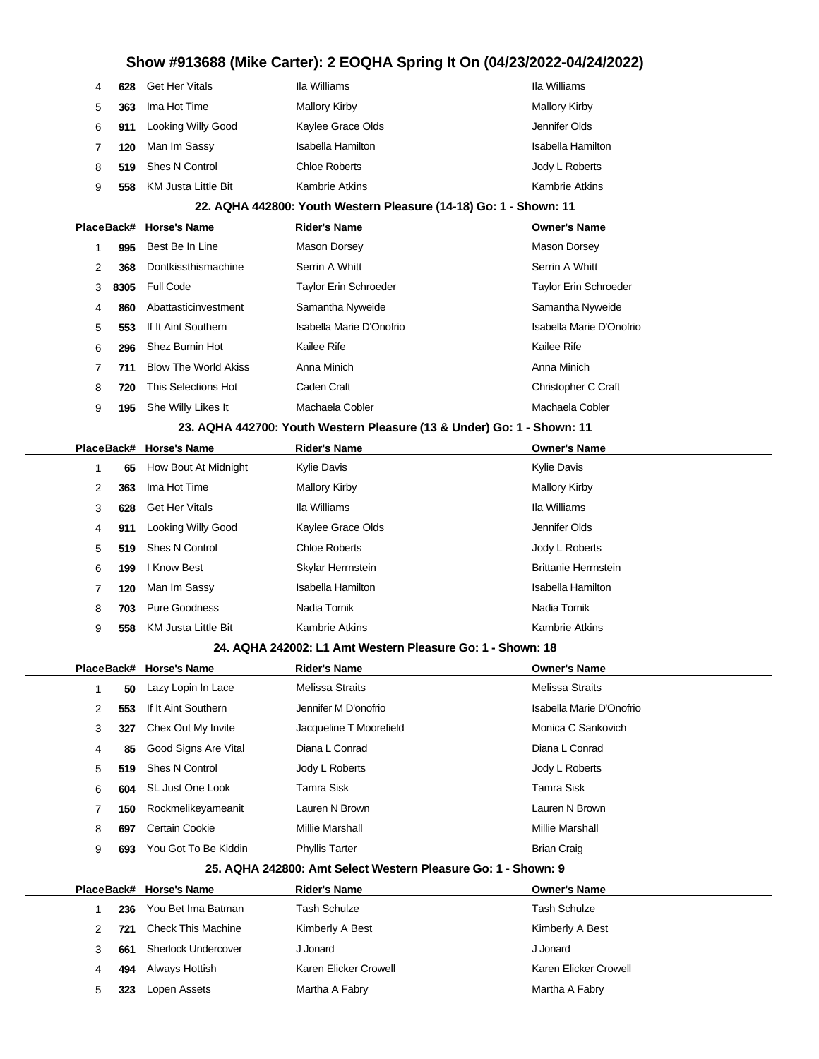| Place | Back# | Horse's Name | Rider's Name | Owner's Name |
|---|---|---|---|---|
| 4 | 628 | Get Her Vitals | Ila Williams | Ila Williams |
| 5 | 363 | Ima Hot Time | Mallory Kirby | Mallory Kirby |
| 6 | 911 | Looking Willy Good | Kaylee Grace Olds | Jennifer Olds |
| 7 | 120 | Man Im Sassy | Isabella Hamilton | Isabella Hamilton |
| 8 | 519 | Shes N Control | Chloe Roberts | Jody L Roberts |
| 9 | 558 | KM Justa Little Bit | Kambrie Atkins | Kambrie Atkins |

### 22. AQHA 442800: Youth Western Pleasure (14-18) Go: 1 - Shown: 11

| Place | Back# | Horse's Name | Rider's Name | Owner's Name |
|---|---|---|---|---|
| 1 | 995 | Best Be In Line | Mason Dorsey | Mason Dorsey |
| 2 | 368 | Dontkissthismachine | Serrin A Whitt | Serrin A Whitt |
| 3 | 8305 | Full Code | Taylor Erin Schroeder | Taylor Erin Schroeder |
| 4 | 860 | Abattasticinvestment | Samantha Nyweide | Samantha Nyweide |
| 5 | 553 | If It Aint Southern | Isabella Marie D'Onofrio | Isabella Marie D'Onofrio |
| 6 | 296 | Shez Burnin Hot | Kailee Rife | Kailee Rife |
| 7 | 711 | Blow The World Akiss | Anna Minich | Anna Minich |
| 8 | 720 | This Selections Hot | Caden Craft | Christopher C Craft |
| 9 | 195 | She Willy Likes It | Machaela Cobler | Machaela Cobler |

### 23. AQHA 442700: Youth Western Pleasure (13 & Under) Go: 1 - Shown: 11

| Place | Back# | Horse's Name | Rider's Name | Owner's Name |
|---|---|---|---|---|
| 1 | 65 | How Bout At Midnight | Kylie Davis | Kylie Davis |
| 2 | 363 | Ima Hot Time | Mallory Kirby | Mallory Kirby |
| 3 | 628 | Get Her Vitals | Ila Williams | Ila Williams |
| 4 | 911 | Looking Willy Good | Kaylee Grace Olds | Jennifer Olds |
| 5 | 519 | Shes N Control | Chloe Roberts | Jody L Roberts |
| 6 | 199 | I Know Best | Skylar Herrnstein | Brittanie Herrnstein |
| 7 | 120 | Man Im Sassy | Isabella Hamilton | Isabella Hamilton |
| 8 | 703 | Pure Goodness | Nadia Tornik | Nadia Tornik |
| 9 | 558 | KM Justa Little Bit | Kambrie Atkins | Kambrie Atkins |

### 24. AQHA 242002: L1 Amt Western Pleasure Go: 1 - Shown: 18

| Place | Back# | Horse's Name | Rider's Name | Owner's Name |
|---|---|---|---|---|
| 1 | 50 | Lazy Lopin In Lace | Melissa Straits | Melissa Straits |
| 2 | 553 | If It Aint Southern | Jennifer M D'onofrio | Isabella Marie D'Onofrio |
| 3 | 327 | Chex Out My Invite | Jacqueline T Moorefield | Monica C Sankovich |
| 4 | 85 | Good Signs Are Vital | Diana L Conrad | Diana L Conrad |
| 5 | 519 | Shes N Control | Jody L Roberts | Jody L Roberts |
| 6 | 604 | SL Just One Look | Tamra Sisk | Tamra Sisk |
| 7 | 150 | Rockmelikeyameanit | Lauren N Brown | Lauren N Brown |
| 8 | 697 | Certain Cookie | Millie Marshall | Millie Marshall |
| 9 | 693 | You Got To Be Kiddin | Phyllis Tarter | Brian Craig |

### 25. AQHA 242800: Amt Select Western Pleasure Go: 1 - Shown: 9

| Place | Back# | Horse's Name | Rider's Name | Owner's Name |
|---|---|---|---|---|
| 1 | 236 | You Bet Ima Batman | Tash Schulze | Tash Schulze |
| 2 | 721 | Check This Machine | Kimberly A Best | Kimberly A Best |
| 3 | 661 | Sherlock Undercover | J Jonard | J Jonard |
| 4 | 494 | Always Hottish | Karen Elicker Crowell | Karen Elicker Crowell |
| 5 | 323 | Lopen Assets | Martha A Fabry | Martha A Fabry |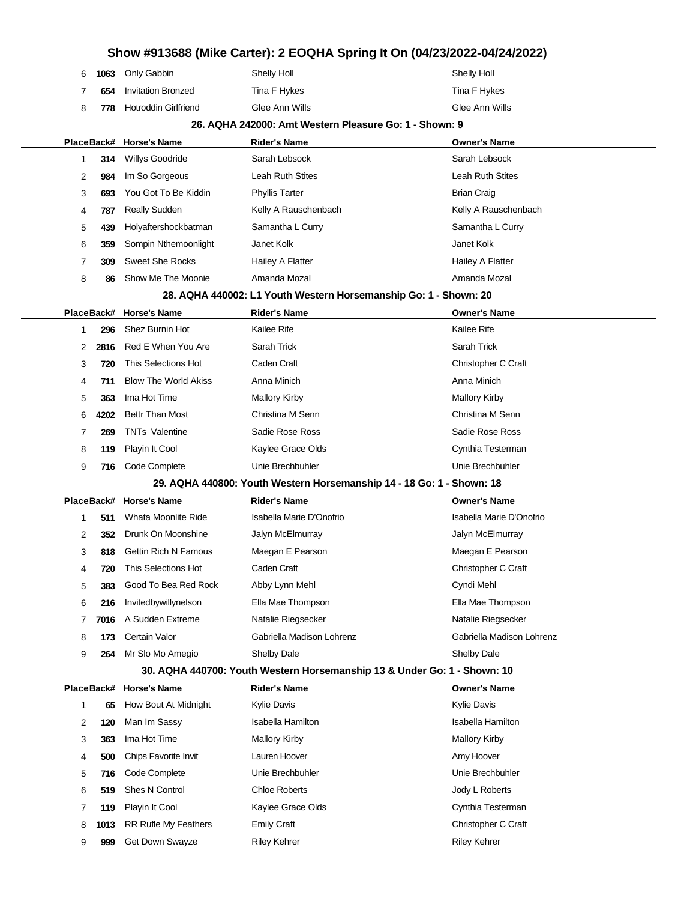## Show #913688 (Mike Carter): 2 EOQHA Spring It On (04/23/2022-04/24/2022)

| Place | Back# | Horse's Name | Rider's Name | Owner's Name |
|---|---|---|---|---|
| 6 | 1063 | Only Gabbin | Shelly Holl | Shelly Holl |
| 7 | 654 | Invitation Bronzed | Tina F Hykes | Tina F Hykes |
| 8 | 778 | Hotroddin Girlfriend | Glee Ann Wills | Glee Ann Wills |

### 26. AQHA 242000: Amt Western Pleasure Go: 1 - Shown: 9

| Place | Back# | Horse's Name | Rider's Name | Owner's Name |
|---|---|---|---|---|
| 1 | 314 | Willys Goodride | Sarah Lebsock | Sarah Lebsock |
| 2 | 984 | Im So Gorgeous | Leah Ruth Stites | Leah Ruth Stites |
| 3 | 693 | You Got To Be Kiddin | Phyllis Tarter | Brian Craig |
| 4 | 787 | Really Sudden | Kelly A Rauschenbach | Kelly A Rauschenbach |
| 5 | 439 | Holyaftershockbatman | Samantha L Curry | Samantha L Curry |
| 6 | 359 | Sompin Nthemoonlight | Janet Kolk | Janet Kolk |
| 7 | 309 | Sweet She Rocks | Hailey A Flatter | Hailey A Flatter |
| 8 | 86 | Show Me The Moonie | Amanda Mozal | Amanda Mozal |

### 28. AQHA 440002: L1 Youth Western Horsemanship Go: 1 - Shown: 20

| Place | Back# | Horse's Name | Rider's Name | Owner's Name |
|---|---|---|---|---|
| 1 | 296 | Shez Burnin Hot | Kailee Rife | Kailee Rife |
| 2 | 2816 | Red E When You Are | Sarah Trick | Sarah Trick |
| 3 | 720 | This Selections Hot | Caden Craft | Christopher C Craft |
| 4 | 711 | Blow The World Akiss | Anna Minich | Anna Minich |
| 5 | 363 | Ima Hot Time | Mallory Kirby | Mallory Kirby |
| 6 | 4202 | Bettr Than Most | Christina M Senn | Christina M Senn |
| 7 | 269 | TNTs Valentine | Sadie Rose Ross | Sadie Rose Ross |
| 8 | 119 | Playin It Cool | Kaylee Grace Olds | Cynthia Testerman |
| 9 | 716 | Code Complete | Unie Brechbuhler | Unie Brechbuhler |

### 29. AQHA 440800: Youth Western Horsemanship 14 - 18 Go: 1 - Shown: 18

| Place | Back# | Horse's Name | Rider's Name | Owner's Name |
|---|---|---|---|---|
| 1 | 511 | Whata Moonlite Ride | Isabella Marie D'Onofrio | Isabella Marie D'Onofrio |
| 2 | 352 | Drunk On Moonshine | Jalyn McElmurray | Jalyn McElmurray |
| 3 | 818 | Gettin Rich N Famous | Maegan E Pearson | Maegan E Pearson |
| 4 | 720 | This Selections Hot | Caden Craft | Christopher C Craft |
| 5 | 383 | Good To Bea Red Rock | Abby Lynn Mehl | Cyndi Mehl |
| 6 | 216 | Invitedbywillynelson | Ella Mae Thompson | Ella Mae Thompson |
| 7 | 7016 | A Sudden Extreme | Natalie Riegsecker | Natalie Riegsecker |
| 8 | 173 | Certain Valor | Gabriella Madison Lohrenz | Gabriella Madison Lohrenz |
| 9 | 264 | Mr Slo Mo Amegio | Shelby Dale | Shelby Dale |

### 30. AQHA 440700: Youth Western Horsemanship 13 & Under Go: 1 - Shown: 10

| Place | Back# | Horse's Name | Rider's Name | Owner's Name |
|---|---|---|---|---|
| 1 | 65 | How Bout At Midnight | Kylie Davis | Kylie Davis |
| 2 | 120 | Man Im Sassy | Isabella Hamilton | Isabella Hamilton |
| 3 | 363 | Ima Hot Time | Mallory Kirby | Mallory Kirby |
| 4 | 500 | Chips Favorite Invit | Lauren Hoover | Amy Hoover |
| 5 | 716 | Code Complete | Unie Brechbuhler | Unie Brechbuhler |
| 6 | 519 | Shes N Control | Chloe Roberts | Jody L Roberts |
| 7 | 119 | Playin It Cool | Kaylee Grace Olds | Cynthia Testerman |
| 8 | 1013 | RR Rufle My Feathers | Emily Craft | Christopher C Craft |
| 9 | 999 | Get Down Swayze | Riley Kehrer | Riley Kehrer |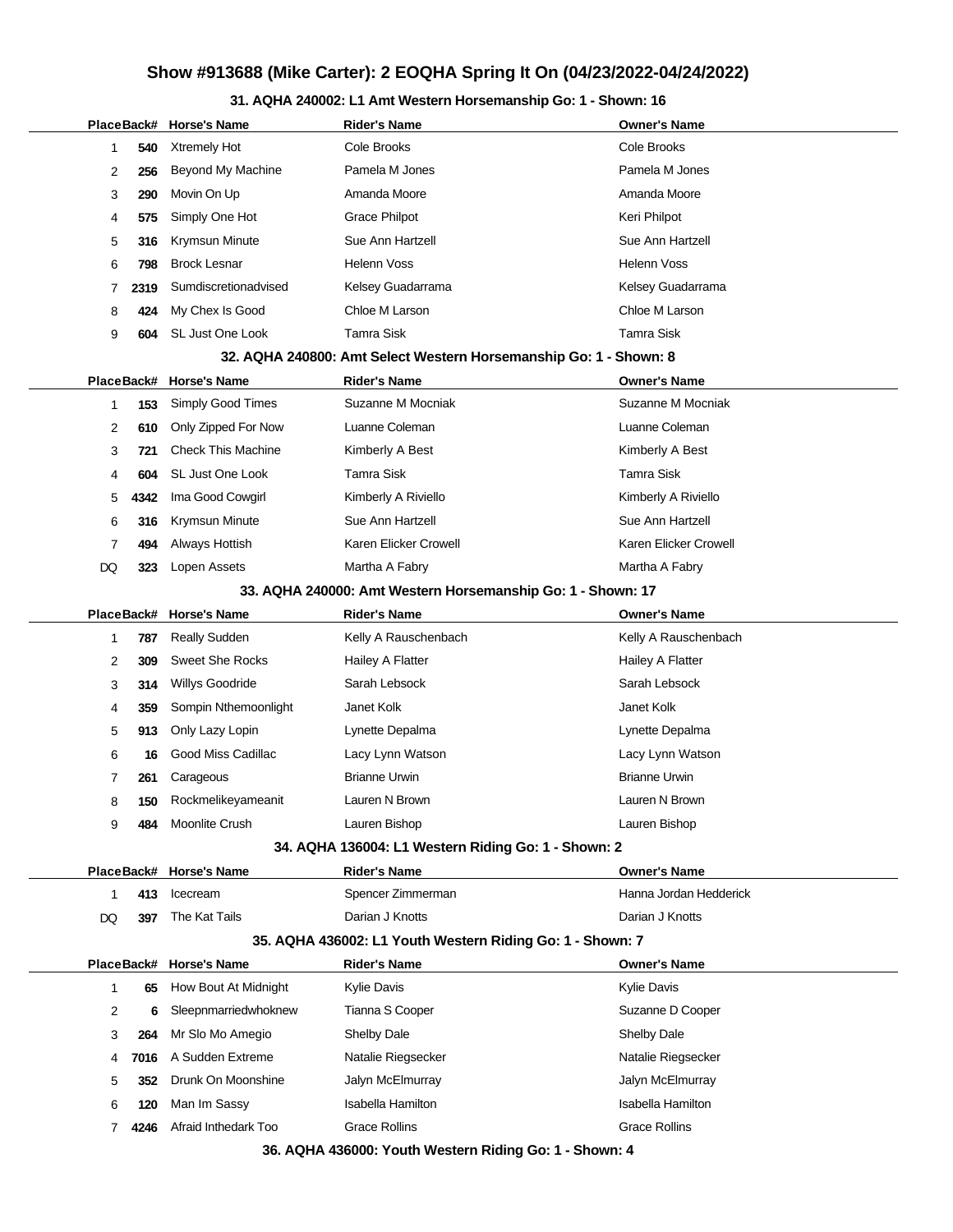## Show #913688 (Mike Carter): 2 EOQHA Spring It On (04/23/2022-04/24/2022)

### 31. AQHA 240002: L1 Amt Western Horsemanship Go: 1 - Shown: 16

| Place | Back# | Horse's Name | Rider's Name | Owner's Name |
|---|---|---|---|---|
| 1 | 540 | Xtremely Hot | Cole Brooks | Cole Brooks |
| 2 | 256 | Beyond My Machine | Pamela M Jones | Pamela M Jones |
| 3 | 290 | Movin On Up | Amanda Moore | Amanda Moore |
| 4 | 575 | Simply One Hot | Grace Philpot | Keri Philpot |
| 5 | 316 | Krymsun Minute | Sue Ann Hartzell | Sue Ann Hartzell |
| 6 | 798 | Brock Lesnar | Helenn Voss | Helenn Voss |
| 7 | 2319 | Sumdiscretionadvised | Kelsey Guadarrama | Kelsey Guadarrama |
| 8 | 424 | My Chex Is Good | Chloe M Larson | Chloe M Larson |
| 9 | 604 | SL Just One Look | Tamra Sisk | Tamra Sisk |

### 32. AQHA 240800: Amt Select Western Horsemanship Go: 1 - Shown: 8

| Place | Back# | Horse's Name | Rider's Name | Owner's Name |
|---|---|---|---|---|
| 1 | 153 | Simply Good Times | Suzanne M Mocniak | Suzanne M Mocniak |
| 2 | 610 | Only Zipped For Now | Luanne Coleman | Luanne Coleman |
| 3 | 721 | Check This Machine | Kimberly A Best | Kimberly A Best |
| 4 | 604 | SL Just One Look | Tamra Sisk | Tamra Sisk |
| 5 | 4342 | Ima Good Cowgirl | Kimberly A Riviello | Kimberly A Riviello |
| 6 | 316 | Krymsun Minute | Sue Ann Hartzell | Sue Ann Hartzell |
| 7 | 494 | Always Hottish | Karen Elicker Crowell | Karen Elicker Crowell |
| DQ | 323 | Lopen Assets | Martha A Fabry | Martha A Fabry |

### 33. AQHA 240000: Amt Western Horsemanship Go: 1 - Shown: 17

| Place | Back# | Horse's Name | Rider's Name | Owner's Name |
|---|---|---|---|---|
| 1 | 787 | Really Sudden | Kelly A Rauschenbach | Kelly A Rauschenbach |
| 2 | 309 | Sweet She Rocks | Hailey A Flatter | Hailey A Flatter |
| 3 | 314 | Willys Goodride | Sarah Lebsock | Sarah Lebsock |
| 4 | 359 | Sompin Nthemoonlight | Janet Kolk | Janet Kolk |
| 5 | 913 | Only Lazy Lopin | Lynette Depalma | Lynette Depalma |
| 6 | 16 | Good Miss Cadillac | Lacy Lynn Watson | Lacy Lynn Watson |
| 7 | 261 | Carageous | Brianne Urwin | Brianne Urwin |
| 8 | 150 | Rockmelikeyameanit | Lauren N Brown | Lauren N Brown |
| 9 | 484 | Moonlite Crush | Lauren Bishop | Lauren Bishop |

### 34. AQHA 136004: L1 Western Riding Go: 1 - Shown: 2

| Place | Back# | Horse's Name | Rider's Name | Owner's Name |
|---|---|---|---|---|
| 1 | 413 | Icecream | Spencer Zimmerman | Hanna Jordan Hedderick |
| DQ | 397 | The Kat Tails | Darian J Knotts | Darian J Knotts |

### 35. AQHA 436002: L1 Youth Western Riding Go: 1 - Shown: 7

| Place | Back# | Horse's Name | Rider's Name | Owner's Name |
|---|---|---|---|---|
| 1 | 65 | How Bout At Midnight | Kylie Davis | Kylie Davis |
| 2 | 6 | Sleepnmarriedwhoknew | Tianna S Cooper | Suzanne D Cooper |
| 3 | 264 | Mr Slo Mo Amegio | Shelby Dale | Shelby Dale |
| 4 | 7016 | A Sudden Extreme | Natalie Riegsecker | Natalie Riegsecker |
| 5 | 352 | Drunk On Moonshine | Jalyn McElmurray | Jalyn McElmurray |
| 6 | 120 | Man Im Sassy | Isabella Hamilton | Isabella Hamilton |
| 7 | 4246 | Afraid Inthedark Too | Grace Rollins | Grace Rollins |

### 36. AQHA 436000: Youth Western Riding Go: 1 - Shown: 4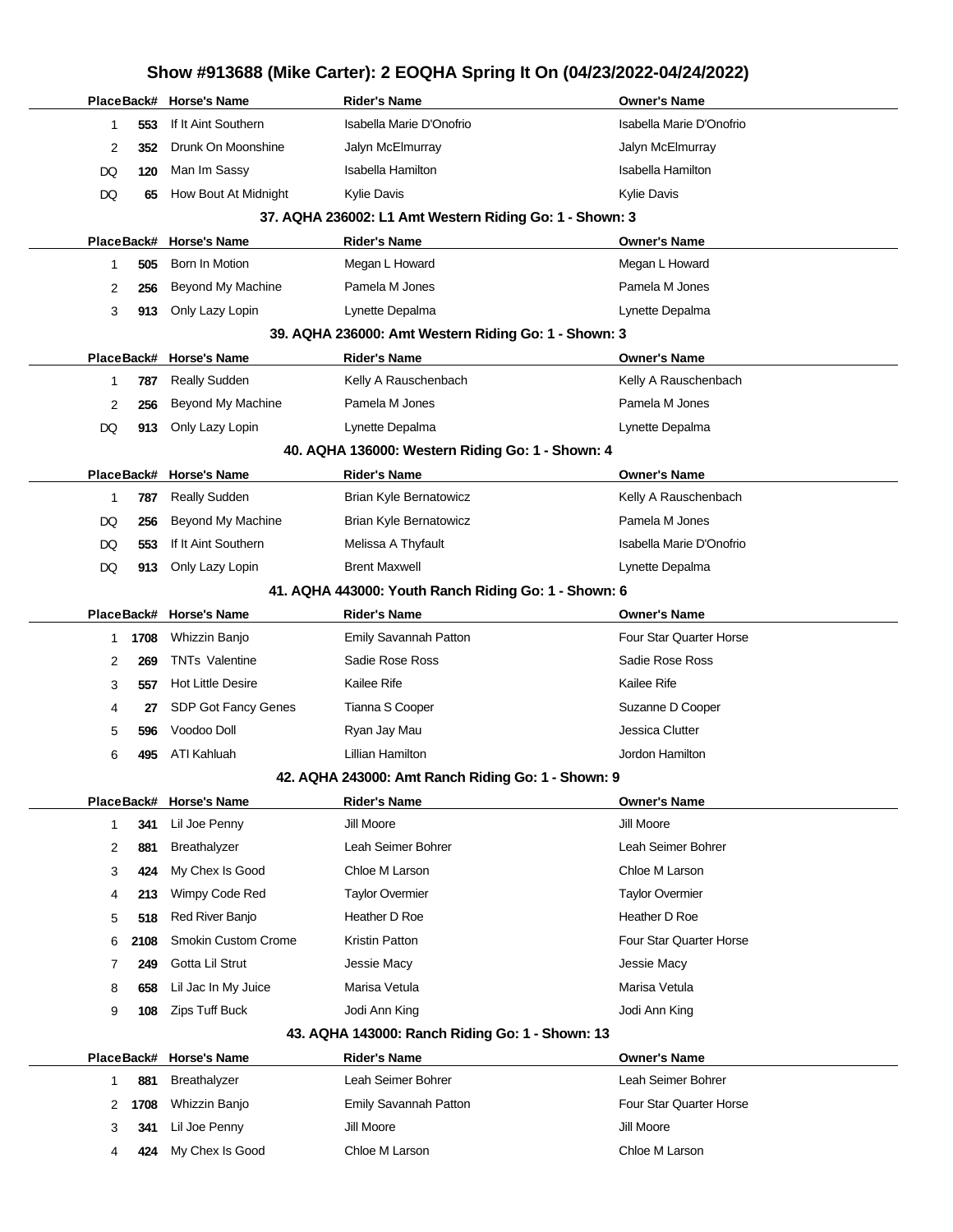# Show #913688 (Mike Carter): 2 EOQHA Spring It On (04/23/2022-04/24/2022)

| Place | Back# | Horse's Name | Rider's Name | Owner's Name |
|---|---|---|---|---|
| 1 | 553 | If It Aint Southern | Isabella Marie D'Onofrio | Isabella Marie D'Onofrio |
| 2 | 352 | Drunk On Moonshine | Jalyn McElmurray | Jalyn McElmurray |
| DQ | 120 | Man Im Sassy | Isabella Hamilton | Isabella Hamilton |
| DQ | 65 | How Bout At Midnight | Kylie Davis | Kylie Davis |

### 37. AQHA 236002: L1 Amt Western Riding Go: 1 - Shown: 3

| Place | Back# | Horse's Name | Rider's Name | Owner's Name |
|---|---|---|---|---|
| 1 | 505 | Born In Motion | Megan L Howard | Megan L Howard |
| 2 | 256 | Beyond My Machine | Pamela M Jones | Pamela M Jones |
| 3 | 913 | Only Lazy Lopin | Lynette Depalma | Lynette Depalma |

### 39. AQHA 236000: Amt Western Riding Go: 1 - Shown: 3

| Place | Back# | Horse's Name | Rider's Name | Owner's Name |
|---|---|---|---|---|
| 1 | 787 | Really Sudden | Kelly A Rauschenbach | Kelly A Rauschenbach |
| 2 | 256 | Beyond My Machine | Pamela M Jones | Pamela M Jones |
| DQ | 913 | Only Lazy Lopin | Lynette Depalma | Lynette Depalma |

### 40. AQHA 136000: Western Riding Go: 1 - Shown: 4

| Place | Back# | Horse's Name | Rider's Name | Owner's Name |
|---|---|---|---|---|
| 1 | 787 | Really Sudden | Brian Kyle Bernatowicz | Kelly A Rauschenbach |
| DQ | 256 | Beyond My Machine | Brian Kyle Bernatowicz | Pamela M Jones |
| DQ | 553 | If It Aint Southern | Melissa A Thyfault | Isabella Marie D'Onofrio |
| DQ | 913 | Only Lazy Lopin | Brent Maxwell | Lynette Depalma |

### 41. AQHA 443000: Youth Ranch Riding Go: 1 - Shown: 6

| Place | Back# | Horse's Name | Rider's Name | Owner's Name |
|---|---|---|---|---|
| 1 | 1708 | Whizzin Banjo | Emily Savannah Patton | Four Star Quarter Horse |
| 2 | 269 | TNTs Valentine | Sadie Rose Ross | Sadie Rose Ross |
| 3 | 557 | Hot Little Desire | Kailee Rife | Kailee Rife |
| 4 | 27 | SDP Got Fancy Genes | Tianna S Cooper | Suzanne D Cooper |
| 5 | 596 | Voodoo Doll | Ryan Jay Mau | Jessica Clutter |
| 6 | 495 | ATI Kahluah | Lillian Hamilton | Jordon Hamilton |

### 42. AQHA 243000: Amt Ranch Riding Go: 1 - Shown: 9

| Place | Back# | Horse's Name | Rider's Name | Owner's Name |
|---|---|---|---|---|
| 1 | 341 | Lil Joe Penny | Jill Moore | Jill Moore |
| 2 | 881 | Breathalyzer | Leah Seimer Bohrer | Leah Seimer Bohrer |
| 3 | 424 | My Chex Is Good | Chloe M Larson | Chloe M Larson |
| 4 | 213 | Wimpy Code Red | Taylor Overmier | Taylor Overmier |
| 5 | 518 | Red River Banjo | Heather D Roe | Heather D Roe |
| 6 | 2108 | Smokin Custom Crome | Kristin Patton | Four Star Quarter Horse |
| 7 | 249 | Gotta Lil Strut | Jessie Macy | Jessie Macy |
| 8 | 658 | Lil Jac In My Juice | Marisa Vetula | Marisa Vetula |
| 9 | 108 | Zips Tuff Buck | Jodi Ann King | Jodi Ann King |

### 43. AQHA 143000: Ranch Riding Go: 1 - Shown: 13

| Place | Back# | Horse's Name | Rider's Name | Owner's Name |
|---|---|---|---|---|
| 1 | 881 | Breathalyzer | Leah Seimer Bohrer | Leah Seimer Bohrer |
| 2 | 1708 | Whizzin Banjo | Emily Savannah Patton | Four Star Quarter Horse |
| 3 | 341 | Lil Joe Penny | Jill Moore | Jill Moore |
| 4 | 424 | My Chex Is Good | Chloe M Larson | Chloe M Larson |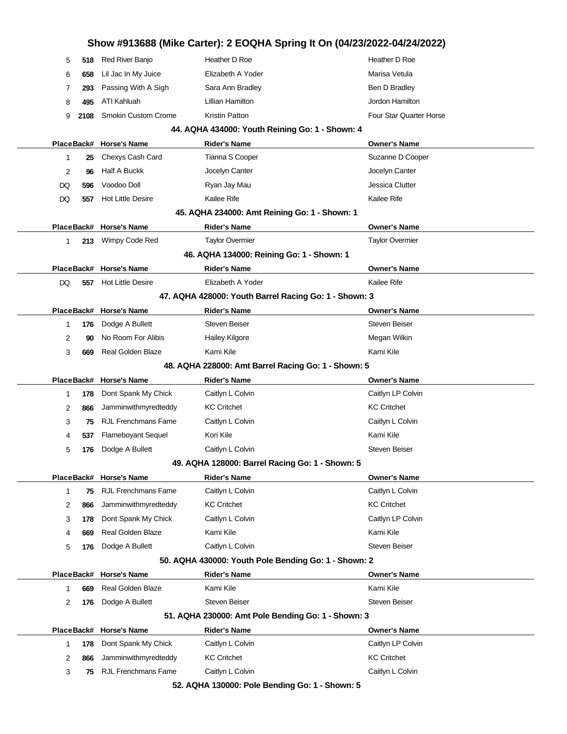| Place | Back# | Horse's Name | Rider's Name | Owner's Name |
|---|---|---|---|---|
| 5 | 518 | Red River Banjo | Heather D Roe | Heather D Roe |
| 6 | 658 | Lil Jac In My Juice | Elizabeth A Yoder | Marisa Vetula |
| 7 | 293 | Passing With A Sigh | Sara Ann Bradley | Ben D Bradley |
| 8 | 495 | ATI Kahluah | Lillian Hamilton | Jordon Hamilton |
| 9 | 2108 | Smokin Custom Crome | Kristin Patton | Four Star Quarter Horse |

### 44. AQHA 434000: Youth Reining Go: 1 - Shown: 4

| Place | Back# | Horse's Name | Rider's Name | Owner's Name |
|---|---|---|---|---|
| 1 | 25 | Chexys Cash Card | Tianna S Cooper | Suzanne D Cooper |
| 2 | 96 | Half A Buckk | Jocelyn Canter | Jocelyn Canter |
| DQ | 596 | Voodoo Doll | Ryan Jay Mau | Jessica Clutter |
| DQ | 557 | Hot Little Desire | Kailee Rife | Kailee Rife |

### 45. AQHA 234000: Amt Reining Go: 1 - Shown: 1

| Place | Back# | Horse's Name | Rider's Name | Owner's Name |
|---|---|---|---|---|
| 1 | 213 | Wimpy Code Red | Taylor Overmier | Taylor Overmier |

### 46. AQHA 134000: Reining Go: 1 - Shown: 1

| Place | Back# | Horse's Name | Rider's Name | Owner's Name |
|---|---|---|---|---|
| DQ | 557 | Hot Little Desire | Elizabeth A Yoder | Kailee Rife |

### 47. AQHA 428000: Youth Barrel Racing Go: 1 - Shown: 3

| Place | Back# | Horse's Name | Rider's Name | Owner's Name |
|---|---|---|---|---|
| 1 | 176 | Dodge A Bullett | Steven Beiser | Steven Beiser |
| 2 | 90 | No Room For Alibis | Hailey Kilgore | Megan Wilkin |
| 3 | 669 | Real Golden Blaze | Kami Kile | Kami Kile |

### 48. AQHA 228000: Amt Barrel Racing Go: 1 - Shown: 5

| Place | Back# | Horse's Name | Rider's Name | Owner's Name |
|---|---|---|---|---|
| 1 | 178 | Dont Spank My Chick | Caitlyn L Colvin | Caitlyn LP Colvin |
| 2 | 866 | Jamminwithmyredteddy | KC Critchet | KC Critchet |
| 3 | 75 | RJL Frenchmans Fame | Caitlyn L Colvin | Caitlyn L Colvin |
| 4 | 537 | Flameboyant Sequel | Kori Kile | Kami Kile |
| 5 | 176 | Dodge A Bullett | Caitlyn L Colvin | Steven Beiser |

### 49. AQHA 128000: Barrel Racing Go: 1 - Shown: 5

| Place | Back# | Horse's Name | Rider's Name | Owner's Name |
|---|---|---|---|---|
| 1 | 75 | RJL Frenchmans Fame | Caitlyn L Colvin | Caitlyn L Colvin |
| 2 | 866 | Jamminwithmyredteddy | KC Critchet | KC Critchet |
| 3 | 178 | Dont Spank My Chick | Caitlyn L Colvin | Caitlyn LP Colvin |
| 4 | 669 | Real Golden Blaze | Kami Kile | Kami Kile |
| 5 | 176 | Dodge A Bullett | Caitlyn L Colvin | Steven Beiser |

### 50. AQHA 430000: Youth Pole Bending Go: 1 - Shown: 2

| Place | Back# | Horse's Name | Rider's Name | Owner's Name |
|---|---|---|---|---|
| 1 | 669 | Real Golden Blaze | Kami Kile | Kami Kile |
| 2 | 176 | Dodge A Bullett | Steven Beiser | Steven Beiser |

### 51. AQHA 230000: Amt Pole Bending Go: 1 - Shown: 3

| Place | Back# | Horse's Name | Rider's Name | Owner's Name |
|---|---|---|---|---|
| 1 | 178 | Dont Spank My Chick | Caitlyn L Colvin | Caitlyn LP Colvin |
| 2 | 866 | Jamminwithmyredteddy | KC Critchet | KC Critchet |
| 3 | 75 | RJL Frenchmans Fame | Caitlyn L Colvin | Caitlyn L Colvin |

### 52. AQHA 130000: Pole Bending Go: 1 - Shown: 5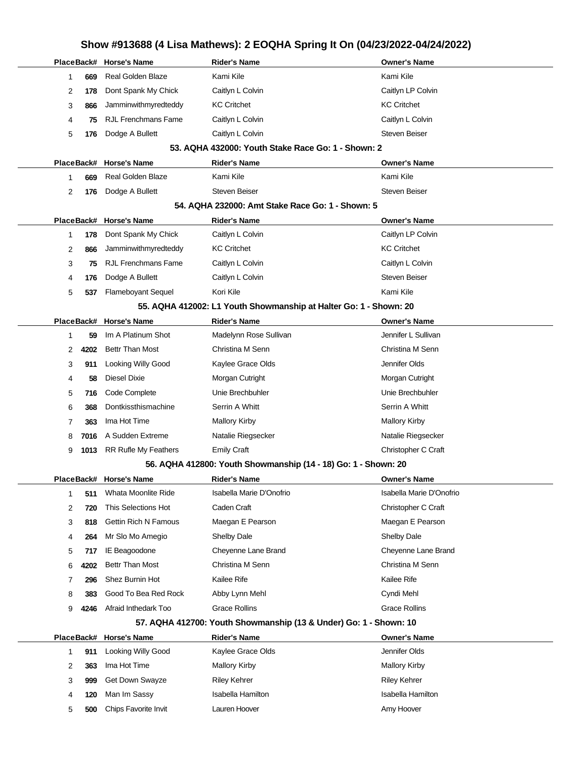# Show #913688 (4 Lisa Mathews): 2 EOQHA Spring It On (04/23/2022-04/24/2022)

| Place | Back# | Horse's Name | Rider's Name | Owner's Name |
|---|---|---|---|---|
| 1 | 669 | Real Golden Blaze | Kami Kile | Kami Kile |
| 2 | 178 | Dont Spank My Chick | Caitlyn L Colvin | Caitlyn LP Colvin |
| 3 | 866 | Jamminwithmyredteddy | KC Critchet | KC Critchet |
| 4 | 75 | RJL Frenchmans Fame | Caitlyn L Colvin | Caitlyn L Colvin |
| 5 | 176 | Dodge A Bullett | Caitlyn L Colvin | Steven Beiser |

### 53. AQHA 432000: Youth Stake Race Go: 1 - Shown: 2

| Place | Back# | Horse's Name | Rider's Name | Owner's Name |
|---|---|---|---|---|
| 1 | 669 | Real Golden Blaze | Kami Kile | Kami Kile |
| 2 | 176 | Dodge A Bullett | Steven Beiser | Steven Beiser |

### 54. AQHA 232000: Amt Stake Race Go: 1 - Shown: 5

| Place | Back# | Horse's Name | Rider's Name | Owner's Name |
|---|---|---|---|---|
| 1 | 178 | Dont Spank My Chick | Caitlyn L Colvin | Caitlyn LP Colvin |
| 2 | 866 | Jamminwithmyredteddy | KC Critchet | KC Critchet |
| 3 | 75 | RJL Frenchmans Fame | Caitlyn L Colvin | Caitlyn L Colvin |
| 4 | 176 | Dodge A Bullett | Caitlyn L Colvin | Steven Beiser |
| 5 | 537 | Flameboyant Sequel | Kori Kile | Kami Kile |

### 55. AQHA 412002: L1 Youth Showmanship at Halter Go: 1 - Shown: 20

| Place | Back# | Horse's Name | Rider's Name | Owner's Name |
|---|---|---|---|---|
| 1 | 59 | Im A Platinum Shot | Madelynn Rose Sullivan | Jennifer L Sullivan |
| 2 | 4202 | Bettr Than Most | Christina M Senn | Christina M Senn |
| 3 | 911 | Looking Willy Good | Kaylee Grace Olds | Jennifer Olds |
| 4 | 58 | Diesel Dixie | Morgan Cutright | Morgan Cutright |
| 5 | 716 | Code Complete | Unie Brechbuhler | Unie Brechbuhler |
| 6 | 368 | Dontkissthismachine | Serrin A Whitt | Serrin A Whitt |
| 7 | 363 | Ima Hot Time | Mallory Kirby | Mallory Kirby |
| 8 | 7016 | A Sudden Extreme | Natalie Riegsecker | Natalie Riegsecker |
| 9 | 1013 | RR Rufle My Feathers | Emily Craft | Christopher C Craft |

### 56. AQHA 412800: Youth Showmanship (14 - 18) Go: 1 - Shown: 20

| Place | Back# | Horse's Name | Rider's Name | Owner's Name |
|---|---|---|---|---|
| 1 | 511 | Whata Moonlite Ride | Isabella Marie D'Onofrio | Isabella Marie D'Onofrio |
| 2 | 720 | This Selections Hot | Caden Craft | Christopher C Craft |
| 3 | 818 | Gettin Rich N Famous | Maegan E Pearson | Maegan E Pearson |
| 4 | 264 | Mr Slo Mo Amegio | Shelby Dale | Shelby Dale |
| 5 | 717 | IE Beagoodone | Cheyenne Lane Brand | Cheyenne Lane Brand |
| 6 | 4202 | Bettr Than Most | Christina M Senn | Christina M Senn |
| 7 | 296 | Shez Burnin Hot | Kailee Rife | Kailee Rife |
| 8 | 383 | Good To Bea Red Rock | Abby Lynn Mehl | Cyndi Mehl |
| 9 | 4246 | Afraid Inthedark Too | Grace Rollins | Grace Rollins |

### 57. AQHA 412700: Youth Showmanship (13 & Under) Go: 1 - Shown: 10

| Place | Back# | Horse's Name | Rider's Name | Owner's Name |
|---|---|---|---|---|
| 1 | 911 | Looking Willy Good | Kaylee Grace Olds | Jennifer Olds |
| 2 | 363 | Ima Hot Time | Mallory Kirby | Mallory Kirby |
| 3 | 999 | Get Down Swayze | Riley Kehrer | Riley Kehrer |
| 4 | 120 | Man Im Sassy | Isabella Hamilton | Isabella Hamilton |
| 5 | 500 | Chips Favorite Invit | Lauren Hoover | Amy Hoover |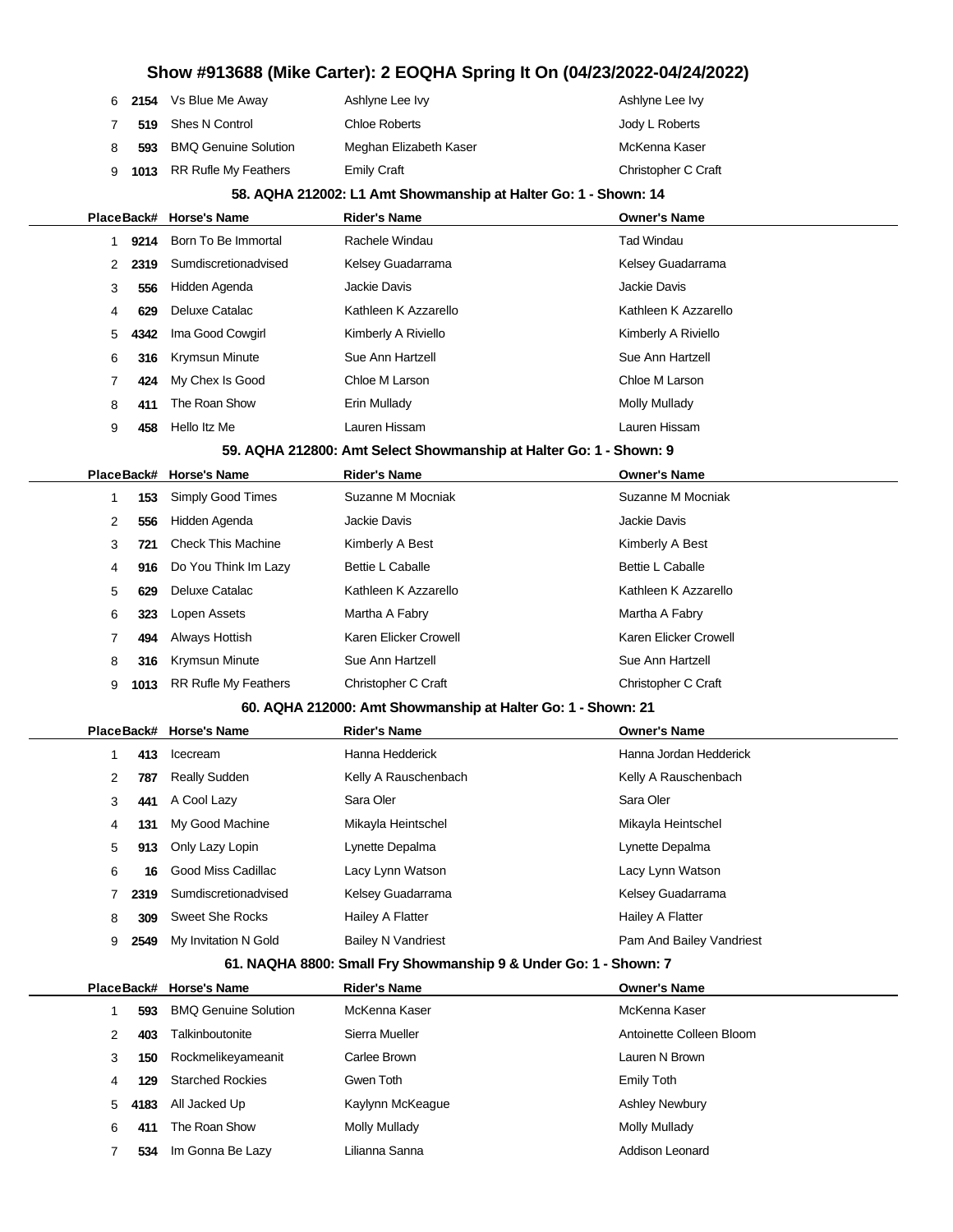# Show #913688 (Mike Carter): 2 EOQHA Spring It On (04/23/2022-04/24/2022)

| Place | Back# | Horse's Name | Rider's Name | Owner's Name |
|---|---|---|---|---|
| 6 | **2154** | Vs Blue Me Away | Ashlyne Lee Ivy | Ashlyne Lee Ivy |
| 7 | **519** | Shes N Control | Chloe Roberts | Jody L Roberts |
| 8 | **593** | BMQ Genuine Solution | Meghan Elizabeth Kaser | McKenna Kaser |
| 9 | **1013** | RR Rufle My Feathers | Emily Craft | Christopher C Craft |

### 58. AQHA 212002: L1 Amt Showmanship at Halter Go: 1 - Shown: 14

| Place | Back# | Horse's Name | Rider's Name | Owner's Name |
|---|---|---|---|---|
| 1 | **9214** | Born To Be Immortal | Rachele Windau | Tad Windau |
| 2 | **2319** | Sumdiscretionadvised | Kelsey Guadarrama | Kelsey Guadarrama |
| 3 | **556** | Hidden Agenda | Jackie Davis | Jackie Davis |
| 4 | **629** | Deluxe Catalac | Kathleen K Azzarello | Kathleen K Azzarello |
| 5 | **4342** | Ima Good Cowgirl | Kimberly A Riviello | Kimberly A Riviello |
| 6 | **316** | Krymsun Minute | Sue Ann Hartzell | Sue Ann Hartzell |
| 7 | **424** | My Chex Is Good | Chloe M Larson | Chloe M Larson |
| 8 | **411** | The Roan Show | Erin Mullady | Molly Mullady |
| 9 | **458** | Hello Itz Me | Lauren Hissam | Lauren Hissam |

### 59. AQHA 212800: Amt Select Showmanship at Halter Go: 1 - Shown: 9

| Place | Back# | Horse's Name | Rider's Name | Owner's Name |
|---|---|---|---|---|
| 1 | **153** | Simply Good Times | Suzanne M Mocniak | Suzanne M Mocniak |
| 2 | **556** | Hidden Agenda | Jackie Davis | Jackie Davis |
| 3 | **721** | Check This Machine | Kimberly A Best | Kimberly A Best |
| 4 | **916** | Do You Think Im Lazy | Bettie L Caballe | Bettie L Caballe |
| 5 | **629** | Deluxe Catalac | Kathleen K Azzarello | Kathleen K Azzarello |
| 6 | **323** | Lopen Assets | Martha A Fabry | Martha A Fabry |
| 7 | **494** | Always Hottish | Karen Elicker Crowell | Karen Elicker Crowell |
| 8 | **316** | Krymsun Minute | Sue Ann Hartzell | Sue Ann Hartzell |
| 9 | **1013** | RR Rufle My Feathers | Christopher C Craft | Christopher C Craft |

### 60. AQHA 212000: Amt Showmanship at Halter Go: 1 - Shown: 21

| Place | Back# | Horse's Name | Rider's Name | Owner's Name |
|---|---|---|---|---|
| 1 | **413** | Icecream | Hanna Hedderick | Hanna Jordan Hedderick |
| 2 | **787** | Really Sudden | Kelly A Rauschenbach | Kelly A Rauschenbach |
| 3 | **441** | A Cool Lazy | Sara Oler | Sara Oler |
| 4 | **131** | My Good Machine | Mikayla Heintschel | Mikayla Heintschel |
| 5 | **913** | Only Lazy Lopin | Lynette Depalma | Lynette Depalma |
| 6 | **16** | Good Miss Cadillac | Lacy Lynn Watson | Lacy Lynn Watson |
| 7 | **2319** | Sumdiscretionadvised | Kelsey Guadarrama | Kelsey Guadarrama |
| 8 | **309** | Sweet She Rocks | Hailey A Flatter | Hailey A Flatter |
| 9 | **2549** | My Invitation N Gold | Bailey N Vandriest | Pam And Bailey Vandriest |

### 61. NAQHA 8800: Small Fry Showmanship 9 & Under Go: 1 - Shown: 7

| Place | Back# | Horse's Name | Rider's Name | Owner's Name |
|---|---|---|---|---|
| 1 | **593** | BMQ Genuine Solution | McKenna Kaser | McKenna Kaser |
| 2 | **403** | Talkinboutonite | Sierra Mueller | Antoinette Colleen Bloom |
| 3 | **150** | Rockmelikeyameanit | Carlee Brown | Lauren N Brown |
| 4 | **129** | Starched Rockies | Gwen Toth | Emily Toth |
| 5 | **4183** | All Jacked Up | Kaylynn McKeague | Ashley Newbury |
| 6 | **411** | The Roan Show | Molly Mullady | Molly Mullady |
| 7 | **534** | Im Gonna Be Lazy | Lilianna Sanna | Addison Leonard |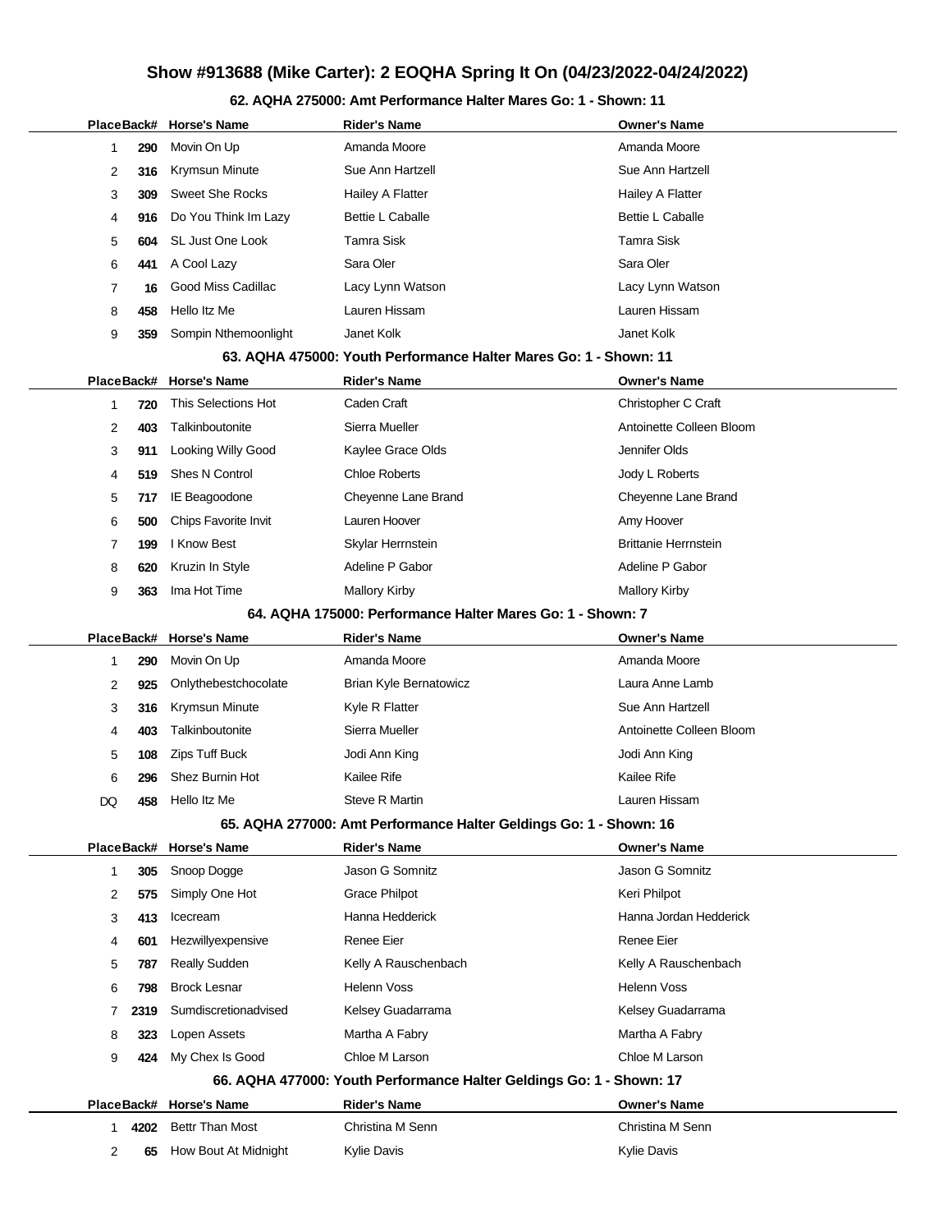## Show #913688 (Mike Carter): 2 EOQHA Spring It On (04/23/2022-04/24/2022)

### 62. AQHA 275000: Amt Performance Halter Mares Go: 1 - Shown: 11

| Place | Back# | Horse's Name | Rider's Name | Owner's Name |
|---|---|---|---|---|
| 1 | 290 | Movin On Up | Amanda Moore | Amanda Moore |
| 2 | 316 | Krymsun Minute | Sue Ann Hartzell | Sue Ann Hartzell |
| 3 | 309 | Sweet She Rocks | Hailey A Flatter | Hailey A Flatter |
| 4 | 916 | Do You Think Im Lazy | Bettie L Caballe | Bettie L Caballe |
| 5 | 604 | SL Just One Look | Tamra Sisk | Tamra Sisk |
| 6 | 441 | A Cool Lazy | Sara Oler | Sara Oler |
| 7 | 16 | Good Miss Cadillac | Lacy Lynn Watson | Lacy Lynn Watson |
| 8 | 458 | Hello Itz Me | Lauren Hissam | Lauren Hissam |
| 9 | 359 | Sompin Nthemoonlight | Janet Kolk | Janet Kolk |

### 63. AQHA 475000: Youth Performance Halter Mares Go: 1 - Shown: 11

| Place | Back# | Horse's Name | Rider's Name | Owner's Name |
|---|---|---|---|---|
| 1 | 720 | This Selections Hot | Caden Craft | Christopher C Craft |
| 2 | 403 | Talkinboutonite | Sierra Mueller | Antoinette Colleen Bloom |
| 3 | 911 | Looking Willy Good | Kaylee Grace Olds | Jennifer Olds |
| 4 | 519 | Shes N Control | Chloe Roberts | Jody L Roberts |
| 5 | 717 | IE Beagoodone | Cheyenne Lane Brand | Cheyenne Lane Brand |
| 6 | 500 | Chips Favorite Invit | Lauren Hoover | Amy Hoover |
| 7 | 199 | I Know Best | Skylar Herrnstein | Brittanie Herrnstein |
| 8 | 620 | Kruzin In Style | Adeline P Gabor | Adeline P Gabor |
| 9 | 363 | Ima Hot Time | Mallory Kirby | Mallory Kirby |

### 64. AQHA 175000: Performance Halter Mares Go: 1 - Shown: 7

| Place | Back# | Horse's Name | Rider's Name | Owner's Name |
|---|---|---|---|---|
| 1 | 290 | Movin On Up | Amanda Moore | Amanda Moore |
| 2 | 925 | Onlythebestchocolate | Brian Kyle Bernatowicz | Laura Anne Lamb |
| 3 | 316 | Krymsun Minute | Kyle R Flatter | Sue Ann Hartzell |
| 4 | 403 | Talkinboutonite | Sierra Mueller | Antoinette Colleen Bloom |
| 5 | 108 | Zips Tuff Buck | Jodi Ann King | Jodi Ann King |
| 6 | 296 | Shez Burnin Hot | Kailee Rife | Kailee Rife |
| DQ | 458 | Hello Itz Me | Steve R Martin | Lauren Hissam |

### 65. AQHA 277000: Amt Performance Halter Geldings Go: 1 - Shown: 16

| Place | Back# | Horse's Name | Rider's Name | Owner's Name |
|---|---|---|---|---|
| 1 | 305 | Snoop Dogge | Jason G Somnitz | Jason G Somnitz |
| 2 | 575 | Simply One Hot | Grace Philpot | Keri Philpot |
| 3 | 413 | Icecream | Hanna Hedderick | Hanna Jordan Hedderick |
| 4 | 601 | Hezwillyexpensive | Renee Eier | Renee Eier |
| 5 | 787 | Really Sudden | Kelly A Rauschenbach | Kelly A Rauschenbach |
| 6 | 798 | Brock Lesnar | Helenn Voss | Helenn Voss |
| 7 | 2319 | Sumdiscretionadvised | Kelsey Guadarrama | Kelsey Guadarrama |
| 8 | 323 | Lopen Assets | Martha A Fabry | Martha A Fabry |
| 9 | 424 | My Chex Is Good | Chloe M Larson | Chloe M Larson |

### 66. AQHA 477000: Youth Performance Halter Geldings Go: 1 - Shown: 17

| Place | Back# | Horse's Name | Rider's Name | Owner's Name |
|---|---|---|---|---|
| 1 | 4202 | Bettr Than Most | Christina M Senn | Christina M Senn |
| 2 | 65 | How Bout At Midnight | Kylie Davis | Kylie Davis |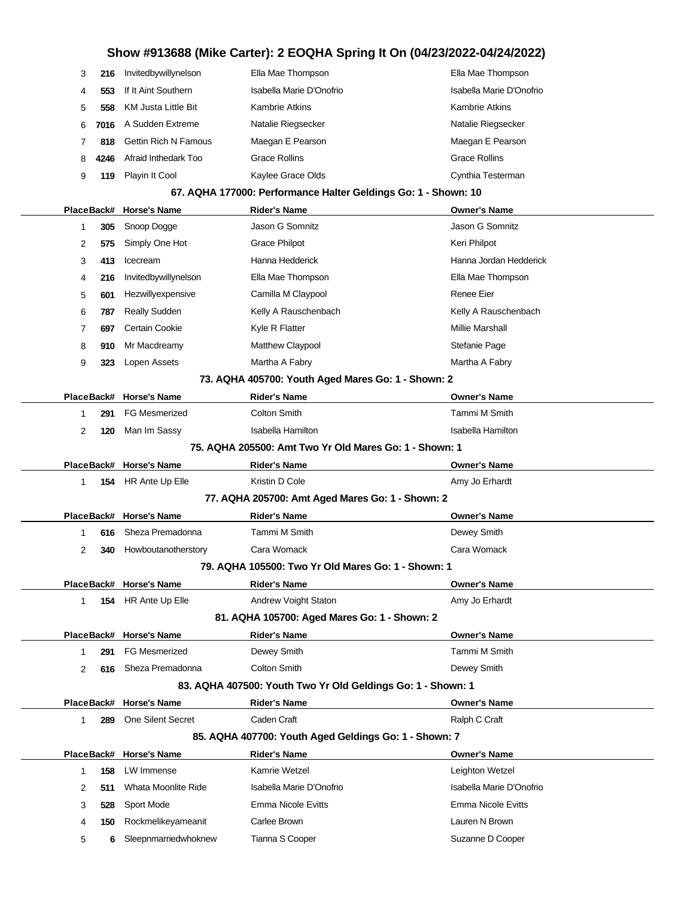# Show #913688 (Mike Carter): 2 EOQHA Spring It On (04/23/2022-04/24/2022)

| Place | Back# | Horse's Name | Rider's Name | Owner's Name |
|---|---|---|---|---|
| 3 | 216 | Invitedbywillynelson | Ella Mae Thompson | Ella Mae Thompson |
| 4 | 553 | If It Aint Southern | Isabella Marie D'Onofrio | Isabella Marie D'Onofrio |
| 5 | 558 | KM Justa Little Bit | Kambrie Atkins | Kambrie Atkins |
| 6 | 7016 | A Sudden Extreme | Natalie Riegsecker | Natalie Riegsecker |
| 7 | 818 | Gettin Rich N Famous | Maegan E Pearson | Maegan E Pearson |
| 8 | 4246 | Afraid Inthedark Too | Grace Rollins | Grace Rollins |
| 9 | 119 | Playin It Cool | Kaylee Grace Olds | Cynthia Testerman |

### 67. AQHA 177000: Performance Halter Geldings Go: 1 - Shown: 10

| Place | Back# | Horse's Name | Rider's Name | Owner's Name |
|---|---|---|---|---|
| 1 | 305 | Snoop Dogge | Jason G Somnitz | Jason G Somnitz |
| 2 | 575 | Simply One Hot | Grace Philpot | Keri Philpot |
| 3 | 413 | Icecream | Hanna Hedderick | Hanna Jordan Hedderick |
| 4 | 216 | Invitedbywillynelson | Ella Mae Thompson | Ella Mae Thompson |
| 5 | 601 | Hezwillyexpensive | Camilla M Claypool | Renee Eier |
| 6 | 787 | Really Sudden | Kelly A Rauschenbach | Kelly A Rauschenbach |
| 7 | 697 | Certain Cookie | Kyle R Flatter | Millie Marshall |
| 8 | 910 | Mr Macdreamy | Matthew Claypool | Stefanie Page |
| 9 | 323 | Lopen Assets | Martha A Fabry | Martha A Fabry |

### 73. AQHA 405700: Youth Aged Mares Go: 1 - Shown: 2

| Place | Back# | Horse's Name | Rider's Name | Owner's Name |
|---|---|---|---|---|
| 1 | 291 | FG Mesmerized | Colton Smith | Tammi M Smith |
| 2 | 120 | Man Im Sassy | Isabella Hamilton | Isabella Hamilton |

### 75. AQHA 205500: Amt Two Yr Old Mares Go: 1 - Shown: 1

| Place | Back# | Horse's Name | Rider's Name | Owner's Name |
|---|---|---|---|---|
| 1 | 154 | HR Ante Up Elle | Kristin D Cole | Amy Jo Erhardt |

### 77. AQHA 205700: Amt Aged Mares Go: 1 - Shown: 2

| Place | Back# | Horse's Name | Rider's Name | Owner's Name |
|---|---|---|---|---|
| 1 | 616 | Sheza Premadonna | Tammi M Smith | Dewey Smith |
| 2 | 340 | Howboutanotherstory | Cara Womack | Cara Womack |

### 79. AQHA 105500: Two Yr Old Mares Go: 1 - Shown: 1

| Place | Back# | Horse's Name | Rider's Name | Owner's Name |
|---|---|---|---|---|
| 1 | 154 | HR Ante Up Elle | Andrew Voight Staton | Amy Jo Erhardt |

### 81. AQHA 105700: Aged Mares Go: 1 - Shown: 2

| Place | Back# | Horse's Name | Rider's Name | Owner's Name |
|---|---|---|---|---|
| 1 | 291 | FG Mesmerized | Dewey Smith | Tammi M Smith |
| 2 | 616 | Sheza Premadonna | Colton Smith | Dewey Smith |

### 83. AQHA 407500: Youth Two Yr Old Geldings Go: 1 - Shown: 1

| Place | Back# | Horse's Name | Rider's Name | Owner's Name |
|---|---|---|---|---|
| 1 | 289 | One Silent Secret | Caden Craft | Ralph C Craft |

### 85. AQHA 407700: Youth Aged Geldings Go: 1 - Shown: 7

| Place | Back# | Horse's Name | Rider's Name | Owner's Name |
|---|---|---|---|---|
| 1 | 158 | LW Immense | Kamrie Wetzel | Leighton Wetzel |
| 2 | 511 | Whata Moonlite Ride | Isabella Marie D'Onofrio | Isabella Marie D'Onofrio |
| 3 | 528 | Sport Mode | Emma Nicole Evitts | Emma Nicole Evitts |
| 4 | 150 | Rockmelikeyameanit | Carlee Brown | Lauren N Brown |
| 5 | 6 | Sleepnmarriedwhoknew | Tianna S Cooper | Suzanne D Cooper |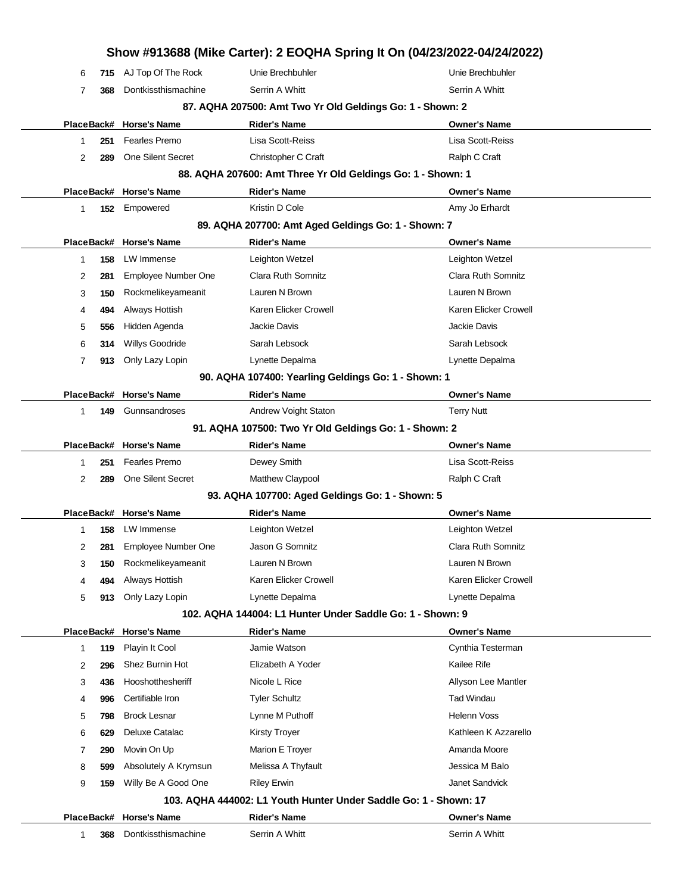# Show #913688 (Mike Carter): 2 EOQHA Spring It On (04/23/2022-04/24/2022)

| Place | Back# | Horse's Name | Rider's Name | Owner's Name |
|---|---|---|---|---|
| 6 | 715 | AJ Top Of The Rock | Unie Brechbuhler | Unie Brechbuhler |
| 7 | 368 | Dontkissthismachine | Serrin A Whitt | Serrin A Whitt |

### 87. AQHA 207500: Amt Two Yr Old Geldings Go: 1 - Shown: 2

| Place | Back# | Horse's Name | Rider's Name | Owner's Name |
|---|---|---|---|---|
| 1 | 251 | Fearles Premo | Lisa Scott-Reiss | Lisa Scott-Reiss |
| 2 | 289 | One Silent Secret | Christopher C Craft | Ralph C Craft |

### 88. AQHA 207600: Amt Three Yr Old Geldings Go: 1 - Shown: 1

| Place | Back# | Horse's Name | Rider's Name | Owner's Name |
|---|---|---|---|---|
| 1 | 152 | Empowered | Kristin D Cole | Amy Jo Erhardt |

### 89. AQHA 207700: Amt Aged Geldings Go: 1 - Shown: 7

| Place | Back# | Horse's Name | Rider's Name | Owner's Name |
|---|---|---|---|---|
| 1 | 158 | LW Immense | Leighton Wetzel | Leighton Wetzel |
| 2 | 281 | Employee Number One | Clara Ruth Somnitz | Clara Ruth Somnitz |
| 3 | 150 | Rockmelikeyameanit | Lauren N Brown | Lauren N Brown |
| 4 | 494 | Always Hottish | Karen Elicker Crowell | Karen Elicker Crowell |
| 5 | 556 | Hidden Agenda | Jackie Davis | Jackie Davis |
| 6 | 314 | Willys Goodride | Sarah Lebsock | Sarah Lebsock |
| 7 | 913 | Only Lazy Lopin | Lynette Depalma | Lynette Depalma |

### 90. AQHA 107400: Yearling Geldings Go: 1 - Shown: 1

| Place | Back# | Horse's Name | Rider's Name | Owner's Name |
|---|---|---|---|---|
| 1 | 149 | Gunnsandroses | Andrew Voight Staton | Terry Nutt |

### 91. AQHA 107500: Two Yr Old Geldings Go: 1 - Shown: 2

| Place | Back# | Horse's Name | Rider's Name | Owner's Name |
|---|---|---|---|---|
| 1 | 251 | Fearles Premo | Dewey Smith | Lisa Scott-Reiss |
| 2 | 289 | One Silent Secret | Matthew Claypool | Ralph C Craft |

### 93. AQHA 107700: Aged Geldings Go: 1 - Shown: 5

| Place | Back# | Horse's Name | Rider's Name | Owner's Name |
|---|---|---|---|---|
| 1 | 158 | LW Immense | Leighton Wetzel | Leighton Wetzel |
| 2 | 281 | Employee Number One | Jason G Somnitz | Clara Ruth Somnitz |
| 3 | 150 | Rockmelikeyameanit | Lauren N Brown | Lauren N Brown |
| 4 | 494 | Always Hottish | Karen Elicker Crowell | Karen Elicker Crowell |
| 5 | 913 | Only Lazy Lopin | Lynette Depalma | Lynette Depalma |

### 102. AQHA 144004: L1 Hunter Under Saddle Go: 1 - Shown: 9

| Place | Back# | Horse's Name | Rider's Name | Owner's Name |
|---|---|---|---|---|
| 1 | 119 | Playin It Cool | Jamie Watson | Cynthia Testerman |
| 2 | 296 | Shez Burnin Hot | Elizabeth A Yoder | Kailee Rife |
| 3 | 436 | Hooshotthesheriff | Nicole L Rice | Allyson Lee Mantler |
| 4 | 996 | Certifiable Iron | Tyler Schultz | Tad Windau |
| 5 | 798 | Brock Lesnar | Lynne M Puthoff | Helenn Voss |
| 6 | 629 | Deluxe Catalac | Kirsty Troyer | Kathleen K Azzarello |
| 7 | 290 | Movin On Up | Marion E Troyer | Amanda Moore |
| 8 | 599 | Absolutely A Krymsun | Melissa A Thyfault | Jessica M Balo |
| 9 | 159 | Willy Be A Good One | Riley Erwin | Janet Sandvick |

### 103. AQHA 444002: L1 Youth Hunter Under Saddle Go: 1 - Shown: 17

| Place | Back# | Horse's Name | Rider's Name | Owner's Name |
|---|---|---|---|---|
| 1 | 368 | Dontkissthismachine | Serrin A Whitt | Serrin A Whitt |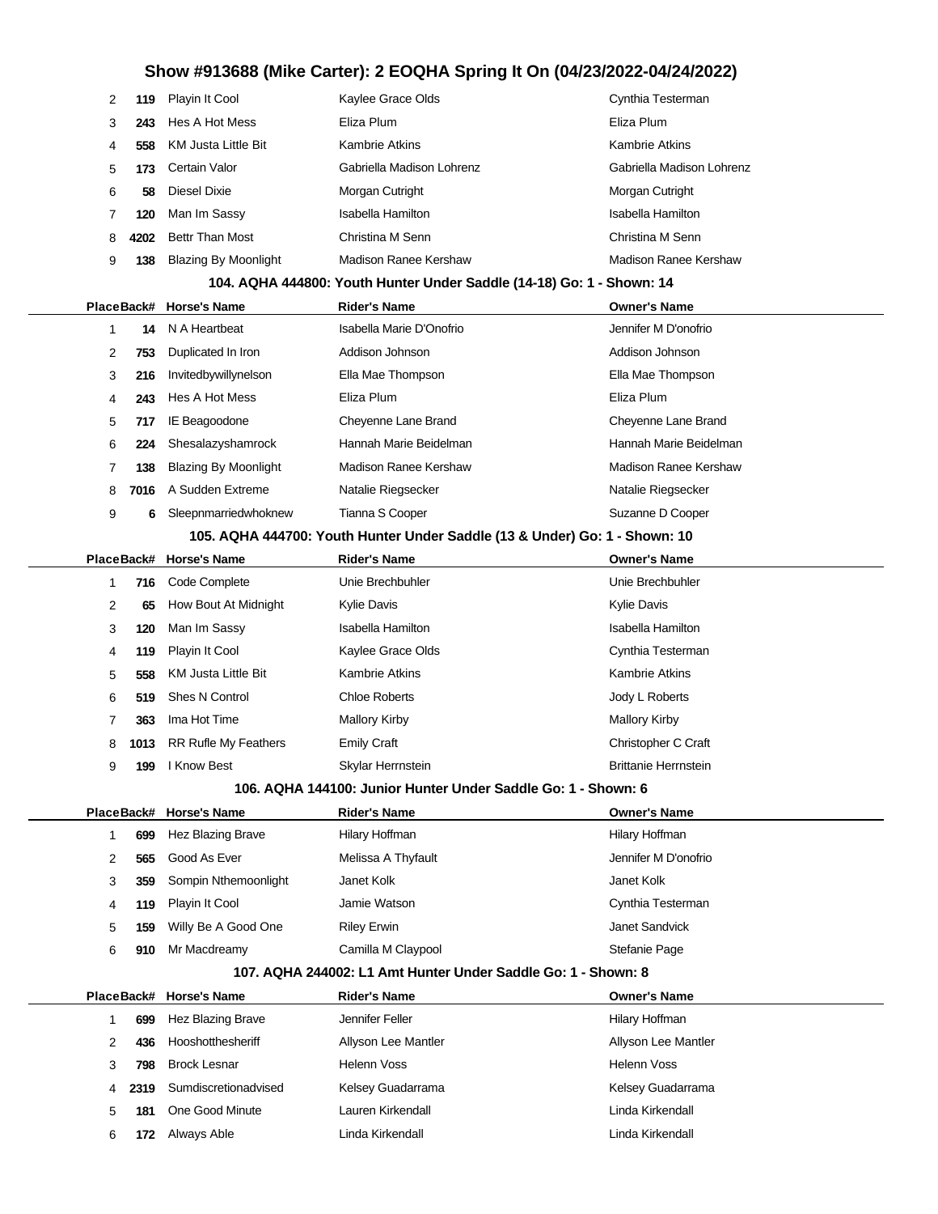| Place | Back# | Horse's Name | Rider's Name | Owner's Name |
|---|---|---|---|---|
| 2 | 119 | Playin It Cool | Kaylee Grace Olds | Cynthia Testerman |
| 3 | 243 | Hes A Hot Mess | Eliza Plum | Eliza Plum |
| 4 | 558 | KM Justa Little Bit | Kambrie Atkins | Kambrie Atkins |
| 5 | 173 | Certain Valor | Gabriella Madison Lohrenz | Gabriella Madison Lohrenz |
| 6 | 58 | Diesel Dixie | Morgan Cutright | Morgan Cutright |
| 7 | 120 | Man Im Sassy | Isabella Hamilton | Isabella Hamilton |
| 8 | 4202 | Bettr Than Most | Christina M Senn | Christina M Senn |
| 9 | 138 | Blazing By Moonlight | Madison Ranee Kershaw | Madison Ranee Kershaw |

### 104. AQHA 444800: Youth Hunter Under Saddle (14-18) Go: 1 - Shown: 14

| Place | Back# | Horse's Name | Rider's Name | Owner's Name |
|---|---|---|---|---|
| 1 | 14 | N A Heartbeat | Isabella Marie D'Onofrio | Jennifer M D'onofrio |
| 2 | 753 | Duplicated In Iron | Addison Johnson | Addison Johnson |
| 3 | 216 | Invitedbywillynelson | Ella Mae Thompson | Ella Mae Thompson |
| 4 | 243 | Hes A Hot Mess | Eliza Plum | Eliza Plum |
| 5 | 717 | IE Beagoodone | Cheyenne Lane Brand | Cheyenne Lane Brand |
| 6 | 224 | Shesalazyshamrock | Hannah Marie Beidelman | Hannah Marie Beidelman |
| 7 | 138 | Blazing By Moonlight | Madison Ranee Kershaw | Madison Ranee Kershaw |
| 8 | 7016 | A Sudden Extreme | Natalie Riegsecker | Natalie Riegsecker |
| 9 | 6 | Sleepnmarriedwhoknew | Tianna S Cooper | Suzanne D Cooper |

### 105. AQHA 444700: Youth Hunter Under Saddle (13 & Under) Go: 1 - Shown: 10

| Place | Back# | Horse's Name | Rider's Name | Owner's Name |
|---|---|---|---|---|
| 1 | 716 | Code Complete | Unie Brechbuhler | Unie Brechbuhler |
| 2 | 65 | How Bout At Midnight | Kylie Davis | Kylie Davis |
| 3 | 120 | Man Im Sassy | Isabella Hamilton | Isabella Hamilton |
| 4 | 119 | Playin It Cool | Kaylee Grace Olds | Cynthia Testerman |
| 5 | 558 | KM Justa Little Bit | Kambrie Atkins | Kambrie Atkins |
| 6 | 519 | Shes N Control | Chloe Roberts | Jody L Roberts |
| 7 | 363 | Ima Hot Time | Mallory Kirby | Mallory Kirby |
| 8 | 1013 | RR Rufle My Feathers | Emily Craft | Christopher C Craft |
| 9 | 199 | I Know Best | Skylar Herrnstein | Brittanie Herrnstein |

### 106. AQHA 144100: Junior Hunter Under Saddle Go: 1 - Shown: 6

| Place | Back# | Horse's Name | Rider's Name | Owner's Name |
|---|---|---|---|---|
| 1 | 699 | Hez Blazing Brave | Hilary Hoffman | Hilary Hoffman |
| 2 | 565 | Good As Ever | Melissa A Thyfault | Jennifer M D'onofrio |
| 3 | 359 | Sompin Nthemoonlight | Janet Kolk | Janet Kolk |
| 4 | 119 | Playin It Cool | Jamie Watson | Cynthia Testerman |
| 5 | 159 | Willy Be A Good One | Riley Erwin | Janet Sandvick |
| 6 | 910 | Mr Macdreamy | Camilla M Claypool | Stefanie Page |

### 107. AQHA 244002: L1 Amt Hunter Under Saddle Go: 1 - Shown: 8

| Place | Back# | Horse's Name | Rider's Name | Owner's Name |
|---|---|---|---|---|
| 1 | 699 | Hez Blazing Brave | Jennifer Feller | Hilary Hoffman |
| 2 | 436 | Hooshotthesheriff | Allyson Lee Mantler | Allyson Lee Mantler |
| 3 | 798 | Brock Lesnar | Helenn Voss | Helenn Voss |
| 4 | 2319 | Sumdiscretionadvised | Kelsey Guadarrama | Kelsey Guadarrama |
| 5 | 181 | One Good Minute | Lauren Kirkendall | Linda Kirkendall |
| 6 | 172 | Always Able | Linda Kirkendall | Linda Kirkendall |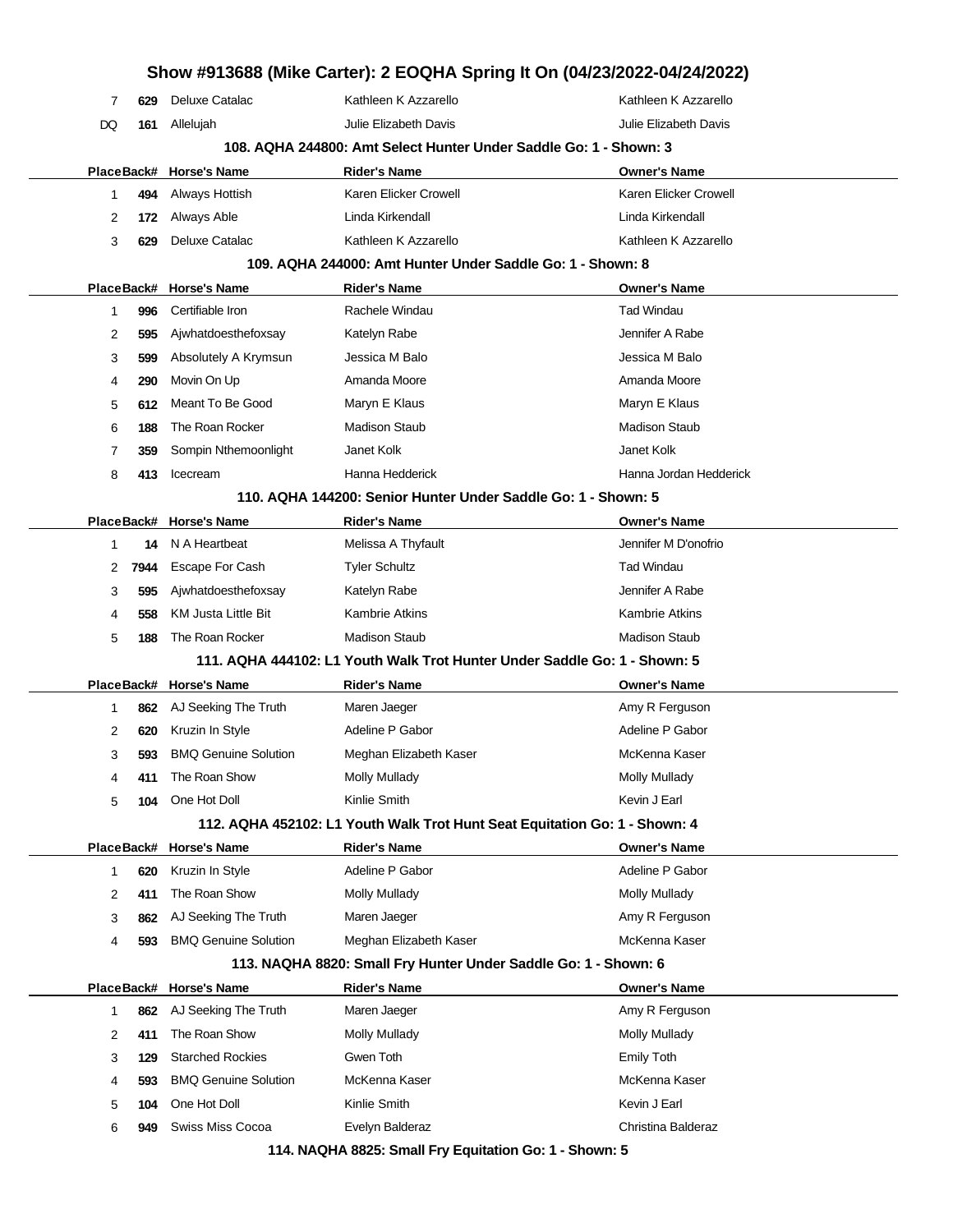# Show #913688 (Mike Carter): 2 EOQHA Spring It On (04/23/2022-04/24/2022)

| Place | Back# | Horse's Name | Rider's Name | Owner's Name |
|---|---|---|---|---|
| 7 | 629 | Deluxe Catalac | Kathleen K Azzarello | Kathleen K Azzarello |
| DQ | 161 | Allelujah | Julie Elizabeth Davis | Julie Elizabeth Davis |

### 108. AQHA 244800: Amt Select Hunter Under Saddle Go: 1 - Shown: 3

| Place | Back# | Horse's Name | Rider's Name | Owner's Name |
|---|---|---|---|---|
| 1 | 494 | Always Hottish | Karen Elicker Crowell | Karen Elicker Crowell |
| 2 | 172 | Always Able | Linda Kirkendall | Linda Kirkendall |
| 3 | 629 | Deluxe Catalac | Kathleen K Azzarello | Kathleen K Azzarello |

### 109. AQHA 244000: Amt Hunter Under Saddle Go: 1 - Shown: 8

| Place | Back# | Horse's Name | Rider's Name | Owner's Name |
|---|---|---|---|---|
| 1 | 996 | Certifiable Iron | Rachele Windau | Tad Windau |
| 2 | 595 | Ajwhatdoesthefoxsay | Katelyn Rabe | Jennifer A Rabe |
| 3 | 599 | Absolutely A Krymsun | Jessica M Balo | Jessica M Balo |
| 4 | 290 | Movin On Up | Amanda Moore | Amanda Moore |
| 5 | 612 | Meant To Be Good | Maryn E Klaus | Maryn E Klaus |
| 6 | 188 | The Roan Rocker | Madison Staub | Madison Staub |
| 7 | 359 | Sompin Nthemoonlight | Janet Kolk | Janet Kolk |
| 8 | 413 | Icecream | Hanna Hedderick | Hanna Jordan Hedderick |

### 110. AQHA 144200: Senior Hunter Under Saddle Go: 1 - Shown: 5

| Place | Back# | Horse's Name | Rider's Name | Owner's Name |
|---|---|---|---|---|
| 1 | 14 | N A Heartbeat | Melissa A Thyfault | Jennifer M D'onofrio |
| 2 | 7944 | Escape For Cash | Tyler Schultz | Tad Windau |
| 3 | 595 | Ajwhatdoesthefoxsay | Katelyn Rabe | Jennifer A Rabe |
| 4 | 558 | KM Justa Little Bit | Kambrie Atkins | Kambrie Atkins |
| 5 | 188 | The Roan Rocker | Madison Staub | Madison Staub |

### 111. AQHA 444102: L1 Youth Walk Trot Hunter Under Saddle Go: 1 - Shown: 5

| Place | Back# | Horse's Name | Rider's Name | Owner's Name |
|---|---|---|---|---|
| 1 | 862 | AJ Seeking The Truth | Maren Jaeger | Amy R Ferguson |
| 2 | 620 | Kruzin In Style | Adeline P Gabor | Adeline P Gabor |
| 3 | 593 | BMQ Genuine Solution | Meghan Elizabeth Kaser | McKenna Kaser |
| 4 | 411 | The Roan Show | Molly Mullady | Molly Mullady |
| 5 | 104 | One Hot Doll | Kinlie Smith | Kevin J Earl |

### 112. AQHA 452102: L1 Youth Walk Trot Hunt Seat Equitation Go: 1 - Shown: 4

| Place | Back# | Horse's Name | Rider's Name | Owner's Name |
|---|---|---|---|---|
| 1 | 620 | Kruzin In Style | Adeline P Gabor | Adeline P Gabor |
| 2 | 411 | The Roan Show | Molly Mullady | Molly Mullady |
| 3 | 862 | AJ Seeking The Truth | Maren Jaeger | Amy R Ferguson |
| 4 | 593 | BMQ Genuine Solution | Meghan Elizabeth Kaser | McKenna Kaser |

### 113. NAQHA 8820: Small Fry Hunter Under Saddle Go: 1 - Shown: 6

| Place | Back# | Horse's Name | Rider's Name | Owner's Name |
|---|---|---|---|---|
| 1 | 862 | AJ Seeking The Truth | Maren Jaeger | Amy R Ferguson |
| 2 | 411 | The Roan Show | Molly Mullady | Molly Mullady |
| 3 | 129 | Starched Rockies | Gwen Toth | Emily Toth |
| 4 | 593 | BMQ Genuine Solution | McKenna Kaser | McKenna Kaser |
| 5 | 104 | One Hot Doll | Kinlie Smith | Kevin J Earl |
| 6 | 949 | Swiss Miss Cocoa | Evelyn Balderaz | Christina Balderaz |

### 114. NAQHA 8825: Small Fry Equitation Go: 1 - Shown: 5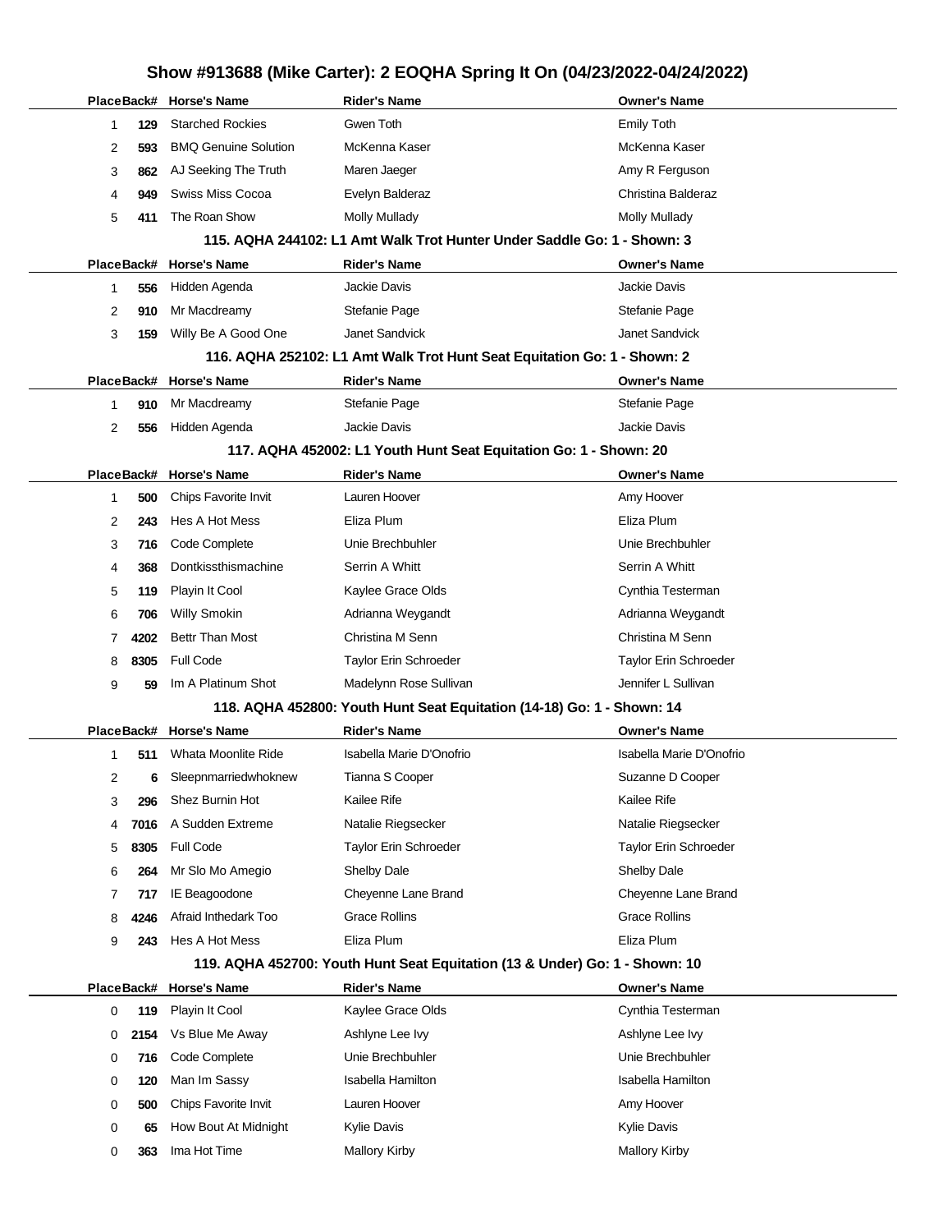# Show #913688 (Mike Carter): 2 EOQHA Spring It On (04/23/2022-04/24/2022)

| Place | Back# | Horse's Name | Rider's Name | Owner's Name |
|---|---|---|---|---|
| 1 | 129 | Starched Rockies | Gwen Toth | Emily Toth |
| 2 | 593 | BMQ Genuine Solution | McKenna Kaser | McKenna Kaser |
| 3 | 862 | AJ Seeking The Truth | Maren Jaeger | Amy R Ferguson |
| 4 | 949 | Swiss Miss Cocoa | Evelyn Balderaz | Christina Balderaz |
| 5 | 411 | The Roan Show | Molly Mullady | Molly Mullady |

### 115. AQHA 244102: L1 Amt Walk Trot Hunter Under Saddle Go: 1 - Shown: 3

| Place | Back# | Horse's Name | Rider's Name | Owner's Name |
|---|---|---|---|---|
| 1 | 556 | Hidden Agenda | Jackie Davis | Jackie Davis |
| 2 | 910 | Mr Macdreamy | Stefanie Page | Stefanie Page |
| 3 | 159 | Willy Be A Good One | Janet Sandvick | Janet Sandvick |

### 116. AQHA 252102: L1 Amt Walk Trot Hunt Seat Equitation Go: 1 - Shown: 2

| Place | Back# | Horse's Name | Rider's Name | Owner's Name |
|---|---|---|---|---|
| 1 | 910 | Mr Macdreamy | Stefanie Page | Stefanie Page |
| 2 | 556 | Hidden Agenda | Jackie Davis | Jackie Davis |

### 117. AQHA 452002: L1 Youth Hunt Seat Equitation Go: 1 - Shown: 20

| Place | Back# | Horse's Name | Rider's Name | Owner's Name |
|---|---|---|---|---|
| 1 | 500 | Chips Favorite Invit | Lauren Hoover | Amy Hoover |
| 2 | 243 | Hes A Hot Mess | Eliza Plum | Eliza Plum |
| 3 | 716 | Code Complete | Unie Brechbuhler | Unie Brechbuhler |
| 4 | 368 | Dontkissthismachine | Serrin A Whitt | Serrin A Whitt |
| 5 | 119 | Playin It Cool | Kaylee Grace Olds | Cynthia Testerman |
| 6 | 706 | Willy Smokin | Adrianna Weygandt | Adrianna Weygandt |
| 7 | 4202 | Bettr Than Most | Christina M Senn | Christina M Senn |
| 8 | 8305 | Full Code | Taylor Erin Schroeder | Taylor Erin Schroeder |
| 9 | 59 | Im A Platinum Shot | Madelynn Rose Sullivan | Jennifer L Sullivan |

### 118. AQHA 452800: Youth Hunt Seat Equitation (14-18) Go: 1 - Shown: 14

| Place | Back# | Horse's Name | Rider's Name | Owner's Name |
|---|---|---|---|---|
| 1 | 511 | Whata Moonlite Ride | Isabella Marie D'Onofrio | Isabella Marie D'Onofrio |
| 2 | 6 | Sleepnmarriedwhoknew | Tianna S Cooper | Suzanne D Cooper |
| 3 | 296 | Shez Burnin Hot | Kailee Rife | Kailee Rife |
| 4 | 7016 | A Sudden Extreme | Natalie Riegsecker | Natalie Riegsecker |
| 5 | 8305 | Full Code | Taylor Erin Schroeder | Taylor Erin Schroeder |
| 6 | 264 | Mr Slo Mo Amegio | Shelby Dale | Shelby Dale |
| 7 | 717 | IE Beagoodone | Cheyenne Lane Brand | Cheyenne Lane Brand |
| 8 | 4246 | Afraid Inthedark Too | Grace Rollins | Grace Rollins |
| 9 | 243 | Hes A Hot Mess | Eliza Plum | Eliza Plum |

### 119. AQHA 452700: Youth Hunt Seat Equitation (13 & Under) Go: 1 - Shown: 10

| Place | Back# | Horse's Name | Rider's Name | Owner's Name |
|---|---|---|---|---|
| 0 | 119 | Playin It Cool | Kaylee Grace Olds | Cynthia Testerman |
| 0 | 2154 | Vs Blue Me Away | Ashlyne Lee Ivy | Ashlyne Lee Ivy |
| 0 | 716 | Code Complete | Unie Brechbuhler | Unie Brechbuhler |
| 0 | 120 | Man Im Sassy | Isabella Hamilton | Isabella Hamilton |
| 0 | 500 | Chips Favorite Invit | Lauren Hoover | Amy Hoover |
| 0 | 65 | How Bout At Midnight | Kylie Davis | Kylie Davis |
| 0 | 363 | Ima Hot Time | Mallory Kirby | Mallory Kirby |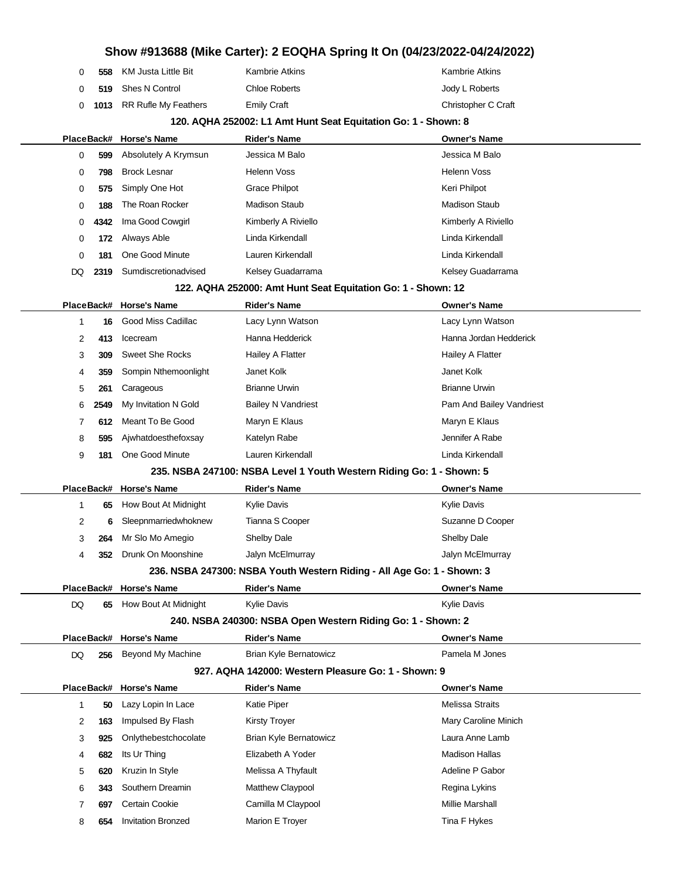# Show #913688 (Mike Carter): 2 EOQHA Spring It On (04/23/2022-04/24/2022)

| Place | Back# | Horse's Name | Rider's Name | Owner's Name |
|---|---|---|---|---|
| 0 | 558 | KM Justa Little Bit | Kambrie Atkins | Kambrie Atkins |
| 0 | 519 | Shes N Control | Chloe Roberts | Jody L Roberts |
| 0 | 1013 | RR Rufle My Feathers | Emily Craft | Christopher C Craft |

### 120. AQHA 252002: L1 Amt Hunt Seat Equitation Go: 1 - Shown: 8

| Place | Back# | Horse's Name | Rider's Name | Owner's Name |
|---|---|---|---|---|
| 0 | 599 | Absolutely A Krymsun | Jessica M Balo | Jessica M Balo |
| 0 | 798 | Brock Lesnar | Helenn Voss | Helenn Voss |
| 0 | 575 | Simply One Hot | Grace Philpot | Keri Philpot |
| 0 | 188 | The Roan Rocker | Madison Staub | Madison Staub |
| 0 | 4342 | Ima Good Cowgirl | Kimberly A Riviello | Kimberly A Riviello |
| 0 | 172 | Always Able | Linda Kirkendall | Linda Kirkendall |
| 0 | 181 | One Good Minute | Lauren Kirkendall | Linda Kirkendall |
| DQ | 2319 | Sumdiscretionadvised | Kelsey Guadarrama | Kelsey Guadarrama |

### 122. AQHA 252000: Amt Hunt Seat Equitation Go: 1 - Shown: 12

| Place | Back# | Horse's Name | Rider's Name | Owner's Name |
|---|---|---|---|---|
| 1 | 16 | Good Miss Cadillac | Lacy Lynn Watson | Lacy Lynn Watson |
| 2 | 413 | Icecream | Hanna Hedderick | Hanna Jordan Hedderick |
| 3 | 309 | Sweet She Rocks | Hailey A Flatter | Hailey A Flatter |
| 4 | 359 | Sompin Nthemoonlight | Janet Kolk | Janet Kolk |
| 5 | 261 | Carageous | Brianne Urwin | Brianne Urwin |
| 6 | 2549 | My Invitation N Gold | Bailey N Vandriest | Pam And Bailey Vandriest |
| 7 | 612 | Meant To Be Good | Maryn E Klaus | Maryn E Klaus |
| 8 | 595 | Ajwhatdoesthefoxsay | Katelyn Rabe | Jennifer A Rabe |
| 9 | 181 | One Good Minute | Lauren Kirkendall | Linda Kirkendall |

### 235. NSBA 247100: NSBA Level 1 Youth Western Riding Go: 1 - Shown: 5

| Place | Back# | Horse's Name | Rider's Name | Owner's Name |
|---|---|---|---|---|
| 1 | 65 | How Bout At Midnight | Kylie Davis | Kylie Davis |
| 2 | 6 | Sleepnmarriedwhoknew | Tianna S Cooper | Suzanne D Cooper |
| 3 | 264 | Mr Slo Mo Amegio | Shelby Dale | Shelby Dale |
| 4 | 352 | Drunk On Moonshine | Jalyn McElmurray | Jalyn McElmurray |

### 236. NSBA 247300: NSBA Youth Western Riding - All Age Go: 1 - Shown: 3

| Place | Back# | Horse's Name | Rider's Name | Owner's Name |
|---|---|---|---|---|
| DQ | 65 | How Bout At Midnight | Kylie Davis | Kylie Davis |

### 240. NSBA 240300: NSBA Open Western Riding Go: 1 - Shown: 2

| Place | Back# | Horse's Name | Rider's Name | Owner's Name |
|---|---|---|---|---|
| DQ | 256 | Beyond My Machine | Brian Kyle Bernatowicz | Pamela M Jones |

### 927. AQHA 142000: Western Pleasure Go: 1 - Shown: 9

| Place | Back# | Horse's Name | Rider's Name | Owner's Name |
|---|---|---|---|---|
| 1 | 50 | Lazy Lopin In Lace | Katie Piper | Melissa Straits |
| 2 | 163 | Impulsed By Flash | Kirsty Troyer | Mary Caroline Minich |
| 3 | 925 | Onlythebestchocolate | Brian Kyle Bernatowicz | Laura Anne Lamb |
| 4 | 682 | Its Ur Thing | Elizabeth A Yoder | Madison Hallas |
| 5 | 620 | Kruzin In Style | Melissa A Thyfault | Adeline P Gabor |
| 6 | 343 | Southern Dreamin | Matthew Claypool | Regina Lykins |
| 7 | 697 | Certain Cookie | Camilla M Claypool | Millie Marshall |
| 8 | 654 | Invitation Bronzed | Marion E Troyer | Tina F Hykes |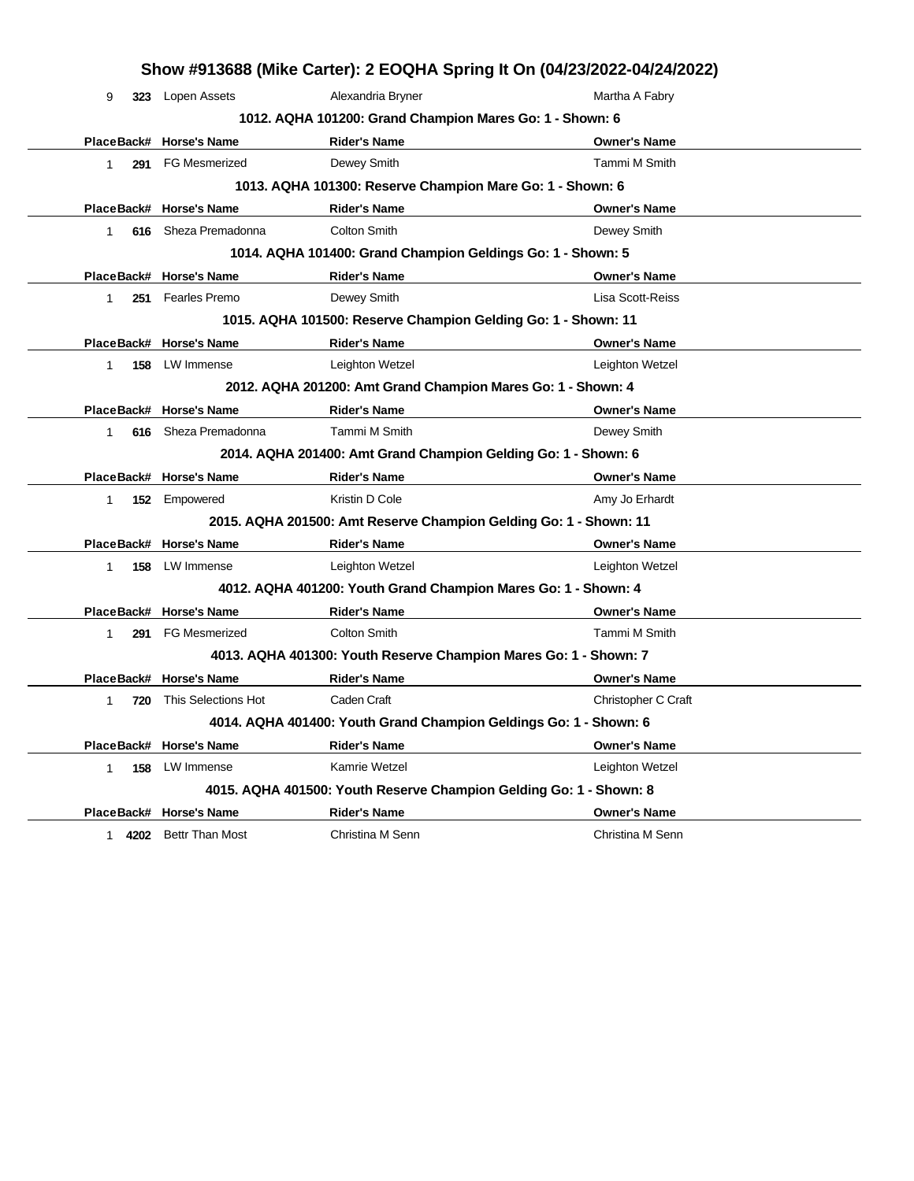| Place | Back# | Horse's Name | Rider's Name | Owner's Name |
|---|---|---|---|---|
| 9 | 323 | Lopen Assets | Alexandria Bryner | Martha A Fabry |

### 1012. AQHA 101200: Grand Champion Mares Go: 1 - Shown: 6

| Place | Back# | Horse's Name | Rider's Name | Owner's Name |
|---|---|---|---|---|
| 1 | 291 | FG Mesmerized | Dewey Smith | Tammi M Smith |

### 1013. AQHA 101300: Reserve Champion Mare Go: 1 - Shown: 6

| Place | Back# | Horse's Name | Rider's Name | Owner's Name |
|---|---|---|---|---|
| 1 | 616 | Sheza Premadonna | Colton Smith | Dewey Smith |

### 1014. AQHA 101400: Grand Champion Geldings Go: 1 - Shown: 5

| Place | Back# | Horse's Name | Rider's Name | Owner's Name |
|---|---|---|---|---|
| 1 | 251 | Fearles Premo | Dewey Smith | Lisa Scott-Reiss |

### 1015. AQHA 101500: Reserve Champion Gelding Go: 1 - Shown: 11

| Place | Back# | Horse's Name | Rider's Name | Owner's Name |
|---|---|---|---|---|
| 1 | 158 | LW Immense | Leighton Wetzel | Leighton Wetzel |

### 2012. AQHA 201200: Amt Grand Champion Mares Go: 1 - Shown: 4

| Place | Back# | Horse's Name | Rider's Name | Owner's Name |
|---|---|---|---|---|
| 1 | 616 | Sheza Premadonna | Tammi M Smith | Dewey Smith |

### 2014. AQHA 201400: Amt Grand Champion Gelding Go: 1 - Shown: 6

| Place | Back# | Horse's Name | Rider's Name | Owner's Name |
|---|---|---|---|---|
| 1 | 152 | Empowered | Kristin D Cole | Amy Jo Erhardt |

### 2015. AQHA 201500: Amt Reserve Champion Gelding Go: 1 - Shown: 11

| Place | Back# | Horse's Name | Rider's Name | Owner's Name |
|---|---|---|---|---|
| 1 | 158 | LW Immense | Leighton Wetzel | Leighton Wetzel |

### 4012. AQHA 401200: Youth Grand Champion Mares Go: 1 - Shown: 4

| Place | Back# | Horse's Name | Rider's Name | Owner's Name |
|---|---|---|---|---|
| 1 | 291 | FG Mesmerized | Colton Smith | Tammi M Smith |

### 4013. AQHA 401300: Youth Reserve Champion Mares Go: 1 - Shown: 7

| Place | Back# | Horse's Name | Rider's Name | Owner's Name |
|---|---|---|---|---|
| 1 | 720 | This Selections Hot | Caden Craft | Christopher C Craft |

### 4014. AQHA 401400: Youth Grand Champion Geldings Go: 1 - Shown: 6

| Place | Back# | Horse's Name | Rider's Name | Owner's Name |
|---|---|---|---|---|
| 1 | 158 | LW Immense | Kamrie Wetzel | Leighton Wetzel |

### 4015. AQHA 401500: Youth Reserve Champion Gelding Go: 1 - Shown: 8

| Place | Back# | Horse's Name | Rider's Name | Owner's Name |
|---|---|---|---|---|
| 1 | 4202 | Bettr Than Most | Christina M Senn | Christina M Senn |